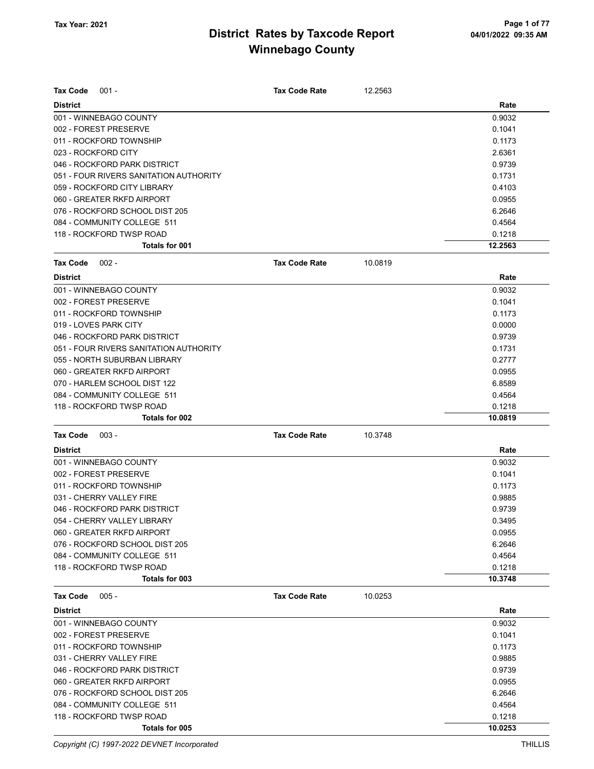# District Rates by Taxcode Report
# Winnebago County

Tax Year: 2021

**Tax Code** 001 - **Tax Code Rate** 12.2563

| District | Rate |
|---|---|
| 001 - WINNEBAGO COUNTY | 0.9032 |
| 002 - FOREST PRESERVE | 0.1041 |
| 011 - ROCKFORD TOWNSHIP | 0.1173 |
| 023 - ROCKFORD CITY | 2.6361 |
| 046 - ROCKFORD PARK DISTRICT | 0.9739 |
| 051 - FOUR RIVERS SANITATION AUTHORITY | 0.1731 |
| 059 - ROCKFORD CITY LIBRARY | 0.4103 |
| 060 - GREATER RKFD AIRPORT | 0.0955 |
| 076 - ROCKFORD SCHOOL DIST 205 | 6.2646 |
| 084 - COMMUNITY COLLEGE 511 | 0.4564 |
| 118 - ROCKFORD TWSP ROAD | 0.1218 |
| **Totals for 001** | **12.2563** |

**Tax Code** 002 - **Tax Code Rate** 10.0819

| District | Rate |
|---|---|
| 001 - WINNEBAGO COUNTY | 0.9032 |
| 002 - FOREST PRESERVE | 0.1041 |
| 011 - ROCKFORD TOWNSHIP | 0.1173 |
| 019 - LOVES PARK CITY | 0.0000 |
| 046 - ROCKFORD PARK DISTRICT | 0.9739 |
| 051 - FOUR RIVERS SANITATION AUTHORITY | 0.1731 |
| 055 - NORTH SUBURBAN LIBRARY | 0.2777 |
| 060 - GREATER RKFD AIRPORT | 0.0955 |
| 070 - HARLEM SCHOOL DIST 122 | 6.8589 |
| 084 - COMMUNITY COLLEGE 511 | 0.4564 |
| 118 - ROCKFORD TWSP ROAD | 0.1218 |
| **Totals for 002** | **10.0819** |

**Tax Code** 003 - **Tax Code Rate** 10.3748

| District | Rate |
|---|---|
| 001 - WINNEBAGO COUNTY | 0.9032 |
| 002 - FOREST PRESERVE | 0.1041 |
| 011 - ROCKFORD TOWNSHIP | 0.1173 |
| 031 - CHERRY VALLEY FIRE | 0.9885 |
| 046 - ROCKFORD PARK DISTRICT | 0.9739 |
| 054 - CHERRY VALLEY LIBRARY | 0.3495 |
| 060 - GREATER RKFD AIRPORT | 0.0955 |
| 076 - ROCKFORD SCHOOL DIST 205 | 6.2646 |
| 084 - COMMUNITY COLLEGE 511 | 0.4564 |
| 118 - ROCKFORD TWSP ROAD | 0.1218 |
| **Totals for 003** | **10.3748** |

**Tax Code** 005 - **Tax Code Rate** 10.0253

| District | Rate |
|---|---|
| 001 - WINNEBAGO COUNTY | 0.9032 |
| 002 - FOREST PRESERVE | 0.1041 |
| 011 - ROCKFORD TOWNSHIP | 0.1173 |
| 031 - CHERRY VALLEY FIRE | 0.9885 |
| 046 - ROCKFORD PARK DISTRICT | 0.9739 |
| 060 - GREATER RKFD AIRPORT | 0.0955 |
| 076 - ROCKFORD SCHOOL DIST 205 | 6.2646 |
| 084 - COMMUNITY COLLEGE 511 | 0.4564 |
| 118 - ROCKFORD TWSP ROAD | 0.1218 |
| **Totals for 005** | **10.0253** |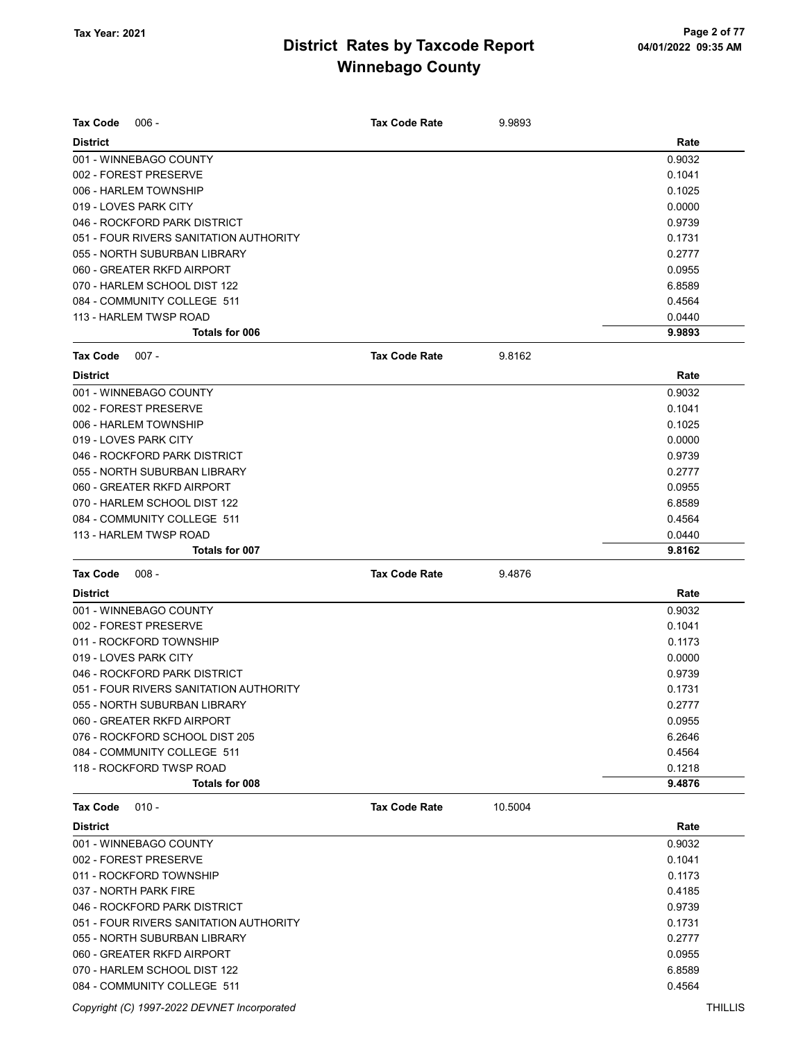# District Rates by Taxcode Report
# Winnebago County

Tax Year: 2021

**Tax Code** 006 - **Tax Code Rate** 9.9893

| District | Rate |
|---|---|
| 001 - WINNEBAGO COUNTY | 0.9032 |
| 002 - FOREST PRESERVE | 0.1041 |
| 006 - HARLEM TOWNSHIP | 0.1025 |
| 019 - LOVES PARK CITY | 0.0000 |
| 046 - ROCKFORD PARK DISTRICT | 0.9739 |
| 051 - FOUR RIVERS SANITATION AUTHORITY | 0.1731 |
| 055 - NORTH SUBURBAN LIBRARY | 0.2777 |
| 060 - GREATER RKFD AIRPORT | 0.0955 |
| 070 - HARLEM SCHOOL DIST 122 | 6.8589 |
| 084 - COMMUNITY COLLEGE 511 | 0.4564 |
| 113 - HARLEM TWSP ROAD | 0.0440 |
| **Totals for 006** | **9.9893** |

**Tax Code** 007 - **Tax Code Rate** 9.8162

| District | Rate |
|---|---|
| 001 - WINNEBAGO COUNTY | 0.9032 |
| 002 - FOREST PRESERVE | 0.1041 |
| 006 - HARLEM TOWNSHIP | 0.1025 |
| 019 - LOVES PARK CITY | 0.0000 |
| 046 - ROCKFORD PARK DISTRICT | 0.9739 |
| 055 - NORTH SUBURBAN LIBRARY | 0.2777 |
| 060 - GREATER RKFD AIRPORT | 0.0955 |
| 070 - HARLEM SCHOOL DIST 122 | 6.8589 |
| 084 - COMMUNITY COLLEGE 511 | 0.4564 |
| 113 - HARLEM TWSP ROAD | 0.0440 |
| **Totals for 007** | **9.8162** |

**Tax Code** 008 - **Tax Code Rate** 9.4876

| District | Rate |
|---|---|
| 001 - WINNEBAGO COUNTY | 0.9032 |
| 002 - FOREST PRESERVE | 0.1041 |
| 011 - ROCKFORD TOWNSHIP | 0.1173 |
| 019 - LOVES PARK CITY | 0.0000 |
| 046 - ROCKFORD PARK DISTRICT | 0.9739 |
| 051 - FOUR RIVERS SANITATION AUTHORITY | 0.1731 |
| 055 - NORTH SUBURBAN LIBRARY | 0.2777 |
| 060 - GREATER RKFD AIRPORT | 0.0955 |
| 076 - ROCKFORD SCHOOL DIST 205 | 6.2646 |
| 084 - COMMUNITY COLLEGE 511 | 0.4564 |
| 118 - ROCKFORD TWSP ROAD | 0.1218 |
| **Totals for 008** | **9.4876** |

**Tax Code** 010 - **Tax Code Rate** 10.5004

| District | Rate |
|---|---|
| 001 - WINNEBAGO COUNTY | 0.9032 |
| 002 - FOREST PRESERVE | 0.1041 |
| 011 - ROCKFORD TOWNSHIP | 0.1173 |
| 037 - NORTH PARK FIRE | 0.4185 |
| 046 - ROCKFORD PARK DISTRICT | 0.9739 |
| 051 - FOUR RIVERS SANITATION AUTHORITY | 0.1731 |
| 055 - NORTH SUBURBAN LIBRARY | 0.2777 |
| 060 - GREATER RKFD AIRPORT | 0.0955 |
| 070 - HARLEM SCHOOL DIST 122 | 6.8589 |
| 084 - COMMUNITY COLLEGE 511 | 0.4564 |

Copyright (C) 1997-2022 DEVNET Incorporated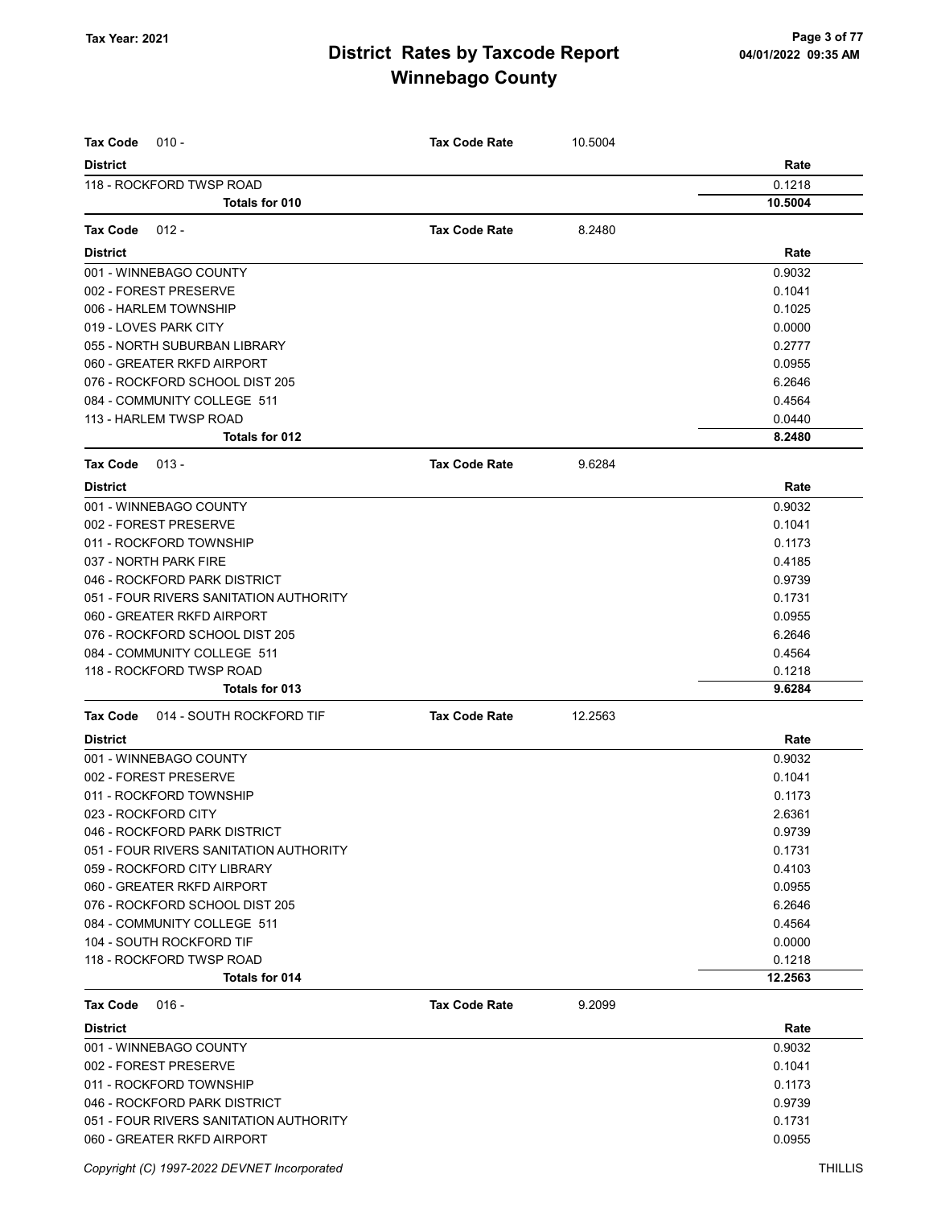# District Rates by Taxcode Report
# Winnebago County

Tax Year: 2021

**Tax Code** 010 - **Tax Code Rate** 10.5004

| District | Rate |
|---|---|
| 118 - ROCKFORD TWSP ROAD | 0.1218 |
| **Totals for 010** | **10.5004** |

**Tax Code** 012 - **Tax Code Rate** 8.2480

| District | Rate |
|---|---|
| 001 - WINNEBAGO COUNTY | 0.9032 |
| 002 - FOREST PRESERVE | 0.1041 |
| 006 - HARLEM TOWNSHIP | 0.1025 |
| 019 - LOVES PARK CITY | 0.0000 |
| 055 - NORTH SUBURBAN LIBRARY | 0.2777 |
| 060 - GREATER RKFD AIRPORT | 0.0955 |
| 076 - ROCKFORD SCHOOL DIST 205 | 6.2646 |
| 084 - COMMUNITY COLLEGE 511 | 0.4564 |
| 113 - HARLEM TWSP ROAD | 0.0440 |
| **Totals for 012** | **8.2480** |

**Tax Code** 013 - **Tax Code Rate** 9.6284

| District | Rate |
|---|---|
| 001 - WINNEBAGO COUNTY | 0.9032 |
| 002 - FOREST PRESERVE | 0.1041 |
| 011 - ROCKFORD TOWNSHIP | 0.1173 |
| 037 - NORTH PARK FIRE | 0.4185 |
| 046 - ROCKFORD PARK DISTRICT | 0.9739 |
| 051 - FOUR RIVERS SANITATION AUTHORITY | 0.1731 |
| 060 - GREATER RKFD AIRPORT | 0.0955 |
| 076 - ROCKFORD SCHOOL DIST 205 | 6.2646 |
| 084 - COMMUNITY COLLEGE 511 | 0.4564 |
| 118 - ROCKFORD TWSP ROAD | 0.1218 |
| **Totals for 013** | **9.6284** |

**Tax Code** 014 - SOUTH ROCKFORD TIF **Tax Code Rate** 12.2563

| District | Rate |
|---|---|
| 001 - WINNEBAGO COUNTY | 0.9032 |
| 002 - FOREST PRESERVE | 0.1041 |
| 011 - ROCKFORD TOWNSHIP | 0.1173 |
| 023 - ROCKFORD CITY | 2.6361 |
| 046 - ROCKFORD PARK DISTRICT | 0.9739 |
| 051 - FOUR RIVERS SANITATION AUTHORITY | 0.1731 |
| 059 - ROCKFORD CITY LIBRARY | 0.4103 |
| 060 - GREATER RKFD AIRPORT | 0.0955 |
| 076 - ROCKFORD SCHOOL DIST 205 | 6.2646 |
| 084 - COMMUNITY COLLEGE 511 | 0.4564 |
| 104 - SOUTH ROCKFORD TIF | 0.0000 |
| 118 - ROCKFORD TWSP ROAD | 0.1218 |
| **Totals for 014** | **12.2563** |

**Tax Code** 016 - **Tax Code Rate** 9.2099

| District | Rate |
|---|---|
| 001 - WINNEBAGO COUNTY | 0.9032 |
| 002 - FOREST PRESERVE | 0.1041 |
| 011 - ROCKFORD TOWNSHIP | 0.1173 |
| 046 - ROCKFORD PARK DISTRICT | 0.9739 |
| 051 - FOUR RIVERS SANITATION AUTHORITY | 0.1731 |
| 060 - GREATER RKFD AIRPORT | 0.0955 |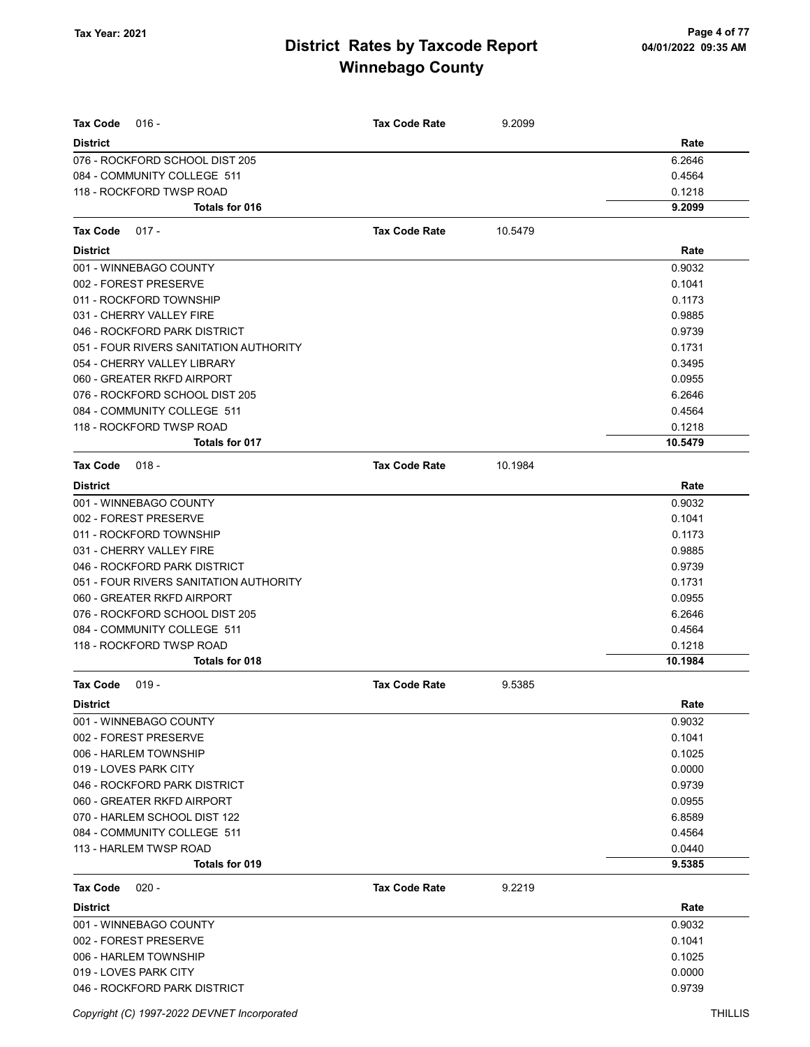# District Rates by Taxcode Report
## Winnebago County

Tax Year: 2021

**Tax Code** 016 - **Tax Code Rate** 9.2099

| District | Rate |
|---|---|
| 076 - ROCKFORD SCHOOL DIST 205 | 6.2646 |
| 084 - COMMUNITY COLLEGE 511 | 0.4564 |
| 118 - ROCKFORD TWSP ROAD | 0.1218 |
| **Totals for 016** | **9.2099** |

**Tax Code** 017 - **Tax Code Rate** 10.5479

| District | Rate |
|---|---|
| 001 - WINNEBAGO COUNTY | 0.9032 |
| 002 - FOREST PRESERVE | 0.1041 |
| 011 - ROCKFORD TOWNSHIP | 0.1173 |
| 031 - CHERRY VALLEY FIRE | 0.9885 |
| 046 - ROCKFORD PARK DISTRICT | 0.9739 |
| 051 - FOUR RIVERS SANITATION AUTHORITY | 0.1731 |
| 054 - CHERRY VALLEY LIBRARY | 0.3495 |
| 060 - GREATER RKFD AIRPORT | 0.0955 |
| 076 - ROCKFORD SCHOOL DIST 205 | 6.2646 |
| 084 - COMMUNITY COLLEGE 511 | 0.4564 |
| 118 - ROCKFORD TWSP ROAD | 0.1218 |
| **Totals for 017** | **10.5479** |

**Tax Code** 018 - **Tax Code Rate** 10.1984

| District | Rate |
|---|---|
| 001 - WINNEBAGO COUNTY | 0.9032 |
| 002 - FOREST PRESERVE | 0.1041 |
| 011 - ROCKFORD TOWNSHIP | 0.1173 |
| 031 - CHERRY VALLEY FIRE | 0.9885 |
| 046 - ROCKFORD PARK DISTRICT | 0.9739 |
| 051 - FOUR RIVERS SANITATION AUTHORITY | 0.1731 |
| 060 - GREATER RKFD AIRPORT | 0.0955 |
| 076 - ROCKFORD SCHOOL DIST 205 | 6.2646 |
| 084 - COMMUNITY COLLEGE 511 | 0.4564 |
| 118 - ROCKFORD TWSP ROAD | 0.1218 |
| **Totals for 018** | **10.1984** |

**Tax Code** 019 - **Tax Code Rate** 9.5385

| District | Rate |
|---|---|
| 001 - WINNEBAGO COUNTY | 0.9032 |
| 002 - FOREST PRESERVE | 0.1041 |
| 006 - HARLEM TOWNSHIP | 0.1025 |
| 019 - LOVES PARK CITY | 0.0000 |
| 046 - ROCKFORD PARK DISTRICT | 0.9739 |
| 060 - GREATER RKFD AIRPORT | 0.0955 |
| 070 - HARLEM SCHOOL DIST 122 | 6.8589 |
| 084 - COMMUNITY COLLEGE 511 | 0.4564 |
| 113 - HARLEM TWSP ROAD | 0.0440 |
| **Totals for 019** | **9.5385** |

**Tax Code** 020 - **Tax Code Rate** 9.2219

| District | Rate |
|---|---|
| 001 - WINNEBAGO COUNTY | 0.9032 |
| 002 - FOREST PRESERVE | 0.1041 |
| 006 - HARLEM TOWNSHIP | 0.1025 |
| 019 - LOVES PARK CITY | 0.0000 |
| 046 - ROCKFORD PARK DISTRICT | 0.9739 |

Copyright (C) 1997-2022 DEVNET Incorporated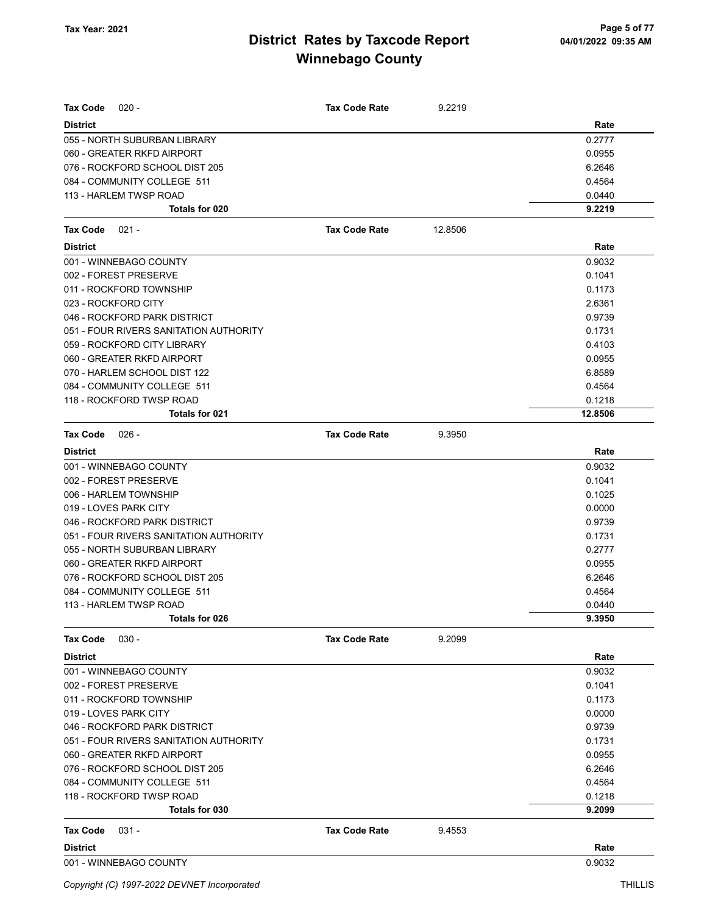# District Rates by Taxcode Report
# Winnebago County

Tax Year: 2021

| Tax Code 020 - | Tax Code Rate | 9.2219 |
|---|---|---|
| **District** | | **Rate** |
| 055 - NORTH SUBURBAN LIBRARY | | 0.2777 |
| 060 - GREATER RKFD AIRPORT | | 0.0955 |
| 076 - ROCKFORD SCHOOL DIST 205 | | 6.2646 |
| 084 - COMMUNITY COLLEGE 511 | | 0.4564 |
| 113 - HARLEM TWSP ROAD | | 0.0440 |
| **Totals for 020** | | **9.2219** |

| Tax Code 021 - | Tax Code Rate | 12.8506 |
|---|---|---|
| **District** | | **Rate** |
| 001 - WINNEBAGO COUNTY | | 0.9032 |
| 002 - FOREST PRESERVE | | 0.1041 |
| 011 - ROCKFORD TOWNSHIP | | 0.1173 |
| 023 - ROCKFORD CITY | | 2.6361 |
| 046 - ROCKFORD PARK DISTRICT | | 0.9739 |
| 051 - FOUR RIVERS SANITATION AUTHORITY | | 0.1731 |
| 059 - ROCKFORD CITY LIBRARY | | 0.4103 |
| 060 - GREATER RKFD AIRPORT | | 0.0955 |
| 070 - HARLEM SCHOOL DIST 122 | | 6.8589 |
| 084 - COMMUNITY COLLEGE 511 | | 0.4564 |
| 118 - ROCKFORD TWSP ROAD | | 0.1218 |
| **Totals for 021** | | **12.8506** |

| Tax Code 026 - | Tax Code Rate | 9.3950 |
|---|---|---|
| **District** | | **Rate** |
| 001 - WINNEBAGO COUNTY | | 0.9032 |
| 002 - FOREST PRESERVE | | 0.1041 |
| 006 - HARLEM TOWNSHIP | | 0.1025 |
| 019 - LOVES PARK CITY | | 0.0000 |
| 046 - ROCKFORD PARK DISTRICT | | 0.9739 |
| 051 - FOUR RIVERS SANITATION AUTHORITY | | 0.1731 |
| 055 - NORTH SUBURBAN LIBRARY | | 0.2777 |
| 060 - GREATER RKFD AIRPORT | | 0.0955 |
| 076 - ROCKFORD SCHOOL DIST 205 | | 6.2646 |
| 084 - COMMUNITY COLLEGE 511 | | 0.4564 |
| 113 - HARLEM TWSP ROAD | | 0.0440 |
| **Totals for 026** | | **9.3950** |

| Tax Code 030 - | Tax Code Rate | 9.2099 |
|---|---|---|
| **District** | | **Rate** |
| 001 - WINNEBAGO COUNTY | | 0.9032 |
| 002 - FOREST PRESERVE | | 0.1041 |
| 011 - ROCKFORD TOWNSHIP | | 0.1173 |
| 019 - LOVES PARK CITY | | 0.0000 |
| 046 - ROCKFORD PARK DISTRICT | | 0.9739 |
| 051 - FOUR RIVERS SANITATION AUTHORITY | | 0.1731 |
| 060 - GREATER RKFD AIRPORT | | 0.0955 |
| 076 - ROCKFORD SCHOOL DIST 205 | | 6.2646 |
| 084 - COMMUNITY COLLEGE 511 | | 0.4564 |
| 118 - ROCKFORD TWSP ROAD | | 0.1218 |
| **Totals for 030** | | **9.2099** |

| Tax Code 031 - | Tax Code Rate | 9.4553 |
|---|---|---|
| **District** | | **Rate** |
| 001 - WINNEBAGO COUNTY | | 0.9032 |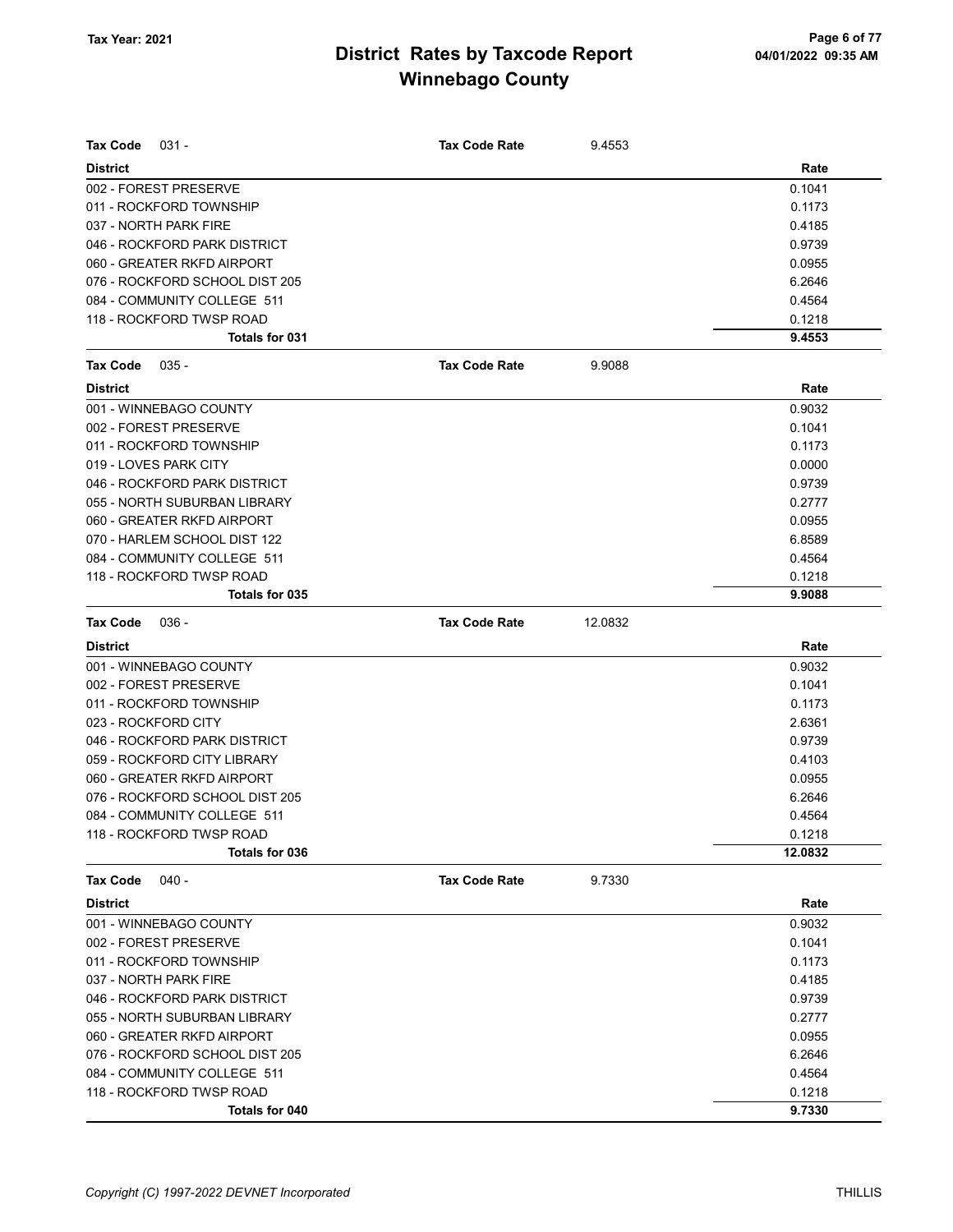# District Rates by Taxcode Report
# Winnebago County

Tax Year: 2021

04/01/2022 09:35 AM

**Tax Code** 031 - **Tax Code Rate** 9.4553

| District | Rate |
|---|---|
| 002 - FOREST PRESERVE | 0.1041 |
| 011 - ROCKFORD TOWNSHIP | 0.1173 |
| 037 - NORTH PARK FIRE | 0.4185 |
| 046 - ROCKFORD PARK DISTRICT | 0.9739 |
| 060 - GREATER RKFD AIRPORT | 0.0955 |
| 076 - ROCKFORD SCHOOL DIST 205 | 6.2646 |
| 084 - COMMUNITY COLLEGE 511 | 0.4564 |
| 118 - ROCKFORD TWSP ROAD | 0.1218 |
| **Totals for 031** | **9.4553** |

**Tax Code** 035 - **Tax Code Rate** 9.9088

| District | Rate |
|---|---|
| 001 - WINNEBAGO COUNTY | 0.9032 |
| 002 - FOREST PRESERVE | 0.1041 |
| 011 - ROCKFORD TOWNSHIP | 0.1173 |
| 019 - LOVES PARK CITY | 0.0000 |
| 046 - ROCKFORD PARK DISTRICT | 0.9739 |
| 055 - NORTH SUBURBAN LIBRARY | 0.2777 |
| 060 - GREATER RKFD AIRPORT | 0.0955 |
| 070 - HARLEM SCHOOL DIST 122 | 6.8589 |
| 084 - COMMUNITY COLLEGE 511 | 0.4564 |
| 118 - ROCKFORD TWSP ROAD | 0.1218 |
| **Totals for 035** | **9.9088** |

**Tax Code** 036 - **Tax Code Rate** 12.0832

| District | Rate |
|---|---|
| 001 - WINNEBAGO COUNTY | 0.9032 |
| 002 - FOREST PRESERVE | 0.1041 |
| 011 - ROCKFORD TOWNSHIP | 0.1173 |
| 023 - ROCKFORD CITY | 2.6361 |
| 046 - ROCKFORD PARK DISTRICT | 0.9739 |
| 059 - ROCKFORD CITY LIBRARY | 0.4103 |
| 060 - GREATER RKFD AIRPORT | 0.0955 |
| 076 - ROCKFORD SCHOOL DIST 205 | 6.2646 |
| 084 - COMMUNITY COLLEGE 511 | 0.4564 |
| 118 - ROCKFORD TWSP ROAD | 0.1218 |
| **Totals for 036** | **12.0832** |

**Tax Code** 040 - **Tax Code Rate** 9.7330

| District | Rate |
|---|---|
| 001 - WINNEBAGO COUNTY | 0.9032 |
| 002 - FOREST PRESERVE | 0.1041 |
| 011 - ROCKFORD TOWNSHIP | 0.1173 |
| 037 - NORTH PARK FIRE | 0.4185 |
| 046 - ROCKFORD PARK DISTRICT | 0.9739 |
| 055 - NORTH SUBURBAN LIBRARY | 0.2777 |
| 060 - GREATER RKFD AIRPORT | 0.0955 |
| 076 - ROCKFORD SCHOOL DIST 205 | 6.2646 |
| 084 - COMMUNITY COLLEGE 511 | 0.4564 |
| 118 - ROCKFORD TWSP ROAD | 0.1218 |
| **Totals for 040** | **9.7330** |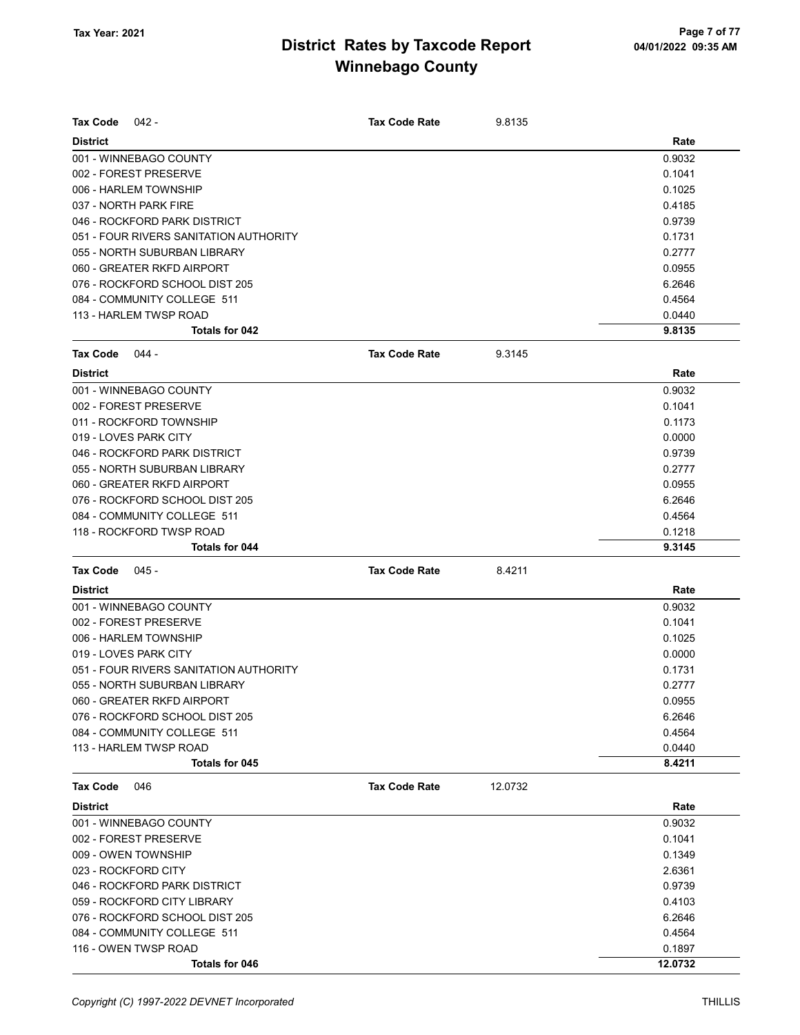| Tax Code 042 - | Tax Code Rate 9.8135 |
|---|---|
| **District** | **Rate** |
| 001 - WINNEBAGO COUNTY | 0.9032 |
| 002 - FOREST PRESERVE | 0.1041 |
| 006 - HARLEM TOWNSHIP | 0.1025 |
| 037 - NORTH PARK FIRE | 0.4185 |
| 046 - ROCKFORD PARK DISTRICT | 0.9739 |
| 051 - FOUR RIVERS SANITATION AUTHORITY | 0.1731 |
| 055 - NORTH SUBURBAN LIBRARY | 0.2777 |
| 060 - GREATER RKFD AIRPORT | 0.0955 |
| 076 - ROCKFORD SCHOOL DIST 205 | 6.2646 |
| 084 - COMMUNITY COLLEGE 511 | 0.4564 |
| 113 - HARLEM TWSP ROAD | 0.0440 |
| **Totals for 042** | **9.8135** |

| Tax Code 044 - | Tax Code Rate 9.3145 |
|---|---|
| **District** | **Rate** |
| 001 - WINNEBAGO COUNTY | 0.9032 |
| 002 - FOREST PRESERVE | 0.1041 |
| 011 - ROCKFORD TOWNSHIP | 0.1173 |
| 019 - LOVES PARK CITY | 0.0000 |
| 046 - ROCKFORD PARK DISTRICT | 0.9739 |
| 055 - NORTH SUBURBAN LIBRARY | 0.2777 |
| 060 - GREATER RKFD AIRPORT | 0.0955 |
| 076 - ROCKFORD SCHOOL DIST 205 | 6.2646 |
| 084 - COMMUNITY COLLEGE 511 | 0.4564 |
| 118 - ROCKFORD TWSP ROAD | 0.1218 |
| **Totals for 044** | **9.3145** |

| Tax Code 045 - | Tax Code Rate 8.4211 |
|---|---|
| **District** | **Rate** |
| 001 - WINNEBAGO COUNTY | 0.9032 |
| 002 - FOREST PRESERVE | 0.1041 |
| 006 - HARLEM TOWNSHIP | 0.1025 |
| 019 - LOVES PARK CITY | 0.0000 |
| 051 - FOUR RIVERS SANITATION AUTHORITY | 0.1731 |
| 055 - NORTH SUBURBAN LIBRARY | 0.2777 |
| 060 - GREATER RKFD AIRPORT | 0.0955 |
| 076 - ROCKFORD SCHOOL DIST 205 | 6.2646 |
| 084 - COMMUNITY COLLEGE 511 | 0.4564 |
| 113 - HARLEM TWSP ROAD | 0.0440 |
| **Totals for 045** | **8.4211** |

| Tax Code 046 | Tax Code Rate 12.0732 |
|---|---|
| **District** | **Rate** |
| 001 - WINNEBAGO COUNTY | 0.9032 |
| 002 - FOREST PRESERVE | 0.1041 |
| 009 - OWEN TOWNSHIP | 0.1349 |
| 023 - ROCKFORD CITY | 2.6361 |
| 046 - ROCKFORD PARK DISTRICT | 0.9739 |
| 059 - ROCKFORD CITY LIBRARY | 0.4103 |
| 076 - ROCKFORD SCHOOL DIST 205 | 6.2646 |
| 084 - COMMUNITY COLLEGE 511 | 0.4564 |
| 116 - OWEN TWSP ROAD | 0.1897 |
| **Totals for 046** | **12.0732** |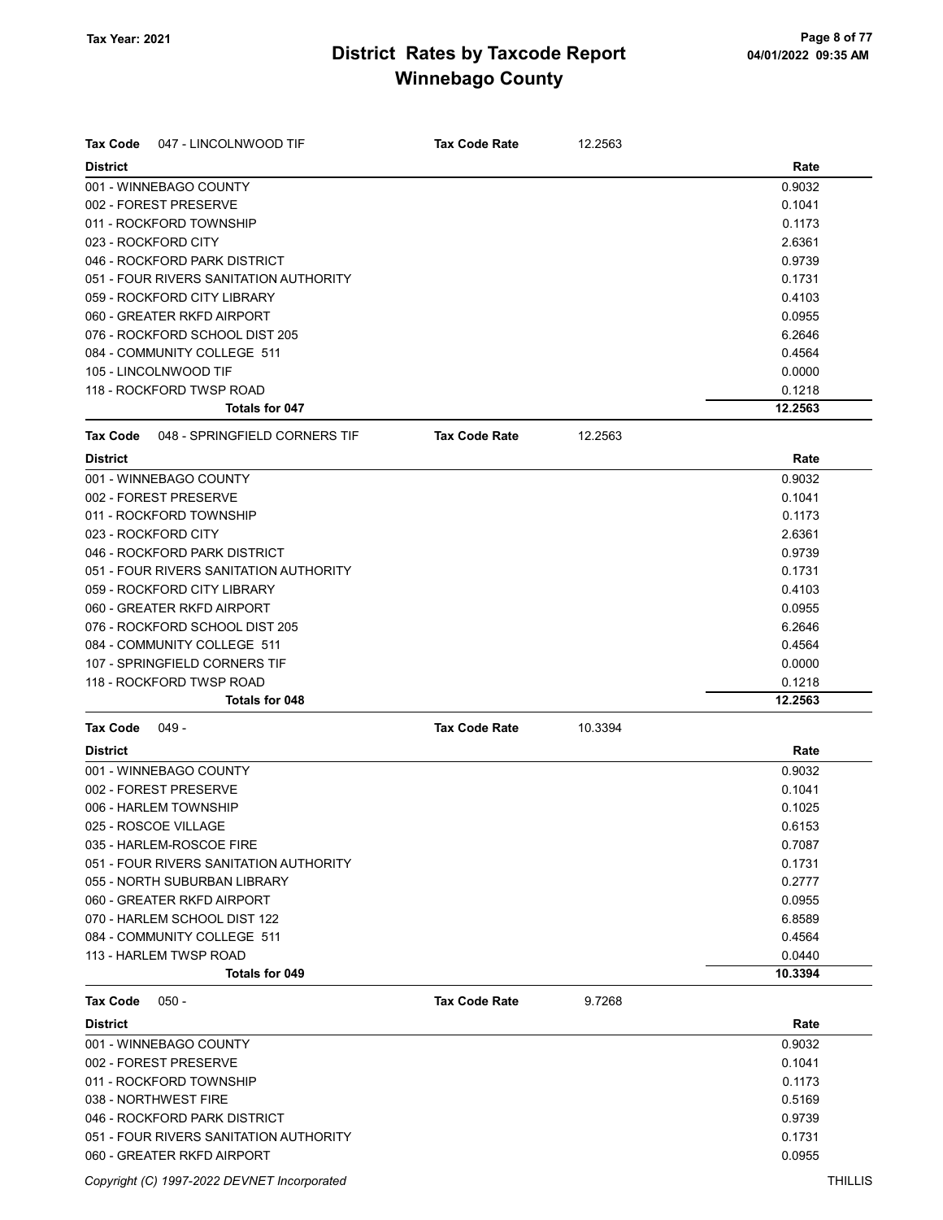# District Rates by Taxcode Report
## Winnebago County

Tax Year: 2021

**Tax Code** 047 - LINCOLNWOOD TIF — **Tax Code Rate** 12.2563

| District | Rate |
|---|---|
| 001 - WINNEBAGO COUNTY | 0.9032 |
| 002 - FOREST PRESERVE | 0.1041 |
| 011 - ROCKFORD TOWNSHIP | 0.1173 |
| 023 - ROCKFORD CITY | 2.6361 |
| 046 - ROCKFORD PARK DISTRICT | 0.9739 |
| 051 - FOUR RIVERS SANITATION AUTHORITY | 0.1731 |
| 059 - ROCKFORD CITY LIBRARY | 0.4103 |
| 060 - GREATER RKFD AIRPORT | 0.0955 |
| 076 - ROCKFORD SCHOOL DIST 205 | 6.2646 |
| 084 - COMMUNITY COLLEGE 511 | 0.4564 |
| 105 - LINCOLNWOOD TIF | 0.0000 |
| 118 - ROCKFORD TWSP ROAD | 0.1218 |
| **Totals for 047** | **12.2563** |

**Tax Code** 048 - SPRINGFIELD CORNERS TIF — **Tax Code Rate** 12.2563

| District | Rate |
|---|---|
| 001 - WINNEBAGO COUNTY | 0.9032 |
| 002 - FOREST PRESERVE | 0.1041 |
| 011 - ROCKFORD TOWNSHIP | 0.1173 |
| 023 - ROCKFORD CITY | 2.6361 |
| 046 - ROCKFORD PARK DISTRICT | 0.9739 |
| 051 - FOUR RIVERS SANITATION AUTHORITY | 0.1731 |
| 059 - ROCKFORD CITY LIBRARY | 0.4103 |
| 060 - GREATER RKFD AIRPORT | 0.0955 |
| 076 - ROCKFORD SCHOOL DIST 205 | 6.2646 |
| 084 - COMMUNITY COLLEGE 511 | 0.4564 |
| 107 - SPRINGFIELD CORNERS TIF | 0.0000 |
| 118 - ROCKFORD TWSP ROAD | 0.1218 |
| **Totals for 048** | **12.2563** |

**Tax Code** 049 - — **Tax Code Rate** 10.3394

| District | Rate |
|---|---|
| 001 - WINNEBAGO COUNTY | 0.9032 |
| 002 - FOREST PRESERVE | 0.1041 |
| 006 - HARLEM TOWNSHIP | 0.1025 |
| 025 - ROSCOE VILLAGE | 0.6153 |
| 035 - HARLEM-ROSCOE FIRE | 0.7087 |
| 051 - FOUR RIVERS SANITATION AUTHORITY | 0.1731 |
| 055 - NORTH SUBURBAN LIBRARY | 0.2777 |
| 060 - GREATER RKFD AIRPORT | 0.0955 |
| 070 - HARLEM SCHOOL DIST 122 | 6.8589 |
| 084 - COMMUNITY COLLEGE 511 | 0.4564 |
| 113 - HARLEM TWSP ROAD | 0.0440 |
| **Totals for 049** | **10.3394** |

**Tax Code** 050 - — **Tax Code Rate** 9.7268

| District | Rate |
|---|---|
| 001 - WINNEBAGO COUNTY | 0.9032 |
| 002 - FOREST PRESERVE | 0.1041 |
| 011 - ROCKFORD TOWNSHIP | 0.1173 |
| 038 - NORTHWEST FIRE | 0.5169 |
| 046 - ROCKFORD PARK DISTRICT | 0.9739 |
| 051 - FOUR RIVERS SANITATION AUTHORITY | 0.1731 |
| 060 - GREATER RKFD AIRPORT | 0.0955 |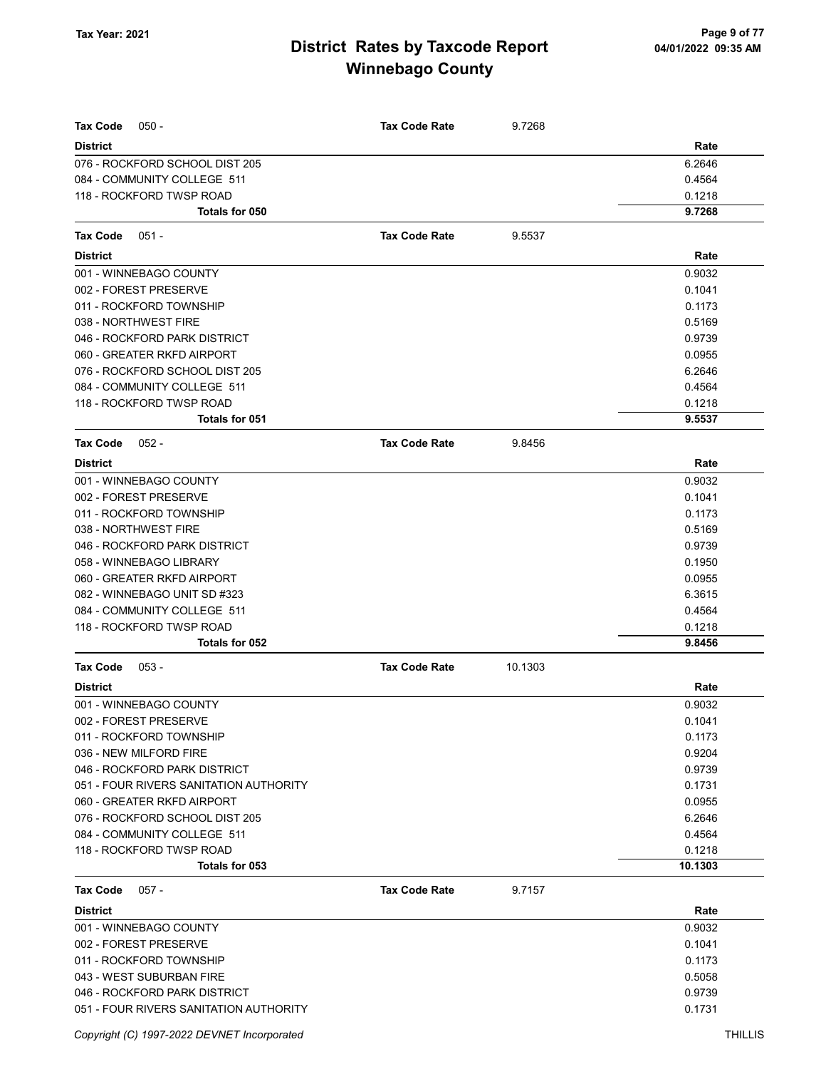# District Rates by Taxcode Report

# Winnebago County

Tax Year: 2021

**Tax Code** 050 - **Tax Code Rate** 9.7268

| District | Rate |
|---|---|
| 076 - ROCKFORD SCHOOL DIST 205 | 6.2646 |
| 084 - COMMUNITY COLLEGE 511 | 0.4564 |
| 118 - ROCKFORD TWSP ROAD | 0.1218 |
| **Totals for 050** | **9.7268** |

**Tax Code** 051 - **Tax Code Rate** 9.5537

| District | Rate |
|---|---|
| 001 - WINNEBAGO COUNTY | 0.9032 |
| 002 - FOREST PRESERVE | 0.1041 |
| 011 - ROCKFORD TOWNSHIP | 0.1173 |
| 038 - NORTHWEST FIRE | 0.5169 |
| 046 - ROCKFORD PARK DISTRICT | 0.9739 |
| 060 - GREATER RKFD AIRPORT | 0.0955 |
| 076 - ROCKFORD SCHOOL DIST 205 | 6.2646 |
| 084 - COMMUNITY COLLEGE 511 | 0.4564 |
| 118 - ROCKFORD TWSP ROAD | 0.1218 |
| **Totals for 051** | **9.5537** |

**Tax Code** 052 - **Tax Code Rate** 9.8456

| District | Rate |
|---|---|
| 001 - WINNEBAGO COUNTY | 0.9032 |
| 002 - FOREST PRESERVE | 0.1041 |
| 011 - ROCKFORD TOWNSHIP | 0.1173 |
| 038 - NORTHWEST FIRE | 0.5169 |
| 046 - ROCKFORD PARK DISTRICT | 0.9739 |
| 058 - WINNEBAGO LIBRARY | 0.1950 |
| 060 - GREATER RKFD AIRPORT | 0.0955 |
| 082 - WINNEBAGO UNIT SD #323 | 6.3615 |
| 084 - COMMUNITY COLLEGE 511 | 0.4564 |
| 118 - ROCKFORD TWSP ROAD | 0.1218 |
| **Totals for 052** | **9.8456** |

**Tax Code** 053 - **Tax Code Rate** 10.1303

| District | Rate |
|---|---|
| 001 - WINNEBAGO COUNTY | 0.9032 |
| 002 - FOREST PRESERVE | 0.1041 |
| 011 - ROCKFORD TOWNSHIP | 0.1173 |
| 036 - NEW MILFORD FIRE | 0.9204 |
| 046 - ROCKFORD PARK DISTRICT | 0.9739 |
| 051 - FOUR RIVERS SANITATION AUTHORITY | 0.1731 |
| 060 - GREATER RKFD AIRPORT | 0.0955 |
| 076 - ROCKFORD SCHOOL DIST 205 | 6.2646 |
| 084 - COMMUNITY COLLEGE 511 | 0.4564 |
| 118 - ROCKFORD TWSP ROAD | 0.1218 |
| **Totals for 053** | **10.1303** |

**Tax Code** 057 - **Tax Code Rate** 9.7157

| District | Rate |
|---|---|
| 001 - WINNEBAGO COUNTY | 0.9032 |
| 002 - FOREST PRESERVE | 0.1041 |
| 011 - ROCKFORD TOWNSHIP | 0.1173 |
| 043 - WEST SUBURBAN FIRE | 0.5058 |
| 046 - ROCKFORD PARK DISTRICT | 0.9739 |
| 051 - FOUR RIVERS SANITATION AUTHORITY | 0.1731 |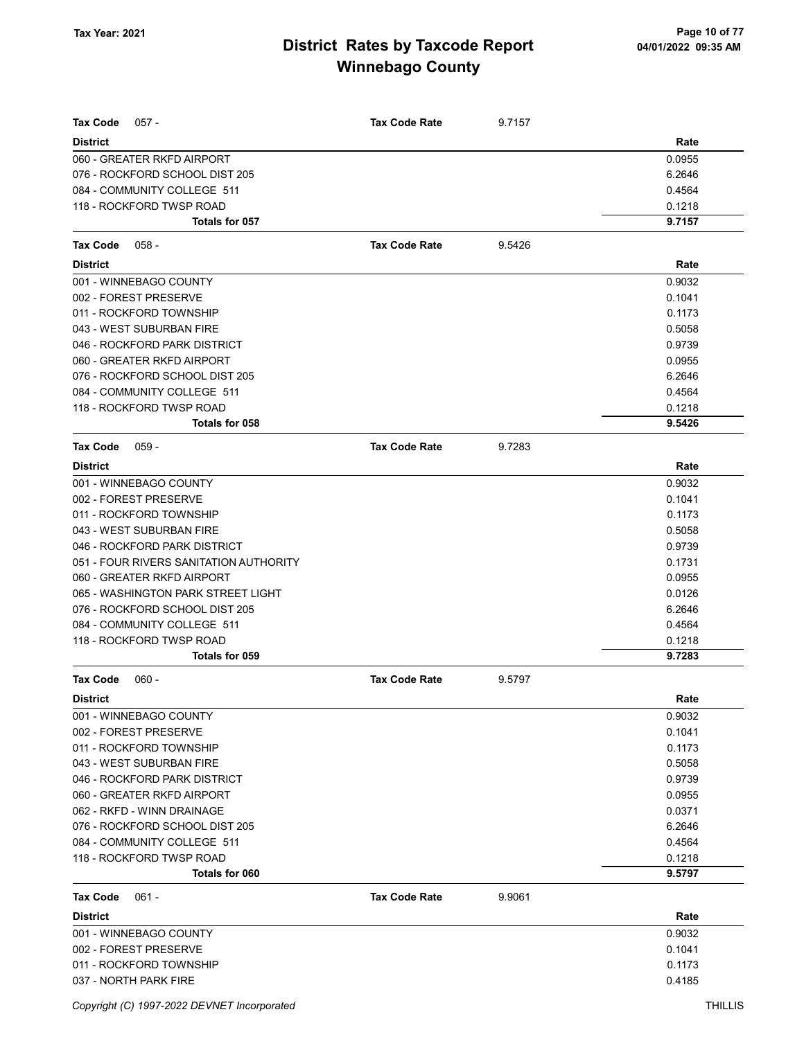**Tax Code** 057 - **Tax Code Rate** 9.7157

| District | Rate |
|---|---|
| 060 - GREATER RKFD AIRPORT | 0.0955 |
| 076 - ROCKFORD SCHOOL DIST 205 | 6.2646 |
| 084 - COMMUNITY COLLEGE 511 | 0.4564 |
| 118 - ROCKFORD TWSP ROAD | 0.1218 |
| **Totals for 057** | **9.7157** |

**Tax Code** 058 - **Tax Code Rate** 9.5426

| District | Rate |
|---|---|
| 001 - WINNEBAGO COUNTY | 0.9032 |
| 002 - FOREST PRESERVE | 0.1041 |
| 011 - ROCKFORD TOWNSHIP | 0.1173 |
| 043 - WEST SUBURBAN FIRE | 0.5058 |
| 046 - ROCKFORD PARK DISTRICT | 0.9739 |
| 060 - GREATER RKFD AIRPORT | 0.0955 |
| 076 - ROCKFORD SCHOOL DIST 205 | 6.2646 |
| 084 - COMMUNITY COLLEGE 511 | 0.4564 |
| 118 - ROCKFORD TWSP ROAD | 0.1218 |
| **Totals for 058** | **9.5426** |

**Tax Code** 059 - **Tax Code Rate** 9.7283

| District | Rate |
|---|---|
| 001 - WINNEBAGO COUNTY | 0.9032 |
| 002 - FOREST PRESERVE | 0.1041 |
| 011 - ROCKFORD TOWNSHIP | 0.1173 |
| 043 - WEST SUBURBAN FIRE | 0.5058 |
| 046 - ROCKFORD PARK DISTRICT | 0.9739 |
| 051 - FOUR RIVERS SANITATION AUTHORITY | 0.1731 |
| 060 - GREATER RKFD AIRPORT | 0.0955 |
| 065 - WASHINGTON PARK STREET LIGHT | 0.0126 |
| 076 - ROCKFORD SCHOOL DIST 205 | 6.2646 |
| 084 - COMMUNITY COLLEGE 511 | 0.4564 |
| 118 - ROCKFORD TWSP ROAD | 0.1218 |
| **Totals for 059** | **9.7283** |

**Tax Code** 060 - **Tax Code Rate** 9.5797

| District | Rate |
|---|---|
| 001 - WINNEBAGO COUNTY | 0.9032 |
| 002 - FOREST PRESERVE | 0.1041 |
| 011 - ROCKFORD TOWNSHIP | 0.1173 |
| 043 - WEST SUBURBAN FIRE | 0.5058 |
| 046 - ROCKFORD PARK DISTRICT | 0.9739 |
| 060 - GREATER RKFD AIRPORT | 0.0955 |
| 062 - RKFD - WINN DRAINAGE | 0.0371 |
| 076 - ROCKFORD SCHOOL DIST 205 | 6.2646 |
| 084 - COMMUNITY COLLEGE 511 | 0.4564 |
| 118 - ROCKFORD TWSP ROAD | 0.1218 |
| **Totals for 060** | **9.5797** |

**Tax Code** 061 - **Tax Code Rate** 9.9061

| District | Rate |
|---|---|
| 001 - WINNEBAGO COUNTY | 0.9032 |
| 002 - FOREST PRESERVE | 0.1041 |
| 011 - ROCKFORD TOWNSHIP | 0.1173 |
| 037 - NORTH PARK FIRE | 0.4185 |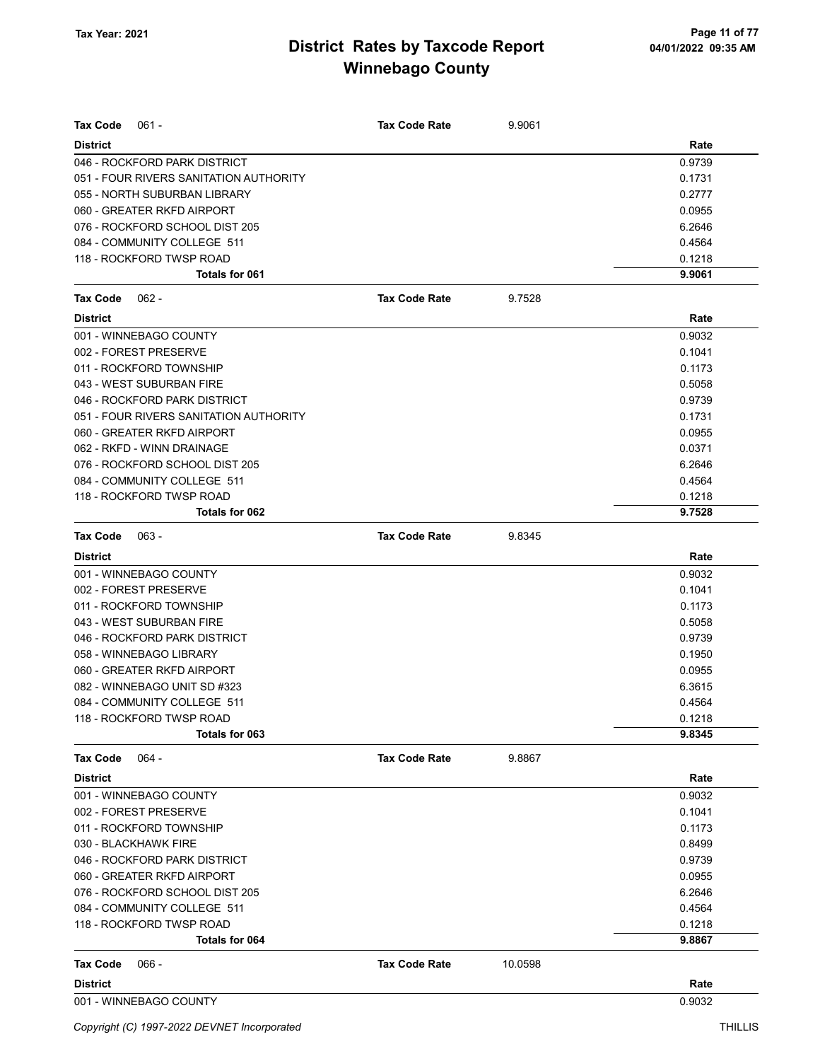| Tax Code 061 - | Tax Code Rate 9.9061 |
|---|---|
| **District** | **Rate** |
| 046 - ROCKFORD PARK DISTRICT | 0.9739 |
| 051 - FOUR RIVERS SANITATION AUTHORITY | 0.1731 |
| 055 - NORTH SUBURBAN LIBRARY | 0.2777 |
| 060 - GREATER RKFD AIRPORT | 0.0955 |
| 076 - ROCKFORD SCHOOL DIST 205 | 6.2646 |
| 084 - COMMUNITY COLLEGE 511 | 0.4564 |
| 118 - ROCKFORD TWSP ROAD | 0.1218 |
| **Totals for 061** | **9.9061** |

| Tax Code 062 - | Tax Code Rate 9.7528 |
|---|---|
| **District** | **Rate** |
| 001 - WINNEBAGO COUNTY | 0.9032 |
| 002 - FOREST PRESERVE | 0.1041 |
| 011 - ROCKFORD TOWNSHIP | 0.1173 |
| 043 - WEST SUBURBAN FIRE | 0.5058 |
| 046 - ROCKFORD PARK DISTRICT | 0.9739 |
| 051 - FOUR RIVERS SANITATION AUTHORITY | 0.1731 |
| 060 - GREATER RKFD AIRPORT | 0.0955 |
| 062 - RKFD - WINN DRAINAGE | 0.0371 |
| 076 - ROCKFORD SCHOOL DIST 205 | 6.2646 |
| 084 - COMMUNITY COLLEGE 511 | 0.4564 |
| 118 - ROCKFORD TWSP ROAD | 0.1218 |
| **Totals for 062** | **9.7528** |

| Tax Code 063 - | Tax Code Rate 9.8345 |
|---|---|
| **District** | **Rate** |
| 001 - WINNEBAGO COUNTY | 0.9032 |
| 002 - FOREST PRESERVE | 0.1041 |
| 011 - ROCKFORD TOWNSHIP | 0.1173 |
| 043 - WEST SUBURBAN FIRE | 0.5058 |
| 046 - ROCKFORD PARK DISTRICT | 0.9739 |
| 058 - WINNEBAGO LIBRARY | 0.1950 |
| 060 - GREATER RKFD AIRPORT | 0.0955 |
| 082 - WINNEBAGO UNIT SD #323 | 6.3615 |
| 084 - COMMUNITY COLLEGE 511 | 0.4564 |
| 118 - ROCKFORD TWSP ROAD | 0.1218 |
| **Totals for 063** | **9.8345** |

| Tax Code 064 - | Tax Code Rate 9.8867 |
|---|---|
| **District** | **Rate** |
| 001 - WINNEBAGO COUNTY | 0.9032 |
| 002 - FOREST PRESERVE | 0.1041 |
| 011 - ROCKFORD TOWNSHIP | 0.1173 |
| 030 - BLACKHAWK FIRE | 0.8499 |
| 046 - ROCKFORD PARK DISTRICT | 0.9739 |
| 060 - GREATER RKFD AIRPORT | 0.0955 |
| 076 - ROCKFORD SCHOOL DIST 205 | 6.2646 |
| 084 - COMMUNITY COLLEGE 511 | 0.4564 |
| 118 - ROCKFORD TWSP ROAD | 0.1218 |
| **Totals for 064** | **9.8867** |

| Tax Code 066 - | Tax Code Rate 10.0598 |
|---|---|
| **District** | **Rate** |
| 001 - WINNEBAGO COUNTY | 0.9032 |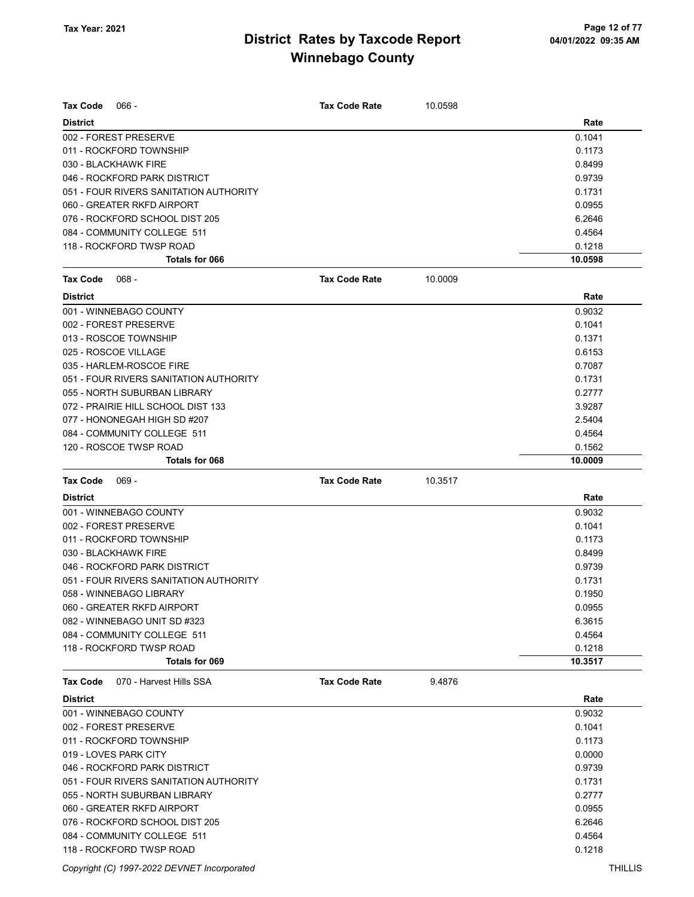# District Rates by Taxcode Report

## Winnebago County

Tax Year: 2021

**Tax Code** 066 - **Tax Code Rate** 10.0598

| District | Rate |
|---|---|
| 002 - FOREST PRESERVE | 0.1041 |
| 011 - ROCKFORD TOWNSHIP | 0.1173 |
| 030 - BLACKHAWK FIRE | 0.8499 |
| 046 - ROCKFORD PARK DISTRICT | 0.9739 |
| 051 - FOUR RIVERS SANITATION AUTHORITY | 0.1731 |
| 060 - GREATER RKFD AIRPORT | 0.0955 |
| 076 - ROCKFORD SCHOOL DIST 205 | 6.2646 |
| 084 - COMMUNITY COLLEGE 511 | 0.4564 |
| 118 - ROCKFORD TWSP ROAD | 0.1218 |
| **Totals for 066** | **10.0598** |

**Tax Code** 068 - **Tax Code Rate** 10.0009

| District | Rate |
|---|---|
| 001 - WINNEBAGO COUNTY | 0.9032 |
| 002 - FOREST PRESERVE | 0.1041 |
| 013 - ROSCOE TOWNSHIP | 0.1371 |
| 025 - ROSCOE VILLAGE | 0.6153 |
| 035 - HARLEM-ROSCOE FIRE | 0.7087 |
| 051 - FOUR RIVERS SANITATION AUTHORITY | 0.1731 |
| 055 - NORTH SUBURBAN LIBRARY | 0.2777 |
| 072 - PRAIRIE HILL SCHOOL DIST 133 | 3.9287 |
| 077 - HONONEGAH HIGH SD #207 | 2.5404 |
| 084 - COMMUNITY COLLEGE 511 | 0.4564 |
| 120 - ROSCOE TWSP ROAD | 0.1562 |
| **Totals for 068** | **10.0009** |

**Tax Code** 069 - **Tax Code Rate** 10.3517

| District | Rate |
|---|---|
| 001 - WINNEBAGO COUNTY | 0.9032 |
| 002 - FOREST PRESERVE | 0.1041 |
| 011 - ROCKFORD TOWNSHIP | 0.1173 |
| 030 - BLACKHAWK FIRE | 0.8499 |
| 046 - ROCKFORD PARK DISTRICT | 0.9739 |
| 051 - FOUR RIVERS SANITATION AUTHORITY | 0.1731 |
| 058 - WINNEBAGO LIBRARY | 0.1950 |
| 060 - GREATER RKFD AIRPORT | 0.0955 |
| 082 - WINNEBAGO UNIT SD #323 | 6.3615 |
| 084 - COMMUNITY COLLEGE 511 | 0.4564 |
| 118 - ROCKFORD TWSP ROAD | 0.1218 |
| **Totals for 069** | **10.3517** |

**Tax Code** 070 - Harvest Hills SSA **Tax Code Rate** 9.4876

| District | Rate |
|---|---|
| 001 - WINNEBAGO COUNTY | 0.9032 |
| 002 - FOREST PRESERVE | 0.1041 |
| 011 - ROCKFORD TOWNSHIP | 0.1173 |
| 019 - LOVES PARK CITY | 0.0000 |
| 046 - ROCKFORD PARK DISTRICT | 0.9739 |
| 051 - FOUR RIVERS SANITATION AUTHORITY | 0.1731 |
| 055 - NORTH SUBURBAN LIBRARY | 0.2777 |
| 060 - GREATER RKFD AIRPORT | 0.0955 |
| 076 - ROCKFORD SCHOOL DIST 205 | 6.2646 |
| 084 - COMMUNITY COLLEGE 511 | 0.4564 |
| 118 - ROCKFORD TWSP ROAD | 0.1218 |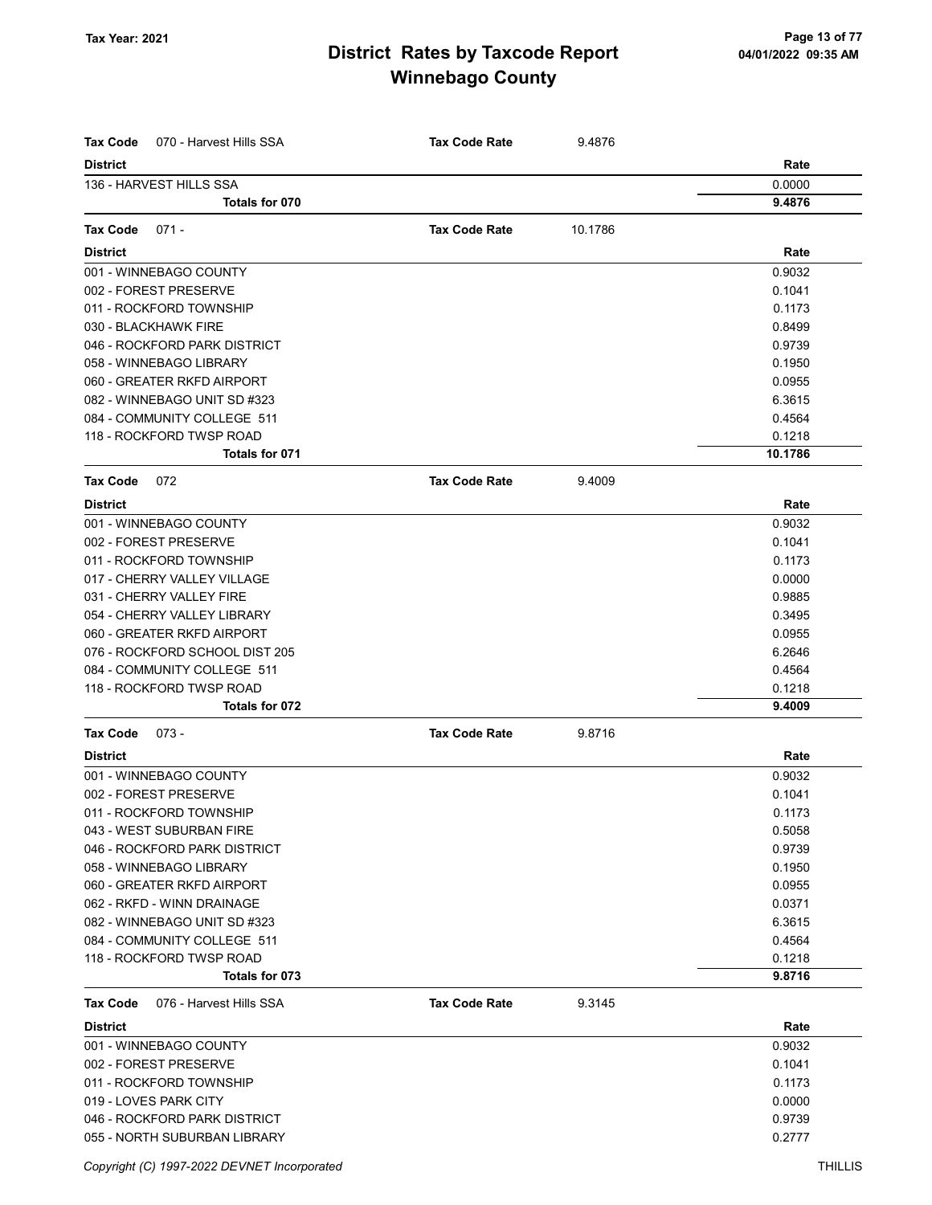**Tax Year: 2021**

# District Rates by Taxcode Report
## Winnebago County

04/01/2022 09:35 AM

**Tax Code** 070 - Harvest Hills SSA — **Tax Code Rate** 9.4876

| District | Rate |
|---|---|
| 136 - HARVEST HILLS SSA | 0.0000 |
| **Totals for 070** | **9.4876** |

**Tax Code** 071 - — **Tax Code Rate** 10.1786

| District | Rate |
|---|---|
| 001 - WINNEBAGO COUNTY | 0.9032 |
| 002 - FOREST PRESERVE | 0.1041 |
| 011 - ROCKFORD TOWNSHIP | 0.1173 |
| 030 - BLACKHAWK FIRE | 0.8499 |
| 046 - ROCKFORD PARK DISTRICT | 0.9739 |
| 058 - WINNEBAGO LIBRARY | 0.1950 |
| 060 - GREATER RKFD AIRPORT | 0.0955 |
| 082 - WINNEBAGO UNIT SD #323 | 6.3615 |
| 084 - COMMUNITY COLLEGE 511 | 0.4564 |
| 118 - ROCKFORD TWSP ROAD | 0.1218 |
| **Totals for 071** | **10.1786** |

**Tax Code** 072 — **Tax Code Rate** 9.4009

| District | Rate |
|---|---|
| 001 - WINNEBAGO COUNTY | 0.9032 |
| 002 - FOREST PRESERVE | 0.1041 |
| 011 - ROCKFORD TOWNSHIP | 0.1173 |
| 017 - CHERRY VALLEY VILLAGE | 0.0000 |
| 031 - CHERRY VALLEY FIRE | 0.9885 |
| 054 - CHERRY VALLEY LIBRARY | 0.3495 |
| 060 - GREATER RKFD AIRPORT | 0.0955 |
| 076 - ROCKFORD SCHOOL DIST 205 | 6.2646 |
| 084 - COMMUNITY COLLEGE 511 | 0.4564 |
| 118 - ROCKFORD TWSP ROAD | 0.1218 |
| **Totals for 072** | **9.4009** |

**Tax Code** 073 - — **Tax Code Rate** 9.8716

| District | Rate |
|---|---|
| 001 - WINNEBAGO COUNTY | 0.9032 |
| 002 - FOREST PRESERVE | 0.1041 |
| 011 - ROCKFORD TOWNSHIP | 0.1173 |
| 043 - WEST SUBURBAN FIRE | 0.5058 |
| 046 - ROCKFORD PARK DISTRICT | 0.9739 |
| 058 - WINNEBAGO LIBRARY | 0.1950 |
| 060 - GREATER RKFD AIRPORT | 0.0955 |
| 062 - RKFD - WINN DRAINAGE | 0.0371 |
| 082 - WINNEBAGO UNIT SD #323 | 6.3615 |
| 084 - COMMUNITY COLLEGE 511 | 0.4564 |
| 118 - ROCKFORD TWSP ROAD | 0.1218 |
| **Totals for 073** | **9.8716** |

**Tax Code** 076 - Harvest Hills SSA — **Tax Code Rate** 9.3145

| District | Rate |
|---|---|
| 001 - WINNEBAGO COUNTY | 0.9032 |
| 002 - FOREST PRESERVE | 0.1041 |
| 011 - ROCKFORD TOWNSHIP | 0.1173 |
| 019 - LOVES PARK CITY | 0.0000 |
| 046 - ROCKFORD PARK DISTRICT | 0.9739 |
| 055 - NORTH SUBURBAN LIBRARY | 0.2777 |

*Copyright (C) 1997-2022 DEVNET Incorporated* THILLIS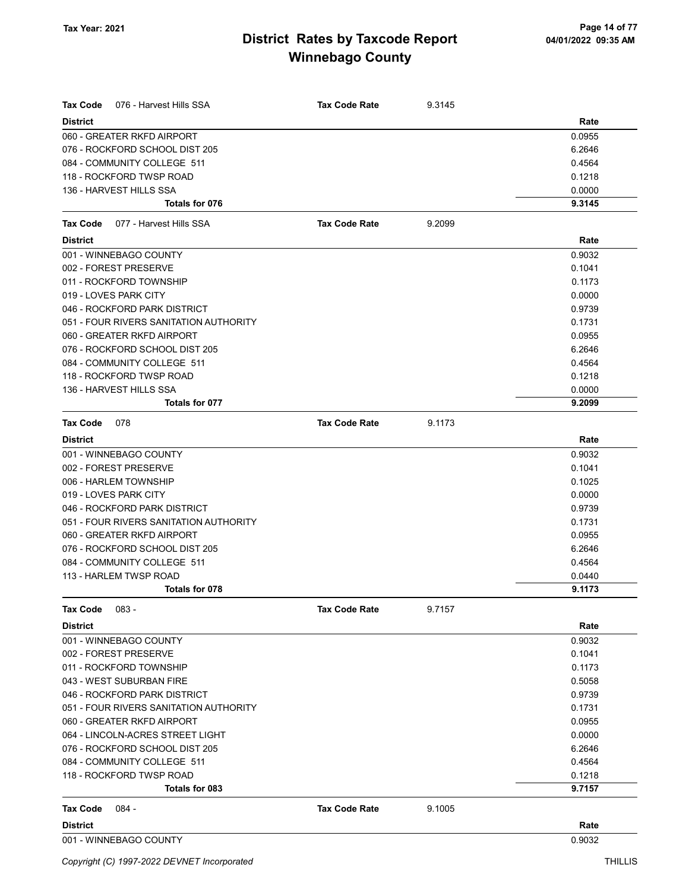# District Rates by Taxcode Report
## Winnebago County

Tax Year: 2021

**Tax Code** 076 - Harvest Hills SSA — **Tax Code Rate** 9.3145

| District | Rate |
|---|---|
| 060 - GREATER RKFD AIRPORT | 0.0955 |
| 076 - ROCKFORD SCHOOL DIST 205 | 6.2646 |
| 084 - COMMUNITY COLLEGE 511 | 0.4564 |
| 118 - ROCKFORD TWSP ROAD | 0.1218 |
| 136 - HARVEST HILLS SSA | 0.0000 |
| **Totals for 076** | **9.3145** |

**Tax Code** 077 - Harvest Hills SSA — **Tax Code Rate** 9.2099

| District | Rate |
|---|---|
| 001 - WINNEBAGO COUNTY | 0.9032 |
| 002 - FOREST PRESERVE | 0.1041 |
| 011 - ROCKFORD TOWNSHIP | 0.1173 |
| 019 - LOVES PARK CITY | 0.0000 |
| 046 - ROCKFORD PARK DISTRICT | 0.9739 |
| 051 - FOUR RIVERS SANITATION AUTHORITY | 0.1731 |
| 060 - GREATER RKFD AIRPORT | 0.0955 |
| 076 - ROCKFORD SCHOOL DIST 205 | 6.2646 |
| 084 - COMMUNITY COLLEGE 511 | 0.4564 |
| 118 - ROCKFORD TWSP ROAD | 0.1218 |
| 136 - HARVEST HILLS SSA | 0.0000 |
| **Totals for 077** | **9.2099** |

**Tax Code** 078 — **Tax Code Rate** 9.1173

| District | Rate |
|---|---|
| 001 - WINNEBAGO COUNTY | 0.9032 |
| 002 - FOREST PRESERVE | 0.1041 |
| 006 - HARLEM TOWNSHIP | 0.1025 |
| 019 - LOVES PARK CITY | 0.0000 |
| 046 - ROCKFORD PARK DISTRICT | 0.9739 |
| 051 - FOUR RIVERS SANITATION AUTHORITY | 0.1731 |
| 060 - GREATER RKFD AIRPORT | 0.0955 |
| 076 - ROCKFORD SCHOOL DIST 205 | 6.2646 |
| 084 - COMMUNITY COLLEGE 511 | 0.4564 |
| 113 - HARLEM TWSP ROAD | 0.0440 |
| **Totals for 078** | **9.1173** |

**Tax Code** 083 - — **Tax Code Rate** 9.7157

| District | Rate |
|---|---|
| 001 - WINNEBAGO COUNTY | 0.9032 |
| 002 - FOREST PRESERVE | 0.1041 |
| 011 - ROCKFORD TOWNSHIP | 0.1173 |
| 043 - WEST SUBURBAN FIRE | 0.5058 |
| 046 - ROCKFORD PARK DISTRICT | 0.9739 |
| 051 - FOUR RIVERS SANITATION AUTHORITY | 0.1731 |
| 060 - GREATER RKFD AIRPORT | 0.0955 |
| 064 - LINCOLN-ACRES STREET LIGHT | 0.0000 |
| 076 - ROCKFORD SCHOOL DIST 205 | 6.2646 |
| 084 - COMMUNITY COLLEGE 511 | 0.4564 |
| 118 - ROCKFORD TWSP ROAD | 0.1218 |
| **Totals for 083** | **9.7157** |

**Tax Code** 084 - — **Tax Code Rate** 9.1005

| District | Rate |
|---|---|
| 001 - WINNEBAGO COUNTY | 0.9032 |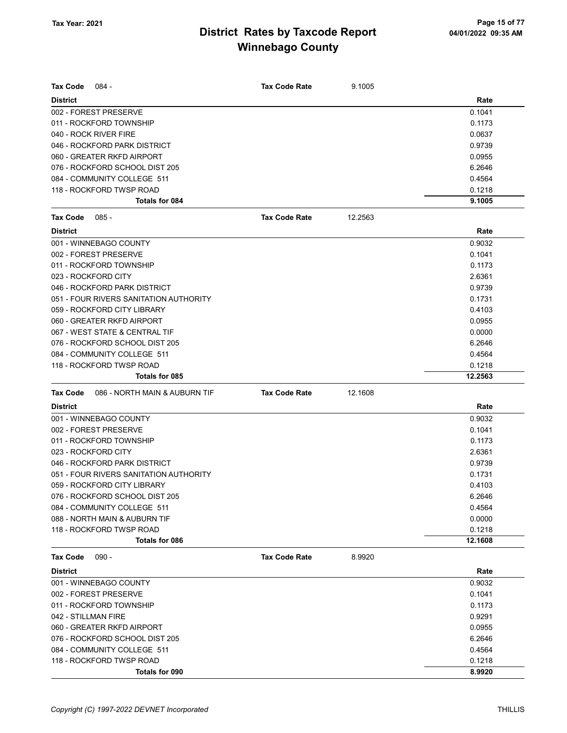# District Rates by Taxcode Report
## Winnebago County

Tax Year: 2021

04/01/2022 09:35 AM

**Tax Code** 084 - **Tax Code Rate** 9.1005

| District | Rate |
|---|---|
| 002 - FOREST PRESERVE | 0.1041 |
| 011 - ROCKFORD TOWNSHIP | 0.1173 |
| 040 - ROCK RIVER FIRE | 0.0637 |
| 046 - ROCKFORD PARK DISTRICT | 0.9739 |
| 060 - GREATER RKFD AIRPORT | 0.0955 |
| 076 - ROCKFORD SCHOOL DIST 205 | 6.2646 |
| 084 - COMMUNITY COLLEGE 511 | 0.4564 |
| 118 - ROCKFORD TWSP ROAD | 0.1218 |
| **Totals for 084** | **9.1005** |

**Tax Code** 085 - **Tax Code Rate** 12.2563

| District | Rate |
|---|---|
| 001 - WINNEBAGO COUNTY | 0.9032 |
| 002 - FOREST PRESERVE | 0.1041 |
| 011 - ROCKFORD TOWNSHIP | 0.1173 |
| 023 - ROCKFORD CITY | 2.6361 |
| 046 - ROCKFORD PARK DISTRICT | 0.9739 |
| 051 - FOUR RIVERS SANITATION AUTHORITY | 0.1731 |
| 059 - ROCKFORD CITY LIBRARY | 0.4103 |
| 060 - GREATER RKFD AIRPORT | 0.0955 |
| 067 - WEST STATE & CENTRAL TIF | 0.0000 |
| 076 - ROCKFORD SCHOOL DIST 205 | 6.2646 |
| 084 - COMMUNITY COLLEGE 511 | 0.4564 |
| 118 - ROCKFORD TWSP ROAD | 0.1218 |
| **Totals for 085** | **12.2563** |

**Tax Code** 086 - NORTH MAIN & AUBURN TIF **Tax Code Rate** 12.1608

| District | Rate |
|---|---|
| 001 - WINNEBAGO COUNTY | 0.9032 |
| 002 - FOREST PRESERVE | 0.1041 |
| 011 - ROCKFORD TOWNSHIP | 0.1173 |
| 023 - ROCKFORD CITY | 2.6361 |
| 046 - ROCKFORD PARK DISTRICT | 0.9739 |
| 051 - FOUR RIVERS SANITATION AUTHORITY | 0.1731 |
| 059 - ROCKFORD CITY LIBRARY | 0.4103 |
| 076 - ROCKFORD SCHOOL DIST 205 | 6.2646 |
| 084 - COMMUNITY COLLEGE 511 | 0.4564 |
| 088 - NORTH MAIN & AUBURN TIF | 0.0000 |
| 118 - ROCKFORD TWSP ROAD | 0.1218 |
| **Totals for 086** | **12.1608** |

**Tax Code** 090 - **Tax Code Rate** 8.9920

| District | Rate |
|---|---|
| 001 - WINNEBAGO COUNTY | 0.9032 |
| 002 - FOREST PRESERVE | 0.1041 |
| 011 - ROCKFORD TOWNSHIP | 0.1173 |
| 042 - STILLMAN FIRE | 0.9291 |
| 060 - GREATER RKFD AIRPORT | 0.0955 |
| 076 - ROCKFORD SCHOOL DIST 205 | 6.2646 |
| 084 - COMMUNITY COLLEGE 511 | 0.4564 |
| 118 - ROCKFORD TWSP ROAD | 0.1218 |
| **Totals for 090** | **8.9920** |

*Copyright (C) 1997-2022 DEVNET Incorporated* THILLIS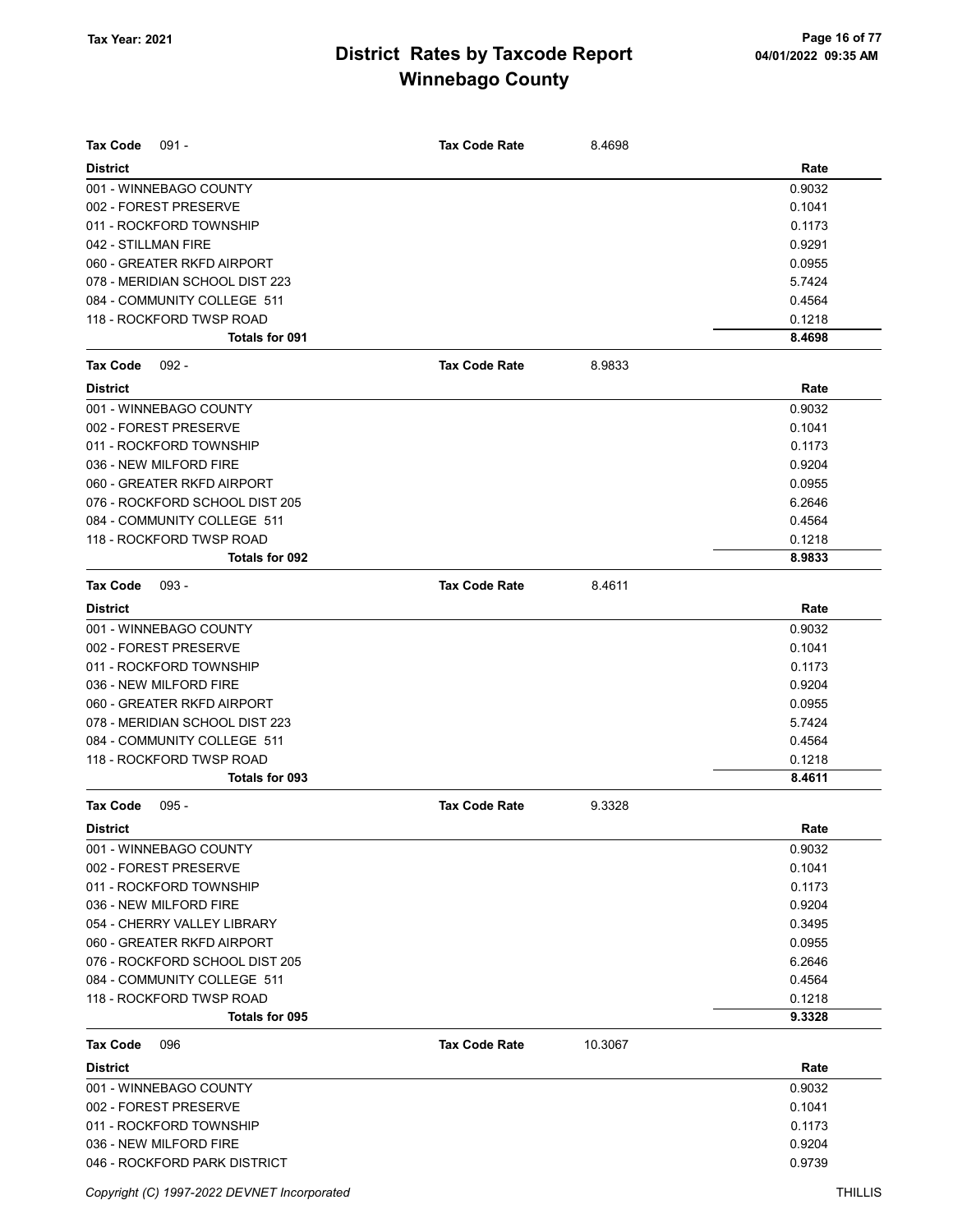# District Rates by Taxcode Report
# Winnebago County

Tax Year: 2021

**Tax Code** 091 - **Tax Code Rate** 8.4698

| District | Rate |
|---|---|
| 001 - WINNEBAGO COUNTY | 0.9032 |
| 002 - FOREST PRESERVE | 0.1041 |
| 011 - ROCKFORD TOWNSHIP | 0.1173 |
| 042 - STILLMAN FIRE | 0.9291 |
| 060 - GREATER RKFD AIRPORT | 0.0955 |
| 078 - MERIDIAN SCHOOL DIST 223 | 5.7424 |
| 084 - COMMUNITY COLLEGE 511 | 0.4564 |
| 118 - ROCKFORD TWSP ROAD | 0.1218 |
| **Totals for 091** | **8.4698** |

**Tax Code** 092 - **Tax Code Rate** 8.9833

| District | Rate |
|---|---|
| 001 - WINNEBAGO COUNTY | 0.9032 |
| 002 - FOREST PRESERVE | 0.1041 |
| 011 - ROCKFORD TOWNSHIP | 0.1173 |
| 036 - NEW MILFORD FIRE | 0.9204 |
| 060 - GREATER RKFD AIRPORT | 0.0955 |
| 076 - ROCKFORD SCHOOL DIST 205 | 6.2646 |
| 084 - COMMUNITY COLLEGE 511 | 0.4564 |
| 118 - ROCKFORD TWSP ROAD | 0.1218 |
| **Totals for 092** | **8.9833** |

**Tax Code** 093 - **Tax Code Rate** 8.4611

| District | Rate |
|---|---|
| 001 - WINNEBAGO COUNTY | 0.9032 |
| 002 - FOREST PRESERVE | 0.1041 |
| 011 - ROCKFORD TOWNSHIP | 0.1173 |
| 036 - NEW MILFORD FIRE | 0.9204 |
| 060 - GREATER RKFD AIRPORT | 0.0955 |
| 078 - MERIDIAN SCHOOL DIST 223 | 5.7424 |
| 084 - COMMUNITY COLLEGE 511 | 0.4564 |
| 118 - ROCKFORD TWSP ROAD | 0.1218 |
| **Totals for 093** | **8.4611** |

**Tax Code** 095 - **Tax Code Rate** 9.3328

| District | Rate |
|---|---|
| 001 - WINNEBAGO COUNTY | 0.9032 |
| 002 - FOREST PRESERVE | 0.1041 |
| 011 - ROCKFORD TOWNSHIP | 0.1173 |
| 036 - NEW MILFORD FIRE | 0.9204 |
| 054 - CHERRY VALLEY LIBRARY | 0.3495 |
| 060 - GREATER RKFD AIRPORT | 0.0955 |
| 076 - ROCKFORD SCHOOL DIST 205 | 6.2646 |
| 084 - COMMUNITY COLLEGE 511 | 0.4564 |
| 118 - ROCKFORD TWSP ROAD | 0.1218 |
| **Totals for 095** | **9.3328** |

**Tax Code** 096 **Tax Code Rate** 10.3067

| District | Rate |
|---|---|
| 001 - WINNEBAGO COUNTY | 0.9032 |
| 002 - FOREST PRESERVE | 0.1041 |
| 011 - ROCKFORD TOWNSHIP | 0.1173 |
| 036 - NEW MILFORD FIRE | 0.9204 |
| 046 - ROCKFORD PARK DISTRICT | 0.9739 |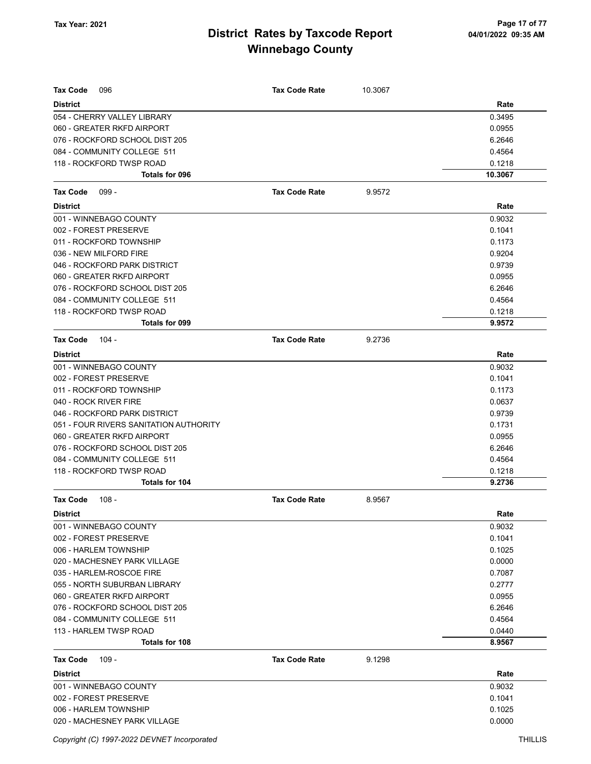**Tax Year: 2021**

# District Rates by Taxcode Report
## Winnebago County

**Tax Code** 096 — **Tax Code Rate** 10.3067

| District | Rate |
|---|---|
| 054 - CHERRY VALLEY LIBRARY | 0.3495 |
| 060 - GREATER RKFD AIRPORT | 0.0955 |
| 076 - ROCKFORD SCHOOL DIST 205 | 6.2646 |
| 084 - COMMUNITY COLLEGE 511 | 0.4564 |
| 118 - ROCKFORD TWSP ROAD | 0.1218 |
| **Totals for 096** | **10.3067** |

**Tax Code** 099 - — **Tax Code Rate** 9.9572

| District | Rate |
|---|---|
| 001 - WINNEBAGO COUNTY | 0.9032 |
| 002 - FOREST PRESERVE | 0.1041 |
| 011 - ROCKFORD TOWNSHIP | 0.1173 |
| 036 - NEW MILFORD FIRE | 0.9204 |
| 046 - ROCKFORD PARK DISTRICT | 0.9739 |
| 060 - GREATER RKFD AIRPORT | 0.0955 |
| 076 - ROCKFORD SCHOOL DIST 205 | 6.2646 |
| 084 - COMMUNITY COLLEGE 511 | 0.4564 |
| 118 - ROCKFORD TWSP ROAD | 0.1218 |
| **Totals for 099** | **9.9572** |

**Tax Code** 104 - — **Tax Code Rate** 9.2736

| District | Rate |
|---|---|
| 001 - WINNEBAGO COUNTY | 0.9032 |
| 002 - FOREST PRESERVE | 0.1041 |
| 011 - ROCKFORD TOWNSHIP | 0.1173 |
| 040 - ROCK RIVER FIRE | 0.0637 |
| 046 - ROCKFORD PARK DISTRICT | 0.9739 |
| 051 - FOUR RIVERS SANITATION AUTHORITY | 0.1731 |
| 060 - GREATER RKFD AIRPORT | 0.0955 |
| 076 - ROCKFORD SCHOOL DIST 205 | 6.2646 |
| 084 - COMMUNITY COLLEGE 511 | 0.4564 |
| 118 - ROCKFORD TWSP ROAD | 0.1218 |
| **Totals for 104** | **9.2736** |

**Tax Code** 108 - — **Tax Code Rate** 8.9567

| District | Rate |
|---|---|
| 001 - WINNEBAGO COUNTY | 0.9032 |
| 002 - FOREST PRESERVE | 0.1041 |
| 006 - HARLEM TOWNSHIP | 0.1025 |
| 020 - MACHESNEY PARK VILLAGE | 0.0000 |
| 035 - HARLEM-ROSCOE FIRE | 0.7087 |
| 055 - NORTH SUBURBAN LIBRARY | 0.2777 |
| 060 - GREATER RKFD AIRPORT | 0.0955 |
| 076 - ROCKFORD SCHOOL DIST 205 | 6.2646 |
| 084 - COMMUNITY COLLEGE 511 | 0.4564 |
| 113 - HARLEM TWSP ROAD | 0.0440 |
| **Totals for 108** | **8.9567** |

**Tax Code** 109 - — **Tax Code Rate** 9.1298

| District | Rate |
|---|---|
| 001 - WINNEBAGO COUNTY | 0.9032 |
| 002 - FOREST PRESERVE | 0.1041 |
| 006 - HARLEM TOWNSHIP | 0.1025 |
| 020 - MACHESNEY PARK VILLAGE | 0.0000 |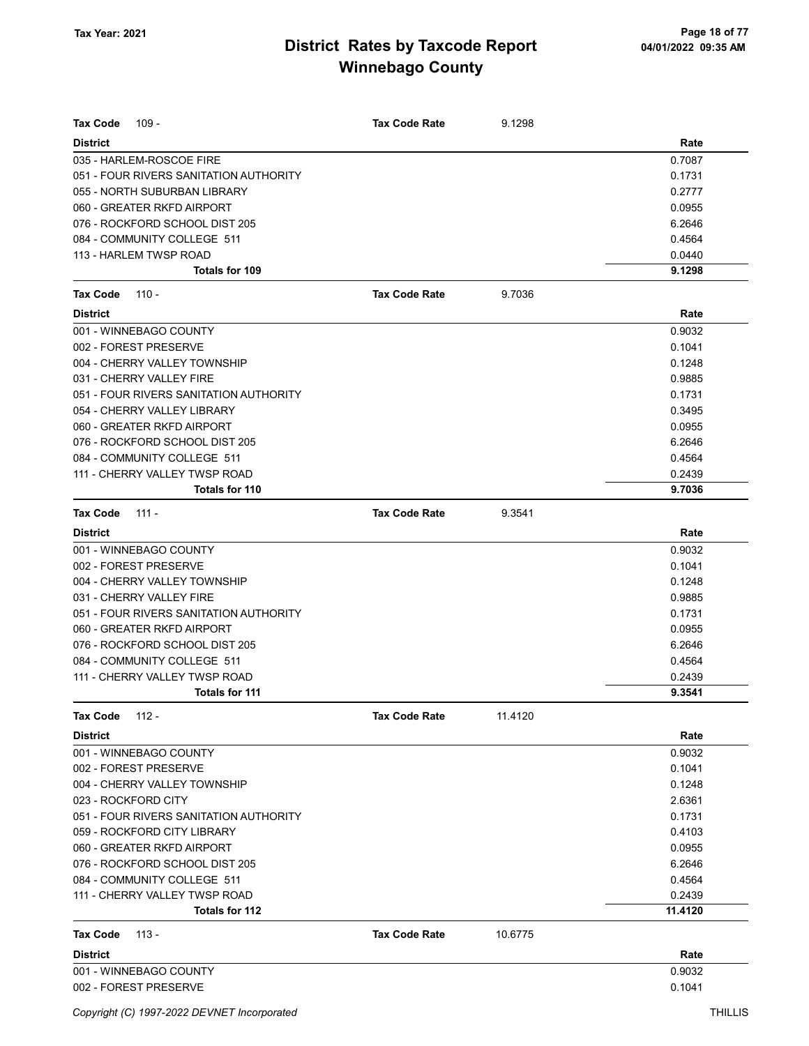# District Rates by Taxcode Report
# Winnebago County

Tax Year: 2021

| Tax Code 109 - | Tax Code Rate | 9.1298 |
|---|---|---|
| **District** | | **Rate** |
| 035 - HARLEM-ROSCOE FIRE | | 0.7087 |
| 051 - FOUR RIVERS SANITATION AUTHORITY | | 0.1731 |
| 055 - NORTH SUBURBAN LIBRARY | | 0.2777 |
| 060 - GREATER RKFD AIRPORT | | 0.0955 |
| 076 - ROCKFORD SCHOOL DIST 205 | | 6.2646 |
| 084 - COMMUNITY COLLEGE 511 | | 0.4564 |
| 113 - HARLEM TWSP ROAD | | 0.0440 |
| **Totals for 109** | | **9.1298** |

| Tax Code 110 - | Tax Code Rate | 9.7036 |
|---|---|---|
| **District** | | **Rate** |
| 001 - WINNEBAGO COUNTY | | 0.9032 |
| 002 - FOREST PRESERVE | | 0.1041 |
| 004 - CHERRY VALLEY TOWNSHIP | | 0.1248 |
| 031 - CHERRY VALLEY FIRE | | 0.9885 |
| 051 - FOUR RIVERS SANITATION AUTHORITY | | 0.1731 |
| 054 - CHERRY VALLEY LIBRARY | | 0.3495 |
| 060 - GREATER RKFD AIRPORT | | 0.0955 |
| 076 - ROCKFORD SCHOOL DIST 205 | | 6.2646 |
| 084 - COMMUNITY COLLEGE 511 | | 0.4564 |
| 111 - CHERRY VALLEY TWSP ROAD | | 0.2439 |
| **Totals for 110** | | **9.7036** |

| Tax Code 111 - | Tax Code Rate | 9.3541 |
|---|---|---|
| **District** | | **Rate** |
| 001 - WINNEBAGO COUNTY | | 0.9032 |
| 002 - FOREST PRESERVE | | 0.1041 |
| 004 - CHERRY VALLEY TOWNSHIP | | 0.1248 |
| 031 - CHERRY VALLEY FIRE | | 0.9885 |
| 051 - FOUR RIVERS SANITATION AUTHORITY | | 0.1731 |
| 060 - GREATER RKFD AIRPORT | | 0.0955 |
| 076 - ROCKFORD SCHOOL DIST 205 | | 6.2646 |
| 084 - COMMUNITY COLLEGE 511 | | 0.4564 |
| 111 - CHERRY VALLEY TWSP ROAD | | 0.2439 |
| **Totals for 111** | | **9.3541** |

| Tax Code 112 - | Tax Code Rate | 11.4120 |
|---|---|---|
| **District** | | **Rate** |
| 001 - WINNEBAGO COUNTY | | 0.9032 |
| 002 - FOREST PRESERVE | | 0.1041 |
| 004 - CHERRY VALLEY TOWNSHIP | | 0.1248 |
| 023 - ROCKFORD CITY | | 2.6361 |
| 051 - FOUR RIVERS SANITATION AUTHORITY | | 0.1731 |
| 059 - ROCKFORD CITY LIBRARY | | 0.4103 |
| 060 - GREATER RKFD AIRPORT | | 0.0955 |
| 076 - ROCKFORD SCHOOL DIST 205 | | 6.2646 |
| 084 - COMMUNITY COLLEGE 511 | | 0.4564 |
| 111 - CHERRY VALLEY TWSP ROAD | | 0.2439 |
| **Totals for 112** | | **11.4120** |

| Tax Code 113 - | Tax Code Rate | 10.6775 |
|---|---|---|
| **District** | | **Rate** |
| 001 - WINNEBAGO COUNTY | | 0.9032 |
| 002 - FOREST PRESERVE | | 0.1041 |

Copyright (C) 1997-2022 DEVNET Incorporated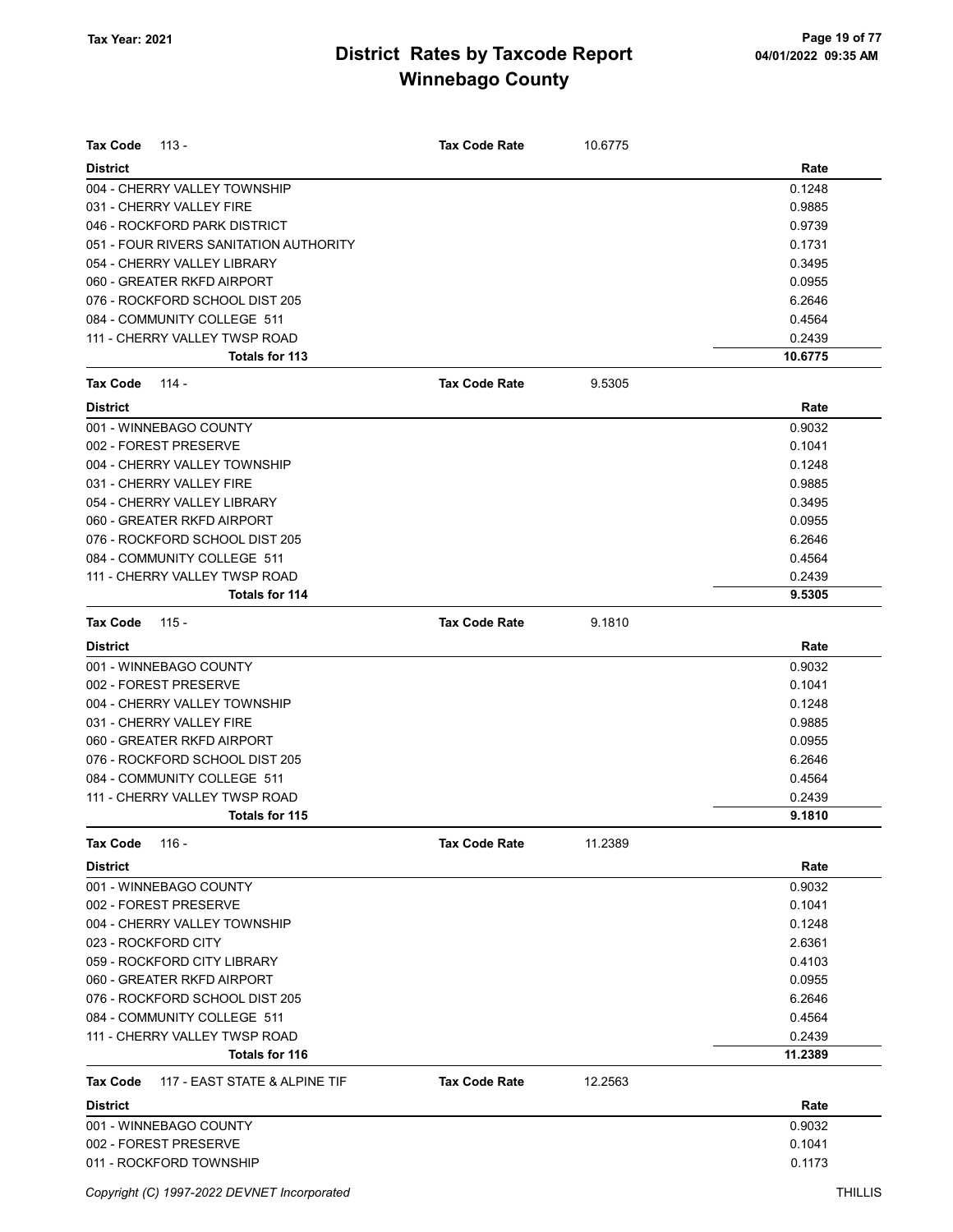# District Rates by Taxcode Report
## Winnebago County

Tax Year: 2021

**Tax Code** 113 - **Tax Code Rate** 10.6775

| District | Rate |
|---|---|
| 004 - CHERRY VALLEY TOWNSHIP | 0.1248 |
| 031 - CHERRY VALLEY FIRE | 0.9885 |
| 046 - ROCKFORD PARK DISTRICT | 0.9739 |
| 051 - FOUR RIVERS SANITATION AUTHORITY | 0.1731 |
| 054 - CHERRY VALLEY LIBRARY | 0.3495 |
| 060 - GREATER RKFD AIRPORT | 0.0955 |
| 076 - ROCKFORD SCHOOL DIST 205 | 6.2646 |
| 084 - COMMUNITY COLLEGE 511 | 0.4564 |
| 111 - CHERRY VALLEY TWSP ROAD | 0.2439 |
| **Totals for 113** | **10.6775** |

**Tax Code** 114 - **Tax Code Rate** 9.5305

| District | Rate |
|---|---|
| 001 - WINNEBAGO COUNTY | 0.9032 |
| 002 - FOREST PRESERVE | 0.1041 |
| 004 - CHERRY VALLEY TOWNSHIP | 0.1248 |
| 031 - CHERRY VALLEY FIRE | 0.9885 |
| 054 - CHERRY VALLEY LIBRARY | 0.3495 |
| 060 - GREATER RKFD AIRPORT | 0.0955 |
| 076 - ROCKFORD SCHOOL DIST 205 | 6.2646 |
| 084 - COMMUNITY COLLEGE 511 | 0.4564 |
| 111 - CHERRY VALLEY TWSP ROAD | 0.2439 |
| **Totals for 114** | **9.5305** |

**Tax Code** 115 - **Tax Code Rate** 9.1810

| District | Rate |
|---|---|
| 001 - WINNEBAGO COUNTY | 0.9032 |
| 002 - FOREST PRESERVE | 0.1041 |
| 004 - CHERRY VALLEY TOWNSHIP | 0.1248 |
| 031 - CHERRY VALLEY FIRE | 0.9885 |
| 060 - GREATER RKFD AIRPORT | 0.0955 |
| 076 - ROCKFORD SCHOOL DIST 205 | 6.2646 |
| 084 - COMMUNITY COLLEGE 511 | 0.4564 |
| 111 - CHERRY VALLEY TWSP ROAD | 0.2439 |
| **Totals for 115** | **9.1810** |

**Tax Code** 116 - **Tax Code Rate** 11.2389

| District | Rate |
|---|---|
| 001 - WINNEBAGO COUNTY | 0.9032 |
| 002 - FOREST PRESERVE | 0.1041 |
| 004 - CHERRY VALLEY TOWNSHIP | 0.1248 |
| 023 - ROCKFORD CITY | 2.6361 |
| 059 - ROCKFORD CITY LIBRARY | 0.4103 |
| 060 - GREATER RKFD AIRPORT | 0.0955 |
| 076 - ROCKFORD SCHOOL DIST 205 | 6.2646 |
| 084 - COMMUNITY COLLEGE 511 | 0.4564 |
| 111 - CHERRY VALLEY TWSP ROAD | 0.2439 |
| **Totals for 116** | **11.2389** |

**Tax Code** 117 - EAST STATE & ALPINE TIF **Tax Code Rate** 12.2563

| District | Rate |
|---|---|
| 001 - WINNEBAGO COUNTY | 0.9032 |
| 002 - FOREST PRESERVE | 0.1041 |
| 011 - ROCKFORD TOWNSHIP | 0.1173 |

Copyright (C) 1997-2022 DEVNET Incorporated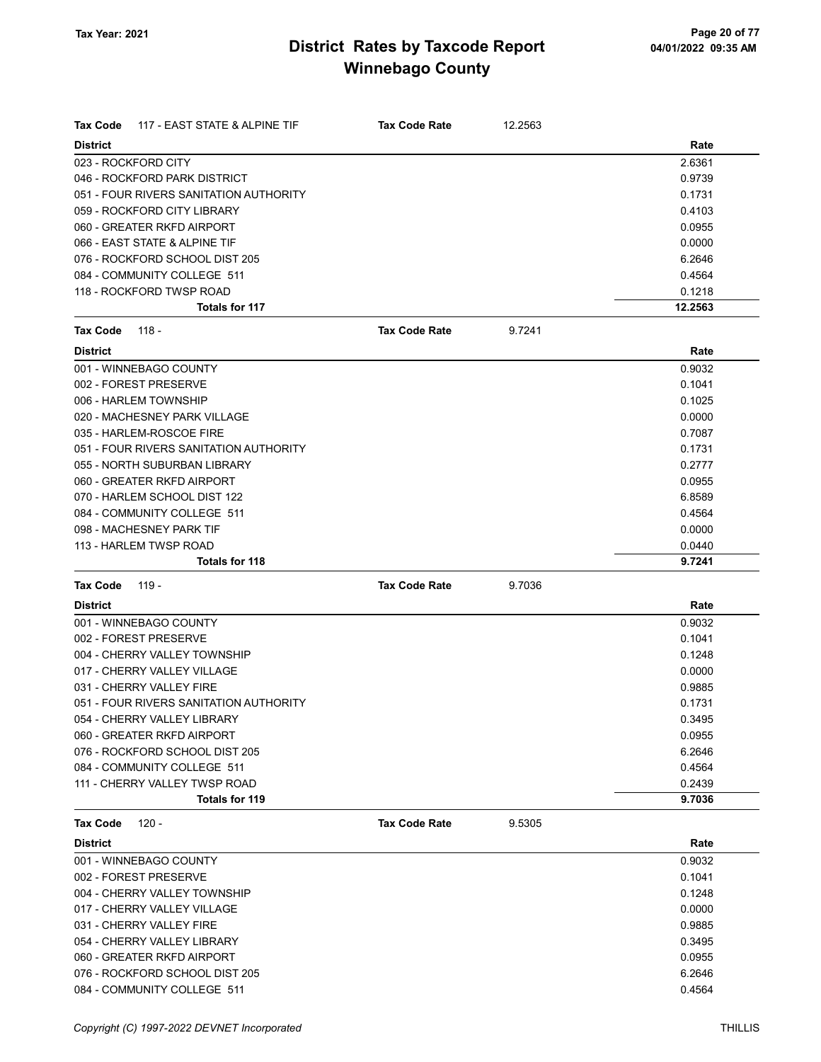# District Rates by Taxcode Report
# Winnebago County

Tax Year: 2021

**Tax Code** 117 - EAST STATE & ALPINE TIF **Tax Code Rate** 12.2563

| District | Rate |
|---|---|
| 023 - ROCKFORD CITY | 2.6361 |
| 046 - ROCKFORD PARK DISTRICT | 0.9739 |
| 051 - FOUR RIVERS SANITATION AUTHORITY | 0.1731 |
| 059 - ROCKFORD CITY LIBRARY | 0.4103 |
| 060 - GREATER RKFD AIRPORT | 0.0955 |
| 066 - EAST STATE & ALPINE TIF | 0.0000 |
| 076 - ROCKFORD SCHOOL DIST 205 | 6.2646 |
| 084 - COMMUNITY COLLEGE 511 | 0.4564 |
| 118 - ROCKFORD TWSP ROAD | 0.1218 |
| **Totals for 117** | **12.2563** |

**Tax Code** 118 - **Tax Code Rate** 9.7241

| District | Rate |
|---|---|
| 001 - WINNEBAGO COUNTY | 0.9032 |
| 002 - FOREST PRESERVE | 0.1041 |
| 006 - HARLEM TOWNSHIP | 0.1025 |
| 020 - MACHESNEY PARK VILLAGE | 0.0000 |
| 035 - HARLEM-ROSCOE FIRE | 0.7087 |
| 051 - FOUR RIVERS SANITATION AUTHORITY | 0.1731 |
| 055 - NORTH SUBURBAN LIBRARY | 0.2777 |
| 060 - GREATER RKFD AIRPORT | 0.0955 |
| 070 - HARLEM SCHOOL DIST 122 | 6.8589 |
| 084 - COMMUNITY COLLEGE 511 | 0.4564 |
| 098 - MACHESNEY PARK TIF | 0.0000 |
| 113 - HARLEM TWSP ROAD | 0.0440 |
| **Totals for 118** | **9.7241** |

**Tax Code** 119 - **Tax Code Rate** 9.7036

| District | Rate |
|---|---|
| 001 - WINNEBAGO COUNTY | 0.9032 |
| 002 - FOREST PRESERVE | 0.1041 |
| 004 - CHERRY VALLEY TOWNSHIP | 0.1248 |
| 017 - CHERRY VALLEY VILLAGE | 0.0000 |
| 031 - CHERRY VALLEY FIRE | 0.9885 |
| 051 - FOUR RIVERS SANITATION AUTHORITY | 0.1731 |
| 054 - CHERRY VALLEY LIBRARY | 0.3495 |
| 060 - GREATER RKFD AIRPORT | 0.0955 |
| 076 - ROCKFORD SCHOOL DIST 205 | 6.2646 |
| 084 - COMMUNITY COLLEGE 511 | 0.4564 |
| 111 - CHERRY VALLEY TWSP ROAD | 0.2439 |
| **Totals for 119** | **9.7036** |

**Tax Code** 120 - **Tax Code Rate** 9.5305

| District | Rate |
|---|---|
| 001 - WINNEBAGO COUNTY | 0.9032 |
| 002 - FOREST PRESERVE | 0.1041 |
| 004 - CHERRY VALLEY TOWNSHIP | 0.1248 |
| 017 - CHERRY VALLEY VILLAGE | 0.0000 |
| 031 - CHERRY VALLEY FIRE | 0.9885 |
| 054 - CHERRY VALLEY LIBRARY | 0.3495 |
| 060 - GREATER RKFD AIRPORT | 0.0955 |
| 076 - ROCKFORD SCHOOL DIST 205 | 6.2646 |
| 084 - COMMUNITY COLLEGE 511 | 0.4564 |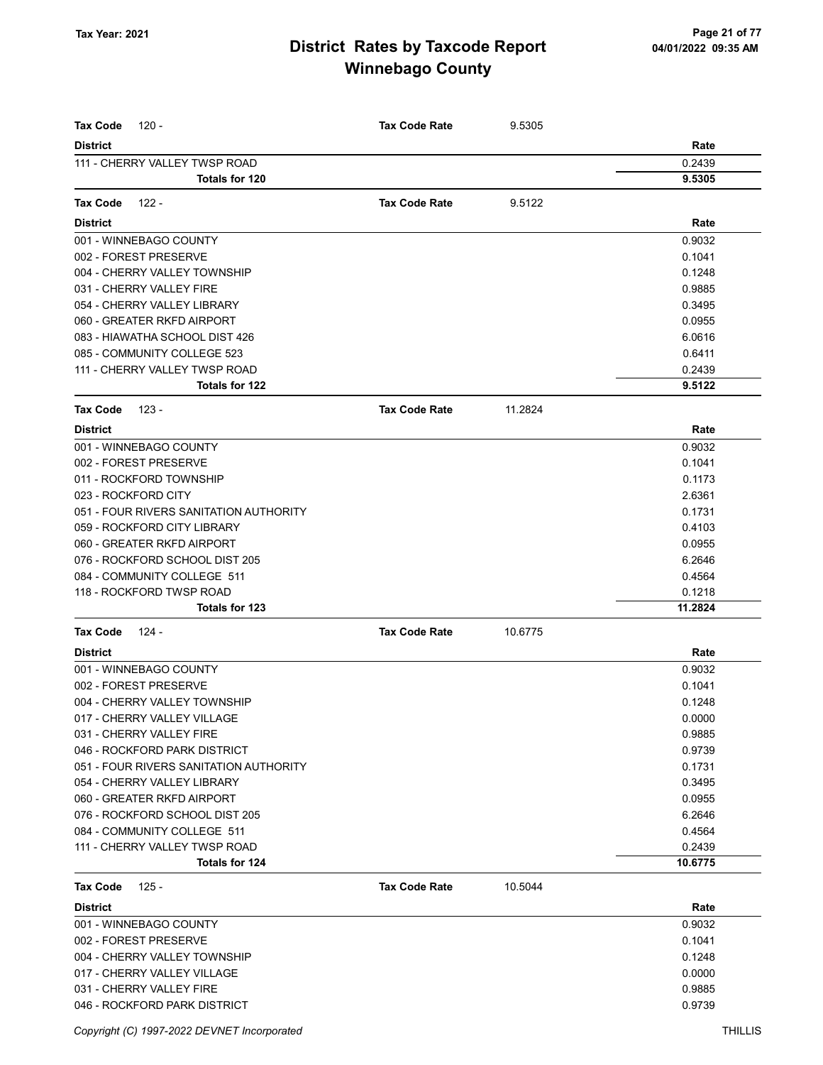# District Rates by Taxcode Report
# Winnebago County

Tax Year: 2021

**Tax Code** 120 - **Tax Code Rate** 9.5305

| District | Rate |
|---|---|
| 111 - CHERRY VALLEY TWSP ROAD | 0.2439 |
| **Totals for 120** | **9.5305** |

**Tax Code** 122 - **Tax Code Rate** 9.5122

| District | Rate |
|---|---|
| 001 - WINNEBAGO COUNTY | 0.9032 |
| 002 - FOREST PRESERVE | 0.1041 |
| 004 - CHERRY VALLEY TOWNSHIP | 0.1248 |
| 031 - CHERRY VALLEY FIRE | 0.9885 |
| 054 - CHERRY VALLEY LIBRARY | 0.3495 |
| 060 - GREATER RKFD AIRPORT | 0.0955 |
| 083 - HIAWATHA SCHOOL DIST 426 | 6.0616 |
| 085 - COMMUNITY COLLEGE 523 | 0.6411 |
| 111 - CHERRY VALLEY TWSP ROAD | 0.2439 |
| **Totals for 122** | **9.5122** |

**Tax Code** 123 - **Tax Code Rate** 11.2824

| District | Rate |
|---|---|
| 001 - WINNEBAGO COUNTY | 0.9032 |
| 002 - FOREST PRESERVE | 0.1041 |
| 011 - ROCKFORD TOWNSHIP | 0.1173 |
| 023 - ROCKFORD CITY | 2.6361 |
| 051 - FOUR RIVERS SANITATION AUTHORITY | 0.1731 |
| 059 - ROCKFORD CITY LIBRARY | 0.4103 |
| 060 - GREATER RKFD AIRPORT | 0.0955 |
| 076 - ROCKFORD SCHOOL DIST 205 | 6.2646 |
| 084 - COMMUNITY COLLEGE 511 | 0.4564 |
| 118 - ROCKFORD TWSP ROAD | 0.1218 |
| **Totals for 123** | **11.2824** |

**Tax Code** 124 - **Tax Code Rate** 10.6775

| District | Rate |
|---|---|
| 001 - WINNEBAGO COUNTY | 0.9032 |
| 002 - FOREST PRESERVE | 0.1041 |
| 004 - CHERRY VALLEY TOWNSHIP | 0.1248 |
| 017 - CHERRY VALLEY VILLAGE | 0.0000 |
| 031 - CHERRY VALLEY FIRE | 0.9885 |
| 046 - ROCKFORD PARK DISTRICT | 0.9739 |
| 051 - FOUR RIVERS SANITATION AUTHORITY | 0.1731 |
| 054 - CHERRY VALLEY LIBRARY | 0.3495 |
| 060 - GREATER RKFD AIRPORT | 0.0955 |
| 076 - ROCKFORD SCHOOL DIST 205 | 6.2646 |
| 084 - COMMUNITY COLLEGE 511 | 0.4564 |
| 111 - CHERRY VALLEY TWSP ROAD | 0.2439 |
| **Totals for 124** | **10.6775** |

**Tax Code** 125 - **Tax Code Rate** 10.5044

| District | Rate |
|---|---|
| 001 - WINNEBAGO COUNTY | 0.9032 |
| 002 - FOREST PRESERVE | 0.1041 |
| 004 - CHERRY VALLEY TOWNSHIP | 0.1248 |
| 017 - CHERRY VALLEY VILLAGE | 0.0000 |
| 031 - CHERRY VALLEY FIRE | 0.9885 |
| 046 - ROCKFORD PARK DISTRICT | 0.9739 |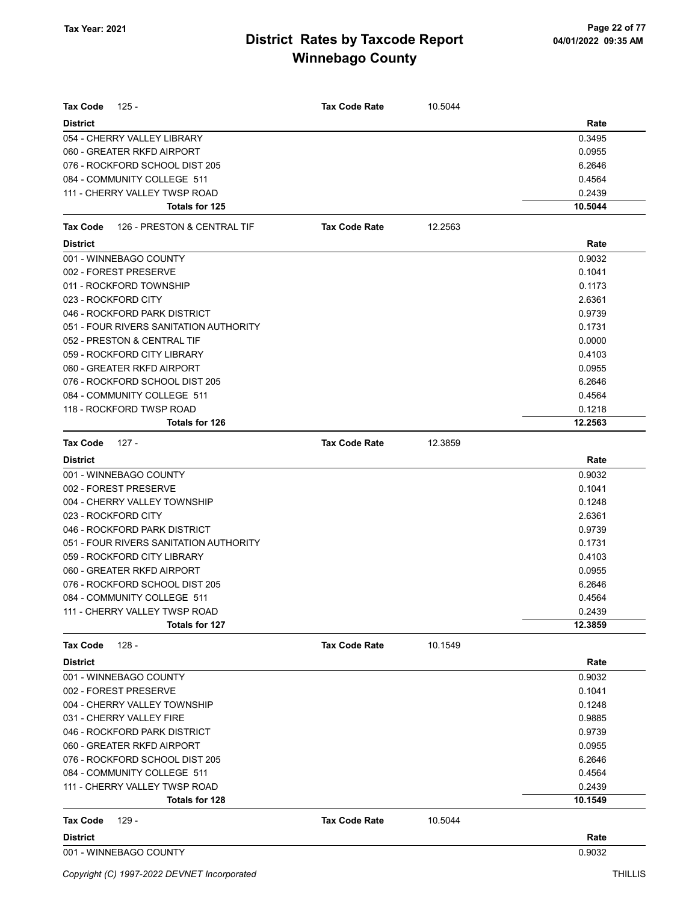| Tax Code | 125 - | Tax Code Rate | 10.5044 |
|---|---|---|---|
| **District** | | | **Rate** |
| 054 - CHERRY VALLEY LIBRARY | | | 0.3495 |
| 060 - GREATER RKFD AIRPORT | | | 0.0955 |
| 076 - ROCKFORD SCHOOL DIST 205 | | | 6.2646 |
| 084 - COMMUNITY COLLEGE 511 | | | 0.4564 |
| 111 - CHERRY VALLEY TWSP ROAD | | | 0.2439 |
| **Totals for 125** | | | **10.5044** |

| Tax Code | 126 - PRESTON & CENTRAL TIF | Tax Code Rate | 12.2563 |
|---|---|---|---|
| **District** | | | **Rate** |
| 001 - WINNEBAGO COUNTY | | | 0.9032 |
| 002 - FOREST PRESERVE | | | 0.1041 |
| 011 - ROCKFORD TOWNSHIP | | | 0.1173 |
| 023 - ROCKFORD CITY | | | 2.6361 |
| 046 - ROCKFORD PARK DISTRICT | | | 0.9739 |
| 051 - FOUR RIVERS SANITATION AUTHORITY | | | 0.1731 |
| 052 - PRESTON & CENTRAL TIF | | | 0.0000 |
| 059 - ROCKFORD CITY LIBRARY | | | 0.4103 |
| 060 - GREATER RKFD AIRPORT | | | 0.0955 |
| 076 - ROCKFORD SCHOOL DIST 205 | | | 6.2646 |
| 084 - COMMUNITY COLLEGE 511 | | | 0.4564 |
| 118 - ROCKFORD TWSP ROAD | | | 0.1218 |
| **Totals for 126** | | | **12.2563** |

| Tax Code | 127 - | Tax Code Rate | 12.3859 |
|---|---|---|---|
| **District** | | | **Rate** |
| 001 - WINNEBAGO COUNTY | | | 0.9032 |
| 002 - FOREST PRESERVE | | | 0.1041 |
| 004 - CHERRY VALLEY TOWNSHIP | | | 0.1248 |
| 023 - ROCKFORD CITY | | | 2.6361 |
| 046 - ROCKFORD PARK DISTRICT | | | 0.9739 |
| 051 - FOUR RIVERS SANITATION AUTHORITY | | | 0.1731 |
| 059 - ROCKFORD CITY LIBRARY | | | 0.4103 |
| 060 - GREATER RKFD AIRPORT | | | 0.0955 |
| 076 - ROCKFORD SCHOOL DIST 205 | | | 6.2646 |
| 084 - COMMUNITY COLLEGE 511 | | | 0.4564 |
| 111 - CHERRY VALLEY TWSP ROAD | | | 0.2439 |
| **Totals for 127** | | | **12.3859** |

| Tax Code | 128 - | Tax Code Rate | 10.1549 |
|---|---|---|---|
| **District** | | | **Rate** |
| 001 - WINNEBAGO COUNTY | | | 0.9032 |
| 002 - FOREST PRESERVE | | | 0.1041 |
| 004 - CHERRY VALLEY TOWNSHIP | | | 0.1248 |
| 031 - CHERRY VALLEY FIRE | | | 0.9885 |
| 046 - ROCKFORD PARK DISTRICT | | | 0.9739 |
| 060 - GREATER RKFD AIRPORT | | | 0.0955 |
| 076 - ROCKFORD SCHOOL DIST 205 | | | 6.2646 |
| 084 - COMMUNITY COLLEGE 511 | | | 0.4564 |
| 111 - CHERRY VALLEY TWSP ROAD | | | 0.2439 |
| **Totals for 128** | | | **10.1549** |

| Tax Code | 129 - | Tax Code Rate | 10.5044 |
|---|---|---|---|
| **District** | | | **Rate** |
| 001 - WINNEBAGO COUNTY | | | 0.9032 |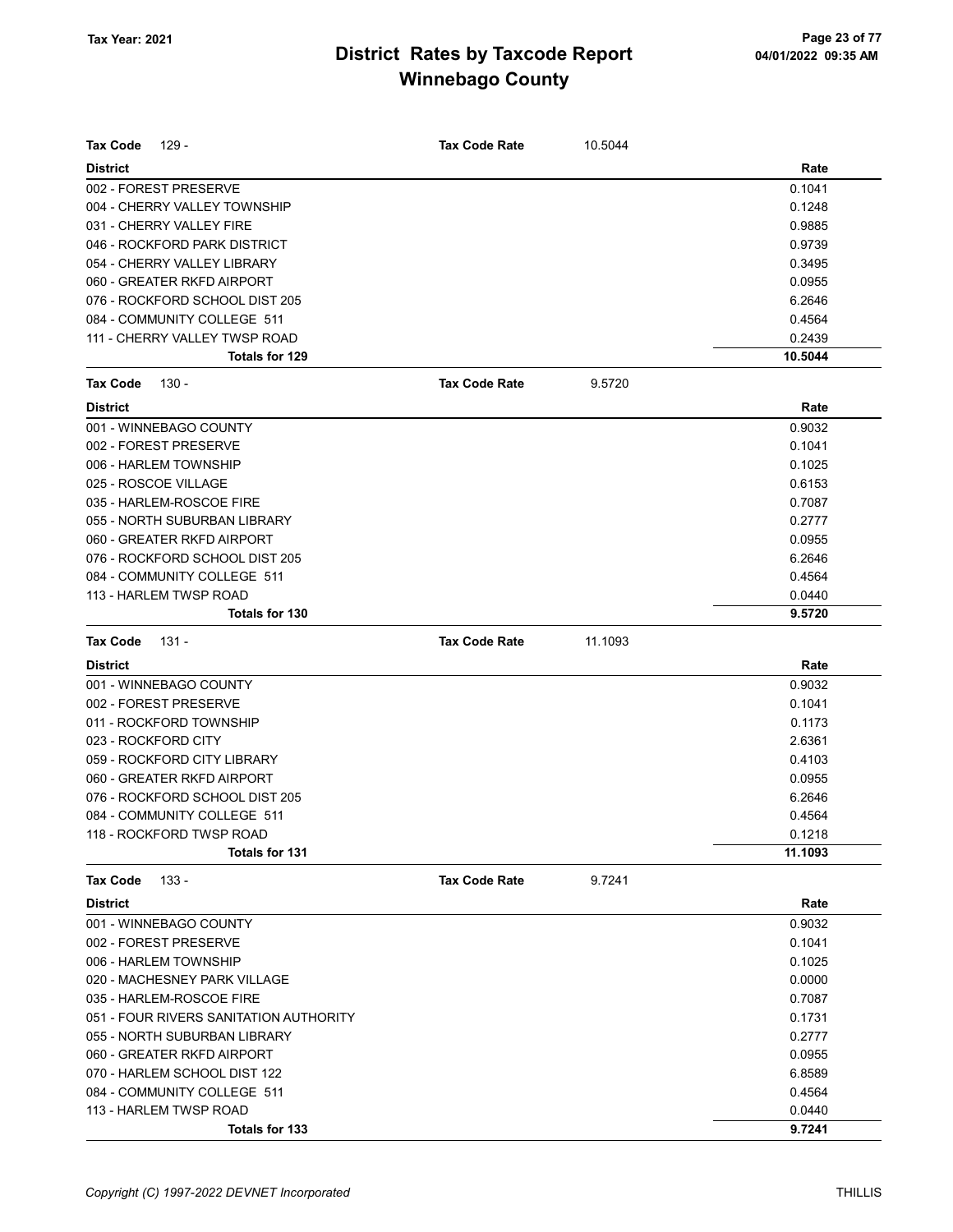# District Rates by Taxcode Report
# Winnebago County

Tax Year: 2021

**Tax Code** 129 - **Tax Code Rate** 10.5044

| District | Rate |
|---|---|
| 002 - FOREST PRESERVE | 0.1041 |
| 004 - CHERRY VALLEY TOWNSHIP | 0.1248 |
| 031 - CHERRY VALLEY FIRE | 0.9885 |
| 046 - ROCKFORD PARK DISTRICT | 0.9739 |
| 054 - CHERRY VALLEY LIBRARY | 0.3495 |
| 060 - GREATER RKFD AIRPORT | 0.0955 |
| 076 - ROCKFORD SCHOOL DIST 205 | 6.2646 |
| 084 - COMMUNITY COLLEGE 511 | 0.4564 |
| 111 - CHERRY VALLEY TWSP ROAD | 0.2439 |
| **Totals for 129** | **10.5044** |

**Tax Code** 130 - **Tax Code Rate** 9.5720

| District | Rate |
|---|---|
| 001 - WINNEBAGO COUNTY | 0.9032 |
| 002 - FOREST PRESERVE | 0.1041 |
| 006 - HARLEM TOWNSHIP | 0.1025 |
| 025 - ROSCOE VILLAGE | 0.6153 |
| 035 - HARLEM-ROSCOE FIRE | 0.7087 |
| 055 - NORTH SUBURBAN LIBRARY | 0.2777 |
| 060 - GREATER RKFD AIRPORT | 0.0955 |
| 076 - ROCKFORD SCHOOL DIST 205 | 6.2646 |
| 084 - COMMUNITY COLLEGE 511 | 0.4564 |
| 113 - HARLEM TWSP ROAD | 0.0440 |
| **Totals for 130** | **9.5720** |

**Tax Code** 131 - **Tax Code Rate** 11.1093

| District | Rate |
|---|---|
| 001 - WINNEBAGO COUNTY | 0.9032 |
| 002 - FOREST PRESERVE | 0.1041 |
| 011 - ROCKFORD TOWNSHIP | 0.1173 |
| 023 - ROCKFORD CITY | 2.6361 |
| 059 - ROCKFORD CITY LIBRARY | 0.4103 |
| 060 - GREATER RKFD AIRPORT | 0.0955 |
| 076 - ROCKFORD SCHOOL DIST 205 | 6.2646 |
| 084 - COMMUNITY COLLEGE 511 | 0.4564 |
| 118 - ROCKFORD TWSP ROAD | 0.1218 |
| **Totals for 131** | **11.1093** |

**Tax Code** 133 - **Tax Code Rate** 9.7241

| District | Rate |
|---|---|
| 001 - WINNEBAGO COUNTY | 0.9032 |
| 002 - FOREST PRESERVE | 0.1041 |
| 006 - HARLEM TOWNSHIP | 0.1025 |
| 020 - MACHESNEY PARK VILLAGE | 0.0000 |
| 035 - HARLEM-ROSCOE FIRE | 0.7087 |
| 051 - FOUR RIVERS SANITATION AUTHORITY | 0.1731 |
| 055 - NORTH SUBURBAN LIBRARY | 0.2777 |
| 060 - GREATER RKFD AIRPORT | 0.0955 |
| 070 - HARLEM SCHOOL DIST 122 | 6.8589 |
| 084 - COMMUNITY COLLEGE 511 | 0.4564 |
| 113 - HARLEM TWSP ROAD | 0.0440 |
| **Totals for 133** | **9.7241** |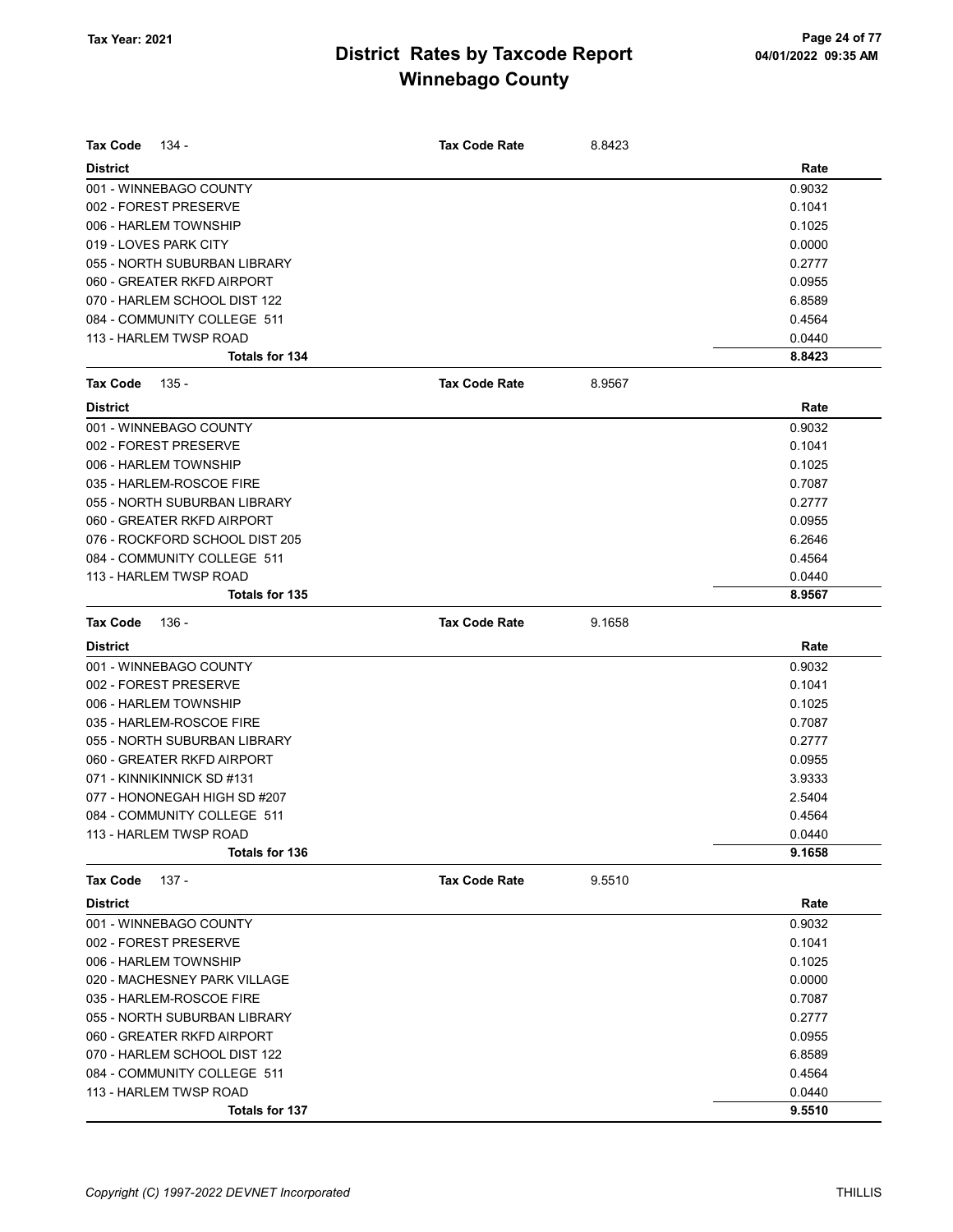# District Rates by Taxcode Report
# Winnebago County

Tax Year: 2021

**Tax Code** 134 - **Tax Code Rate** 8.8423

| District | Rate |
|---|---|
| 001 - WINNEBAGO COUNTY | 0.9032 |
| 002 - FOREST PRESERVE | 0.1041 |
| 006 - HARLEM TOWNSHIP | 0.1025 |
| 019 - LOVES PARK CITY | 0.0000 |
| 055 - NORTH SUBURBAN LIBRARY | 0.2777 |
| 060 - GREATER RKFD AIRPORT | 0.0955 |
| 070 - HARLEM SCHOOL DIST 122 | 6.8589 |
| 084 - COMMUNITY COLLEGE 511 | 0.4564 |
| 113 - HARLEM TWSP ROAD | 0.0440 |
| **Totals for 134** | **8.8423** |

**Tax Code** 135 - **Tax Code Rate** 8.9567

| District | Rate |
|---|---|
| 001 - WINNEBAGO COUNTY | 0.9032 |
| 002 - FOREST PRESERVE | 0.1041 |
| 006 - HARLEM TOWNSHIP | 0.1025 |
| 035 - HARLEM-ROSCOE FIRE | 0.7087 |
| 055 - NORTH SUBURBAN LIBRARY | 0.2777 |
| 060 - GREATER RKFD AIRPORT | 0.0955 |
| 076 - ROCKFORD SCHOOL DIST 205 | 6.2646 |
| 084 - COMMUNITY COLLEGE 511 | 0.4564 |
| 113 - HARLEM TWSP ROAD | 0.0440 |
| **Totals for 135** | **8.9567** |

**Tax Code** 136 - **Tax Code Rate** 9.1658

| District | Rate |
|---|---|
| 001 - WINNEBAGO COUNTY | 0.9032 |
| 002 - FOREST PRESERVE | 0.1041 |
| 006 - HARLEM TOWNSHIP | 0.1025 |
| 035 - HARLEM-ROSCOE FIRE | 0.7087 |
| 055 - NORTH SUBURBAN LIBRARY | 0.2777 |
| 060 - GREATER RKFD AIRPORT | 0.0955 |
| 071 - KINNIKINNICK SD #131 | 3.9333 |
| 077 - HONONEGAH HIGH SD #207 | 2.5404 |
| 084 - COMMUNITY COLLEGE 511 | 0.4564 |
| 113 - HARLEM TWSP ROAD | 0.0440 |
| **Totals for 136** | **9.1658** |

**Tax Code** 137 - **Tax Code Rate** 9.5510

| District | Rate |
|---|---|
| 001 - WINNEBAGO COUNTY | 0.9032 |
| 002 - FOREST PRESERVE | 0.1041 |
| 006 - HARLEM TOWNSHIP | 0.1025 |
| 020 - MACHESNEY PARK VILLAGE | 0.0000 |
| 035 - HARLEM-ROSCOE FIRE | 0.7087 |
| 055 - NORTH SUBURBAN LIBRARY | 0.2777 |
| 060 - GREATER RKFD AIRPORT | 0.0955 |
| 070 - HARLEM SCHOOL DIST 122 | 6.8589 |
| 084 - COMMUNITY COLLEGE 511 | 0.4564 |
| 113 - HARLEM TWSP ROAD | 0.0440 |
| **Totals for 137** | **9.5510** |

*Copyright (C) 1997-2022 DEVNET Incorporated* THILLIS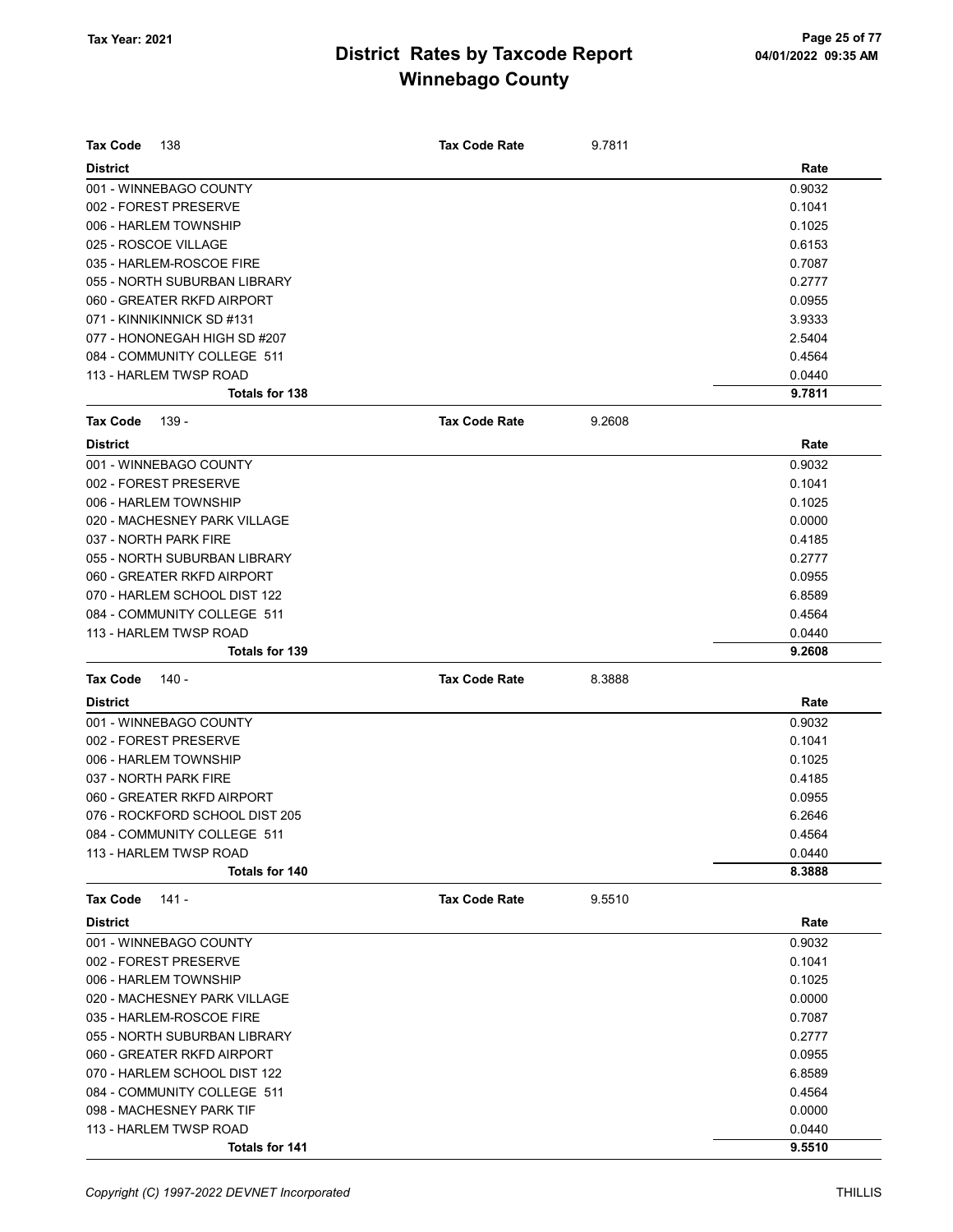# District Rates by Taxcode Report
# Winnebago County

Tax Year: 2021

| Tax Code 138 | Tax Code Rate 9.7811 |
|---|---|
| **District** | **Rate** |
| 001 - WINNEBAGO COUNTY | 0.9032 |
| 002 - FOREST PRESERVE | 0.1041 |
| 006 - HARLEM TOWNSHIP | 0.1025 |
| 025 - ROSCOE VILLAGE | 0.6153 |
| 035 - HARLEM-ROSCOE FIRE | 0.7087 |
| 055 - NORTH SUBURBAN LIBRARY | 0.2777 |
| 060 - GREATER RKFD AIRPORT | 0.0955 |
| 071 - KINNIKINNICK SD #131 | 3.9333 |
| 077 - HONONEGAH HIGH SD #207 | 2.5404 |
| 084 - COMMUNITY COLLEGE 511 | 0.4564 |
| 113 - HARLEM TWSP ROAD | 0.0440 |
| **Totals for 138** | **9.7811** |

| Tax Code 139 - | Tax Code Rate 9.2608 |
|---|---|
| **District** | **Rate** |
| 001 - WINNEBAGO COUNTY | 0.9032 |
| 002 - FOREST PRESERVE | 0.1041 |
| 006 - HARLEM TOWNSHIP | 0.1025 |
| 020 - MACHESNEY PARK VILLAGE | 0.0000 |
| 037 - NORTH PARK FIRE | 0.4185 |
| 055 - NORTH SUBURBAN LIBRARY | 0.2777 |
| 060 - GREATER RKFD AIRPORT | 0.0955 |
| 070 - HARLEM SCHOOL DIST 122 | 6.8589 |
| 084 - COMMUNITY COLLEGE 511 | 0.4564 |
| 113 - HARLEM TWSP ROAD | 0.0440 |
| **Totals for 139** | **9.2608** |

| Tax Code 140 - | Tax Code Rate 8.3888 |
|---|---|
| **District** | **Rate** |
| 001 - WINNEBAGO COUNTY | 0.9032 |
| 002 - FOREST PRESERVE | 0.1041 |
| 006 - HARLEM TOWNSHIP | 0.1025 |
| 037 - NORTH PARK FIRE | 0.4185 |
| 060 - GREATER RKFD AIRPORT | 0.0955 |
| 076 - ROCKFORD SCHOOL DIST 205 | 6.2646 |
| 084 - COMMUNITY COLLEGE 511 | 0.4564 |
| 113 - HARLEM TWSP ROAD | 0.0440 |
| **Totals for 140** | **8.3888** |

| Tax Code 141 - | Tax Code Rate 9.5510 |
|---|---|
| **District** | **Rate** |
| 001 - WINNEBAGO COUNTY | 0.9032 |
| 002 - FOREST PRESERVE | 0.1041 |
| 006 - HARLEM TOWNSHIP | 0.1025 |
| 020 - MACHESNEY PARK VILLAGE | 0.0000 |
| 035 - HARLEM-ROSCOE FIRE | 0.7087 |
| 055 - NORTH SUBURBAN LIBRARY | 0.2777 |
| 060 - GREATER RKFD AIRPORT | 0.0955 |
| 070 - HARLEM SCHOOL DIST 122 | 6.8589 |
| 084 - COMMUNITY COLLEGE 511 | 0.4564 |
| 098 - MACHESNEY PARK TIF | 0.0000 |
| 113 - HARLEM TWSP ROAD | 0.0440 |
| **Totals for 141** | **9.5510** |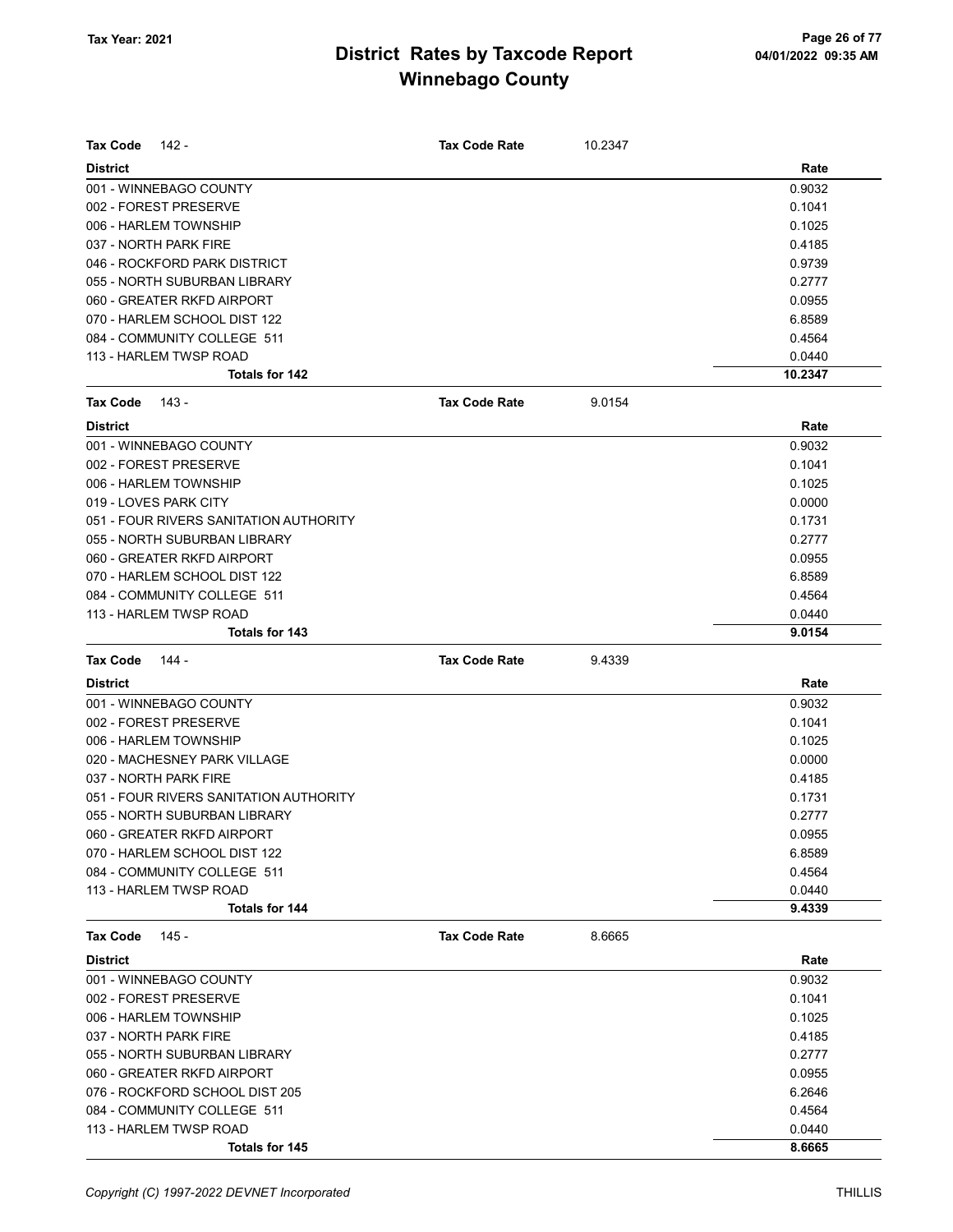# District Rates by Taxcode Report
## Winnebago County

Tax Year: 2021

**Tax Code** 142 - **Tax Code Rate** 10.2347

| District | Rate |
|---|---|
| 001 - WINNEBAGO COUNTY | 0.9032 |
| 002 - FOREST PRESERVE | 0.1041 |
| 006 - HARLEM TOWNSHIP | 0.1025 |
| 037 - NORTH PARK FIRE | 0.4185 |
| 046 - ROCKFORD PARK DISTRICT | 0.9739 |
| 055 - NORTH SUBURBAN LIBRARY | 0.2777 |
| 060 - GREATER RKFD AIRPORT | 0.0955 |
| 070 - HARLEM SCHOOL DIST 122 | 6.8589 |
| 084 - COMMUNITY COLLEGE 511 | 0.4564 |
| 113 - HARLEM TWSP ROAD | 0.0440 |
| **Totals for 142** | **10.2347** |

**Tax Code** 143 - **Tax Code Rate** 9.0154

| District | Rate |
|---|---|
| 001 - WINNEBAGO COUNTY | 0.9032 |
| 002 - FOREST PRESERVE | 0.1041 |
| 006 - HARLEM TOWNSHIP | 0.1025 |
| 019 - LOVES PARK CITY | 0.0000 |
| 051 - FOUR RIVERS SANITATION AUTHORITY | 0.1731 |
| 055 - NORTH SUBURBAN LIBRARY | 0.2777 |
| 060 - GREATER RKFD AIRPORT | 0.0955 |
| 070 - HARLEM SCHOOL DIST 122 | 6.8589 |
| 084 - COMMUNITY COLLEGE 511 | 0.4564 |
| 113 - HARLEM TWSP ROAD | 0.0440 |
| **Totals for 143** | **9.0154** |

**Tax Code** 144 - **Tax Code Rate** 9.4339

| District | Rate |
|---|---|
| 001 - WINNEBAGO COUNTY | 0.9032 |
| 002 - FOREST PRESERVE | 0.1041 |
| 006 - HARLEM TOWNSHIP | 0.1025 |
| 020 - MACHESNEY PARK VILLAGE | 0.0000 |
| 037 - NORTH PARK FIRE | 0.4185 |
| 051 - FOUR RIVERS SANITATION AUTHORITY | 0.1731 |
| 055 - NORTH SUBURBAN LIBRARY | 0.2777 |
| 060 - GREATER RKFD AIRPORT | 0.0955 |
| 070 - HARLEM SCHOOL DIST 122 | 6.8589 |
| 084 - COMMUNITY COLLEGE 511 | 0.4564 |
| 113 - HARLEM TWSP ROAD | 0.0440 |
| **Totals for 144** | **9.4339** |

**Tax Code** 145 - **Tax Code Rate** 8.6665

| District | Rate |
|---|---|
| 001 - WINNEBAGO COUNTY | 0.9032 |
| 002 - FOREST PRESERVE | 0.1041 |
| 006 - HARLEM TOWNSHIP | 0.1025 |
| 037 - NORTH PARK FIRE | 0.4185 |
| 055 - NORTH SUBURBAN LIBRARY | 0.2777 |
| 060 - GREATER RKFD AIRPORT | 0.0955 |
| 076 - ROCKFORD SCHOOL DIST 205 | 6.2646 |
| 084 - COMMUNITY COLLEGE 511 | 0.4564 |
| 113 - HARLEM TWSP ROAD | 0.0440 |
| **Totals for 145** | **8.6665** |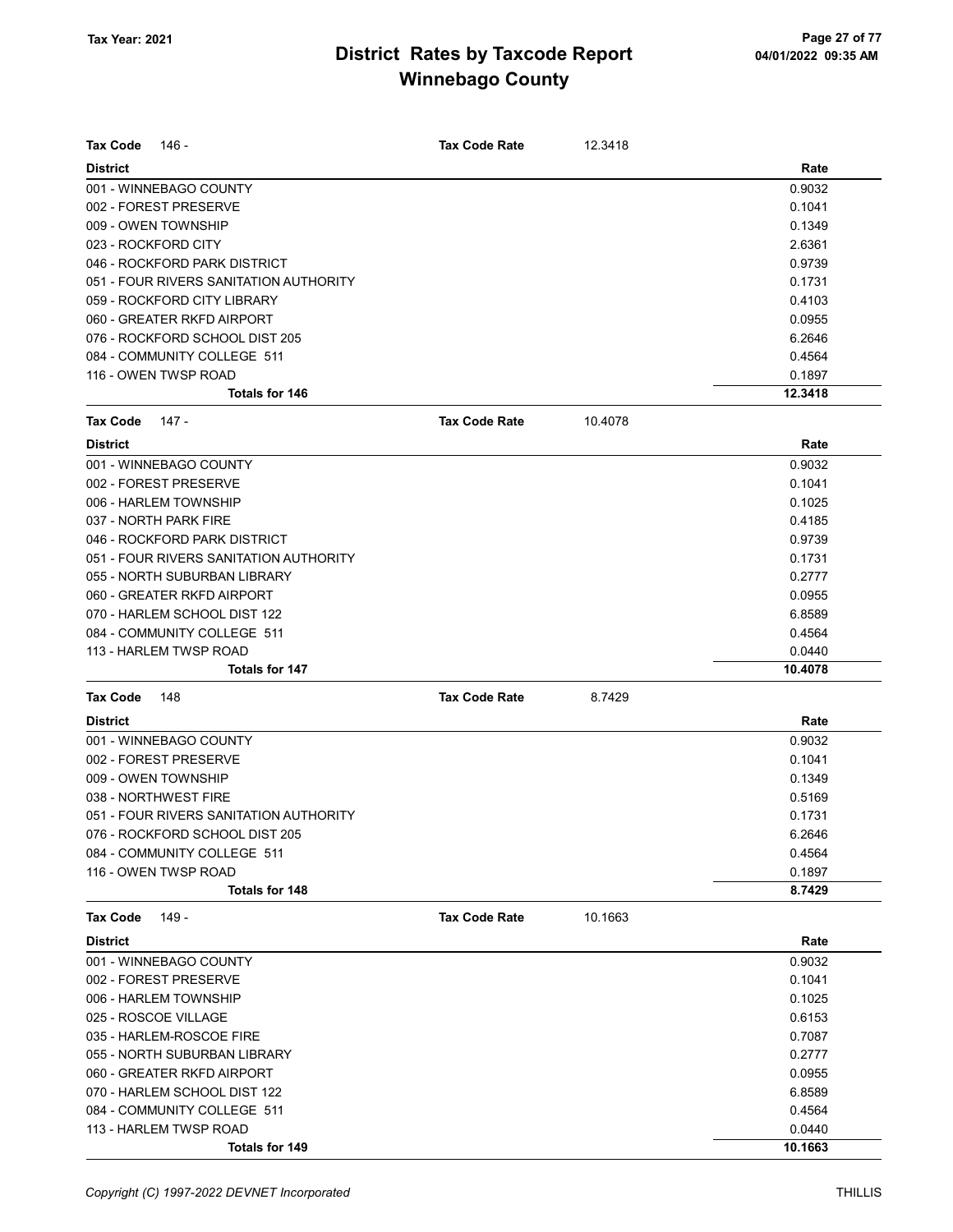# District Rates by Taxcode Report
# Winnebago County

Tax Year: 2021

**Tax Code** 146 - **Tax Code Rate** 12.3418

| District | Rate |
|---|---|
| 001 - WINNEBAGO COUNTY | 0.9032 |
| 002 - FOREST PRESERVE | 0.1041 |
| 009 - OWEN TOWNSHIP | 0.1349 |
| 023 - ROCKFORD CITY | 2.6361 |
| 046 - ROCKFORD PARK DISTRICT | 0.9739 |
| 051 - FOUR RIVERS SANITATION AUTHORITY | 0.1731 |
| 059 - ROCKFORD CITY LIBRARY | 0.4103 |
| 060 - GREATER RKFD AIRPORT | 0.0955 |
| 076 - ROCKFORD SCHOOL DIST 205 | 6.2646 |
| 084 - COMMUNITY COLLEGE 511 | 0.4564 |
| 116 - OWEN TWSP ROAD | 0.1897 |
| **Totals for 146** | **12.3418** |

**Tax Code** 147 - **Tax Code Rate** 10.4078

| District | Rate |
|---|---|
| 001 - WINNEBAGO COUNTY | 0.9032 |
| 002 - FOREST PRESERVE | 0.1041 |
| 006 - HARLEM TOWNSHIP | 0.1025 |
| 037 - NORTH PARK FIRE | 0.4185 |
| 046 - ROCKFORD PARK DISTRICT | 0.9739 |
| 051 - FOUR RIVERS SANITATION AUTHORITY | 0.1731 |
| 055 - NORTH SUBURBAN LIBRARY | 0.2777 |
| 060 - GREATER RKFD AIRPORT | 0.0955 |
| 070 - HARLEM SCHOOL DIST 122 | 6.8589 |
| 084 - COMMUNITY COLLEGE 511 | 0.4564 |
| 113 - HARLEM TWSP ROAD | 0.0440 |
| **Totals for 147** | **10.4078** |

**Tax Code** 148 **Tax Code Rate** 8.7429

| District | Rate |
|---|---|
| 001 - WINNEBAGO COUNTY | 0.9032 |
| 002 - FOREST PRESERVE | 0.1041 |
| 009 - OWEN TOWNSHIP | 0.1349 |
| 038 - NORTHWEST FIRE | 0.5169 |
| 051 - FOUR RIVERS SANITATION AUTHORITY | 0.1731 |
| 076 - ROCKFORD SCHOOL DIST 205 | 6.2646 |
| 084 - COMMUNITY COLLEGE 511 | 0.4564 |
| 116 - OWEN TWSP ROAD | 0.1897 |
| **Totals for 148** | **8.7429** |

**Tax Code** 149 - **Tax Code Rate** 10.1663

| District | Rate |
|---|---|
| 001 - WINNEBAGO COUNTY | 0.9032 |
| 002 - FOREST PRESERVE | 0.1041 |
| 006 - HARLEM TOWNSHIP | 0.1025 |
| 025 - ROSCOE VILLAGE | 0.6153 |
| 035 - HARLEM-ROSCOE FIRE | 0.7087 |
| 055 - NORTH SUBURBAN LIBRARY | 0.2777 |
| 060 - GREATER RKFD AIRPORT | 0.0955 |
| 070 - HARLEM SCHOOL DIST 122 | 6.8589 |
| 084 - COMMUNITY COLLEGE 511 | 0.4564 |
| 113 - HARLEM TWSP ROAD | 0.0440 |
| **Totals for 149** | **10.1663** |

*Copyright (C) 1997-2022 DEVNET Incorporated* THILLIS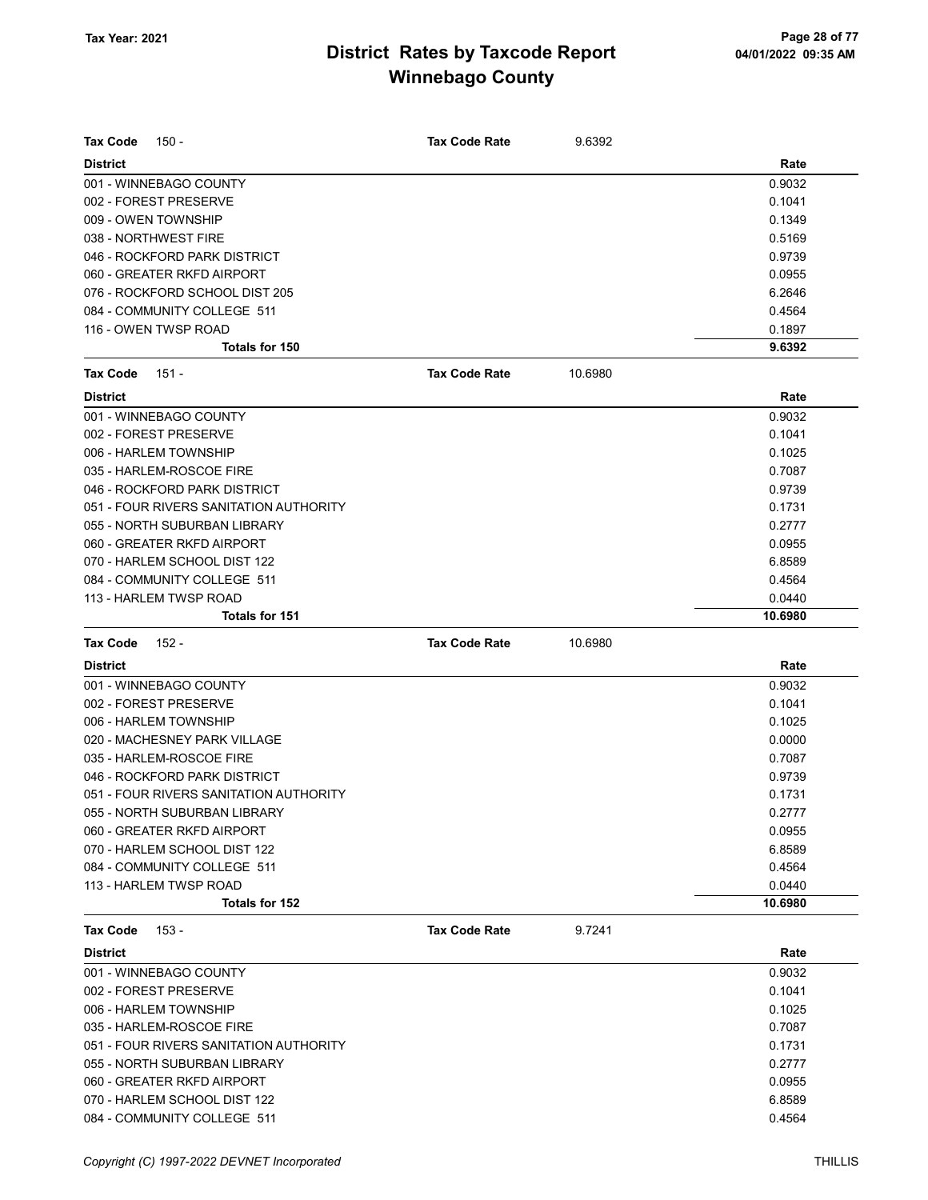# District Rates by Taxcode Report
## Winnebago County

Tax Year: 2021

**Tax Code** 150 - **Tax Code Rate** 9.6392

| District | Rate |
|---|---|
| 001 - WINNEBAGO COUNTY | 0.9032 |
| 002 - FOREST PRESERVE | 0.1041 |
| 009 - OWEN TOWNSHIP | 0.1349 |
| 038 - NORTHWEST FIRE | 0.5169 |
| 046 - ROCKFORD PARK DISTRICT | 0.9739 |
| 060 - GREATER RKFD AIRPORT | 0.0955 |
| 076 - ROCKFORD SCHOOL DIST 205 | 6.2646 |
| 084 - COMMUNITY COLLEGE 511 | 0.4564 |
| 116 - OWEN TWSP ROAD | 0.1897 |
| **Totals for 150** | **9.6392** |

**Tax Code** 151 - **Tax Code Rate** 10.6980

| District | Rate |
|---|---|
| 001 - WINNEBAGO COUNTY | 0.9032 |
| 002 - FOREST PRESERVE | 0.1041 |
| 006 - HARLEM TOWNSHIP | 0.1025 |
| 035 - HARLEM-ROSCOE FIRE | 0.7087 |
| 046 - ROCKFORD PARK DISTRICT | 0.9739 |
| 051 - FOUR RIVERS SANITATION AUTHORITY | 0.1731 |
| 055 - NORTH SUBURBAN LIBRARY | 0.2777 |
| 060 - GREATER RKFD AIRPORT | 0.0955 |
| 070 - HARLEM SCHOOL DIST 122 | 6.8589 |
| 084 - COMMUNITY COLLEGE 511 | 0.4564 |
| 113 - HARLEM TWSP ROAD | 0.0440 |
| **Totals for 151** | **10.6980** |

**Tax Code** 152 - **Tax Code Rate** 10.6980

| District | Rate |
|---|---|
| 001 - WINNEBAGO COUNTY | 0.9032 |
| 002 - FOREST PRESERVE | 0.1041 |
| 006 - HARLEM TOWNSHIP | 0.1025 |
| 020 - MACHESNEY PARK VILLAGE | 0.0000 |
| 035 - HARLEM-ROSCOE FIRE | 0.7087 |
| 046 - ROCKFORD PARK DISTRICT | 0.9739 |
| 051 - FOUR RIVERS SANITATION AUTHORITY | 0.1731 |
| 055 - NORTH SUBURBAN LIBRARY | 0.2777 |
| 060 - GREATER RKFD AIRPORT | 0.0955 |
| 070 - HARLEM SCHOOL DIST 122 | 6.8589 |
| 084 - COMMUNITY COLLEGE 511 | 0.4564 |
| 113 - HARLEM TWSP ROAD | 0.0440 |
| **Totals for 152** | **10.6980** |

**Tax Code** 153 - **Tax Code Rate** 9.7241

| District | Rate |
|---|---|
| 001 - WINNEBAGO COUNTY | 0.9032 |
| 002 - FOREST PRESERVE | 0.1041 |
| 006 - HARLEM TOWNSHIP | 0.1025 |
| 035 - HARLEM-ROSCOE FIRE | 0.7087 |
| 051 - FOUR RIVERS SANITATION AUTHORITY | 0.1731 |
| 055 - NORTH SUBURBAN LIBRARY | 0.2777 |
| 060 - GREATER RKFD AIRPORT | 0.0955 |
| 070 - HARLEM SCHOOL DIST 122 | 6.8589 |
| 084 - COMMUNITY COLLEGE 511 | 0.4564 |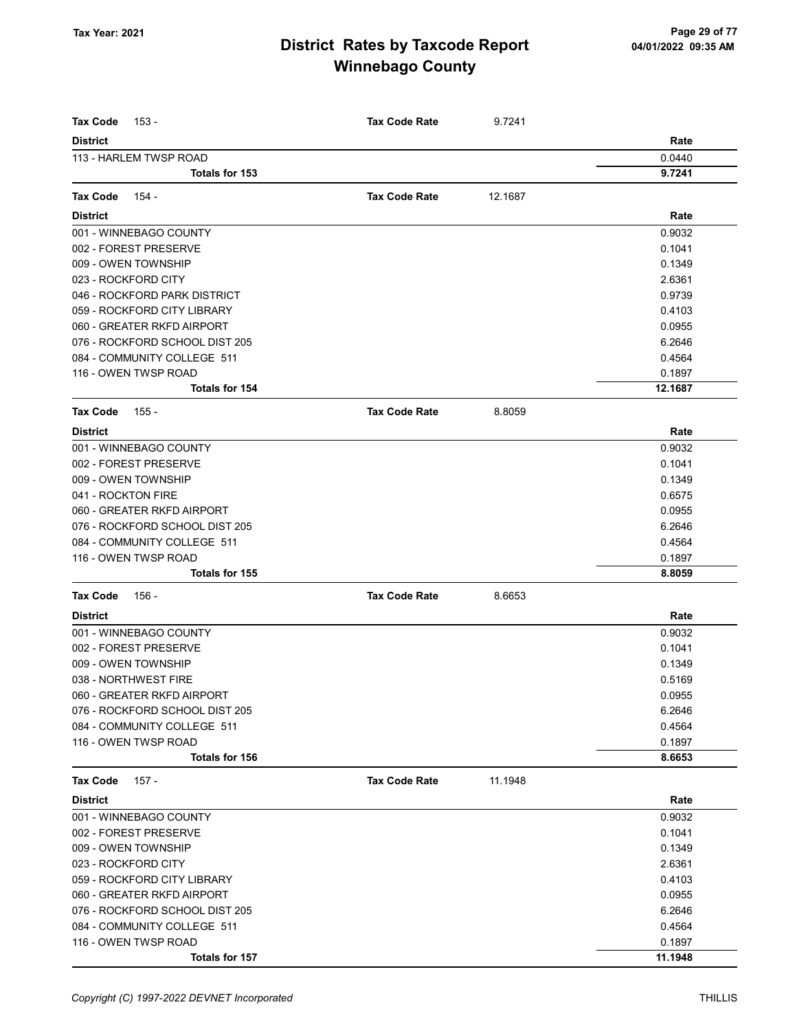# District Rates by Taxcode Report
## Winnebago County

Tax Year: 2021

| Tax Code 153 - | Tax Code Rate | 9.7241 |
|---|---|---|
| **District** | | **Rate** |
| 113 - HARLEM TWSP ROAD | | 0.0440 |
| **Totals for 153** | | **9.7241** |

| Tax Code 154 - | Tax Code Rate | 12.1687 |
|---|---|---|
| **District** | | **Rate** |
| 001 - WINNEBAGO COUNTY | | 0.9032 |
| 002 - FOREST PRESERVE | | 0.1041 |
| 009 - OWEN TOWNSHIP | | 0.1349 |
| 023 - ROCKFORD CITY | | 2.6361 |
| 046 - ROCKFORD PARK DISTRICT | | 0.9739 |
| 059 - ROCKFORD CITY LIBRARY | | 0.4103 |
| 060 - GREATER RKFD AIRPORT | | 0.0955 |
| 076 - ROCKFORD SCHOOL DIST 205 | | 6.2646 |
| 084 - COMMUNITY COLLEGE 511 | | 0.4564 |
| 116 - OWEN TWSP ROAD | | 0.1897 |
| **Totals for 154** | | **12.1687** |

| Tax Code 155 - | Tax Code Rate | 8.8059 |
|---|---|---|
| **District** | | **Rate** |
| 001 - WINNEBAGO COUNTY | | 0.9032 |
| 002 - FOREST PRESERVE | | 0.1041 |
| 009 - OWEN TOWNSHIP | | 0.1349 |
| 041 - ROCKTON FIRE | | 0.6575 |
| 060 - GREATER RKFD AIRPORT | | 0.0955 |
| 076 - ROCKFORD SCHOOL DIST 205 | | 6.2646 |
| 084 - COMMUNITY COLLEGE 511 | | 0.4564 |
| 116 - OWEN TWSP ROAD | | 0.1897 |
| **Totals for 155** | | **8.8059** |

| Tax Code 156 - | Tax Code Rate | 8.6653 |
|---|---|---|
| **District** | | **Rate** |
| 001 - WINNEBAGO COUNTY | | 0.9032 |
| 002 - FOREST PRESERVE | | 0.1041 |
| 009 - OWEN TOWNSHIP | | 0.1349 |
| 038 - NORTHWEST FIRE | | 0.5169 |
| 060 - GREATER RKFD AIRPORT | | 0.0955 |
| 076 - ROCKFORD SCHOOL DIST 205 | | 6.2646 |
| 084 - COMMUNITY COLLEGE 511 | | 0.4564 |
| 116 - OWEN TWSP ROAD | | 0.1897 |
| **Totals for 156** | | **8.6653** |

| Tax Code 157 - | Tax Code Rate | 11.1948 |
|---|---|---|
| **District** | | **Rate** |
| 001 - WINNEBAGO COUNTY | | 0.9032 |
| 002 - FOREST PRESERVE | | 0.1041 |
| 009 - OWEN TOWNSHIP | | 0.1349 |
| 023 - ROCKFORD CITY | | 2.6361 |
| 059 - ROCKFORD CITY LIBRARY | | 0.4103 |
| 060 - GREATER RKFD AIRPORT | | 0.0955 |
| 076 - ROCKFORD SCHOOL DIST 205 | | 6.2646 |
| 084 - COMMUNITY COLLEGE 511 | | 0.4564 |
| 116 - OWEN TWSP ROAD | | 0.1897 |
| **Totals for 157** | | **11.1948** |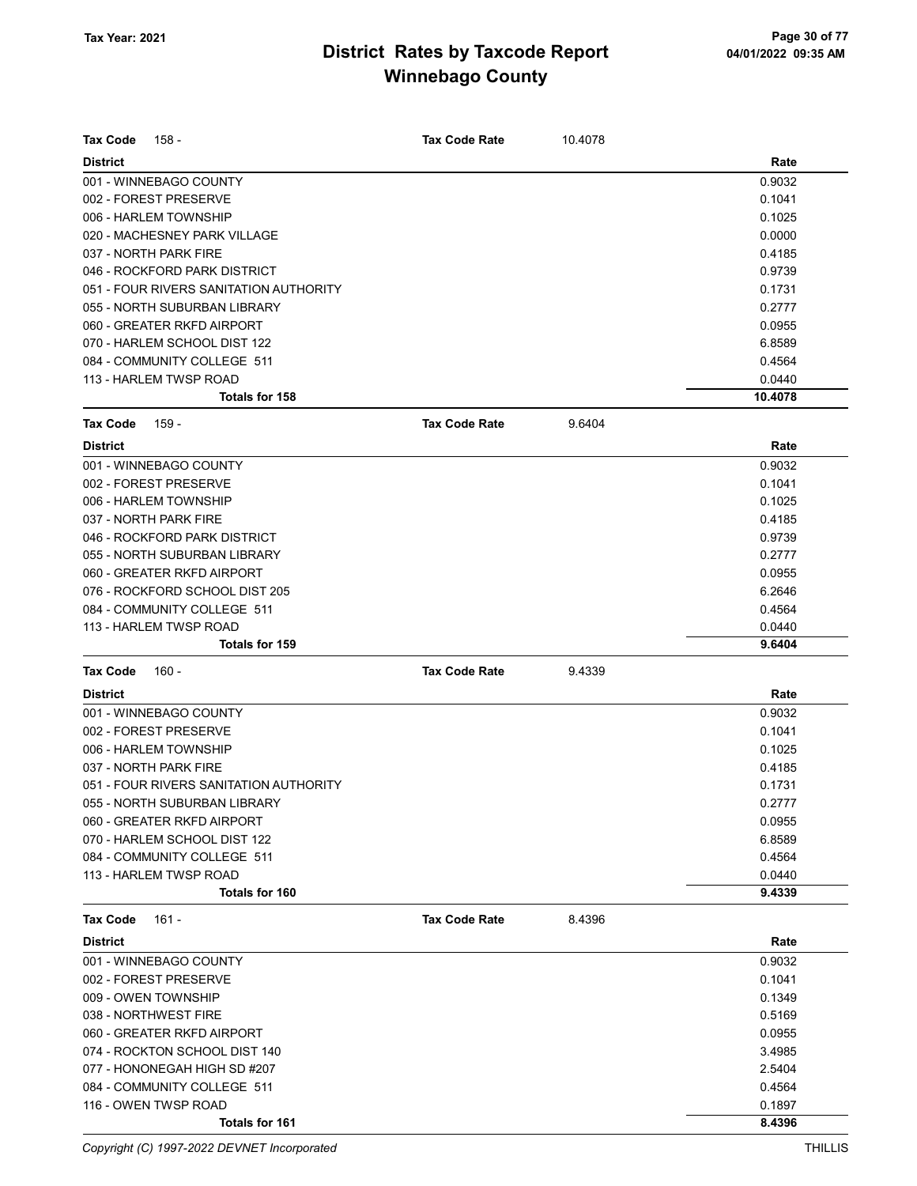# District Rates by Taxcode Report
# Winnebago County

Tax Year: 2021

**Tax Code** 158 - **Tax Code Rate** 10.4078

| District | Rate |
|---|---|
| 001 - WINNEBAGO COUNTY | 0.9032 |
| 002 - FOREST PRESERVE | 0.1041 |
| 006 - HARLEM TOWNSHIP | 0.1025 |
| 020 - MACHESNEY PARK VILLAGE | 0.0000 |
| 037 - NORTH PARK FIRE | 0.4185 |
| 046 - ROCKFORD PARK DISTRICT | 0.9739 |
| 051 - FOUR RIVERS SANITATION AUTHORITY | 0.1731 |
| 055 - NORTH SUBURBAN LIBRARY | 0.2777 |
| 060 - GREATER RKFD AIRPORT | 0.0955 |
| 070 - HARLEM SCHOOL DIST 122 | 6.8589 |
| 084 - COMMUNITY COLLEGE 511 | 0.4564 |
| 113 - HARLEM TWSP ROAD | 0.0440 |
| **Totals for 158** | **10.4078** |

**Tax Code** 159 - **Tax Code Rate** 9.6404

| District | Rate |
|---|---|
| 001 - WINNEBAGO COUNTY | 0.9032 |
| 002 - FOREST PRESERVE | 0.1041 |
| 006 - HARLEM TOWNSHIP | 0.1025 |
| 037 - NORTH PARK FIRE | 0.4185 |
| 046 - ROCKFORD PARK DISTRICT | 0.9739 |
| 055 - NORTH SUBURBAN LIBRARY | 0.2777 |
| 060 - GREATER RKFD AIRPORT | 0.0955 |
| 076 - ROCKFORD SCHOOL DIST 205 | 6.2646 |
| 084 - COMMUNITY COLLEGE 511 | 0.4564 |
| 113 - HARLEM TWSP ROAD | 0.0440 |
| **Totals for 159** | **9.6404** |

**Tax Code** 160 - **Tax Code Rate** 9.4339

| District | Rate |
|---|---|
| 001 - WINNEBAGO COUNTY | 0.9032 |
| 002 - FOREST PRESERVE | 0.1041 |
| 006 - HARLEM TOWNSHIP | 0.1025 |
| 037 - NORTH PARK FIRE | 0.4185 |
| 051 - FOUR RIVERS SANITATION AUTHORITY | 0.1731 |
| 055 - NORTH SUBURBAN LIBRARY | 0.2777 |
| 060 - GREATER RKFD AIRPORT | 0.0955 |
| 070 - HARLEM SCHOOL DIST 122 | 6.8589 |
| 084 - COMMUNITY COLLEGE 511 | 0.4564 |
| 113 - HARLEM TWSP ROAD | 0.0440 |
| **Totals for 160** | **9.4339** |

**Tax Code** 161 - **Tax Code Rate** 8.4396

| District | Rate |
|---|---|
| 001 - WINNEBAGO COUNTY | 0.9032 |
| 002 - FOREST PRESERVE | 0.1041 |
| 009 - OWEN TOWNSHIP | 0.1349 |
| 038 - NORTHWEST FIRE | 0.5169 |
| 060 - GREATER RKFD AIRPORT | 0.0955 |
| 074 - ROCKTON SCHOOL DIST 140 | 3.4985 |
| 077 - HONONEGAH HIGH SD #207 | 2.5404 |
| 084 - COMMUNITY COLLEGE 511 | 0.4564 |
| 116 - OWEN TWSP ROAD | 0.1897 |
| **Totals for 161** | **8.4396** |

*Copyright (C) 1997-2022 DEVNET Incorporated* THILLIS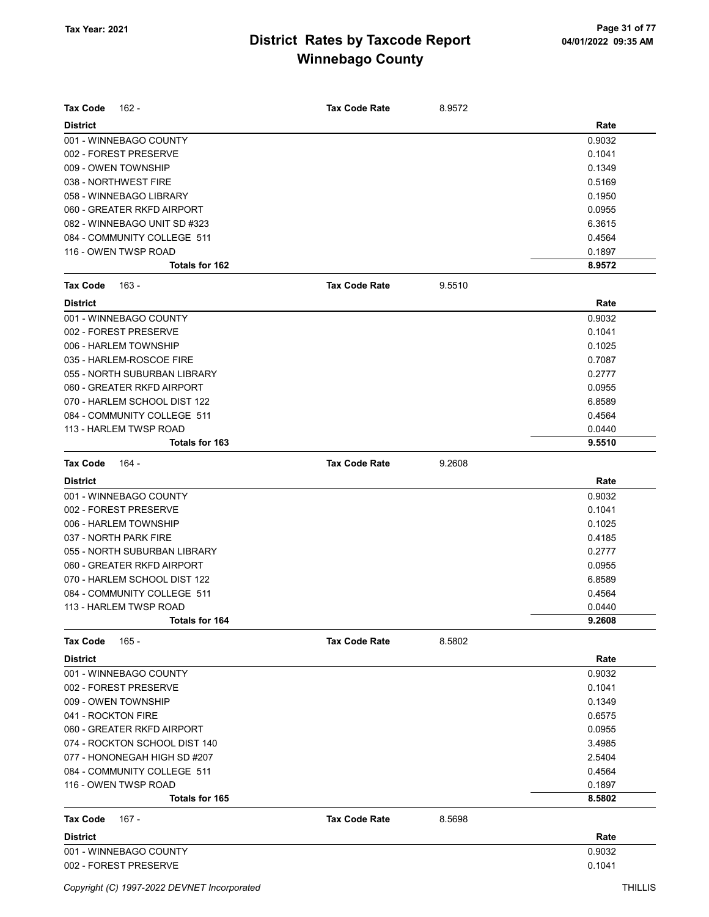# District Rates by Taxcode Report
## Winnebago County

Tax Year: 2021

**Tax Code** 162 - **Tax Code Rate** 8.9572

| District | Rate |
|---|---|
| 001 - WINNEBAGO COUNTY | 0.9032 |
| 002 - FOREST PRESERVE | 0.1041 |
| 009 - OWEN TOWNSHIP | 0.1349 |
| 038 - NORTHWEST FIRE | 0.5169 |
| 058 - WINNEBAGO LIBRARY | 0.1950 |
| 060 - GREATER RKFD AIRPORT | 0.0955 |
| 082 - WINNEBAGO UNIT SD #323 | 6.3615 |
| 084 - COMMUNITY COLLEGE 511 | 0.4564 |
| 116 - OWEN TWSP ROAD | 0.1897 |
| **Totals for 162** | **8.9572** |

**Tax Code** 163 - **Tax Code Rate** 9.5510

| District | Rate |
|---|---|
| 001 - WINNEBAGO COUNTY | 0.9032 |
| 002 - FOREST PRESERVE | 0.1041 |
| 006 - HARLEM TOWNSHIP | 0.1025 |
| 035 - HARLEM-ROSCOE FIRE | 0.7087 |
| 055 - NORTH SUBURBAN LIBRARY | 0.2777 |
| 060 - GREATER RKFD AIRPORT | 0.0955 |
| 070 - HARLEM SCHOOL DIST 122 | 6.8589 |
| 084 - COMMUNITY COLLEGE 511 | 0.4564 |
| 113 - HARLEM TWSP ROAD | 0.0440 |
| **Totals for 163** | **9.5510** |

**Tax Code** 164 - **Tax Code Rate** 9.2608

| District | Rate |
|---|---|
| 001 - WINNEBAGO COUNTY | 0.9032 |
| 002 - FOREST PRESERVE | 0.1041 |
| 006 - HARLEM TOWNSHIP | 0.1025 |
| 037 - NORTH PARK FIRE | 0.4185 |
| 055 - NORTH SUBURBAN LIBRARY | 0.2777 |
| 060 - GREATER RKFD AIRPORT | 0.0955 |
| 070 - HARLEM SCHOOL DIST 122 | 6.8589 |
| 084 - COMMUNITY COLLEGE 511 | 0.4564 |
| 113 - HARLEM TWSP ROAD | 0.0440 |
| **Totals for 164** | **9.2608** |

**Tax Code** 165 - **Tax Code Rate** 8.5802

| District | Rate |
|---|---|
| 001 - WINNEBAGO COUNTY | 0.9032 |
| 002 - FOREST PRESERVE | 0.1041 |
| 009 - OWEN TOWNSHIP | 0.1349 |
| 041 - ROCKTON FIRE | 0.6575 |
| 060 - GREATER RKFD AIRPORT | 0.0955 |
| 074 - ROCKTON SCHOOL DIST 140 | 3.4985 |
| 077 - HONONEGAH HIGH SD #207 | 2.5404 |
| 084 - COMMUNITY COLLEGE 511 | 0.4564 |
| 116 - OWEN TWSP ROAD | 0.1897 |
| **Totals for 165** | **8.5802** |

**Tax Code** 167 - **Tax Code Rate** 8.5698

| District | Rate |
|---|---|
| 001 - WINNEBAGO COUNTY | 0.9032 |
| 002 - FOREST PRESERVE | 0.1041 |

Copyright (C) 1997-2022 DEVNET Incorporated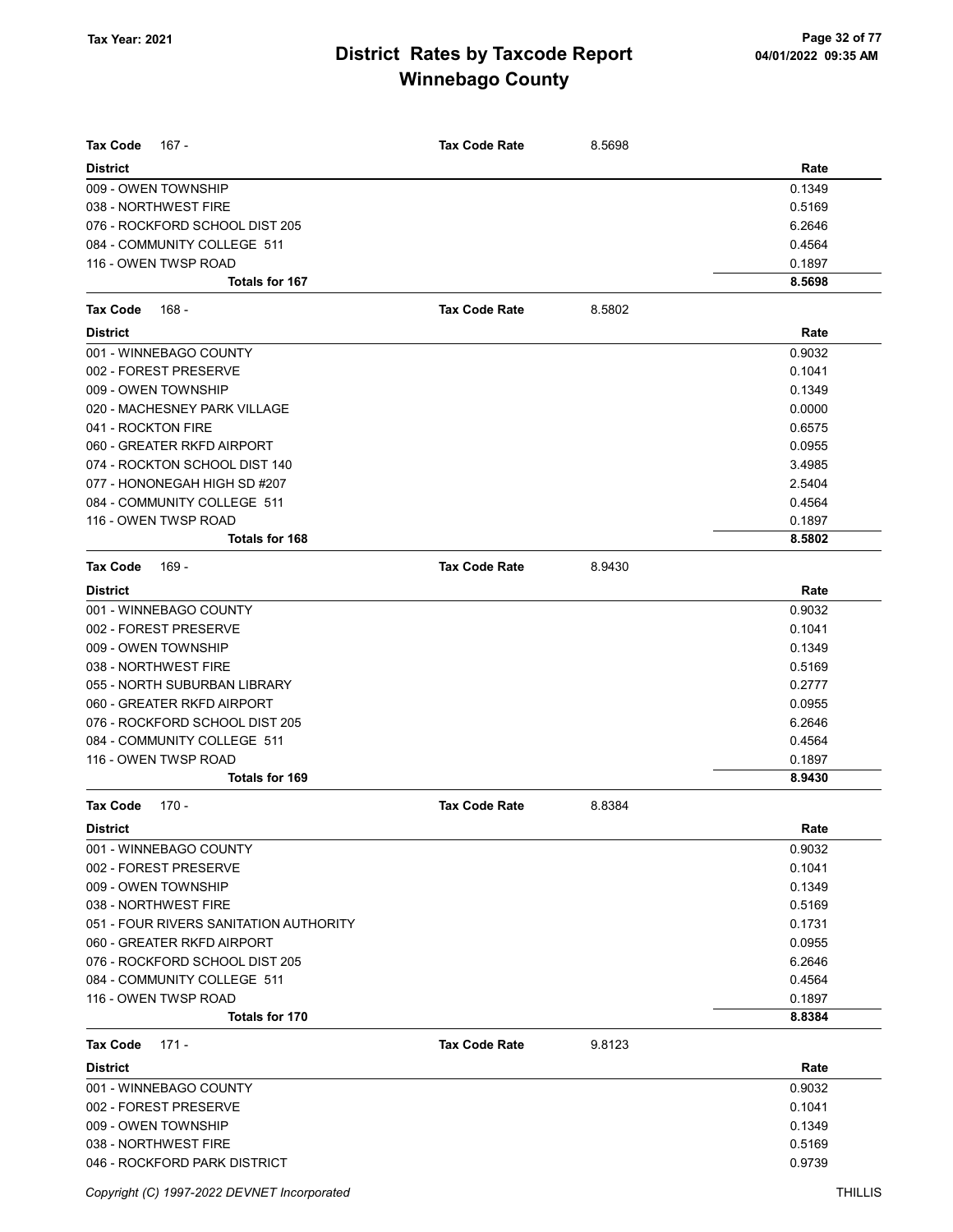# District Rates by Taxcode Report
# Winnebago County

Tax Year: 2021

**Tax Code** 167 - **Tax Code Rate** 8.5698

| District | Rate |
|---|---|
| 009 - OWEN TOWNSHIP | 0.1349 |
| 038 - NORTHWEST FIRE | 0.5169 |
| 076 - ROCKFORD SCHOOL DIST 205 | 6.2646 |
| 084 - COMMUNITY COLLEGE 511 | 0.4564 |
| 116 - OWEN TWSP ROAD | 0.1897 |
| **Totals for 167** | **8.5698** |

**Tax Code** 168 - **Tax Code Rate** 8.5802

| District | Rate |
|---|---|
| 001 - WINNEBAGO COUNTY | 0.9032 |
| 002 - FOREST PRESERVE | 0.1041 |
| 009 - OWEN TOWNSHIP | 0.1349 |
| 020 - MACHESNEY PARK VILLAGE | 0.0000 |
| 041 - ROCKTON FIRE | 0.6575 |
| 060 - GREATER RKFD AIRPORT | 0.0955 |
| 074 - ROCKTON SCHOOL DIST 140 | 3.4985 |
| 077 - HONONEGAH HIGH SD #207 | 2.5404 |
| 084 - COMMUNITY COLLEGE 511 | 0.4564 |
| 116 - OWEN TWSP ROAD | 0.1897 |
| **Totals for 168** | **8.5802** |

**Tax Code** 169 - **Tax Code Rate** 8.9430

| District | Rate |
|---|---|
| 001 - WINNEBAGO COUNTY | 0.9032 |
| 002 - FOREST PRESERVE | 0.1041 |
| 009 - OWEN TOWNSHIP | 0.1349 |
| 038 - NORTHWEST FIRE | 0.5169 |
| 055 - NORTH SUBURBAN LIBRARY | 0.2777 |
| 060 - GREATER RKFD AIRPORT | 0.0955 |
| 076 - ROCKFORD SCHOOL DIST 205 | 6.2646 |
| 084 - COMMUNITY COLLEGE 511 | 0.4564 |
| 116 - OWEN TWSP ROAD | 0.1897 |
| **Totals for 169** | **8.9430** |

**Tax Code** 170 - **Tax Code Rate** 8.8384

| District | Rate |
|---|---|
| 001 - WINNEBAGO COUNTY | 0.9032 |
| 002 - FOREST PRESERVE | 0.1041 |
| 009 - OWEN TOWNSHIP | 0.1349 |
| 038 - NORTHWEST FIRE | 0.5169 |
| 051 - FOUR RIVERS SANITATION AUTHORITY | 0.1731 |
| 060 - GREATER RKFD AIRPORT | 0.0955 |
| 076 - ROCKFORD SCHOOL DIST 205 | 6.2646 |
| 084 - COMMUNITY COLLEGE 511 | 0.4564 |
| 116 - OWEN TWSP ROAD | 0.1897 |
| **Totals for 170** | **8.8384** |

**Tax Code** 171 - **Tax Code Rate** 9.8123

| District | Rate |
|---|---|
| 001 - WINNEBAGO COUNTY | 0.9032 |
| 002 - FOREST PRESERVE | 0.1041 |
| 009 - OWEN TOWNSHIP | 0.1349 |
| 038 - NORTHWEST FIRE | 0.5169 |
| 046 - ROCKFORD PARK DISTRICT | 0.9739 |

*Copyright (C) 1997-2022 DEVNET Incorporated*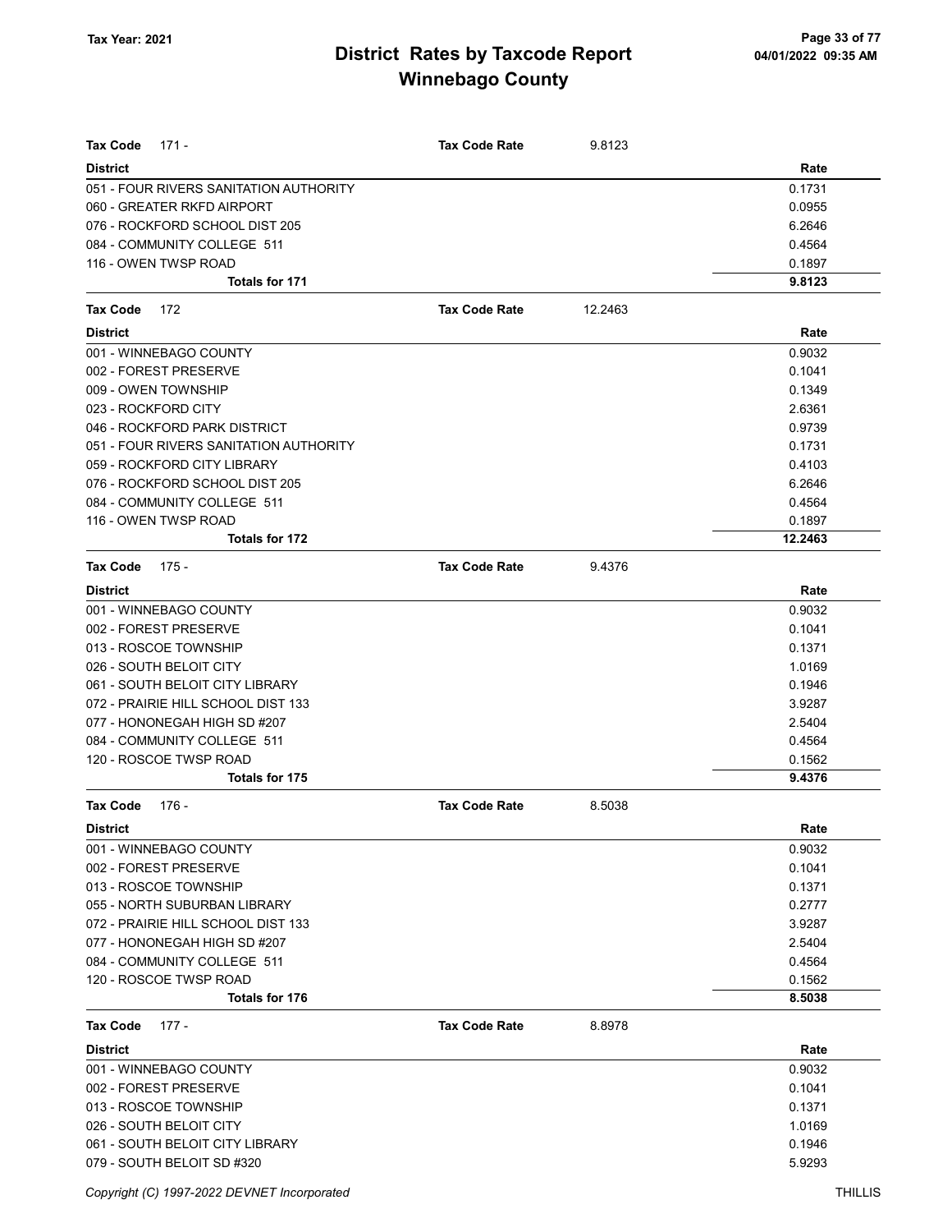# District Rates by Taxcode Report
# Winnebago County

Tax Year: 2021

**Tax Code** 171 - **Tax Code Rate** 9.8123

| District | Rate |
|---|---|
| 051 - FOUR RIVERS SANITATION AUTHORITY | 0.1731 |
| 060 - GREATER RKFD AIRPORT | 0.0955 |
| 076 - ROCKFORD SCHOOL DIST 205 | 6.2646 |
| 084 - COMMUNITY COLLEGE 511 | 0.4564 |
| 116 - OWEN TWSP ROAD | 0.1897 |
| **Totals for 171** | **9.8123** |

**Tax Code** 172 **Tax Code Rate** 12.2463

| District | Rate |
|---|---|
| 001 - WINNEBAGO COUNTY | 0.9032 |
| 002 - FOREST PRESERVE | 0.1041 |
| 009 - OWEN TOWNSHIP | 0.1349 |
| 023 - ROCKFORD CITY | 2.6361 |
| 046 - ROCKFORD PARK DISTRICT | 0.9739 |
| 051 - FOUR RIVERS SANITATION AUTHORITY | 0.1731 |
| 059 - ROCKFORD CITY LIBRARY | 0.4103 |
| 076 - ROCKFORD SCHOOL DIST 205 | 6.2646 |
| 084 - COMMUNITY COLLEGE 511 | 0.4564 |
| 116 - OWEN TWSP ROAD | 0.1897 |
| **Totals for 172** | **12.2463** |

**Tax Code** 175 - **Tax Code Rate** 9.4376

| District | Rate |
|---|---|
| 001 - WINNEBAGO COUNTY | 0.9032 |
| 002 - FOREST PRESERVE | 0.1041 |
| 013 - ROSCOE TOWNSHIP | 0.1371 |
| 026 - SOUTH BELOIT CITY | 1.0169 |
| 061 - SOUTH BELOIT CITY LIBRARY | 0.1946 |
| 072 - PRAIRIE HILL SCHOOL DIST 133 | 3.9287 |
| 077 - HONONEGAH HIGH SD #207 | 2.5404 |
| 084 - COMMUNITY COLLEGE 511 | 0.4564 |
| 120 - ROSCOE TWSP ROAD | 0.1562 |
| **Totals for 175** | **9.4376** |

**Tax Code** 176 - **Tax Code Rate** 8.5038

| District | Rate |
|---|---|
| 001 - WINNEBAGO COUNTY | 0.9032 |
| 002 - FOREST PRESERVE | 0.1041 |
| 013 - ROSCOE TOWNSHIP | 0.1371 |
| 055 - NORTH SUBURBAN LIBRARY | 0.2777 |
| 072 - PRAIRIE HILL SCHOOL DIST 133 | 3.9287 |
| 077 - HONONEGAH HIGH SD #207 | 2.5404 |
| 084 - COMMUNITY COLLEGE 511 | 0.4564 |
| 120 - ROSCOE TWSP ROAD | 0.1562 |
| **Totals for 176** | **8.5038** |

**Tax Code** 177 - **Tax Code Rate** 8.8978

| District | Rate |
|---|---|
| 001 - WINNEBAGO COUNTY | 0.9032 |
| 002 - FOREST PRESERVE | 0.1041 |
| 013 - ROSCOE TOWNSHIP | 0.1371 |
| 026 - SOUTH BELOIT CITY | 1.0169 |
| 061 - SOUTH BELOIT CITY LIBRARY | 0.1946 |
| 079 - SOUTH BELOIT SD #320 | 5.9293 |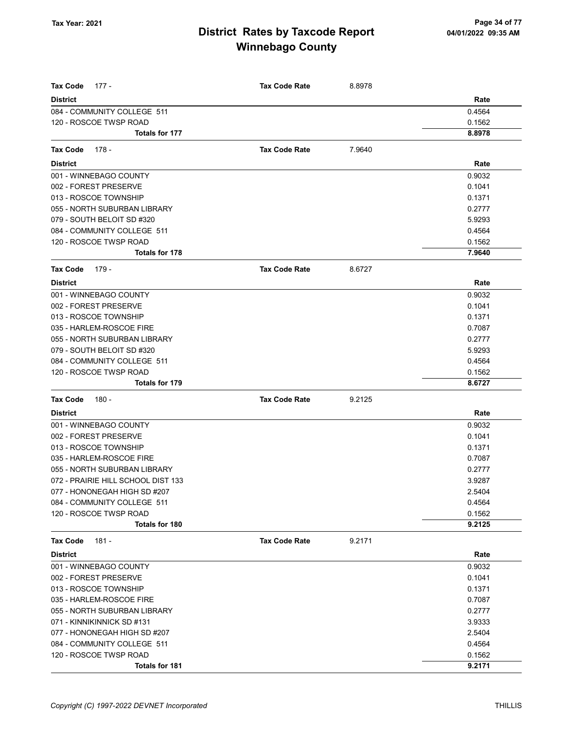# District Rates by Taxcode Report
# Winnebago County

Tax Year: 2021

| Tax Code 177 - | Tax Code Rate | 8.8978 |
|---|---|---|
| **District** | | **Rate** |
| 084 - COMMUNITY COLLEGE 511 | | 0.4564 |
| 120 - ROSCOE TWSP ROAD | | 0.1562 |
| **Totals for 177** | | **8.8978** |

| Tax Code 178 - | Tax Code Rate | 7.9640 |
|---|---|---|
| **District** | | **Rate** |
| 001 - WINNEBAGO COUNTY | | 0.9032 |
| 002 - FOREST PRESERVE | | 0.1041 |
| 013 - ROSCOE TOWNSHIP | | 0.1371 |
| 055 - NORTH SUBURBAN LIBRARY | | 0.2777 |
| 079 - SOUTH BELOIT SD #320 | | 5.9293 |
| 084 - COMMUNITY COLLEGE 511 | | 0.4564 |
| 120 - ROSCOE TWSP ROAD | | 0.1562 |
| **Totals for 178** | | **7.9640** |

| Tax Code 179 - | Tax Code Rate | 8.6727 |
|---|---|---|
| **District** | | **Rate** |
| 001 - WINNEBAGO COUNTY | | 0.9032 |
| 002 - FOREST PRESERVE | | 0.1041 |
| 013 - ROSCOE TOWNSHIP | | 0.1371 |
| 035 - HARLEM-ROSCOE FIRE | | 0.7087 |
| 055 - NORTH SUBURBAN LIBRARY | | 0.2777 |
| 079 - SOUTH BELOIT SD #320 | | 5.9293 |
| 084 - COMMUNITY COLLEGE 511 | | 0.4564 |
| 120 - ROSCOE TWSP ROAD | | 0.1562 |
| **Totals for 179** | | **8.6727** |

| Tax Code 180 - | Tax Code Rate | 9.2125 |
|---|---|---|
| **District** | | **Rate** |
| 001 - WINNEBAGO COUNTY | | 0.9032 |
| 002 - FOREST PRESERVE | | 0.1041 |
| 013 - ROSCOE TOWNSHIP | | 0.1371 |
| 035 - HARLEM-ROSCOE FIRE | | 0.7087 |
| 055 - NORTH SUBURBAN LIBRARY | | 0.2777 |
| 072 - PRAIRIE HILL SCHOOL DIST 133 | | 3.9287 |
| 077 - HONONEGAH HIGH SD #207 | | 2.5404 |
| 084 - COMMUNITY COLLEGE 511 | | 0.4564 |
| 120 - ROSCOE TWSP ROAD | | 0.1562 |
| **Totals for 180** | | **9.2125** |

| Tax Code 181 - | Tax Code Rate | 9.2171 |
|---|---|---|
| **District** | | **Rate** |
| 001 - WINNEBAGO COUNTY | | 0.9032 |
| 002 - FOREST PRESERVE | | 0.1041 |
| 013 - ROSCOE TOWNSHIP | | 0.1371 |
| 035 - HARLEM-ROSCOE FIRE | | 0.7087 |
| 055 - NORTH SUBURBAN LIBRARY | | 0.2777 |
| 071 - KINNIKINNICK SD #131 | | 3.9333 |
| 077 - HONONEGAH HIGH SD #207 | | 2.5404 |
| 084 - COMMUNITY COLLEGE 511 | | 0.4564 |
| 120 - ROSCOE TWSP ROAD | | 0.1562 |
| **Totals for 181** | | **9.2171** |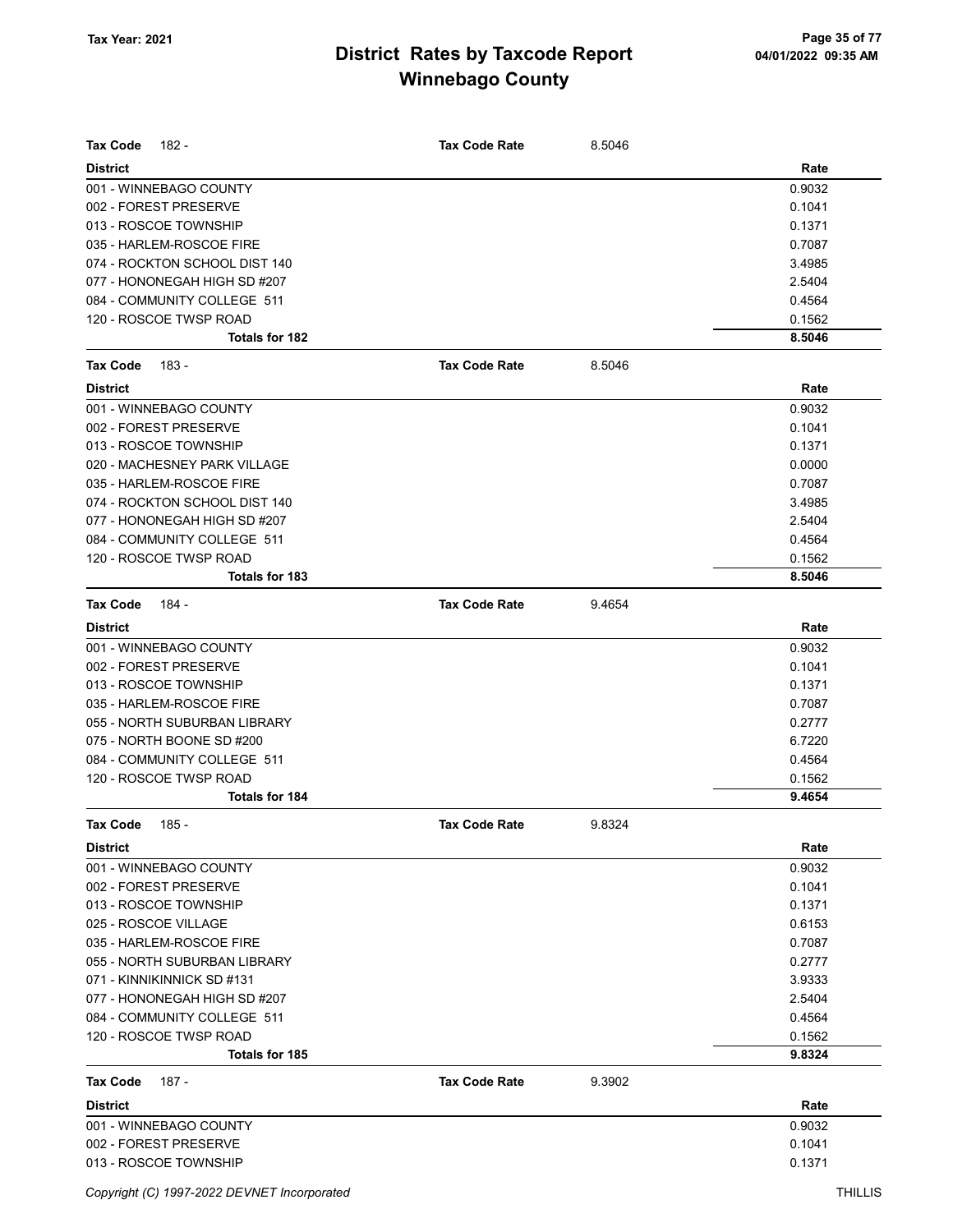# District Rates by Taxcode Report

## Winnebago County

Tax Year: 2021

| Tax Code 182 - | Tax Code Rate | 8.5046 |
|---|---|---|
| **District** | | **Rate** |
| 001 - WINNEBAGO COUNTY | | 0.9032 |
| 002 - FOREST PRESERVE | | 0.1041 |
| 013 - ROSCOE TOWNSHIP | | 0.1371 |
| 035 - HARLEM-ROSCOE FIRE | | 0.7087 |
| 074 - ROCKTON SCHOOL DIST 140 | | 3.4985 |
| 077 - HONONEGAH HIGH SD #207 | | 2.5404 |
| 084 - COMMUNITY COLLEGE 511 | | 0.4564 |
| 120 - ROSCOE TWSP ROAD | | 0.1562 |
| **Totals for 182** | | **8.5046** |

| Tax Code 183 - | Tax Code Rate | 8.5046 |
|---|---|---|
| **District** | | **Rate** |
| 001 - WINNEBAGO COUNTY | | 0.9032 |
| 002 - FOREST PRESERVE | | 0.1041 |
| 013 - ROSCOE TOWNSHIP | | 0.1371 |
| 020 - MACHESNEY PARK VILLAGE | | 0.0000 |
| 035 - HARLEM-ROSCOE FIRE | | 0.7087 |
| 074 - ROCKTON SCHOOL DIST 140 | | 3.4985 |
| 077 - HONONEGAH HIGH SD #207 | | 2.5404 |
| 084 - COMMUNITY COLLEGE 511 | | 0.4564 |
| 120 - ROSCOE TWSP ROAD | | 0.1562 |
| **Totals for 183** | | **8.5046** |

| Tax Code 184 - | Tax Code Rate | 9.4654 |
|---|---|---|
| **District** | | **Rate** |
| 001 - WINNEBAGO COUNTY | | 0.9032 |
| 002 - FOREST PRESERVE | | 0.1041 |
| 013 - ROSCOE TOWNSHIP | | 0.1371 |
| 035 - HARLEM-ROSCOE FIRE | | 0.7087 |
| 055 - NORTH SUBURBAN LIBRARY | | 0.2777 |
| 075 - NORTH BOONE SD #200 | | 6.7220 |
| 084 - COMMUNITY COLLEGE 511 | | 0.4564 |
| 120 - ROSCOE TWSP ROAD | | 0.1562 |
| **Totals for 184** | | **9.4654** |

| Tax Code 185 - | Tax Code Rate | 9.8324 |
|---|---|---|
| **District** | | **Rate** |
| 001 - WINNEBAGO COUNTY | | 0.9032 |
| 002 - FOREST PRESERVE | | 0.1041 |
| 013 - ROSCOE TOWNSHIP | | 0.1371 |
| 025 - ROSCOE VILLAGE | | 0.6153 |
| 035 - HARLEM-ROSCOE FIRE | | 0.7087 |
| 055 - NORTH SUBURBAN LIBRARY | | 0.2777 |
| 071 - KINNIKINNICK SD #131 | | 3.9333 |
| 077 - HONONEGAH HIGH SD #207 | | 2.5404 |
| 084 - COMMUNITY COLLEGE 511 | | 0.4564 |
| 120 - ROSCOE TWSP ROAD | | 0.1562 |
| **Totals for 185** | | **9.8324** |

| Tax Code 187 - | Tax Code Rate | 9.3902 |
|---|---|---|
| **District** | | **Rate** |
| 001 - WINNEBAGO COUNTY | | 0.9032 |
| 002 - FOREST PRESERVE | | 0.1041 |
| 013 - ROSCOE TOWNSHIP | | 0.1371 |

Copyright (C) 1997-2022 DEVNET Incorporated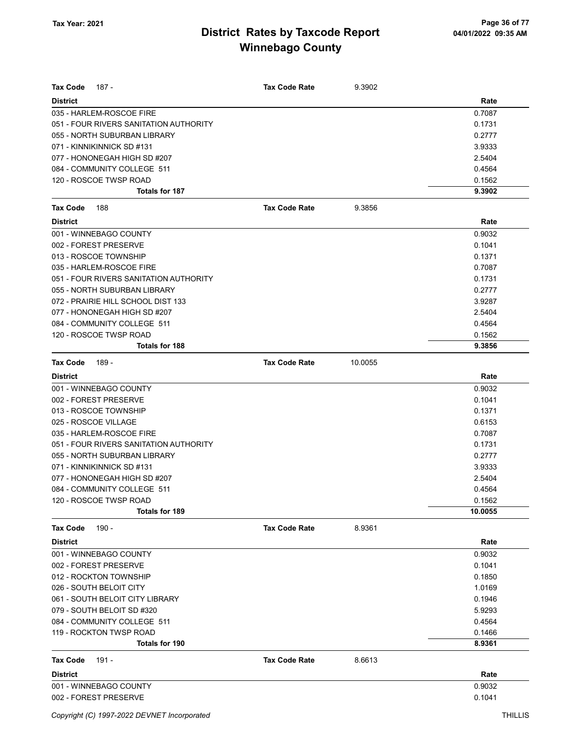# District Rates by Taxcode Report

# Winnebago County

Tax Year: 2021

| Tax Code 187 - | Tax Code Rate 9.3902 |
|---|---|
| **District** | **Rate** |
| 035 - HARLEM-ROSCOE FIRE | 0.7087 |
| 051 - FOUR RIVERS SANITATION AUTHORITY | 0.1731 |
| 055 - NORTH SUBURBAN LIBRARY | 0.2777 |
| 071 - KINNIKINNICK SD #131 | 3.9333 |
| 077 - HONONEGAH HIGH SD #207 | 2.5404 |
| 084 - COMMUNITY COLLEGE 511 | 0.4564 |
| 120 - ROSCOE TWSP ROAD | 0.1562 |
| **Totals for 187** | **9.3902** |

| Tax Code 188 | Tax Code Rate 9.3856 |
|---|---|
| **District** | **Rate** |
| 001 - WINNEBAGO COUNTY | 0.9032 |
| 002 - FOREST PRESERVE | 0.1041 |
| 013 - ROSCOE TOWNSHIP | 0.1371 |
| 035 - HARLEM-ROSCOE FIRE | 0.7087 |
| 051 - FOUR RIVERS SANITATION AUTHORITY | 0.1731 |
| 055 - NORTH SUBURBAN LIBRARY | 0.2777 |
| 072 - PRAIRIE HILL SCHOOL DIST 133 | 3.9287 |
| 077 - HONONEGAH HIGH SD #207 | 2.5404 |
| 084 - COMMUNITY COLLEGE 511 | 0.4564 |
| 120 - ROSCOE TWSP ROAD | 0.1562 |
| **Totals for 188** | **9.3856** |

| Tax Code 189 - | Tax Code Rate 10.0055 |
|---|---|
| **District** | **Rate** |
| 001 - WINNEBAGO COUNTY | 0.9032 |
| 002 - FOREST PRESERVE | 0.1041 |
| 013 - ROSCOE TOWNSHIP | 0.1371 |
| 025 - ROSCOE VILLAGE | 0.6153 |
| 035 - HARLEM-ROSCOE FIRE | 0.7087 |
| 051 - FOUR RIVERS SANITATION AUTHORITY | 0.1731 |
| 055 - NORTH SUBURBAN LIBRARY | 0.2777 |
| 071 - KINNIKINNICK SD #131 | 3.9333 |
| 077 - HONONEGAH HIGH SD #207 | 2.5404 |
| 084 - COMMUNITY COLLEGE 511 | 0.4564 |
| 120 - ROSCOE TWSP ROAD | 0.1562 |
| **Totals for 189** | **10.0055** |

| Tax Code 190 - | Tax Code Rate 8.9361 |
|---|---|
| **District** | **Rate** |
| 001 - WINNEBAGO COUNTY | 0.9032 |
| 002 - FOREST PRESERVE | 0.1041 |
| 012 - ROCKTON TOWNSHIP | 0.1850 |
| 026 - SOUTH BELOIT CITY | 1.0169 |
| 061 - SOUTH BELOIT CITY LIBRARY | 0.1946 |
| 079 - SOUTH BELOIT SD #320 | 5.9293 |
| 084 - COMMUNITY COLLEGE 511 | 0.4564 |
| 119 - ROCKTON TWSP ROAD | 0.1466 |
| **Totals for 190** | **8.9361** |

| Tax Code 191 - | Tax Code Rate 8.6613 |
|---|---|
| **District** | **Rate** |
| 001 - WINNEBAGO COUNTY | 0.9032 |
| 002 - FOREST PRESERVE | 0.1041 |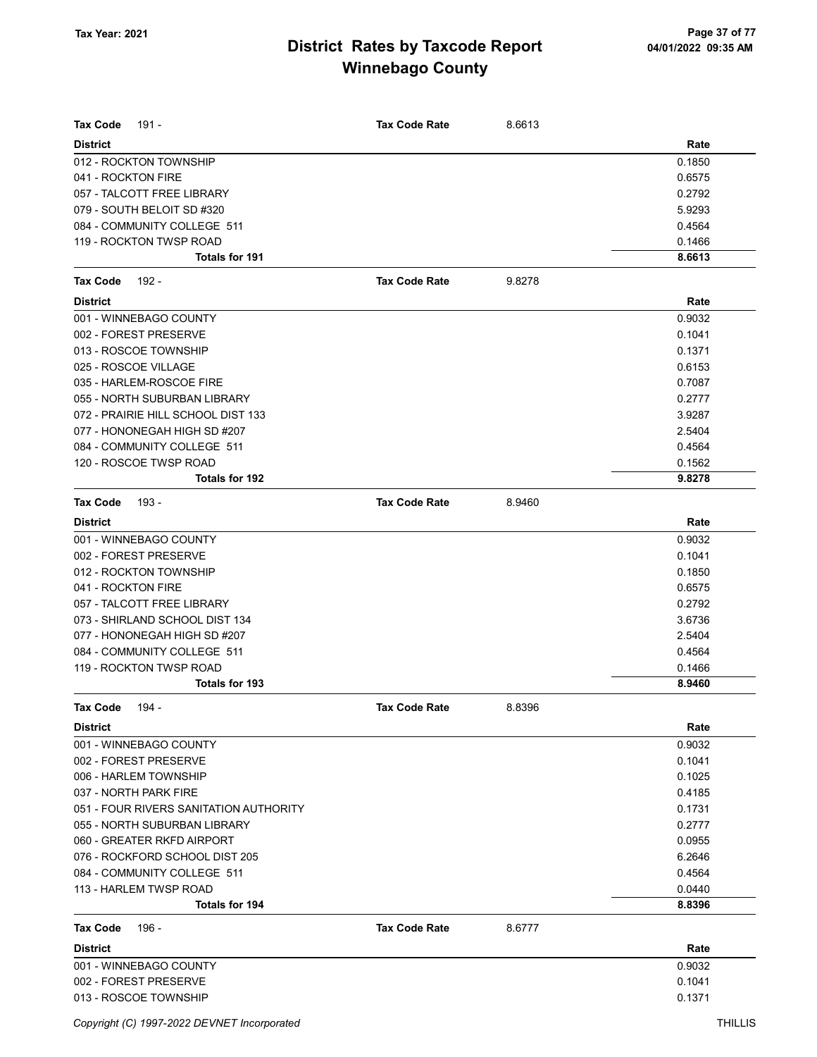# District Rates by Taxcode Report
## Winnebago County

Tax Year: 2021

| Tax Code 191 - | Tax Code Rate | 8.6613 |
|---|---|---|
| **District** | | **Rate** |
| 012 - ROCKTON TOWNSHIP | | 0.1850 |
| 041 - ROCKTON FIRE | | 0.6575 |
| 057 - TALCOTT FREE LIBRARY | | 0.2792 |
| 079 - SOUTH BELOIT SD #320 | | 5.9293 |
| 084 - COMMUNITY COLLEGE 511 | | 0.4564 |
| 119 - ROCKTON TWSP ROAD | | 0.1466 |
| **Totals for 191** | | **8.6613** |

| Tax Code 192 - | Tax Code Rate | 9.8278 |
|---|---|---|
| **District** | | **Rate** |
| 001 - WINNEBAGO COUNTY | | 0.9032 |
| 002 - FOREST PRESERVE | | 0.1041 |
| 013 - ROSCOE TOWNSHIP | | 0.1371 |
| 025 - ROSCOE VILLAGE | | 0.6153 |
| 035 - HARLEM-ROSCOE FIRE | | 0.7087 |
| 055 - NORTH SUBURBAN LIBRARY | | 0.2777 |
| 072 - PRAIRIE HILL SCHOOL DIST 133 | | 3.9287 |
| 077 - HONONEGAH HIGH SD #207 | | 2.5404 |
| 084 - COMMUNITY COLLEGE 511 | | 0.4564 |
| 120 - ROSCOE TWSP ROAD | | 0.1562 |
| **Totals for 192** | | **9.8278** |

| Tax Code 193 - | Tax Code Rate | 8.9460 |
|---|---|---|
| **District** | | **Rate** |
| 001 - WINNEBAGO COUNTY | | 0.9032 |
| 002 - FOREST PRESERVE | | 0.1041 |
| 012 - ROCKTON TOWNSHIP | | 0.1850 |
| 041 - ROCKTON FIRE | | 0.6575 |
| 057 - TALCOTT FREE LIBRARY | | 0.2792 |
| 073 - SHIRLAND SCHOOL DIST 134 | | 3.6736 |
| 077 - HONONEGAH HIGH SD #207 | | 2.5404 |
| 084 - COMMUNITY COLLEGE 511 | | 0.4564 |
| 119 - ROCKTON TWSP ROAD | | 0.1466 |
| **Totals for 193** | | **8.9460** |

| Tax Code 194 - | Tax Code Rate | 8.8396 |
|---|---|---|
| **District** | | **Rate** |
| 001 - WINNEBAGO COUNTY | | 0.9032 |
| 002 - FOREST PRESERVE | | 0.1041 |
| 006 - HARLEM TOWNSHIP | | 0.1025 |
| 037 - NORTH PARK FIRE | | 0.4185 |
| 051 - FOUR RIVERS SANITATION AUTHORITY | | 0.1731 |
| 055 - NORTH SUBURBAN LIBRARY | | 0.2777 |
| 060 - GREATER RKFD AIRPORT | | 0.0955 |
| 076 - ROCKFORD SCHOOL DIST 205 | | 6.2646 |
| 084 - COMMUNITY COLLEGE 511 | | 0.4564 |
| 113 - HARLEM TWSP ROAD | | 0.0440 |
| **Totals for 194** | | **8.8396** |

| Tax Code 196 - | Tax Code Rate | 8.6777 |
|---|---|---|
| **District** | | **Rate** |
| 001 - WINNEBAGO COUNTY | | 0.9032 |
| 002 - FOREST PRESERVE | | 0.1041 |
| 013 - ROSCOE TOWNSHIP | | 0.1371 |

Copyright (C) 1997-2022 DEVNET Incorporated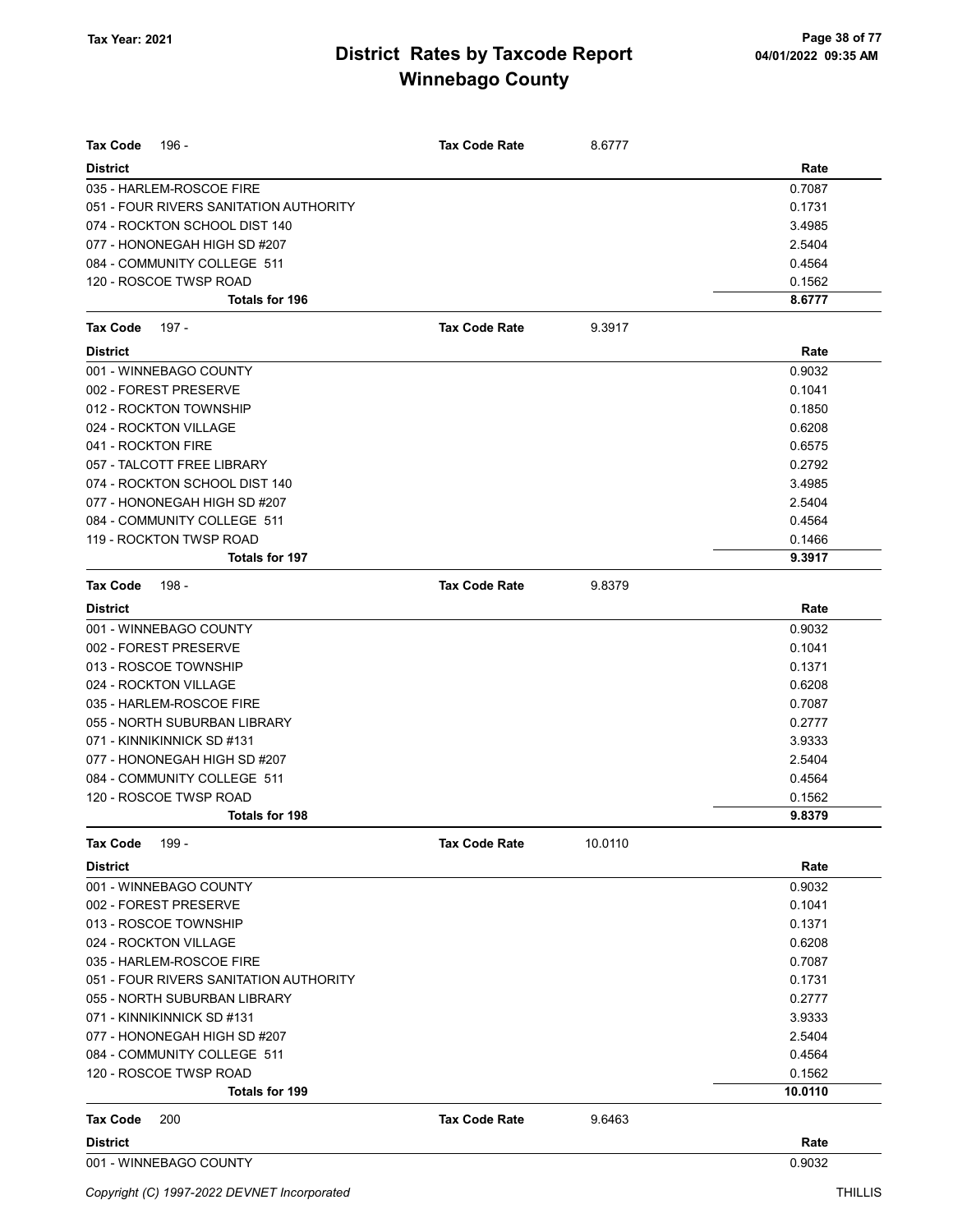# District Rates by Taxcode Report
# Winnebago County

Tax Year: 2021

**Tax Code** 196 - **Tax Code Rate** 8.6777

| District | Rate |
|---|---|
| 035 - HARLEM-ROSCOE FIRE | 0.7087 |
| 051 - FOUR RIVERS SANITATION AUTHORITY | 0.1731 |
| 074 - ROCKTON SCHOOL DIST 140 | 3.4985 |
| 077 - HONONEGAH HIGH SD #207 | 2.5404 |
| 084 - COMMUNITY COLLEGE 511 | 0.4564 |
| 120 - ROSCOE TWSP ROAD | 0.1562 |
| **Totals for 196** | **8.6777** |

**Tax Code** 197 - **Tax Code Rate** 9.3917

| District | Rate |
|---|---|
| 001 - WINNEBAGO COUNTY | 0.9032 |
| 002 - FOREST PRESERVE | 0.1041 |
| 012 - ROCKTON TOWNSHIP | 0.1850 |
| 024 - ROCKTON VILLAGE | 0.6208 |
| 041 - ROCKTON FIRE | 0.6575 |
| 057 - TALCOTT FREE LIBRARY | 0.2792 |
| 074 - ROCKTON SCHOOL DIST 140 | 3.4985 |
| 077 - HONONEGAH HIGH SD #207 | 2.5404 |
| 084 - COMMUNITY COLLEGE 511 | 0.4564 |
| 119 - ROCKTON TWSP ROAD | 0.1466 |
| **Totals for 197** | **9.3917** |

**Tax Code** 198 - **Tax Code Rate** 9.8379

| District | Rate |
|---|---|
| 001 - WINNEBAGO COUNTY | 0.9032 |
| 002 - FOREST PRESERVE | 0.1041 |
| 013 - ROSCOE TOWNSHIP | 0.1371 |
| 024 - ROCKTON VILLAGE | 0.6208 |
| 035 - HARLEM-ROSCOE FIRE | 0.7087 |
| 055 - NORTH SUBURBAN LIBRARY | 0.2777 |
| 071 - KINNIKINNICK SD #131 | 3.9333 |
| 077 - HONONEGAH HIGH SD #207 | 2.5404 |
| 084 - COMMUNITY COLLEGE 511 | 0.4564 |
| 120 - ROSCOE TWSP ROAD | 0.1562 |
| **Totals for 198** | **9.8379** |

**Tax Code** 199 - **Tax Code Rate** 10.0110

| District | Rate |
|---|---|
| 001 - WINNEBAGO COUNTY | 0.9032 |
| 002 - FOREST PRESERVE | 0.1041 |
| 013 - ROSCOE TOWNSHIP | 0.1371 |
| 024 - ROCKTON VILLAGE | 0.6208 |
| 035 - HARLEM-ROSCOE FIRE | 0.7087 |
| 051 - FOUR RIVERS SANITATION AUTHORITY | 0.1731 |
| 055 - NORTH SUBURBAN LIBRARY | 0.2777 |
| 071 - KINNIKINNICK SD #131 | 3.9333 |
| 077 - HONONEGAH HIGH SD #207 | 2.5404 |
| 084 - COMMUNITY COLLEGE 511 | 0.4564 |
| 120 - ROSCOE TWSP ROAD | 0.1562 |
| **Totals for 199** | **10.0110** |

**Tax Code** 200 **Tax Code Rate** 9.6463

| District | Rate |
|---|---|
| 001 - WINNEBAGO COUNTY | 0.9032 |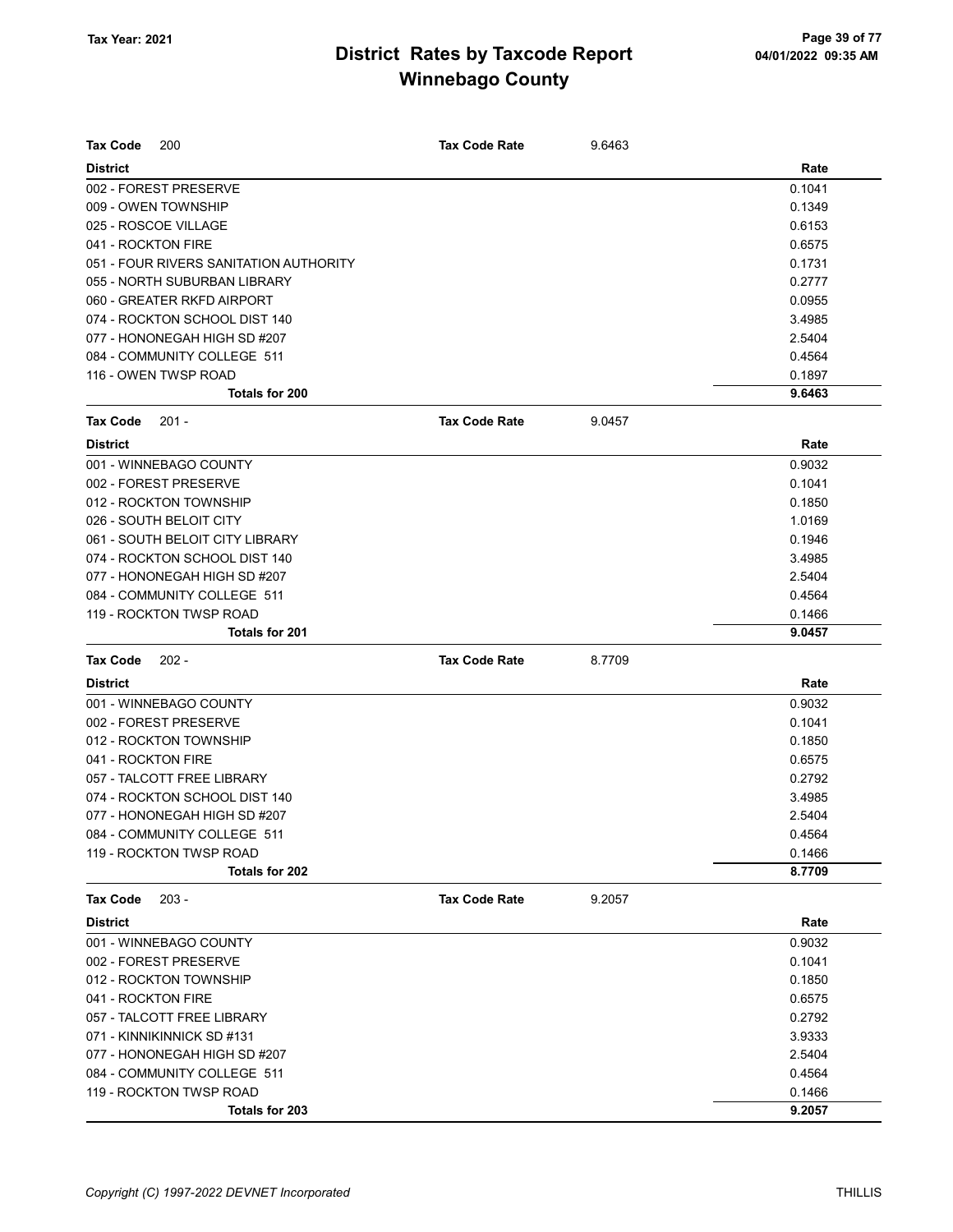# District Rates by Taxcode Report
# Winnebago County

Tax Year: 2021

**Tax Code** 200 &nbsp;&nbsp;&nbsp; **Tax Code Rate** 9.6463

| District | Rate |
|---|---|
| 002 - FOREST PRESERVE | 0.1041 |
| 009 - OWEN TOWNSHIP | 0.1349 |
| 025 - ROSCOE VILLAGE | 0.6153 |
| 041 - ROCKTON FIRE | 0.6575 |
| 051 - FOUR RIVERS SANITATION AUTHORITY | 0.1731 |
| 055 - NORTH SUBURBAN LIBRARY | 0.2777 |
| 060 - GREATER RKFD AIRPORT | 0.0955 |
| 074 - ROCKTON SCHOOL DIST 140 | 3.4985 |
| 077 - HONONEGAH HIGH SD #207 | 2.5404 |
| 084 - COMMUNITY COLLEGE 511 | 0.4564 |
| 116 - OWEN TWSP ROAD | 0.1897 |
| **Totals for 200** | **9.6463** |

**Tax Code** 201 - &nbsp;&nbsp;&nbsp; **Tax Code Rate** 9.0457

| District | Rate |
|---|---|
| 001 - WINNEBAGO COUNTY | 0.9032 |
| 002 - FOREST PRESERVE | 0.1041 |
| 012 - ROCKTON TOWNSHIP | 0.1850 |
| 026 - SOUTH BELOIT CITY | 1.0169 |
| 061 - SOUTH BELOIT CITY LIBRARY | 0.1946 |
| 074 - ROCKTON SCHOOL DIST 140 | 3.4985 |
| 077 - HONONEGAH HIGH SD #207 | 2.5404 |
| 084 - COMMUNITY COLLEGE 511 | 0.4564 |
| 119 - ROCKTON TWSP ROAD | 0.1466 |
| **Totals for 201** | **9.0457** |

**Tax Code** 202 - &nbsp;&nbsp;&nbsp; **Tax Code Rate** 8.7709

| District | Rate |
|---|---|
| 001 - WINNEBAGO COUNTY | 0.9032 |
| 002 - FOREST PRESERVE | 0.1041 |
| 012 - ROCKTON TOWNSHIP | 0.1850 |
| 041 - ROCKTON FIRE | 0.6575 |
| 057 - TALCOTT FREE LIBRARY | 0.2792 |
| 074 - ROCKTON SCHOOL DIST 140 | 3.4985 |
| 077 - HONONEGAH HIGH SD #207 | 2.5404 |
| 084 - COMMUNITY COLLEGE 511 | 0.4564 |
| 119 - ROCKTON TWSP ROAD | 0.1466 |
| **Totals for 202** | **8.7709** |

**Tax Code** 203 - &nbsp;&nbsp;&nbsp; **Tax Code Rate** 9.2057

| District | Rate |
|---|---|
| 001 - WINNEBAGO COUNTY | 0.9032 |
| 002 - FOREST PRESERVE | 0.1041 |
| 012 - ROCKTON TOWNSHIP | 0.1850 |
| 041 - ROCKTON FIRE | 0.6575 |
| 057 - TALCOTT FREE LIBRARY | 0.2792 |
| 071 - KINNIKINNICK SD #131 | 3.9333 |
| 077 - HONONEGAH HIGH SD #207 | 2.5404 |
| 084 - COMMUNITY COLLEGE 511 | 0.4564 |
| 119 - ROCKTON TWSP ROAD | 0.1466 |
| **Totals for 203** | **9.2057** |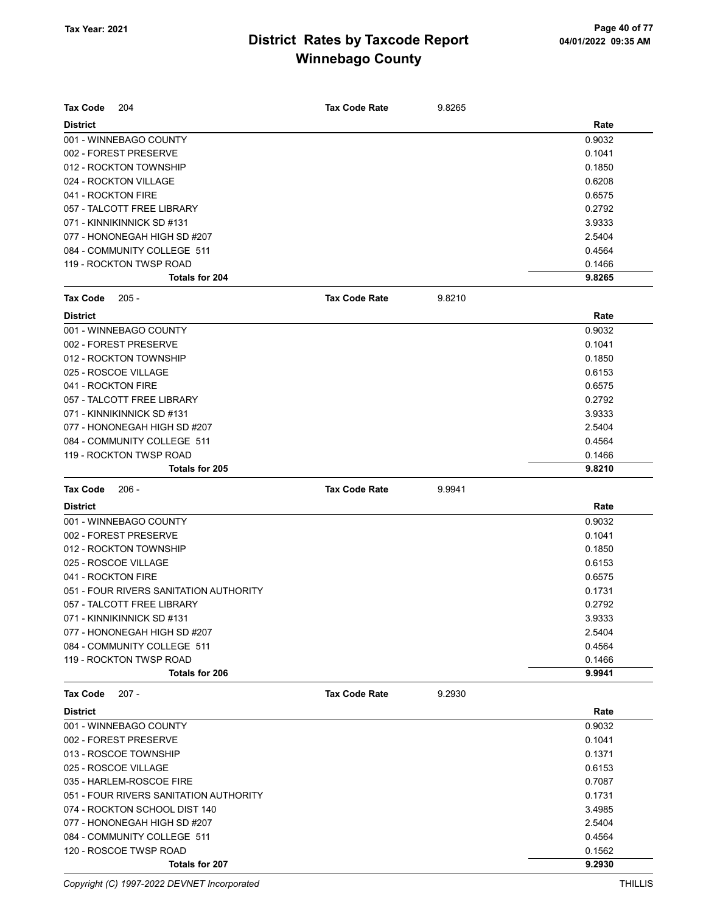# District Rates by Taxcode Report
# Winnebago County

Tax Year: 2021

**Tax Code** 204 — **Tax Code Rate** 9.8265

| District | Rate |
|---|---|
| 001 - WINNEBAGO COUNTY | 0.9032 |
| 002 - FOREST PRESERVE | 0.1041 |
| 012 - ROCKTON TOWNSHIP | 0.1850 |
| 024 - ROCKTON VILLAGE | 0.6208 |
| 041 - ROCKTON FIRE | 0.6575 |
| 057 - TALCOTT FREE LIBRARY | 0.2792 |
| 071 - KINNIKINNICK SD #131 | 3.9333 |
| 077 - HONONEGAH HIGH SD #207 | 2.5404 |
| 084 - COMMUNITY COLLEGE 511 | 0.4564 |
| 119 - ROCKTON TWSP ROAD | 0.1466 |
| **Totals for 204** | **9.8265** |

**Tax Code** 205 - — **Tax Code Rate** 9.8210

| District | Rate |
|---|---|
| 001 - WINNEBAGO COUNTY | 0.9032 |
| 002 - FOREST PRESERVE | 0.1041 |
| 012 - ROCKTON TOWNSHIP | 0.1850 |
| 025 - ROSCOE VILLAGE | 0.6153 |
| 041 - ROCKTON FIRE | 0.6575 |
| 057 - TALCOTT FREE LIBRARY | 0.2792 |
| 071 - KINNIKINNICK SD #131 | 3.9333 |
| 077 - HONONEGAH HIGH SD #207 | 2.5404 |
| 084 - COMMUNITY COLLEGE 511 | 0.4564 |
| 119 - ROCKTON TWSP ROAD | 0.1466 |
| **Totals for 205** | **9.8210** |

**Tax Code** 206 - — **Tax Code Rate** 9.9941

| District | Rate |
|---|---|
| 001 - WINNEBAGO COUNTY | 0.9032 |
| 002 - FOREST PRESERVE | 0.1041 |
| 012 - ROCKTON TOWNSHIP | 0.1850 |
| 025 - ROSCOE VILLAGE | 0.6153 |
| 041 - ROCKTON FIRE | 0.6575 |
| 051 - FOUR RIVERS SANITATION AUTHORITY | 0.1731 |
| 057 - TALCOTT FREE LIBRARY | 0.2792 |
| 071 - KINNIKINNICK SD #131 | 3.9333 |
| 077 - HONONEGAH HIGH SD #207 | 2.5404 |
| 084 - COMMUNITY COLLEGE 511 | 0.4564 |
| 119 - ROCKTON TWSP ROAD | 0.1466 |
| **Totals for 206** | **9.9941** |

**Tax Code** 207 - — **Tax Code Rate** 9.2930

| District | Rate |
|---|---|
| 001 - WINNEBAGO COUNTY | 0.9032 |
| 002 - FOREST PRESERVE | 0.1041 |
| 013 - ROSCOE TOWNSHIP | 0.1371 |
| 025 - ROSCOE VILLAGE | 0.6153 |
| 035 - HARLEM-ROSCOE FIRE | 0.7087 |
| 051 - FOUR RIVERS SANITATION AUTHORITY | 0.1731 |
| 074 - ROCKTON SCHOOL DIST 140 | 3.4985 |
| 077 - HONONEGAH HIGH SD #207 | 2.5404 |
| 084 - COMMUNITY COLLEGE 511 | 0.4564 |
| 120 - ROSCOE TWSP ROAD | 0.1562 |
| **Totals for 207** | **9.2930** |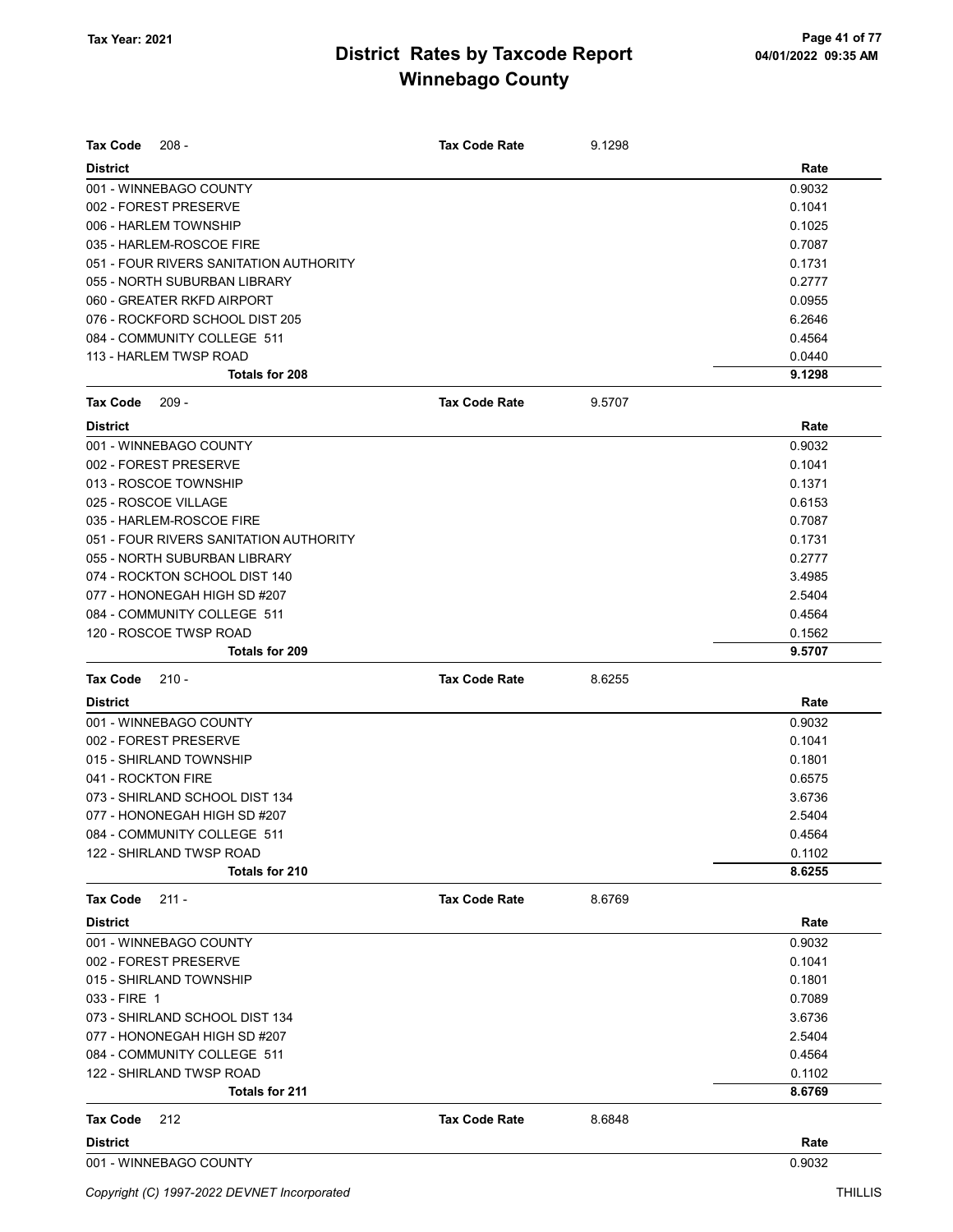# District Rates by Taxcode Report
# Winnebago County

Tax Year: 2021

**Tax Code** 208 - **Tax Code Rate** 9.1298

| District | Rate |
|---|---|
| 001 - WINNEBAGO COUNTY | 0.9032 |
| 002 - FOREST PRESERVE | 0.1041 |
| 006 - HARLEM TOWNSHIP | 0.1025 |
| 035 - HARLEM-ROSCOE FIRE | 0.7087 |
| 051 - FOUR RIVERS SANITATION AUTHORITY | 0.1731 |
| 055 - NORTH SUBURBAN LIBRARY | 0.2777 |
| 060 - GREATER RKFD AIRPORT | 0.0955 |
| 076 - ROCKFORD SCHOOL DIST 205 | 6.2646 |
| 084 - COMMUNITY COLLEGE 511 | 0.4564 |
| 113 - HARLEM TWSP ROAD | 0.0440 |
| **Totals for 208** | **9.1298** |

**Tax Code** 209 - **Tax Code Rate** 9.5707

| District | Rate |
|---|---|
| 001 - WINNEBAGO COUNTY | 0.9032 |
| 002 - FOREST PRESERVE | 0.1041 |
| 013 - ROSCOE TOWNSHIP | 0.1371 |
| 025 - ROSCOE VILLAGE | 0.6153 |
| 035 - HARLEM-ROSCOE FIRE | 0.7087 |
| 051 - FOUR RIVERS SANITATION AUTHORITY | 0.1731 |
| 055 - NORTH SUBURBAN LIBRARY | 0.2777 |
| 074 - ROCKTON SCHOOL DIST 140 | 3.4985 |
| 077 - HONONEGAH HIGH SD #207 | 2.5404 |
| 084 - COMMUNITY COLLEGE 511 | 0.4564 |
| 120 - ROSCOE TWSP ROAD | 0.1562 |
| **Totals for 209** | **9.5707** |

**Tax Code** 210 - **Tax Code Rate** 8.6255

| District | Rate |
|---|---|
| 001 - WINNEBAGO COUNTY | 0.9032 |
| 002 - FOREST PRESERVE | 0.1041 |
| 015 - SHIRLAND TOWNSHIP | 0.1801 |
| 041 - ROCKTON FIRE | 0.6575 |
| 073 - SHIRLAND SCHOOL DIST 134 | 3.6736 |
| 077 - HONONEGAH HIGH SD #207 | 2.5404 |
| 084 - COMMUNITY COLLEGE 511 | 0.4564 |
| 122 - SHIRLAND TWSP ROAD | 0.1102 |
| **Totals for 210** | **8.6255** |

**Tax Code** 211 - **Tax Code Rate** 8.6769

| District | Rate |
|---|---|
| 001 - WINNEBAGO COUNTY | 0.9032 |
| 002 - FOREST PRESERVE | 0.1041 |
| 015 - SHIRLAND TOWNSHIP | 0.1801 |
| 033 - FIRE 1 | 0.7089 |
| 073 - SHIRLAND SCHOOL DIST 134 | 3.6736 |
| 077 - HONONEGAH HIGH SD #207 | 2.5404 |
| 084 - COMMUNITY COLLEGE 511 | 0.4564 |
| 122 - SHIRLAND TWSP ROAD | 0.1102 |
| **Totals for 211** | **8.6769** |

**Tax Code** 212 **Tax Code Rate** 8.6848

| District | Rate |
|---|---|
| 001 - WINNEBAGO COUNTY | 0.9032 |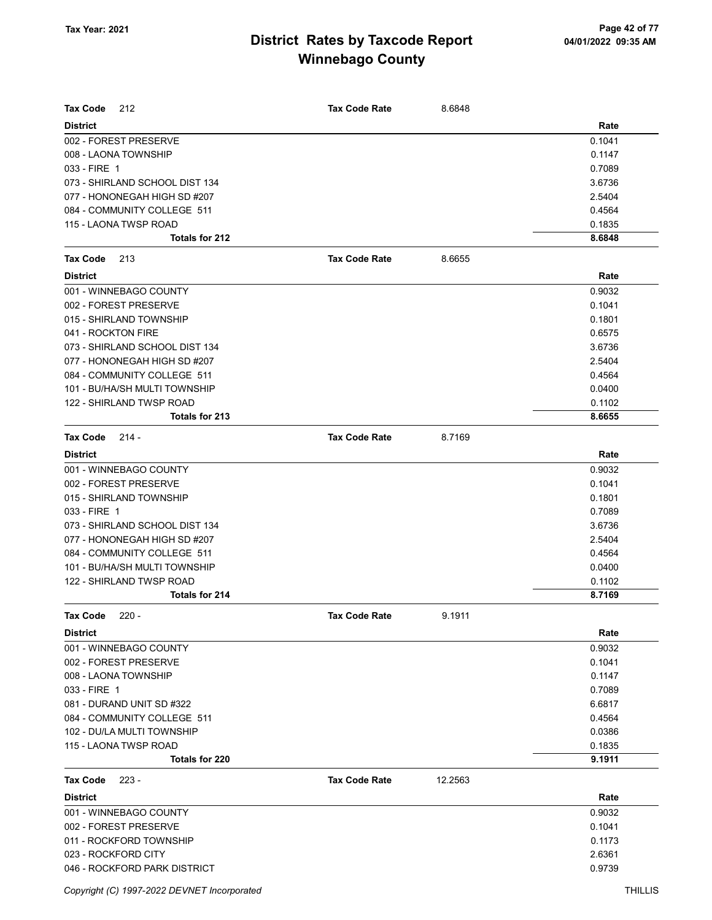| **Tax Code** 212 | **Tax Code Rate** | 8.6848 |
|---|---|---|
| **District** | | **Rate** |
| 002 - FOREST PRESERVE | | 0.1041 |
| 008 - LAONA TOWNSHIP | | 0.1147 |
| 033 - FIRE 1 | | 0.7089 |
| 073 - SHIRLAND SCHOOL DIST 134 | | 3.6736 |
| 077 - HONONEGAH HIGH SD #207 | | 2.5404 |
| 084 - COMMUNITY COLLEGE 511 | | 0.4564 |
| 115 - LAONA TWSP ROAD | | 0.1835 |
| **Totals for 212** | | **8.6848** |

| **Tax Code** 213 | **Tax Code Rate** | 8.6655 |
|---|---|---|
| **District** | | **Rate** |
| 001 - WINNEBAGO COUNTY | | 0.9032 |
| 002 - FOREST PRESERVE | | 0.1041 |
| 015 - SHIRLAND TOWNSHIP | | 0.1801 |
| 041 - ROCKTON FIRE | | 0.6575 |
| 073 - SHIRLAND SCHOOL DIST 134 | | 3.6736 |
| 077 - HONONEGAH HIGH SD #207 | | 2.5404 |
| 084 - COMMUNITY COLLEGE 511 | | 0.4564 |
| 101 - BU/HA/SH MULTI TOWNSHIP | | 0.0400 |
| 122 - SHIRLAND TWSP ROAD | | 0.1102 |
| **Totals for 213** | | **8.6655** |

| **Tax Code** 214 - | **Tax Code Rate** | 8.7169 |
|---|---|---|
| **District** | | **Rate** |
| 001 - WINNEBAGO COUNTY | | 0.9032 |
| 002 - FOREST PRESERVE | | 0.1041 |
| 015 - SHIRLAND TOWNSHIP | | 0.1801 |
| 033 - FIRE 1 | | 0.7089 |
| 073 - SHIRLAND SCHOOL DIST 134 | | 3.6736 |
| 077 - HONONEGAH HIGH SD #207 | | 2.5404 |
| 084 - COMMUNITY COLLEGE 511 | | 0.4564 |
| 101 - BU/HA/SH MULTI TOWNSHIP | | 0.0400 |
| 122 - SHIRLAND TWSP ROAD | | 0.1102 |
| **Totals for 214** | | **8.7169** |

| **Tax Code** 220 - | **Tax Code Rate** | 9.1911 |
|---|---|---|
| **District** | | **Rate** |
| 001 - WINNEBAGO COUNTY | | 0.9032 |
| 002 - FOREST PRESERVE | | 0.1041 |
| 008 - LAONA TOWNSHIP | | 0.1147 |
| 033 - FIRE 1 | | 0.7089 |
| 081 - DURAND UNIT SD #322 | | 6.6817 |
| 084 - COMMUNITY COLLEGE 511 | | 0.4564 |
| 102 - DU/LA MULTI TOWNSHIP | | 0.0386 |
| 115 - LAONA TWSP ROAD | | 0.1835 |
| **Totals for 220** | | **9.1911** |

| **Tax Code** 223 - | **Tax Code Rate** | 12.2563 |
|---|---|---|
| **District** | | **Rate** |
| 001 - WINNEBAGO COUNTY | | 0.9032 |
| 002 - FOREST PRESERVE | | 0.1041 |
| 011 - ROCKFORD TOWNSHIP | | 0.1173 |
| 023 - ROCKFORD CITY | | 2.6361 |
| 046 - ROCKFORD PARK DISTRICT | | 0.9739 |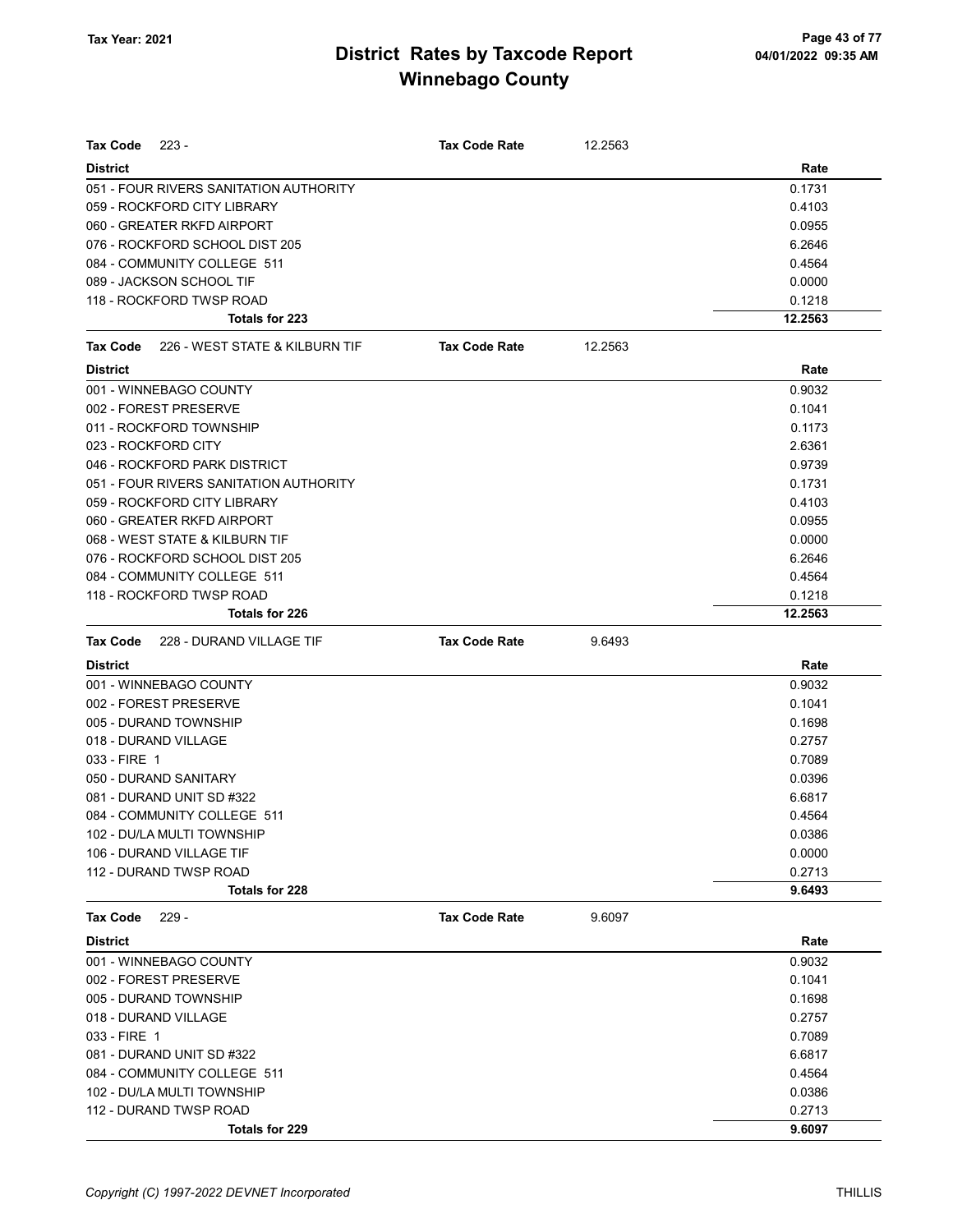# District Rates by Taxcode Report
# Winnebago County

Tax Year: 2021

| Tax Code 223 - | Tax Code Rate | 12.2563 |
|---|---|---|
| **District** | | **Rate** |
| 051 - FOUR RIVERS SANITATION AUTHORITY | | 0.1731 |
| 059 - ROCKFORD CITY LIBRARY | | 0.4103 |
| 060 - GREATER RKFD AIRPORT | | 0.0955 |
| 076 - ROCKFORD SCHOOL DIST 205 | | 6.2646 |
| 084 - COMMUNITY COLLEGE 511 | | 0.4564 |
| 089 - JACKSON SCHOOL TIF | | 0.0000 |
| 118 - ROCKFORD TWSP ROAD | | 0.1218 |
| **Totals for 223** | | **12.2563** |

| Tax Code 226 - WEST STATE & KILBURN TIF | Tax Code Rate | 12.2563 |
|---|---|---|
| **District** | | **Rate** |
| 001 - WINNEBAGO COUNTY | | 0.9032 |
| 002 - FOREST PRESERVE | | 0.1041 |
| 011 - ROCKFORD TOWNSHIP | | 0.1173 |
| 023 - ROCKFORD CITY | | 2.6361 |
| 046 - ROCKFORD PARK DISTRICT | | 0.9739 |
| 051 - FOUR RIVERS SANITATION AUTHORITY | | 0.1731 |
| 059 - ROCKFORD CITY LIBRARY | | 0.4103 |
| 060 - GREATER RKFD AIRPORT | | 0.0955 |
| 068 - WEST STATE & KILBURN TIF | | 0.0000 |
| 076 - ROCKFORD SCHOOL DIST 205 | | 6.2646 |
| 084 - COMMUNITY COLLEGE 511 | | 0.4564 |
| 118 - ROCKFORD TWSP ROAD | | 0.1218 |
| **Totals for 226** | | **12.2563** |

| Tax Code 228 - DURAND VILLAGE TIF | Tax Code Rate | 9.6493 |
|---|---|---|
| **District** | | **Rate** |
| 001 - WINNEBAGO COUNTY | | 0.9032 |
| 002 - FOREST PRESERVE | | 0.1041 |
| 005 - DURAND TOWNSHIP | | 0.1698 |
| 018 - DURAND VILLAGE | | 0.2757 |
| 033 - FIRE 1 | | 0.7089 |
| 050 - DURAND SANITARY | | 0.0396 |
| 081 - DURAND UNIT SD #322 | | 6.6817 |
| 084 - COMMUNITY COLLEGE 511 | | 0.4564 |
| 102 - DU/LA MULTI TOWNSHIP | | 0.0386 |
| 106 - DURAND VILLAGE TIF | | 0.0000 |
| 112 - DURAND TWSP ROAD | | 0.2713 |
| **Totals for 228** | | **9.6493** |

| Tax Code 229 - | Tax Code Rate | 9.6097 |
|---|---|---|
| **District** | | **Rate** |
| 001 - WINNEBAGO COUNTY | | 0.9032 |
| 002 - FOREST PRESERVE | | 0.1041 |
| 005 - DURAND TOWNSHIP | | 0.1698 |
| 018 - DURAND VILLAGE | | 0.2757 |
| 033 - FIRE 1 | | 0.7089 |
| 081 - DURAND UNIT SD #322 | | 6.6817 |
| 084 - COMMUNITY COLLEGE 511 | | 0.4564 |
| 102 - DU/LA MULTI TOWNSHIP | | 0.0386 |
| 112 - DURAND TWSP ROAD | | 0.2713 |
| **Totals for 229** | | **9.6097** |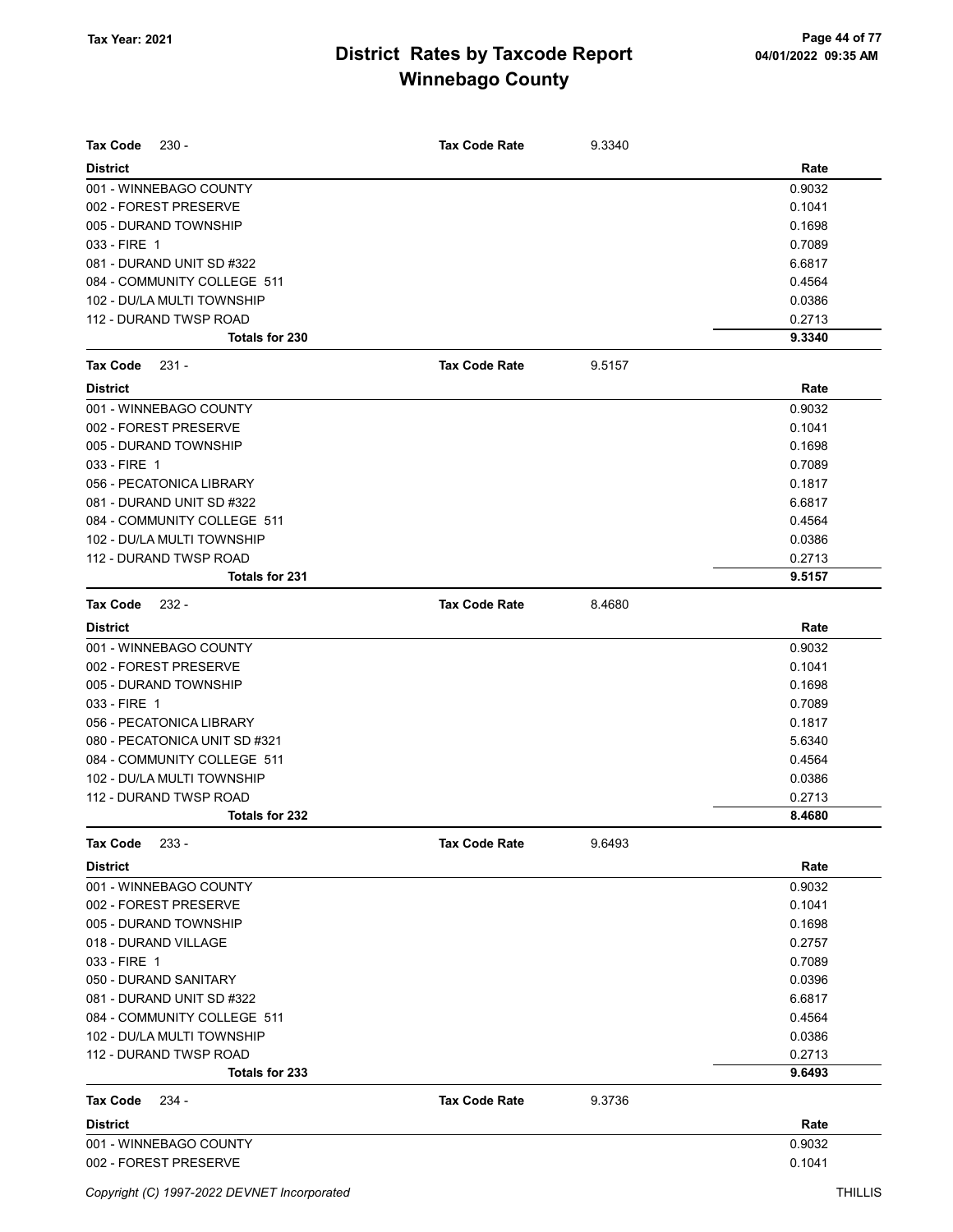# District Rates by Taxcode Report
# Winnebago County

Tax Year: 2021

**Tax Code** 230 - **Tax Code Rate** 9.3340

| District | Rate |
|---|---|
| 001 - WINNEBAGO COUNTY | 0.9032 |
| 002 - FOREST PRESERVE | 0.1041 |
| 005 - DURAND TOWNSHIP | 0.1698 |
| 033 - FIRE 1 | 0.7089 |
| 081 - DURAND UNIT SD #322 | 6.6817 |
| 084 - COMMUNITY COLLEGE 511 | 0.4564 |
| 102 - DU/LA MULTI TOWNSHIP | 0.0386 |
| 112 - DURAND TWSP ROAD | 0.2713 |
| **Totals for 230** | **9.3340** |

**Tax Code** 231 - **Tax Code Rate** 9.5157

| District | Rate |
|---|---|
| 001 - WINNEBAGO COUNTY | 0.9032 |
| 002 - FOREST PRESERVE | 0.1041 |
| 005 - DURAND TOWNSHIP | 0.1698 |
| 033 - FIRE 1 | 0.7089 |
| 056 - PECATONICA LIBRARY | 0.1817 |
| 081 - DURAND UNIT SD #322 | 6.6817 |
| 084 - COMMUNITY COLLEGE 511 | 0.4564 |
| 102 - DU/LA MULTI TOWNSHIP | 0.0386 |
| 112 - DURAND TWSP ROAD | 0.2713 |
| **Totals for 231** | **9.5157** |

**Tax Code** 232 - **Tax Code Rate** 8.4680

| District | Rate |
|---|---|
| 001 - WINNEBAGO COUNTY | 0.9032 |
| 002 - FOREST PRESERVE | 0.1041 |
| 005 - DURAND TOWNSHIP | 0.1698 |
| 033 - FIRE 1 | 0.7089 |
| 056 - PECATONICA LIBRARY | 0.1817 |
| 080 - PECATONICA UNIT SD #321 | 5.6340 |
| 084 - COMMUNITY COLLEGE 511 | 0.4564 |
| 102 - DU/LA MULTI TOWNSHIP | 0.0386 |
| 112 - DURAND TWSP ROAD | 0.2713 |
| **Totals for 232** | **8.4680** |

**Tax Code** 233 - **Tax Code Rate** 9.6493

| District | Rate |
|---|---|
| 001 - WINNEBAGO COUNTY | 0.9032 |
| 002 - FOREST PRESERVE | 0.1041 |
| 005 - DURAND TOWNSHIP | 0.1698 |
| 018 - DURAND VILLAGE | 0.2757 |
| 033 - FIRE 1 | 0.7089 |
| 050 - DURAND SANITARY | 0.0396 |
| 081 - DURAND UNIT SD #322 | 6.6817 |
| 084 - COMMUNITY COLLEGE 511 | 0.4564 |
| 102 - DU/LA MULTI TOWNSHIP | 0.0386 |
| 112 - DURAND TWSP ROAD | 0.2713 |
| **Totals for 233** | **9.6493** |

**Tax Code** 234 - **Tax Code Rate** 9.3736

| District | Rate |
|---|---|
| 001 - WINNEBAGO COUNTY | 0.9032 |
| 002 - FOREST PRESERVE | 0.1041 |

Copyright (C) 1997-2022 DEVNET Incorporated THILLIS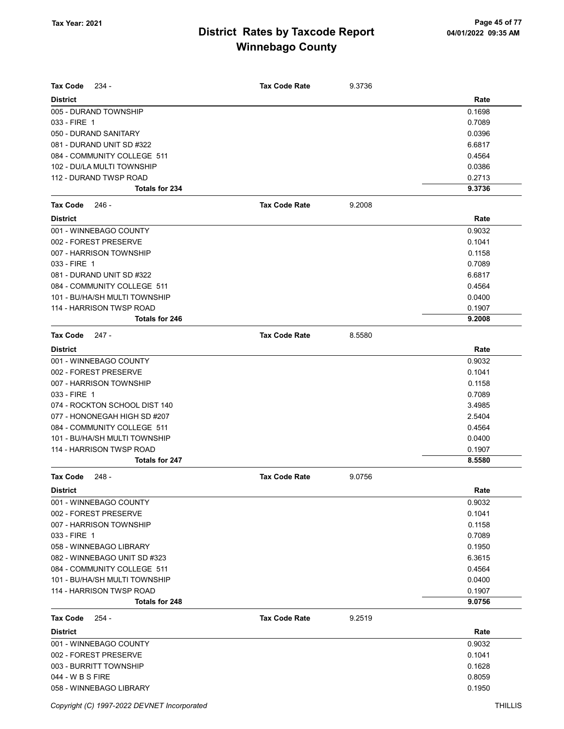# District Rates by Taxcode Report

## Winnebago County

Tax Year: 2021

**Tax Code** 234 - **Tax Code Rate** 9.3736

| District | Rate |
|---|---|
| 005 - DURAND TOWNSHIP | 0.1698 |
| 033 - FIRE 1 | 0.7089 |
| 050 - DURAND SANITARY | 0.0396 |
| 081 - DURAND UNIT SD #322 | 6.6817 |
| 084 - COMMUNITY COLLEGE 511 | 0.4564 |
| 102 - DU/LA MULTI TOWNSHIP | 0.0386 |
| 112 - DURAND TWSP ROAD | 0.2713 |
| **Totals for 234** | **9.3736** |

**Tax Code** 246 - **Tax Code Rate** 9.2008

| District | Rate |
|---|---|
| 001 - WINNEBAGO COUNTY | 0.9032 |
| 002 - FOREST PRESERVE | 0.1041 |
| 007 - HARRISON TOWNSHIP | 0.1158 |
| 033 - FIRE 1 | 0.7089 |
| 081 - DURAND UNIT SD #322 | 6.6817 |
| 084 - COMMUNITY COLLEGE 511 | 0.4564 |
| 101 - BU/HA/SH MULTI TOWNSHIP | 0.0400 |
| 114 - HARRISON TWSP ROAD | 0.1907 |
| **Totals for 246** | **9.2008** |

**Tax Code** 247 - **Tax Code Rate** 8.5580

| District | Rate |
|---|---|
| 001 - WINNEBAGO COUNTY | 0.9032 |
| 002 - FOREST PRESERVE | 0.1041 |
| 007 - HARRISON TOWNSHIP | 0.1158 |
| 033 - FIRE 1 | 0.7089 |
| 074 - ROCKTON SCHOOL DIST 140 | 3.4985 |
| 077 - HONONEGAH HIGH SD #207 | 2.5404 |
| 084 - COMMUNITY COLLEGE 511 | 0.4564 |
| 101 - BU/HA/SH MULTI TOWNSHIP | 0.0400 |
| 114 - HARRISON TWSP ROAD | 0.1907 |
| **Totals for 247** | **8.5580** |

**Tax Code** 248 - **Tax Code Rate** 9.0756

| District | Rate |
|---|---|
| 001 - WINNEBAGO COUNTY | 0.9032 |
| 002 - FOREST PRESERVE | 0.1041 |
| 007 - HARRISON TOWNSHIP | 0.1158 |
| 033 - FIRE 1 | 0.7089 |
| 058 - WINNEBAGO LIBRARY | 0.1950 |
| 082 - WINNEBAGO UNIT SD #323 | 6.3615 |
| 084 - COMMUNITY COLLEGE 511 | 0.4564 |
| 101 - BU/HA/SH MULTI TOWNSHIP | 0.0400 |
| 114 - HARRISON TWSP ROAD | 0.1907 |
| **Totals for 248** | **9.0756** |

**Tax Code** 254 - **Tax Code Rate** 9.2519

| District | Rate |
|---|---|
| 001 - WINNEBAGO COUNTY | 0.9032 |
| 002 - FOREST PRESERVE | 0.1041 |
| 003 - BURRITT TOWNSHIP | 0.1628 |
| 044 - W B S FIRE | 0.8059 |
| 058 - WINNEBAGO LIBRARY | 0.1950 |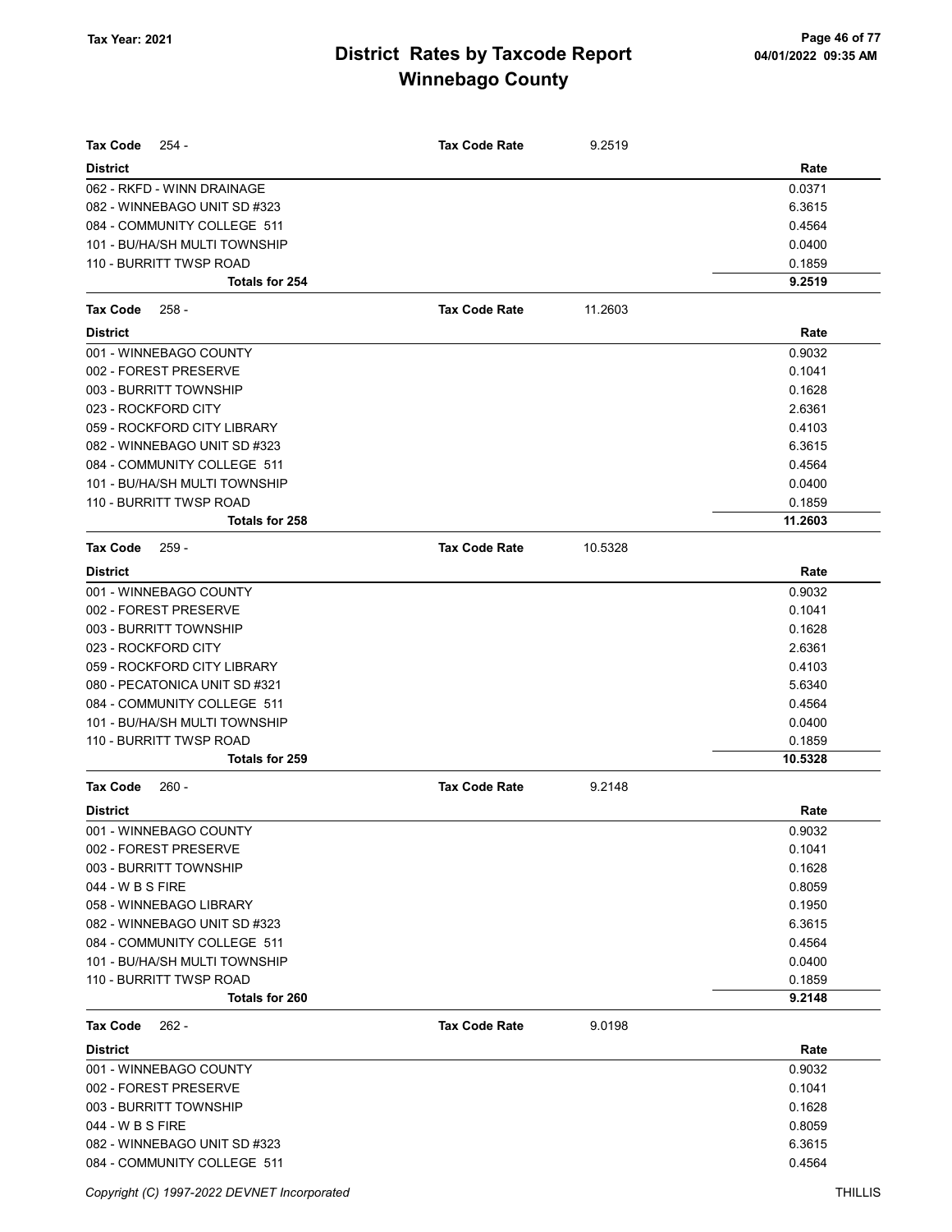# District Rates by Taxcode Report
# Winnebago County

Tax Year: 2021

04/01/2022 09:35 AM

**Tax Code** 254 - **Tax Code Rate** 9.2519

| District | Rate |
|---|---|
| 062 - RKFD - WINN DRAINAGE | 0.0371 |
| 082 - WINNEBAGO UNIT SD #323 | 6.3615 |
| 084 - COMMUNITY COLLEGE 511 | 0.4564 |
| 101 - BU/HA/SH MULTI TOWNSHIP | 0.0400 |
| 110 - BURRITT TWSP ROAD | 0.1859 |
| **Totals for 254** | **9.2519** |

**Tax Code** 258 - **Tax Code Rate** 11.2603

| District | Rate |
|---|---|
| 001 - WINNEBAGO COUNTY | 0.9032 |
| 002 - FOREST PRESERVE | 0.1041 |
| 003 - BURRITT TOWNSHIP | 0.1628 |
| 023 - ROCKFORD CITY | 2.6361 |
| 059 - ROCKFORD CITY LIBRARY | 0.4103 |
| 082 - WINNEBAGO UNIT SD #323 | 6.3615 |
| 084 - COMMUNITY COLLEGE 511 | 0.4564 |
| 101 - BU/HA/SH MULTI TOWNSHIP | 0.0400 |
| 110 - BURRITT TWSP ROAD | 0.1859 |
| **Totals for 258** | **11.2603** |

**Tax Code** 259 - **Tax Code Rate** 10.5328

| District | Rate |
|---|---|
| 001 - WINNEBAGO COUNTY | 0.9032 |
| 002 - FOREST PRESERVE | 0.1041 |
| 003 - BURRITT TOWNSHIP | 0.1628 |
| 023 - ROCKFORD CITY | 2.6361 |
| 059 - ROCKFORD CITY LIBRARY | 0.4103 |
| 080 - PECATONICA UNIT SD #321 | 5.6340 |
| 084 - COMMUNITY COLLEGE 511 | 0.4564 |
| 101 - BU/HA/SH MULTI TOWNSHIP | 0.0400 |
| 110 - BURRITT TWSP ROAD | 0.1859 |
| **Totals for 259** | **10.5328** |

**Tax Code** 260 - **Tax Code Rate** 9.2148

| District | Rate |
|---|---|
| 001 - WINNEBAGO COUNTY | 0.9032 |
| 002 - FOREST PRESERVE | 0.1041 |
| 003 - BURRITT TOWNSHIP | 0.1628 |
| 044 - W B S FIRE | 0.8059 |
| 058 - WINNEBAGO LIBRARY | 0.1950 |
| 082 - WINNEBAGO UNIT SD #323 | 6.3615 |
| 084 - COMMUNITY COLLEGE 511 | 0.4564 |
| 101 - BU/HA/SH MULTI TOWNSHIP | 0.0400 |
| 110 - BURRITT TWSP ROAD | 0.1859 |
| **Totals for 260** | **9.2148** |

**Tax Code** 262 - **Tax Code Rate** 9.0198

| District | Rate |
|---|---|
| 001 - WINNEBAGO COUNTY | 0.9032 |
| 002 - FOREST PRESERVE | 0.1041 |
| 003 - BURRITT TOWNSHIP | 0.1628 |
| 044 - W B S FIRE | 0.8059 |
| 082 - WINNEBAGO UNIT SD #323 | 6.3615 |
| 084 - COMMUNITY COLLEGE 511 | 0.4564 |

Copyright (C) 1997-2022 DEVNET Incorporated THILLIS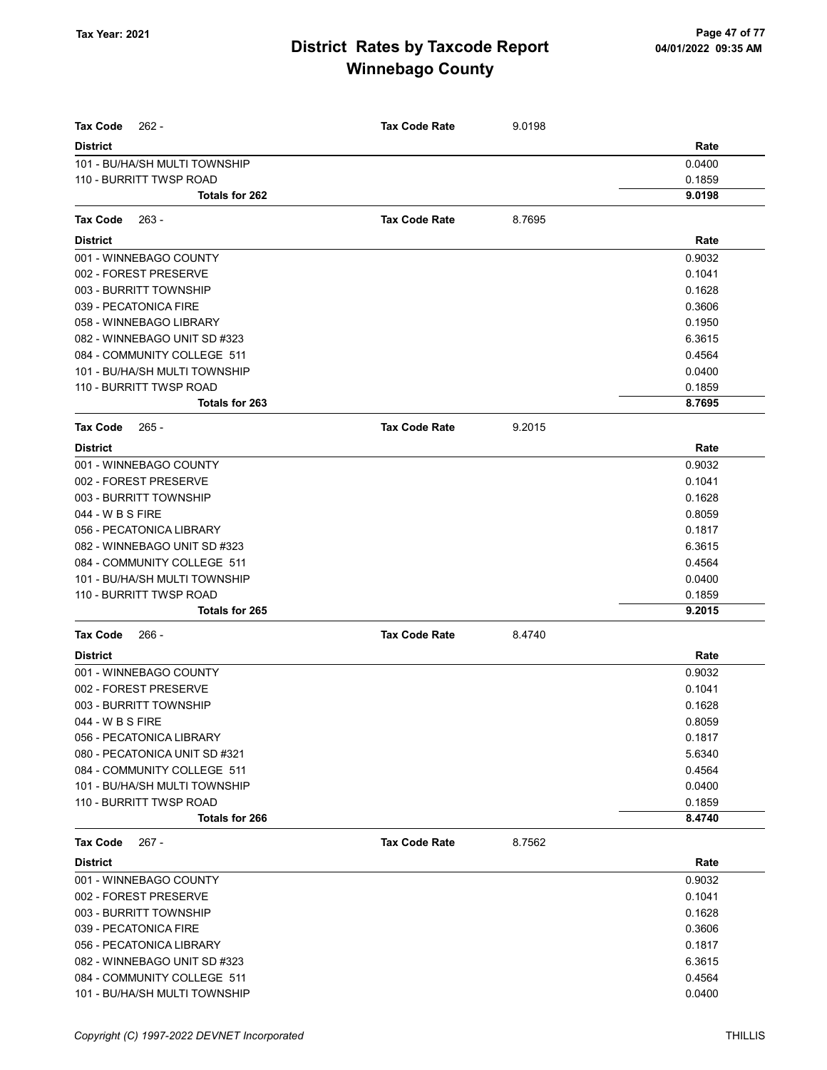# District Rates by Taxcode Report
# Winnebago County

Tax Year: 2021

| **Tax Code** 262 - | **Tax Code Rate** 9.0198 |
|---|---|
| **District** | **Rate** |
| 101 - BU/HA/SH MULTI TOWNSHIP | 0.0400 |
| 110 - BURRITT TWSP ROAD | 0.1859 |
| **Totals for 262** | **9.0198** |

| **Tax Code** 263 - | **Tax Code Rate** 8.7695 |
|---|---|
| **District** | **Rate** |
| 001 - WINNEBAGO COUNTY | 0.9032 |
| 002 - FOREST PRESERVE | 0.1041 |
| 003 - BURRITT TOWNSHIP | 0.1628 |
| 039 - PECATONICA FIRE | 0.3606 |
| 058 - WINNEBAGO LIBRARY | 0.1950 |
| 082 - WINNEBAGO UNIT SD #323 | 6.3615 |
| 084 - COMMUNITY COLLEGE 511 | 0.4564 |
| 101 - BU/HA/SH MULTI TOWNSHIP | 0.0400 |
| 110 - BURRITT TWSP ROAD | 0.1859 |
| **Totals for 263** | **8.7695** |

| **Tax Code** 265 - | **Tax Code Rate** 9.2015 |
|---|---|
| **District** | **Rate** |
| 001 - WINNEBAGO COUNTY | 0.9032 |
| 002 - FOREST PRESERVE | 0.1041 |
| 003 - BURRITT TOWNSHIP | 0.1628 |
| 044 - W B S FIRE | 0.8059 |
| 056 - PECATONICA LIBRARY | 0.1817 |
| 082 - WINNEBAGO UNIT SD #323 | 6.3615 |
| 084 - COMMUNITY COLLEGE 511 | 0.4564 |
| 101 - BU/HA/SH MULTI TOWNSHIP | 0.0400 |
| 110 - BURRITT TWSP ROAD | 0.1859 |
| **Totals for 265** | **9.2015** |

| **Tax Code** 266 - | **Tax Code Rate** 8.4740 |
|---|---|
| **District** | **Rate** |
| 001 - WINNEBAGO COUNTY | 0.9032 |
| 002 - FOREST PRESERVE | 0.1041 |
| 003 - BURRITT TOWNSHIP | 0.1628 |
| 044 - W B S FIRE | 0.8059 |
| 056 - PECATONICA LIBRARY | 0.1817 |
| 080 - PECATONICA UNIT SD #321 | 5.6340 |
| 084 - COMMUNITY COLLEGE 511 | 0.4564 |
| 101 - BU/HA/SH MULTI TOWNSHIP | 0.0400 |
| 110 - BURRITT TWSP ROAD | 0.1859 |
| **Totals for 266** | **8.4740** |

| **Tax Code** 267 - | **Tax Code Rate** 8.7562 |
|---|---|
| **District** | **Rate** |
| 001 - WINNEBAGO COUNTY | 0.9032 |
| 002 - FOREST PRESERVE | 0.1041 |
| 003 - BURRITT TOWNSHIP | 0.1628 |
| 039 - PECATONICA FIRE | 0.3606 |
| 056 - PECATONICA LIBRARY | 0.1817 |
| 082 - WINNEBAGO UNIT SD #323 | 6.3615 |
| 084 - COMMUNITY COLLEGE 511 | 0.4564 |
| 101 - BU/HA/SH MULTI TOWNSHIP | 0.0400 |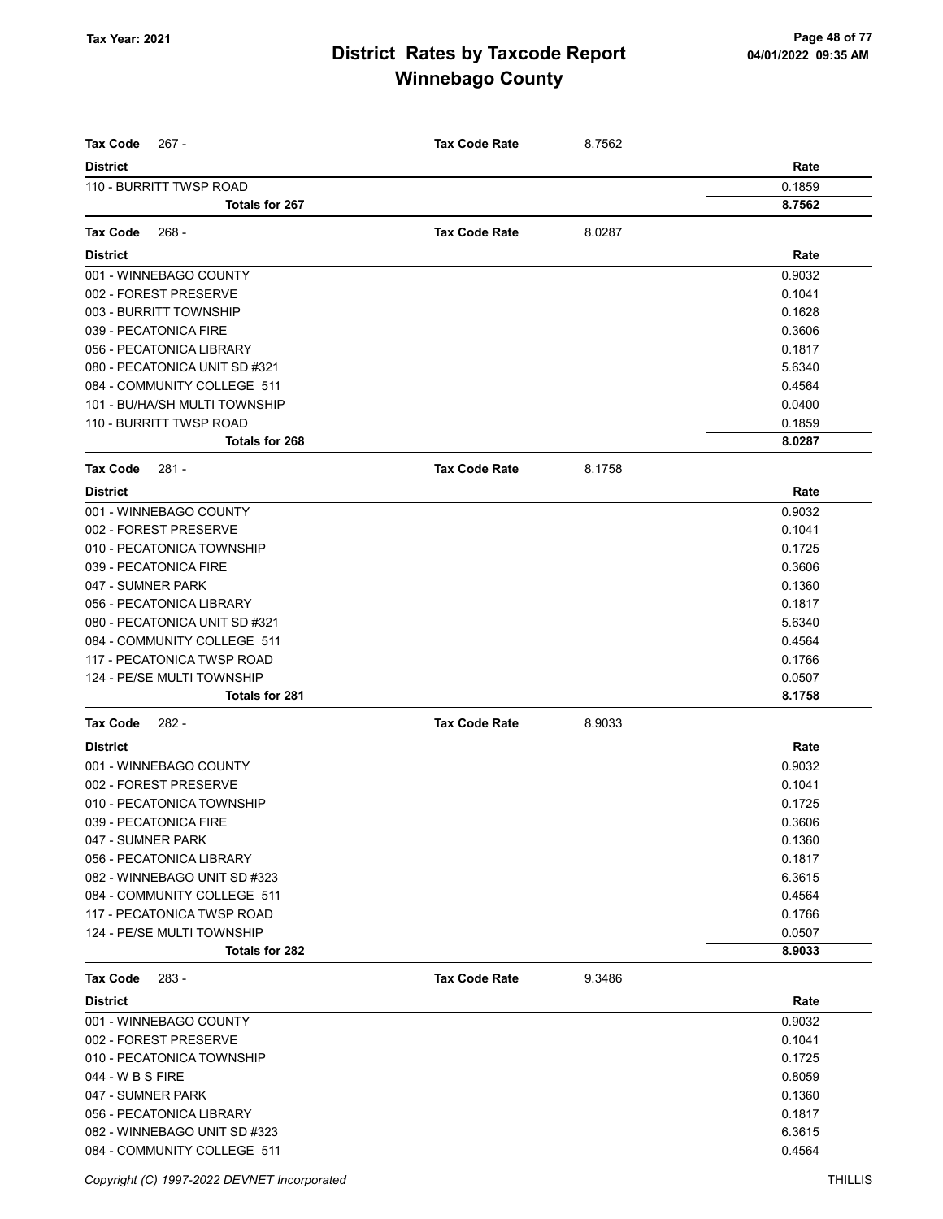| **Tax Code** 267 - | **Tax Code Rate** | 8.7562 |
|---|---|---|
| **District** | | **Rate** |
| 110 - BURRITT TWSP ROAD | | 0.1859 |
| **Totals for 267** | | **8.7562** |

| **Tax Code** 268 - | **Tax Code Rate** | 8.0287 |
|---|---|---|
| **District** | | **Rate** |
| 001 - WINNEBAGO COUNTY | | 0.9032 |
| 002 - FOREST PRESERVE | | 0.1041 |
| 003 - BURRITT TOWNSHIP | | 0.1628 |
| 039 - PECATONICA FIRE | | 0.3606 |
| 056 - PECATONICA LIBRARY | | 0.1817 |
| 080 - PECATONICA UNIT SD #321 | | 5.6340 |
| 084 - COMMUNITY COLLEGE 511 | | 0.4564 |
| 101 - BU/HA/SH MULTI TOWNSHIP | | 0.0400 |
| 110 - BURRITT TWSP ROAD | | 0.1859 |
| **Totals for 268** | | **8.0287** |

| **Tax Code** 281 - | **Tax Code Rate** | 8.1758 |
|---|---|---|
| **District** | | **Rate** |
| 001 - WINNEBAGO COUNTY | | 0.9032 |
| 002 - FOREST PRESERVE | | 0.1041 |
| 010 - PECATONICA TOWNSHIP | | 0.1725 |
| 039 - PECATONICA FIRE | | 0.3606 |
| 047 - SUMNER PARK | | 0.1360 |
| 056 - PECATONICA LIBRARY | | 0.1817 |
| 080 - PECATONICA UNIT SD #321 | | 5.6340 |
| 084 - COMMUNITY COLLEGE 511 | | 0.4564 |
| 117 - PECATONICA TWSP ROAD | | 0.1766 |
| 124 - PE/SE MULTI TOWNSHIP | | 0.0507 |
| **Totals for 281** | | **8.1758** |

| **Tax Code** 282 - | **Tax Code Rate** | 8.9033 |
|---|---|---|
| **District** | | **Rate** |
| 001 - WINNEBAGO COUNTY | | 0.9032 |
| 002 - FOREST PRESERVE | | 0.1041 |
| 010 - PECATONICA TOWNSHIP | | 0.1725 |
| 039 - PECATONICA FIRE | | 0.3606 |
| 047 - SUMNER PARK | | 0.1360 |
| 056 - PECATONICA LIBRARY | | 0.1817 |
| 082 - WINNEBAGO UNIT SD #323 | | 6.3615 |
| 084 - COMMUNITY COLLEGE 511 | | 0.4564 |
| 117 - PECATONICA TWSP ROAD | | 0.1766 |
| 124 - PE/SE MULTI TOWNSHIP | | 0.0507 |
| **Totals for 282** | | **8.9033** |

| **Tax Code** 283 - | **Tax Code Rate** | 9.3486 |
|---|---|---|
| **District** | | **Rate** |
| 001 - WINNEBAGO COUNTY | | 0.9032 |
| 002 - FOREST PRESERVE | | 0.1041 |
| 010 - PECATONICA TOWNSHIP | | 0.1725 |
| 044 - W B S FIRE | | 0.8059 |
| 047 - SUMNER PARK | | 0.1360 |
| 056 - PECATONICA LIBRARY | | 0.1817 |
| 082 - WINNEBAGO UNIT SD #323 | | 6.3615 |
| 084 - COMMUNITY COLLEGE 511 | | 0.4564 |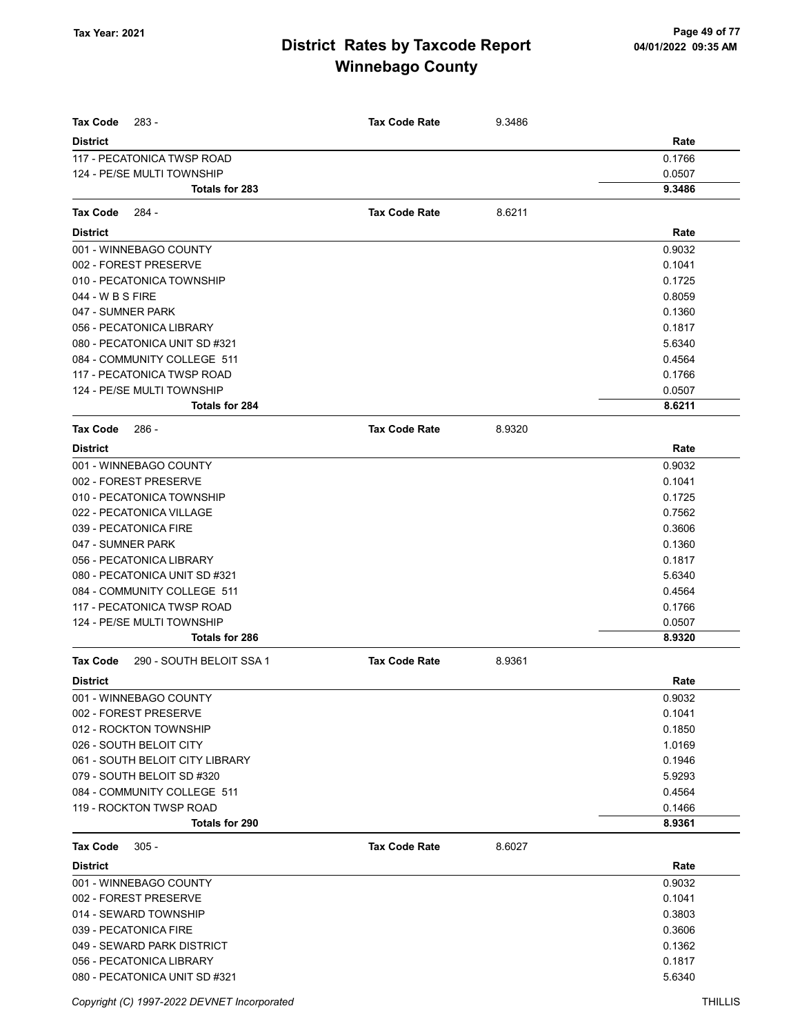# District Rates by Taxcode Report
# Winnebago County

Tax Year: 2021

| Tax Code 283 - | Tax Code Rate | 9.3486 |
|---|---|---|
| **District** | | **Rate** |
| 117 - PECATONICA TWSP ROAD | | 0.1766 |
| 124 - PE/SE MULTI TOWNSHIP | | 0.0507 |
| **Totals for 283** | | **9.3486** |

| Tax Code 284 - | Tax Code Rate | 8.6211 |
|---|---|---|
| **District** | | **Rate** |
| 001 - WINNEBAGO COUNTY | | 0.9032 |
| 002 - FOREST PRESERVE | | 0.1041 |
| 010 - PECATONICA TOWNSHIP | | 0.1725 |
| 044 - W B S FIRE | | 0.8059 |
| 047 - SUMNER PARK | | 0.1360 |
| 056 - PECATONICA LIBRARY | | 0.1817 |
| 080 - PECATONICA UNIT SD #321 | | 5.6340 |
| 084 - COMMUNITY COLLEGE 511 | | 0.4564 |
| 117 - PECATONICA TWSP ROAD | | 0.1766 |
| 124 - PE/SE MULTI TOWNSHIP | | 0.0507 |
| **Totals for 284** | | **8.6211** |

| Tax Code 286 - | Tax Code Rate | 8.9320 |
|---|---|---|
| **District** | | **Rate** |
| 001 - WINNEBAGO COUNTY | | 0.9032 |
| 002 - FOREST PRESERVE | | 0.1041 |
| 010 - PECATONICA TOWNSHIP | | 0.1725 |
| 022 - PECATONICA VILLAGE | | 0.7562 |
| 039 - PECATONICA FIRE | | 0.3606 |
| 047 - SUMNER PARK | | 0.1360 |
| 056 - PECATONICA LIBRARY | | 0.1817 |
| 080 - PECATONICA UNIT SD #321 | | 5.6340 |
| 084 - COMMUNITY COLLEGE 511 | | 0.4564 |
| 117 - PECATONICA TWSP ROAD | | 0.1766 |
| 124 - PE/SE MULTI TOWNSHIP | | 0.0507 |
| **Totals for 286** | | **8.9320** |

| Tax Code 290 - SOUTH BELOIT SSA 1 | Tax Code Rate | 8.9361 |
|---|---|---|
| **District** | | **Rate** |
| 001 - WINNEBAGO COUNTY | | 0.9032 |
| 002 - FOREST PRESERVE | | 0.1041 |
| 012 - ROCKTON TOWNSHIP | | 0.1850 |
| 026 - SOUTH BELOIT CITY | | 1.0169 |
| 061 - SOUTH BELOIT CITY LIBRARY | | 0.1946 |
| 079 - SOUTH BELOIT SD #320 | | 5.9293 |
| 084 - COMMUNITY COLLEGE 511 | | 0.4564 |
| 119 - ROCKTON TWSP ROAD | | 0.1466 |
| **Totals for 290** | | **8.9361** |

| Tax Code 305 - | Tax Code Rate | 8.6027 |
|---|---|---|
| **District** | | **Rate** |
| 001 - WINNEBAGO COUNTY | | 0.9032 |
| 002 - FOREST PRESERVE | | 0.1041 |
| 014 - SEWARD TOWNSHIP | | 0.3803 |
| 039 - PECATONICA FIRE | | 0.3606 |
| 049 - SEWARD PARK DISTRICT | | 0.1362 |
| 056 - PECATONICA LIBRARY | | 0.1817 |
| 080 - PECATONICA UNIT SD #321 | | 5.6340 |

Copyright (C) 1997-2022 DEVNET Incorporated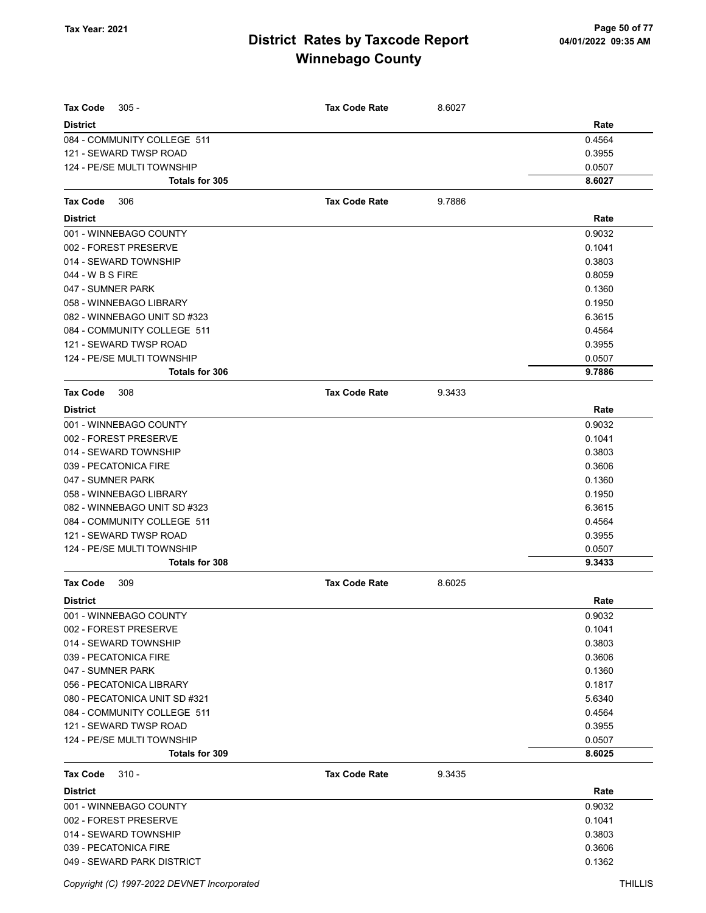**Tax Code** 305 - **Tax Code Rate** 8.6027

| District | Rate |
|---|---|
| 084 - COMMUNITY COLLEGE 511 | 0.4564 |
| 121 - SEWARD TWSP ROAD | 0.3955 |
| 124 - PE/SE MULTI TOWNSHIP | 0.0507 |
| **Totals for 305** | **8.6027** |

**Tax Code** 306 **Tax Code Rate** 9.7886

| District | Rate |
|---|---|
| 001 - WINNEBAGO COUNTY | 0.9032 |
| 002 - FOREST PRESERVE | 0.1041 |
| 014 - SEWARD TOWNSHIP | 0.3803 |
| 044 - W B S FIRE | 0.8059 |
| 047 - SUMNER PARK | 0.1360 |
| 058 - WINNEBAGO LIBRARY | 0.1950 |
| 082 - WINNEBAGO UNIT SD #323 | 6.3615 |
| 084 - COMMUNITY COLLEGE 511 | 0.4564 |
| 121 - SEWARD TWSP ROAD | 0.3955 |
| 124 - PE/SE MULTI TOWNSHIP | 0.0507 |
| **Totals for 306** | **9.7886** |

**Tax Code** 308 **Tax Code Rate** 9.3433

| District | Rate |
|---|---|
| 001 - WINNEBAGO COUNTY | 0.9032 |
| 002 - FOREST PRESERVE | 0.1041 |
| 014 - SEWARD TOWNSHIP | 0.3803 |
| 039 - PECATONICA FIRE | 0.3606 |
| 047 - SUMNER PARK | 0.1360 |
| 058 - WINNEBAGO LIBRARY | 0.1950 |
| 082 - WINNEBAGO UNIT SD #323 | 6.3615 |
| 084 - COMMUNITY COLLEGE 511 | 0.4564 |
| 121 - SEWARD TWSP ROAD | 0.3955 |
| 124 - PE/SE MULTI TOWNSHIP | 0.0507 |
| **Totals for 308** | **9.3433** |

**Tax Code** 309 **Tax Code Rate** 8.6025

| District | Rate |
|---|---|
| 001 - WINNEBAGO COUNTY | 0.9032 |
| 002 - FOREST PRESERVE | 0.1041 |
| 014 - SEWARD TOWNSHIP | 0.3803 |
| 039 - PECATONICA FIRE | 0.3606 |
| 047 - SUMNER PARK | 0.1360 |
| 056 - PECATONICA LIBRARY | 0.1817 |
| 080 - PECATONICA UNIT SD #321 | 5.6340 |
| 084 - COMMUNITY COLLEGE 511 | 0.4564 |
| 121 - SEWARD TWSP ROAD | 0.3955 |
| 124 - PE/SE MULTI TOWNSHIP | 0.0507 |
| **Totals for 309** | **8.6025** |

**Tax Code** 310 - **Tax Code Rate** 9.3435

| District | Rate |
|---|---|
| 001 - WINNEBAGO COUNTY | 0.9032 |
| 002 - FOREST PRESERVE | 0.1041 |
| 014 - SEWARD TOWNSHIP | 0.3803 |
| 039 - PECATONICA FIRE | 0.3606 |
| 049 - SEWARD PARK DISTRICT | 0.1362 |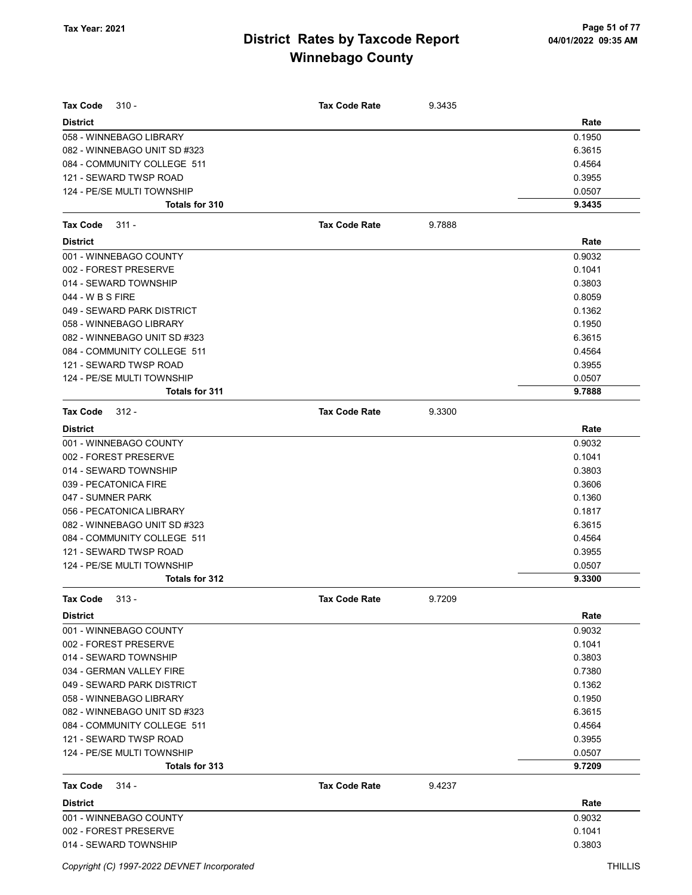# District Rates by Taxcode Report
## Winnebago County

Tax Year: 2021

04/01/2022 09:35 AM

**Tax Code** 310 - **Tax Code Rate** 9.3435

| District | Rate |
|---|---|
| 058 - WINNEBAGO LIBRARY | 0.1950 |
| 082 - WINNEBAGO UNIT SD #323 | 6.3615 |
| 084 - COMMUNITY COLLEGE 511 | 0.4564 |
| 121 - SEWARD TWSP ROAD | 0.3955 |
| 124 - PE/SE MULTI TOWNSHIP | 0.0507 |
| **Totals for 310** | **9.3435** |

**Tax Code** 311 - **Tax Code Rate** 9.7888

| District | Rate |
|---|---|
| 001 - WINNEBAGO COUNTY | 0.9032 |
| 002 - FOREST PRESERVE | 0.1041 |
| 014 - SEWARD TOWNSHIP | 0.3803 |
| 044 - W B S FIRE | 0.8059 |
| 049 - SEWARD PARK DISTRICT | 0.1362 |
| 058 - WINNEBAGO LIBRARY | 0.1950 |
| 082 - WINNEBAGO UNIT SD #323 | 6.3615 |
| 084 - COMMUNITY COLLEGE 511 | 0.4564 |
| 121 - SEWARD TWSP ROAD | 0.3955 |
| 124 - PE/SE MULTI TOWNSHIP | 0.0507 |
| **Totals for 311** | **9.7888** |

**Tax Code** 312 - **Tax Code Rate** 9.3300

| District | Rate |
|---|---|
| 001 - WINNEBAGO COUNTY | 0.9032 |
| 002 - FOREST PRESERVE | 0.1041 |
| 014 - SEWARD TOWNSHIP | 0.3803 |
| 039 - PECATONICA FIRE | 0.3606 |
| 047 - SUMNER PARK | 0.1360 |
| 056 - PECATONICA LIBRARY | 0.1817 |
| 082 - WINNEBAGO UNIT SD #323 | 6.3615 |
| 084 - COMMUNITY COLLEGE 511 | 0.4564 |
| 121 - SEWARD TWSP ROAD | 0.3955 |
| 124 - PE/SE MULTI TOWNSHIP | 0.0507 |
| **Totals for 312** | **9.3300** |

**Tax Code** 313 - **Tax Code Rate** 9.7209

| District | Rate |
|---|---|
| 001 - WINNEBAGO COUNTY | 0.9032 |
| 002 - FOREST PRESERVE | 0.1041 |
| 014 - SEWARD TOWNSHIP | 0.3803 |
| 034 - GERMAN VALLEY FIRE | 0.7380 |
| 049 - SEWARD PARK DISTRICT | 0.1362 |
| 058 - WINNEBAGO LIBRARY | 0.1950 |
| 082 - WINNEBAGO UNIT SD #323 | 6.3615 |
| 084 - COMMUNITY COLLEGE 511 | 0.4564 |
| 121 - SEWARD TWSP ROAD | 0.3955 |
| 124 - PE/SE MULTI TOWNSHIP | 0.0507 |
| **Totals for 313** | **9.7209** |

**Tax Code** 314 - **Tax Code Rate** 9.4237

| District | Rate |
|---|---|
| 001 - WINNEBAGO COUNTY | 0.9032 |
| 002 - FOREST PRESERVE | 0.1041 |
| 014 - SEWARD TOWNSHIP | 0.3803 |

Copyright (C) 1997-2022 DEVNET Incorporated THILLIS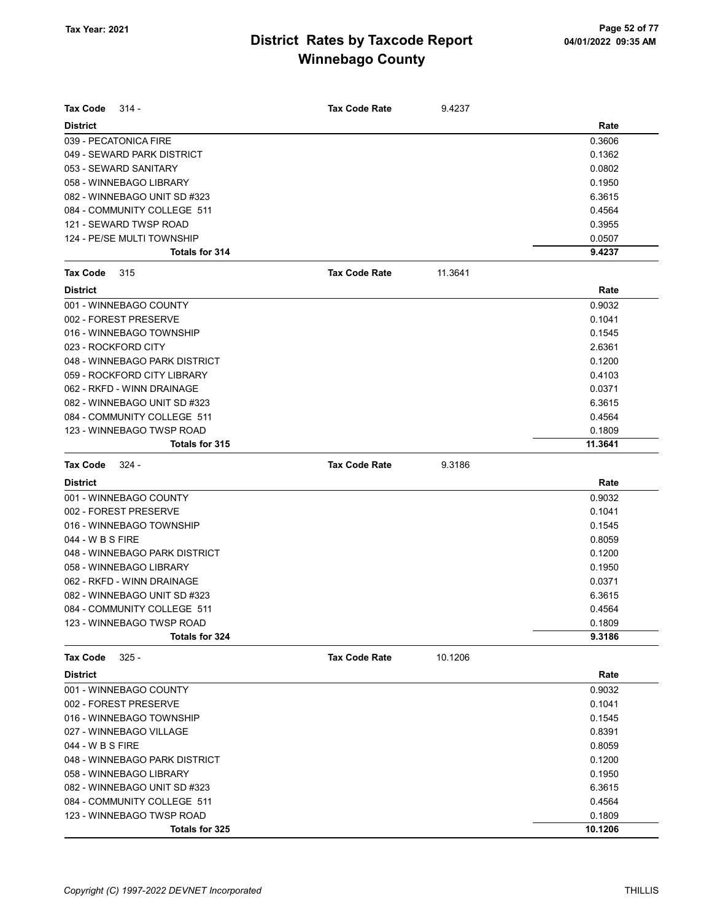# District Rates by Taxcode Report
## Winnebago County

Tax Year: 2021

**Tax Code** 314 - **Tax Code Rate** 9.4237

| District | Rate |
|---|---|
| 039 - PECATONICA FIRE | 0.3606 |
| 049 - SEWARD PARK DISTRICT | 0.1362 |
| 053 - SEWARD SANITARY | 0.0802 |
| 058 - WINNEBAGO LIBRARY | 0.1950 |
| 082 - WINNEBAGO UNIT SD #323 | 6.3615 |
| 084 - COMMUNITY COLLEGE 511 | 0.4564 |
| 121 - SEWARD TWSP ROAD | 0.3955 |
| 124 - PE/SE MULTI TOWNSHIP | 0.0507 |
| **Totals for 314** | **9.4237** |

**Tax Code** 315 **Tax Code Rate** 11.3641

| District | Rate |
|---|---|
| 001 - WINNEBAGO COUNTY | 0.9032 |
| 002 - FOREST PRESERVE | 0.1041 |
| 016 - WINNEBAGO TOWNSHIP | 0.1545 |
| 023 - ROCKFORD CITY | 2.6361 |
| 048 - WINNEBAGO PARK DISTRICT | 0.1200 |
| 059 - ROCKFORD CITY LIBRARY | 0.4103 |
| 062 - RKFD - WINN DRAINAGE | 0.0371 |
| 082 - WINNEBAGO UNIT SD #323 | 6.3615 |
| 084 - COMMUNITY COLLEGE 511 | 0.4564 |
| 123 - WINNEBAGO TWSP ROAD | 0.1809 |
| **Totals for 315** | **11.3641** |

**Tax Code** 324 - **Tax Code Rate** 9.3186

| District | Rate |
|---|---|
| 001 - WINNEBAGO COUNTY | 0.9032 |
| 002 - FOREST PRESERVE | 0.1041 |
| 016 - WINNEBAGO TOWNSHIP | 0.1545 |
| 044 - W B S FIRE | 0.8059 |
| 048 - WINNEBAGO PARK DISTRICT | 0.1200 |
| 058 - WINNEBAGO LIBRARY | 0.1950 |
| 062 - RKFD - WINN DRAINAGE | 0.0371 |
| 082 - WINNEBAGO UNIT SD #323 | 6.3615 |
| 084 - COMMUNITY COLLEGE 511 | 0.4564 |
| 123 - WINNEBAGO TWSP ROAD | 0.1809 |
| **Totals for 324** | **9.3186** |

**Tax Code** 325 - **Tax Code Rate** 10.1206

| District | Rate |
|---|---|
| 001 - WINNEBAGO COUNTY | 0.9032 |
| 002 - FOREST PRESERVE | 0.1041 |
| 016 - WINNEBAGO TOWNSHIP | 0.1545 |
| 027 - WINNEBAGO VILLAGE | 0.8391 |
| 044 - W B S FIRE | 0.8059 |
| 048 - WINNEBAGO PARK DISTRICT | 0.1200 |
| 058 - WINNEBAGO LIBRARY | 0.1950 |
| 082 - WINNEBAGO UNIT SD #323 | 6.3615 |
| 084 - COMMUNITY COLLEGE 511 | 0.4564 |
| 123 - WINNEBAGO TWSP ROAD | 0.1809 |
| **Totals for 325** | **10.1206** |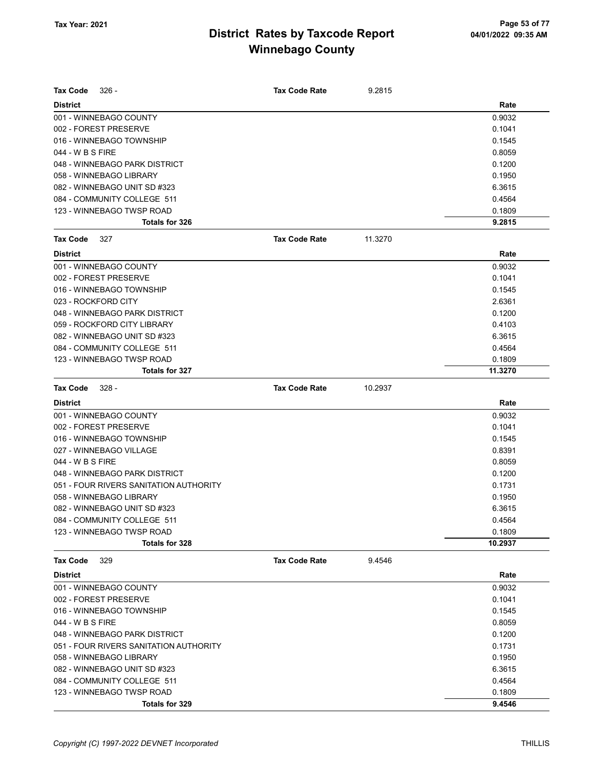# District Rates by Taxcode Report
## Winnebago County

Tax Year: 2021

| Tax Code 326 - | Tax Code Rate 9.2815 |
|---|---|
| **District** | **Rate** |
| 001 - WINNEBAGO COUNTY | 0.9032 |
| 002 - FOREST PRESERVE | 0.1041 |
| 016 - WINNEBAGO TOWNSHIP | 0.1545 |
| 044 - W B S FIRE | 0.8059 |
| 048 - WINNEBAGO PARK DISTRICT | 0.1200 |
| 058 - WINNEBAGO LIBRARY | 0.1950 |
| 082 - WINNEBAGO UNIT SD #323 | 6.3615 |
| 084 - COMMUNITY COLLEGE 511 | 0.4564 |
| 123 - WINNEBAGO TWSP ROAD | 0.1809 |
| **Totals for 326** | **9.2815** |

| Tax Code 327 | Tax Code Rate 11.3270 |
|---|---|
| **District** | **Rate** |
| 001 - WINNEBAGO COUNTY | 0.9032 |
| 002 - FOREST PRESERVE | 0.1041 |
| 016 - WINNEBAGO TOWNSHIP | 0.1545 |
| 023 - ROCKFORD CITY | 2.6361 |
| 048 - WINNEBAGO PARK DISTRICT | 0.1200 |
| 059 - ROCKFORD CITY LIBRARY | 0.4103 |
| 082 - WINNEBAGO UNIT SD #323 | 6.3615 |
| 084 - COMMUNITY COLLEGE 511 | 0.4564 |
| 123 - WINNEBAGO TWSP ROAD | 0.1809 |
| **Totals for 327** | **11.3270** |

| Tax Code 328 - | Tax Code Rate 10.2937 |
|---|---|
| **District** | **Rate** |
| 001 - WINNEBAGO COUNTY | 0.9032 |
| 002 - FOREST PRESERVE | 0.1041 |
| 016 - WINNEBAGO TOWNSHIP | 0.1545 |
| 027 - WINNEBAGO VILLAGE | 0.8391 |
| 044 - W B S FIRE | 0.8059 |
| 048 - WINNEBAGO PARK DISTRICT | 0.1200 |
| 051 - FOUR RIVERS SANITATION AUTHORITY | 0.1731 |
| 058 - WINNEBAGO LIBRARY | 0.1950 |
| 082 - WINNEBAGO UNIT SD #323 | 6.3615 |
| 084 - COMMUNITY COLLEGE 511 | 0.4564 |
| 123 - WINNEBAGO TWSP ROAD | 0.1809 |
| **Totals for 328** | **10.2937** |

| Tax Code 329 | Tax Code Rate 9.4546 |
|---|---|
| **District** | **Rate** |
| 001 - WINNEBAGO COUNTY | 0.9032 |
| 002 - FOREST PRESERVE | 0.1041 |
| 016 - WINNEBAGO TOWNSHIP | 0.1545 |
| 044 - W B S FIRE | 0.8059 |
| 048 - WINNEBAGO PARK DISTRICT | 0.1200 |
| 051 - FOUR RIVERS SANITATION AUTHORITY | 0.1731 |
| 058 - WINNEBAGO LIBRARY | 0.1950 |
| 082 - WINNEBAGO UNIT SD #323 | 6.3615 |
| 084 - COMMUNITY COLLEGE 511 | 0.4564 |
| 123 - WINNEBAGO TWSP ROAD | 0.1809 |
| **Totals for 329** | **9.4546** |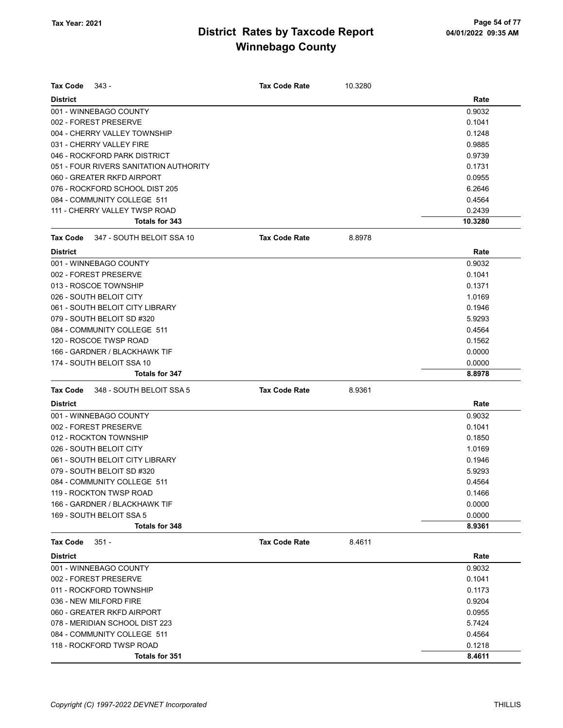# District Rates by Taxcode Report
## Winnebago County

Tax Year: 2021

**Tax Code** 343 - **Tax Code Rate** 10.3280

| District | Rate |
|---|---|
| 001 - WINNEBAGO COUNTY | 0.9032 |
| 002 - FOREST PRESERVE | 0.1041 |
| 004 - CHERRY VALLEY TOWNSHIP | 0.1248 |
| 031 - CHERRY VALLEY FIRE | 0.9885 |
| 046 - ROCKFORD PARK DISTRICT | 0.9739 |
| 051 - FOUR RIVERS SANITATION AUTHORITY | 0.1731 |
| 060 - GREATER RKFD AIRPORT | 0.0955 |
| 076 - ROCKFORD SCHOOL DIST 205 | 6.2646 |
| 084 - COMMUNITY COLLEGE 511 | 0.4564 |
| 111 - CHERRY VALLEY TWSP ROAD | 0.2439 |
| **Totals for 343** | **10.3280** |

**Tax Code** 347 - SOUTH BELOIT SSA 10 **Tax Code Rate** 8.8978

| District | Rate |
|---|---|
| 001 - WINNEBAGO COUNTY | 0.9032 |
| 002 - FOREST PRESERVE | 0.1041 |
| 013 - ROSCOE TOWNSHIP | 0.1371 |
| 026 - SOUTH BELOIT CITY | 1.0169 |
| 061 - SOUTH BELOIT CITY LIBRARY | 0.1946 |
| 079 - SOUTH BELOIT SD #320 | 5.9293 |
| 084 - COMMUNITY COLLEGE 511 | 0.4564 |
| 120 - ROSCOE TWSP ROAD | 0.1562 |
| 166 - GARDNER / BLACKHAWK TIF | 0.0000 |
| 174 - SOUTH BELOIT SSA 10 | 0.0000 |
| **Totals for 347** | **8.8978** |

**Tax Code** 348 - SOUTH BELOIT SSA 5 **Tax Code Rate** 8.9361

| District | Rate |
|---|---|
| 001 - WINNEBAGO COUNTY | 0.9032 |
| 002 - FOREST PRESERVE | 0.1041 |
| 012 - ROCKTON TOWNSHIP | 0.1850 |
| 026 - SOUTH BELOIT CITY | 1.0169 |
| 061 - SOUTH BELOIT CITY LIBRARY | 0.1946 |
| 079 - SOUTH BELOIT SD #320 | 5.9293 |
| 084 - COMMUNITY COLLEGE 511 | 0.4564 |
| 119 - ROCKTON TWSP ROAD | 0.1466 |
| 166 - GARDNER / BLACKHAWK TIF | 0.0000 |
| 169 - SOUTH BELOIT SSA 5 | 0.0000 |
| **Totals for 348** | **8.9361** |

**Tax Code** 351 - **Tax Code Rate** 8.4611

| District | Rate |
|---|---|
| 001 - WINNEBAGO COUNTY | 0.9032 |
| 002 - FOREST PRESERVE | 0.1041 |
| 011 - ROCKFORD TOWNSHIP | 0.1173 |
| 036 - NEW MILFORD FIRE | 0.9204 |
| 060 - GREATER RKFD AIRPORT | 0.0955 |
| 078 - MERIDIAN SCHOOL DIST 223 | 5.7424 |
| 084 - COMMUNITY COLLEGE 511 | 0.4564 |
| 118 - ROCKFORD TWSP ROAD | 0.1218 |
| **Totals for 351** | **8.4611** |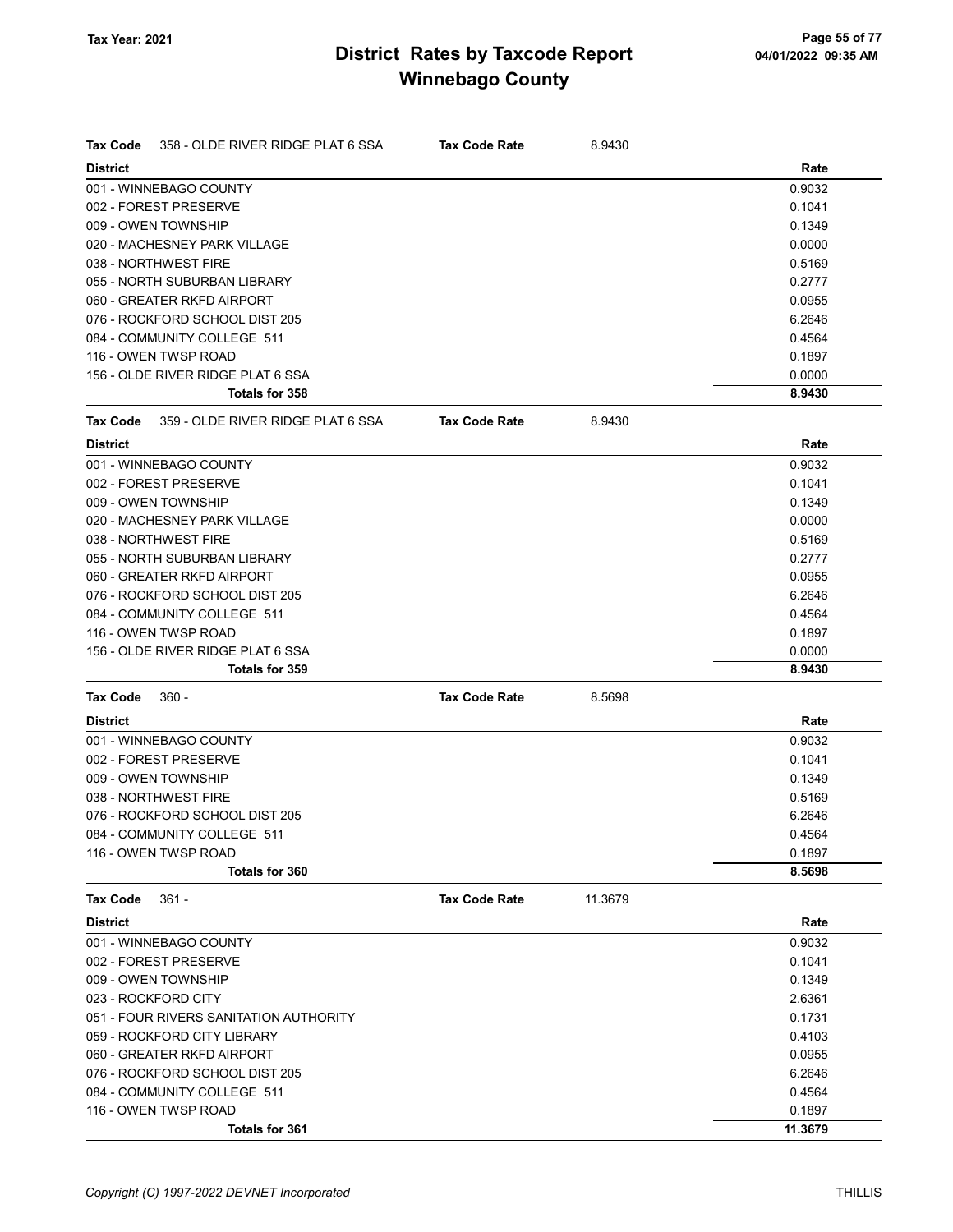# District Rates by Taxcode Report
# Winnebago County

Tax Year: 2021

**Tax Code** 358 - OLDE RIVER RIDGE PLAT 6 SSA **Tax Code Rate** 8.9430

| District | Rate |
|---|---|
| 001 - WINNEBAGO COUNTY | 0.9032 |
| 002 - FOREST PRESERVE | 0.1041 |
| 009 - OWEN TOWNSHIP | 0.1349 |
| 020 - MACHESNEY PARK VILLAGE | 0.0000 |
| 038 - NORTHWEST FIRE | 0.5169 |
| 055 - NORTH SUBURBAN LIBRARY | 0.2777 |
| 060 - GREATER RKFD AIRPORT | 0.0955 |
| 076 - ROCKFORD SCHOOL DIST 205 | 6.2646 |
| 084 - COMMUNITY COLLEGE 511 | 0.4564 |
| 116 - OWEN TWSP ROAD | 0.1897 |
| 156 - OLDE RIVER RIDGE PLAT 6 SSA | 0.0000 |
| **Totals for 358** | **8.9430** |

**Tax Code** 359 - OLDE RIVER RIDGE PLAT 6 SSA **Tax Code Rate** 8.9430

| District | Rate |
|---|---|
| 001 - WINNEBAGO COUNTY | 0.9032 |
| 002 - FOREST PRESERVE | 0.1041 |
| 009 - OWEN TOWNSHIP | 0.1349 |
| 020 - MACHESNEY PARK VILLAGE | 0.0000 |
| 038 - NORTHWEST FIRE | 0.5169 |
| 055 - NORTH SUBURBAN LIBRARY | 0.2777 |
| 060 - GREATER RKFD AIRPORT | 0.0955 |
| 076 - ROCKFORD SCHOOL DIST 205 | 6.2646 |
| 084 - COMMUNITY COLLEGE 511 | 0.4564 |
| 116 - OWEN TWSP ROAD | 0.1897 |
| 156 - OLDE RIVER RIDGE PLAT 6 SSA | 0.0000 |
| **Totals for 359** | **8.9430** |

**Tax Code** 360 - **Tax Code Rate** 8.5698

| District | Rate |
|---|---|
| 001 - WINNEBAGO COUNTY | 0.9032 |
| 002 - FOREST PRESERVE | 0.1041 |
| 009 - OWEN TOWNSHIP | 0.1349 |
| 038 - NORTHWEST FIRE | 0.5169 |
| 076 - ROCKFORD SCHOOL DIST 205 | 6.2646 |
| 084 - COMMUNITY COLLEGE 511 | 0.4564 |
| 116 - OWEN TWSP ROAD | 0.1897 |
| **Totals for 360** | **8.5698** |

**Tax Code** 361 - **Tax Code Rate** 11.3679

| District | Rate |
|---|---|
| 001 - WINNEBAGO COUNTY | 0.9032 |
| 002 - FOREST PRESERVE | 0.1041 |
| 009 - OWEN TOWNSHIP | 0.1349 |
| 023 - ROCKFORD CITY | 2.6361 |
| 051 - FOUR RIVERS SANITATION AUTHORITY | 0.1731 |
| 059 - ROCKFORD CITY LIBRARY | 0.4103 |
| 060 - GREATER RKFD AIRPORT | 0.0955 |
| 076 - ROCKFORD SCHOOL DIST 205 | 6.2646 |
| 084 - COMMUNITY COLLEGE 511 | 0.4564 |
| 116 - OWEN TWSP ROAD | 0.1897 |
| **Totals for 361** | **11.3679** |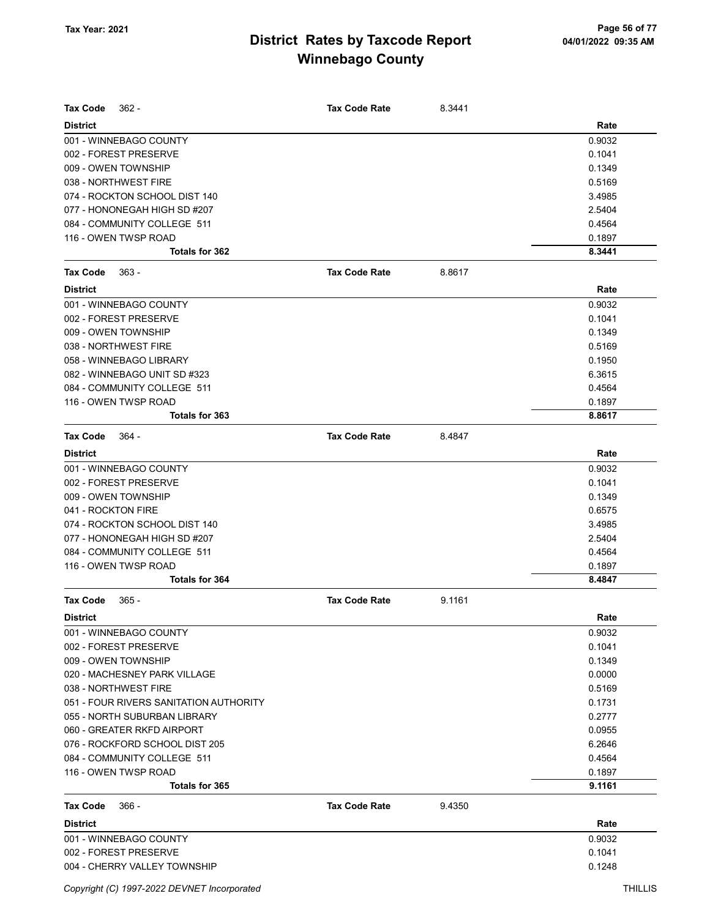# District Rates by Taxcode Report
# Winnebago County

Tax Year: 2021

**Tax Code** 362 - **Tax Code Rate** 8.3441

| District | Rate |
|---|---|
| 001 - WINNEBAGO COUNTY | 0.9032 |
| 002 - FOREST PRESERVE | 0.1041 |
| 009 - OWEN TOWNSHIP | 0.1349 |
| 038 - NORTHWEST FIRE | 0.5169 |
| 074 - ROCKTON SCHOOL DIST 140 | 3.4985 |
| 077 - HONONEGAH HIGH SD #207 | 2.5404 |
| 084 - COMMUNITY COLLEGE 511 | 0.4564 |
| 116 - OWEN TWSP ROAD | 0.1897 |
| **Totals for 362** | **8.3441** |

**Tax Code** 363 - **Tax Code Rate** 8.8617

| District | Rate |
|---|---|
| 001 - WINNEBAGO COUNTY | 0.9032 |
| 002 - FOREST PRESERVE | 0.1041 |
| 009 - OWEN TOWNSHIP | 0.1349 |
| 038 - NORTHWEST FIRE | 0.5169 |
| 058 - WINNEBAGO LIBRARY | 0.1950 |
| 082 - WINNEBAGO UNIT SD #323 | 6.3615 |
| 084 - COMMUNITY COLLEGE 511 | 0.4564 |
| 116 - OWEN TWSP ROAD | 0.1897 |
| **Totals for 363** | **8.8617** |

**Tax Code** 364 - **Tax Code Rate** 8.4847

| District | Rate |
|---|---|
| 001 - WINNEBAGO COUNTY | 0.9032 |
| 002 - FOREST PRESERVE | 0.1041 |
| 009 - OWEN TOWNSHIP | 0.1349 |
| 041 - ROCKTON FIRE | 0.6575 |
| 074 - ROCKTON SCHOOL DIST 140 | 3.4985 |
| 077 - HONONEGAH HIGH SD #207 | 2.5404 |
| 084 - COMMUNITY COLLEGE 511 | 0.4564 |
| 116 - OWEN TWSP ROAD | 0.1897 |
| **Totals for 364** | **8.4847** |

**Tax Code** 365 - **Tax Code Rate** 9.1161

| District | Rate |
|---|---|
| 001 - WINNEBAGO COUNTY | 0.9032 |
| 002 - FOREST PRESERVE | 0.1041 |
| 009 - OWEN TOWNSHIP | 0.1349 |
| 020 - MACHESNEY PARK VILLAGE | 0.0000 |
| 038 - NORTHWEST FIRE | 0.5169 |
| 051 - FOUR RIVERS SANITATION AUTHORITY | 0.1731 |
| 055 - NORTH SUBURBAN LIBRARY | 0.2777 |
| 060 - GREATER RKFD AIRPORT | 0.0955 |
| 076 - ROCKFORD SCHOOL DIST 205 | 6.2646 |
| 084 - COMMUNITY COLLEGE 511 | 0.4564 |
| 116 - OWEN TWSP ROAD | 0.1897 |
| **Totals for 365** | **9.1161** |

**Tax Code** 366 - **Tax Code Rate** 9.4350

| District | Rate |
|---|---|
| 001 - WINNEBAGO COUNTY | 0.9032 |
| 002 - FOREST PRESERVE | 0.1041 |
| 004 - CHERRY VALLEY TOWNSHIP | 0.1248 |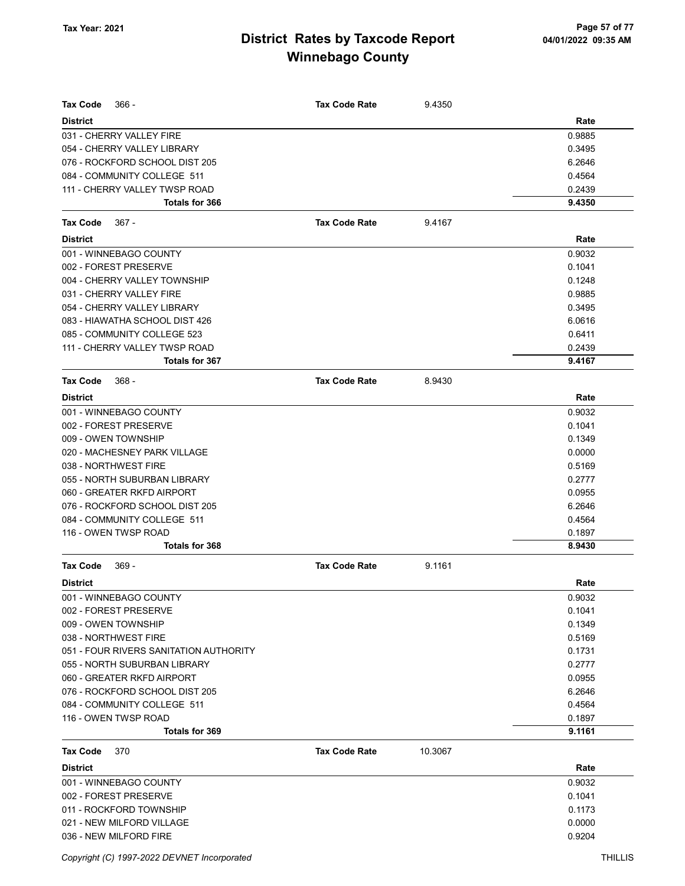# District Rates by Taxcode Report
## Winnebago County

Tax Year: 2021

| Tax Code 366 - | Tax Code Rate | 9.4350 |
|---|---|---|
| **District** | | **Rate** |
| 031 - CHERRY VALLEY FIRE | | 0.9885 |
| 054 - CHERRY VALLEY LIBRARY | | 0.3495 |
| 076 - ROCKFORD SCHOOL DIST 205 | | 6.2646 |
| 084 - COMMUNITY COLLEGE 511 | | 0.4564 |
| 111 - CHERRY VALLEY TWSP ROAD | | 0.2439 |
| **Totals for 366** | | **9.4350** |

| Tax Code 367 - | Tax Code Rate | 9.4167 |
|---|---|---|
| **District** | | **Rate** |
| 001 - WINNEBAGO COUNTY | | 0.9032 |
| 002 - FOREST PRESERVE | | 0.1041 |
| 004 - CHERRY VALLEY TOWNSHIP | | 0.1248 |
| 031 - CHERRY VALLEY FIRE | | 0.9885 |
| 054 - CHERRY VALLEY LIBRARY | | 0.3495 |
| 083 - HIAWATHA SCHOOL DIST 426 | | 6.0616 |
| 085 - COMMUNITY COLLEGE 523 | | 0.6411 |
| 111 - CHERRY VALLEY TWSP ROAD | | 0.2439 |
| **Totals for 367** | | **9.4167** |

| Tax Code 368 - | Tax Code Rate | 8.9430 |
|---|---|---|
| **District** | | **Rate** |
| 001 - WINNEBAGO COUNTY | | 0.9032 |
| 002 - FOREST PRESERVE | | 0.1041 |
| 009 - OWEN TOWNSHIP | | 0.1349 |
| 020 - MACHESNEY PARK VILLAGE | | 0.0000 |
| 038 - NORTHWEST FIRE | | 0.5169 |
| 055 - NORTH SUBURBAN LIBRARY | | 0.2777 |
| 060 - GREATER RKFD AIRPORT | | 0.0955 |
| 076 - ROCKFORD SCHOOL DIST 205 | | 6.2646 |
| 084 - COMMUNITY COLLEGE 511 | | 0.4564 |
| 116 - OWEN TWSP ROAD | | 0.1897 |
| **Totals for 368** | | **8.9430** |

| Tax Code 369 - | Tax Code Rate | 9.1161 |
|---|---|---|
| **District** | | **Rate** |
| 001 - WINNEBAGO COUNTY | | 0.9032 |
| 002 - FOREST PRESERVE | | 0.1041 |
| 009 - OWEN TOWNSHIP | | 0.1349 |
| 038 - NORTHWEST FIRE | | 0.5169 |
| 051 - FOUR RIVERS SANITATION AUTHORITY | | 0.1731 |
| 055 - NORTH SUBURBAN LIBRARY | | 0.2777 |
| 060 - GREATER RKFD AIRPORT | | 0.0955 |
| 076 - ROCKFORD SCHOOL DIST 205 | | 6.2646 |
| 084 - COMMUNITY COLLEGE 511 | | 0.4564 |
| 116 - OWEN TWSP ROAD | | 0.1897 |
| **Totals for 369** | | **9.1161** |

| Tax Code 370 | Tax Code Rate | 10.3067 |
|---|---|---|
| **District** | | **Rate** |
| 001 - WINNEBAGO COUNTY | | 0.9032 |
| 002 - FOREST PRESERVE | | 0.1041 |
| 011 - ROCKFORD TOWNSHIP | | 0.1173 |
| 021 - NEW MILFORD VILLAGE | | 0.0000 |
| 036 - NEW MILFORD FIRE | | 0.9204 |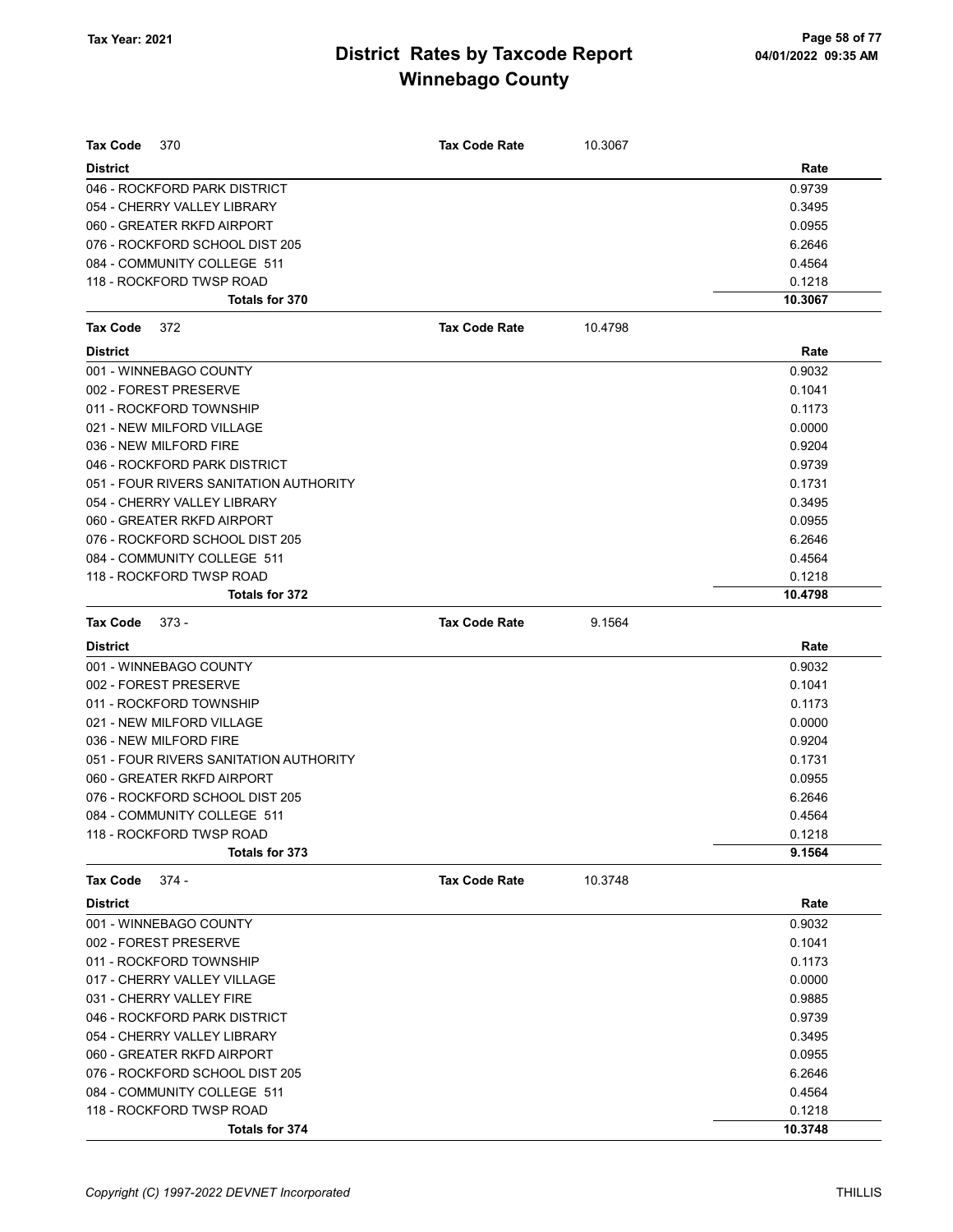# District Rates by Taxcode Report

## Winnebago County

Tax Year: 2021

04/01/2022 09:35 AM

**Tax Code** 370 — **Tax Code Rate** 10.3067

| District | Rate |
|---|---|
| 046 - ROCKFORD PARK DISTRICT | 0.9739 |
| 054 - CHERRY VALLEY LIBRARY | 0.3495 |
| 060 - GREATER RKFD AIRPORT | 0.0955 |
| 076 - ROCKFORD SCHOOL DIST 205 | 6.2646 |
| 084 - COMMUNITY COLLEGE 511 | 0.4564 |
| 118 - ROCKFORD TWSP ROAD | 0.1218 |
| **Totals for 370** | **10.3067** |

**Tax Code** 372 — **Tax Code Rate** 10.4798

| District | Rate |
|---|---|
| 001 - WINNEBAGO COUNTY | 0.9032 |
| 002 - FOREST PRESERVE | 0.1041 |
| 011 - ROCKFORD TOWNSHIP | 0.1173 |
| 021 - NEW MILFORD VILLAGE | 0.0000 |
| 036 - NEW MILFORD FIRE | 0.9204 |
| 046 - ROCKFORD PARK DISTRICT | 0.9739 |
| 051 - FOUR RIVERS SANITATION AUTHORITY | 0.1731 |
| 054 - CHERRY VALLEY LIBRARY | 0.3495 |
| 060 - GREATER RKFD AIRPORT | 0.0955 |
| 076 - ROCKFORD SCHOOL DIST 205 | 6.2646 |
| 084 - COMMUNITY COLLEGE 511 | 0.4564 |
| 118 - ROCKFORD TWSP ROAD | 0.1218 |
| **Totals for 372** | **10.4798** |

**Tax Code** 373 - — **Tax Code Rate** 9.1564

| District | Rate |
|---|---|
| 001 - WINNEBAGO COUNTY | 0.9032 |
| 002 - FOREST PRESERVE | 0.1041 |
| 011 - ROCKFORD TOWNSHIP | 0.1173 |
| 021 - NEW MILFORD VILLAGE | 0.0000 |
| 036 - NEW MILFORD FIRE | 0.9204 |
| 051 - FOUR RIVERS SANITATION AUTHORITY | 0.1731 |
| 060 - GREATER RKFD AIRPORT | 0.0955 |
| 076 - ROCKFORD SCHOOL DIST 205 | 6.2646 |
| 084 - COMMUNITY COLLEGE 511 | 0.4564 |
| 118 - ROCKFORD TWSP ROAD | 0.1218 |
| **Totals for 373** | **9.1564** |

**Tax Code** 374 - — **Tax Code Rate** 10.3748

| District | Rate |
|---|---|
| 001 - WINNEBAGO COUNTY | 0.9032 |
| 002 - FOREST PRESERVE | 0.1041 |
| 011 - ROCKFORD TOWNSHIP | 0.1173 |
| 017 - CHERRY VALLEY VILLAGE | 0.0000 |
| 031 - CHERRY VALLEY FIRE | 0.9885 |
| 046 - ROCKFORD PARK DISTRICT | 0.9739 |
| 054 - CHERRY VALLEY LIBRARY | 0.3495 |
| 060 - GREATER RKFD AIRPORT | 0.0955 |
| 076 - ROCKFORD SCHOOL DIST 205 | 6.2646 |
| 084 - COMMUNITY COLLEGE 511 | 0.4564 |
| 118 - ROCKFORD TWSP ROAD | 0.1218 |
| **Totals for 374** | **10.3748** |

*Copyright (C) 1997-2022 DEVNET Incorporated* THILLIS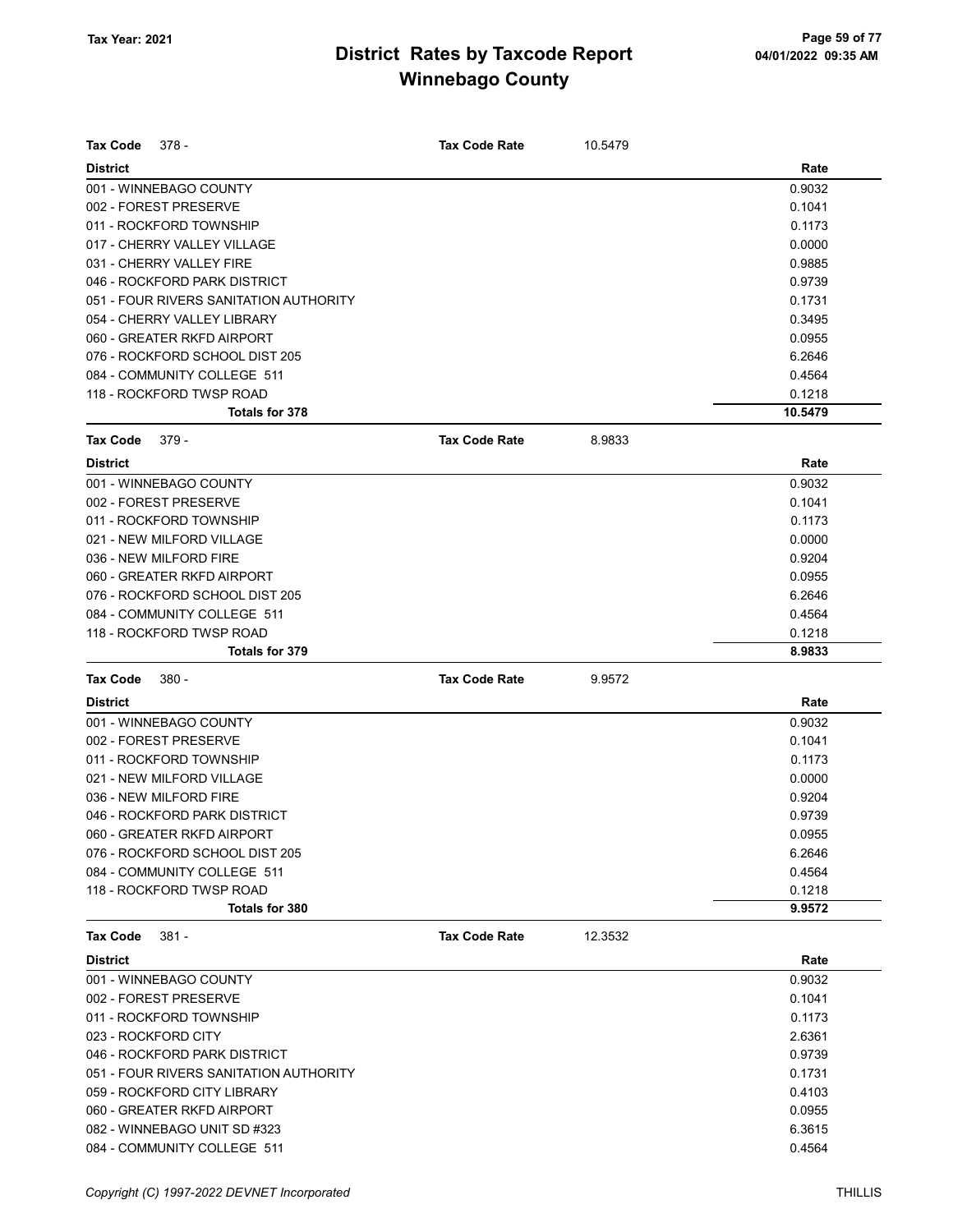**Tax Year: 2021**

# District Rates by Taxcode Report
## Winnebago County

**Tax Code** 378 - **Tax Code Rate** 10.5479

| District | Rate |
|---|---|
| 001 - WINNEBAGO COUNTY | 0.9032 |
| 002 - FOREST PRESERVE | 0.1041 |
| 011 - ROCKFORD TOWNSHIP | 0.1173 |
| 017 - CHERRY VALLEY VILLAGE | 0.0000 |
| 031 - CHERRY VALLEY FIRE | 0.9885 |
| 046 - ROCKFORD PARK DISTRICT | 0.9739 |
| 051 - FOUR RIVERS SANITATION AUTHORITY | 0.1731 |
| 054 - CHERRY VALLEY LIBRARY | 0.3495 |
| 060 - GREATER RKFD AIRPORT | 0.0955 |
| 076 - ROCKFORD SCHOOL DIST 205 | 6.2646 |
| 084 - COMMUNITY COLLEGE 511 | 0.4564 |
| 118 - ROCKFORD TWSP ROAD | 0.1218 |
| **Totals for 378** | **10.5479** |

**Tax Code** 379 - **Tax Code Rate** 8.9833

| District | Rate |
|---|---|
| 001 - WINNEBAGO COUNTY | 0.9032 |
| 002 - FOREST PRESERVE | 0.1041 |
| 011 - ROCKFORD TOWNSHIP | 0.1173 |
| 021 - NEW MILFORD VILLAGE | 0.0000 |
| 036 - NEW MILFORD FIRE | 0.9204 |
| 060 - GREATER RKFD AIRPORT | 0.0955 |
| 076 - ROCKFORD SCHOOL DIST 205 | 6.2646 |
| 084 - COMMUNITY COLLEGE 511 | 0.4564 |
| 118 - ROCKFORD TWSP ROAD | 0.1218 |
| **Totals for 379** | **8.9833** |

**Tax Code** 380 - **Tax Code Rate** 9.9572

| District | Rate |
|---|---|
| 001 - WINNEBAGO COUNTY | 0.9032 |
| 002 - FOREST PRESERVE | 0.1041 |
| 011 - ROCKFORD TOWNSHIP | 0.1173 |
| 021 - NEW MILFORD VILLAGE | 0.0000 |
| 036 - NEW MILFORD FIRE | 0.9204 |
| 046 - ROCKFORD PARK DISTRICT | 0.9739 |
| 060 - GREATER RKFD AIRPORT | 0.0955 |
| 076 - ROCKFORD SCHOOL DIST 205 | 6.2646 |
| 084 - COMMUNITY COLLEGE 511 | 0.4564 |
| 118 - ROCKFORD TWSP ROAD | 0.1218 |
| **Totals for 380** | **9.9572** |

**Tax Code** 381 - **Tax Code Rate** 12.3532

| District | Rate |
|---|---|
| 001 - WINNEBAGO COUNTY | 0.9032 |
| 002 - FOREST PRESERVE | 0.1041 |
| 011 - ROCKFORD TOWNSHIP | 0.1173 |
| 023 - ROCKFORD CITY | 2.6361 |
| 046 - ROCKFORD PARK DISTRICT | 0.9739 |
| 051 - FOUR RIVERS SANITATION AUTHORITY | 0.1731 |
| 059 - ROCKFORD CITY LIBRARY | 0.4103 |
| 060 - GREATER RKFD AIRPORT | 0.0955 |
| 082 - WINNEBAGO UNIT SD #323 | 6.3615 |
| 084 - COMMUNITY COLLEGE 511 | 0.4564 |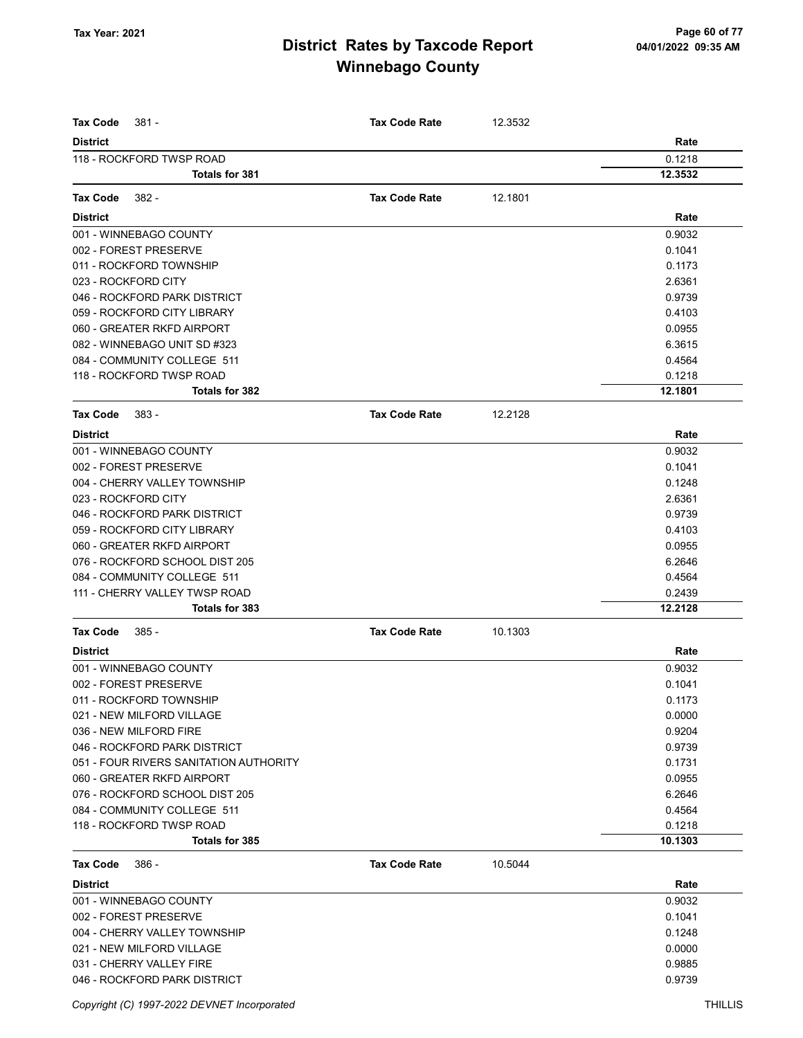# District Rates by Taxcode Report
# Winnebago County

Tax Year: 2021

| Tax Code 381 - | Tax Code Rate | 12.3532 |
|---|---|---|
| **District** | | **Rate** |
| 118 - ROCKFORD TWSP ROAD | | 0.1218 |
| **Totals for 381** | | **12.3532** |

| Tax Code 382 - | Tax Code Rate | 12.1801 |
|---|---|---|
| **District** | | **Rate** |
| 001 - WINNEBAGO COUNTY | | 0.9032 |
| 002 - FOREST PRESERVE | | 0.1041 |
| 011 - ROCKFORD TOWNSHIP | | 0.1173 |
| 023 - ROCKFORD CITY | | 2.6361 |
| 046 - ROCKFORD PARK DISTRICT | | 0.9739 |
| 059 - ROCKFORD CITY LIBRARY | | 0.4103 |
| 060 - GREATER RKFD AIRPORT | | 0.0955 |
| 082 - WINNEBAGO UNIT SD #323 | | 6.3615 |
| 084 - COMMUNITY COLLEGE 511 | | 0.4564 |
| 118 - ROCKFORD TWSP ROAD | | 0.1218 |
| **Totals for 382** | | **12.1801** |

| Tax Code 383 - | Tax Code Rate | 12.2128 |
|---|---|---|
| **District** | | **Rate** |
| 001 - WINNEBAGO COUNTY | | 0.9032 |
| 002 - FOREST PRESERVE | | 0.1041 |
| 004 - CHERRY VALLEY TOWNSHIP | | 0.1248 |
| 023 - ROCKFORD CITY | | 2.6361 |
| 046 - ROCKFORD PARK DISTRICT | | 0.9739 |
| 059 - ROCKFORD CITY LIBRARY | | 0.4103 |
| 060 - GREATER RKFD AIRPORT | | 0.0955 |
| 076 - ROCKFORD SCHOOL DIST 205 | | 6.2646 |
| 084 - COMMUNITY COLLEGE 511 | | 0.4564 |
| 111 - CHERRY VALLEY TWSP ROAD | | 0.2439 |
| **Totals for 383** | | **12.2128** |

| Tax Code 385 - | Tax Code Rate | 10.1303 |
|---|---|---|
| **District** | | **Rate** |
| 001 - WINNEBAGO COUNTY | | 0.9032 |
| 002 - FOREST PRESERVE | | 0.1041 |
| 011 - ROCKFORD TOWNSHIP | | 0.1173 |
| 021 - NEW MILFORD VILLAGE | | 0.0000 |
| 036 - NEW MILFORD FIRE | | 0.9204 |
| 046 - ROCKFORD PARK DISTRICT | | 0.9739 |
| 051 - FOUR RIVERS SANITATION AUTHORITY | | 0.1731 |
| 060 - GREATER RKFD AIRPORT | | 0.0955 |
| 076 - ROCKFORD SCHOOL DIST 205 | | 6.2646 |
| 084 - COMMUNITY COLLEGE 511 | | 0.4564 |
| 118 - ROCKFORD TWSP ROAD | | 0.1218 |
| **Totals for 385** | | **10.1303** |

| Tax Code 386 - | Tax Code Rate | 10.5044 |
|---|---|---|
| **District** | | **Rate** |
| 001 - WINNEBAGO COUNTY | | 0.9032 |
| 002 - FOREST PRESERVE | | 0.1041 |
| 004 - CHERRY VALLEY TOWNSHIP | | 0.1248 |
| 021 - NEW MILFORD VILLAGE | | 0.0000 |
| 031 - CHERRY VALLEY FIRE | | 0.9885 |
| 046 - ROCKFORD PARK DISTRICT | | 0.9739 |

Copyright (C) 1997-2022 DEVNET Incorporated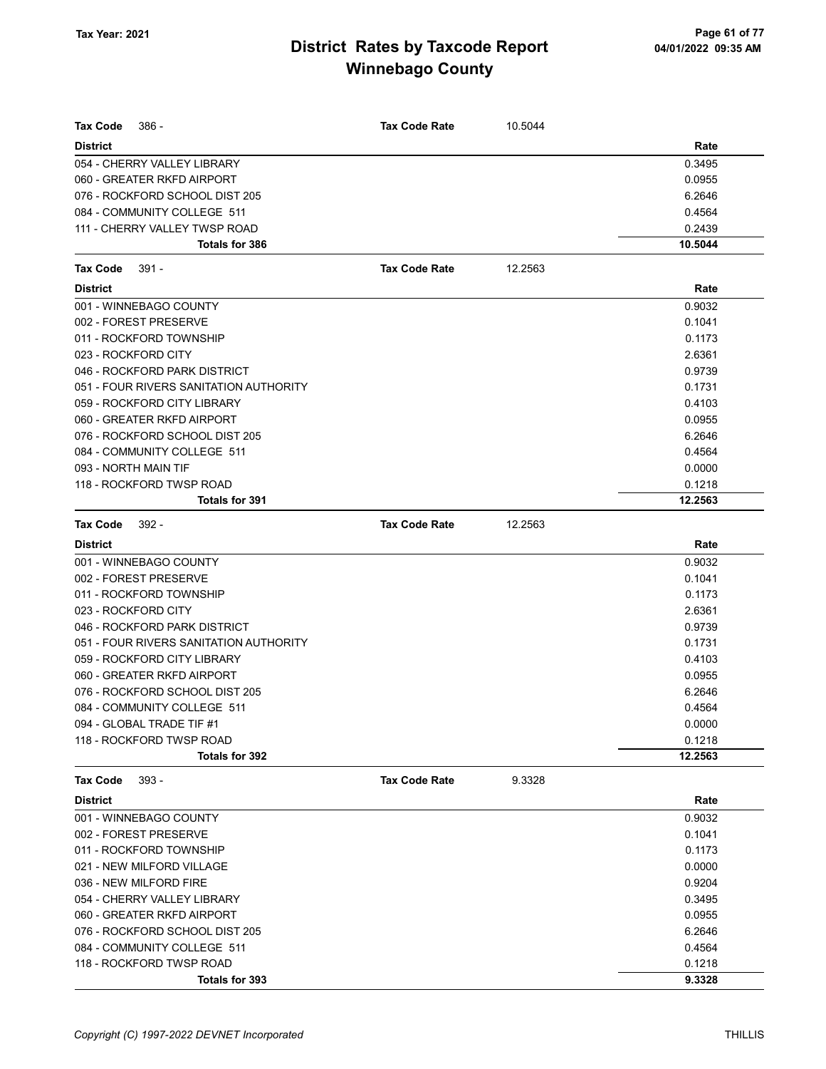# District Rates by Taxcode Report
## Winnebago County

Tax Year: 2021

**Tax Code** 386 - **Tax Code Rate** 10.5044

| District | Rate |
|---|---|
| 054 - CHERRY VALLEY LIBRARY | 0.3495 |
| 060 - GREATER RKFD AIRPORT | 0.0955 |
| 076 - ROCKFORD SCHOOL DIST 205 | 6.2646 |
| 084 - COMMUNITY COLLEGE 511 | 0.4564 |
| 111 - CHERRY VALLEY TWSP ROAD | 0.2439 |
| **Totals for 386** | **10.5044** |

**Tax Code** 391 - **Tax Code Rate** 12.2563

| District | Rate |
|---|---|
| 001 - WINNEBAGO COUNTY | 0.9032 |
| 002 - FOREST PRESERVE | 0.1041 |
| 011 - ROCKFORD TOWNSHIP | 0.1173 |
| 023 - ROCKFORD CITY | 2.6361 |
| 046 - ROCKFORD PARK DISTRICT | 0.9739 |
| 051 - FOUR RIVERS SANITATION AUTHORITY | 0.1731 |
| 059 - ROCKFORD CITY LIBRARY | 0.4103 |
| 060 - GREATER RKFD AIRPORT | 0.0955 |
| 076 - ROCKFORD SCHOOL DIST 205 | 6.2646 |
| 084 - COMMUNITY COLLEGE 511 | 0.4564 |
| 093 - NORTH MAIN TIF | 0.0000 |
| 118 - ROCKFORD TWSP ROAD | 0.1218 |
| **Totals for 391** | **12.2563** |

**Tax Code** 392 - **Tax Code Rate** 12.2563

| District | Rate |
|---|---|
| 001 - WINNEBAGO COUNTY | 0.9032 |
| 002 - FOREST PRESERVE | 0.1041 |
| 011 - ROCKFORD TOWNSHIP | 0.1173 |
| 023 - ROCKFORD CITY | 2.6361 |
| 046 - ROCKFORD PARK DISTRICT | 0.9739 |
| 051 - FOUR RIVERS SANITATION AUTHORITY | 0.1731 |
| 059 - ROCKFORD CITY LIBRARY | 0.4103 |
| 060 - GREATER RKFD AIRPORT | 0.0955 |
| 076 - ROCKFORD SCHOOL DIST 205 | 6.2646 |
| 084 - COMMUNITY COLLEGE 511 | 0.4564 |
| 094 - GLOBAL TRADE TIF #1 | 0.0000 |
| 118 - ROCKFORD TWSP ROAD | 0.1218 |
| **Totals for 392** | **12.2563** |

**Tax Code** 393 - **Tax Code Rate** 9.3328

| District | Rate |
|---|---|
| 001 - WINNEBAGO COUNTY | 0.9032 |
| 002 - FOREST PRESERVE | 0.1041 |
| 011 - ROCKFORD TOWNSHIP | 0.1173 |
| 021 - NEW MILFORD VILLAGE | 0.0000 |
| 036 - NEW MILFORD FIRE | 0.9204 |
| 054 - CHERRY VALLEY LIBRARY | 0.3495 |
| 060 - GREATER RKFD AIRPORT | 0.0955 |
| 076 - ROCKFORD SCHOOL DIST 205 | 6.2646 |
| 084 - COMMUNITY COLLEGE 511 | 0.4564 |
| 118 - ROCKFORD TWSP ROAD | 0.1218 |
| **Totals for 393** | **9.3328** |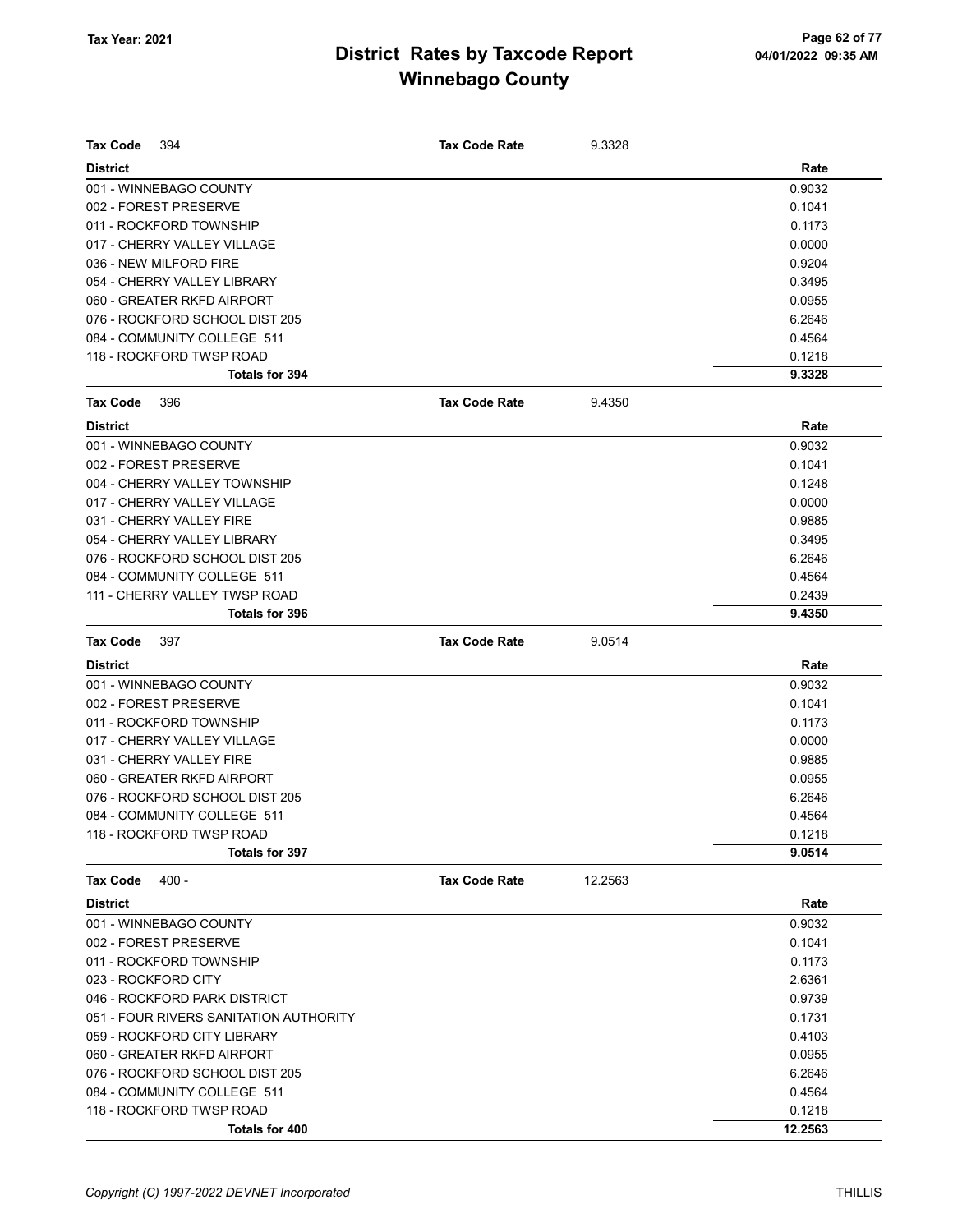# District Rates by Taxcode Report
## Winnebago County

**Tax Year: 2021**

04/01/2022 09:35 AM

| Tax Code 394 | Tax Code Rate 9.3328 |
|---|---|
| **District** | **Rate** |
| 001 - WINNEBAGO COUNTY | 0.9032 |
| 002 - FOREST PRESERVE | 0.1041 |
| 011 - ROCKFORD TOWNSHIP | 0.1173 |
| 017 - CHERRY VALLEY VILLAGE | 0.0000 |
| 036 - NEW MILFORD FIRE | 0.9204 |
| 054 - CHERRY VALLEY LIBRARY | 0.3495 |
| 060 - GREATER RKFD AIRPORT | 0.0955 |
| 076 - ROCKFORD SCHOOL DIST 205 | 6.2646 |
| 084 - COMMUNITY COLLEGE 511 | 0.4564 |
| 118 - ROCKFORD TWSP ROAD | 0.1218 |
| **Totals for 394** | **9.3328** |

| Tax Code 396 | Tax Code Rate 9.4350 |
|---|---|
| **District** | **Rate** |
| 001 - WINNEBAGO COUNTY | 0.9032 |
| 002 - FOREST PRESERVE | 0.1041 |
| 004 - CHERRY VALLEY TOWNSHIP | 0.1248 |
| 017 - CHERRY VALLEY VILLAGE | 0.0000 |
| 031 - CHERRY VALLEY FIRE | 0.9885 |
| 054 - CHERRY VALLEY LIBRARY | 0.3495 |
| 076 - ROCKFORD SCHOOL DIST 205 | 6.2646 |
| 084 - COMMUNITY COLLEGE 511 | 0.4564 |
| 111 - CHERRY VALLEY TWSP ROAD | 0.2439 |
| **Totals for 396** | **9.4350** |

| Tax Code 397 | Tax Code Rate 9.0514 |
|---|---|
| **District** | **Rate** |
| 001 - WINNEBAGO COUNTY | 0.9032 |
| 002 - FOREST PRESERVE | 0.1041 |
| 011 - ROCKFORD TOWNSHIP | 0.1173 |
| 017 - CHERRY VALLEY VILLAGE | 0.0000 |
| 031 - CHERRY VALLEY FIRE | 0.9885 |
| 060 - GREATER RKFD AIRPORT | 0.0955 |
| 076 - ROCKFORD SCHOOL DIST 205 | 6.2646 |
| 084 - COMMUNITY COLLEGE 511 | 0.4564 |
| 118 - ROCKFORD TWSP ROAD | 0.1218 |
| **Totals for 397** | **9.0514** |

| Tax Code 400 - | Tax Code Rate 12.2563 |
|---|---|
| **District** | **Rate** |
| 001 - WINNEBAGO COUNTY | 0.9032 |
| 002 - FOREST PRESERVE | 0.1041 |
| 011 - ROCKFORD TOWNSHIP | 0.1173 |
| 023 - ROCKFORD CITY | 2.6361 |
| 046 - ROCKFORD PARK DISTRICT | 0.9739 |
| 051 - FOUR RIVERS SANITATION AUTHORITY | 0.1731 |
| 059 - ROCKFORD CITY LIBRARY | 0.4103 |
| 060 - GREATER RKFD AIRPORT | 0.0955 |
| 076 - ROCKFORD SCHOOL DIST 205 | 6.2646 |
| 084 - COMMUNITY COLLEGE 511 | 0.4564 |
| 118 - ROCKFORD TWSP ROAD | 0.1218 |
| **Totals for 400** | **12.2563** |

*Copyright (C) 1997-2022 DEVNET Incorporated* THILLIS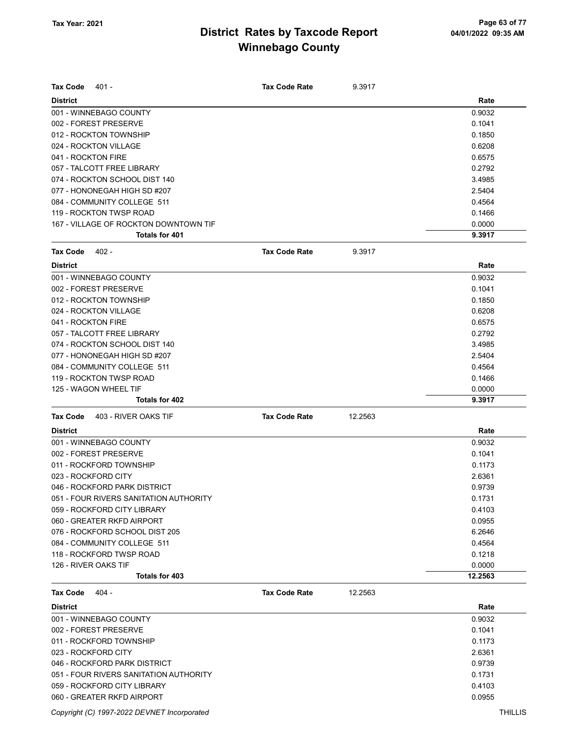# District Rates by Taxcode Report
# Winnebago County

Tax Year: 2021

**Tax Code** 401 - **Tax Code Rate** 9.3917

| District | Rate |
|---|---|
| 001 - WINNEBAGO COUNTY | 0.9032 |
| 002 - FOREST PRESERVE | 0.1041 |
| 012 - ROCKTON TOWNSHIP | 0.1850 |
| 024 - ROCKTON VILLAGE | 0.6208 |
| 041 - ROCKTON FIRE | 0.6575 |
| 057 - TALCOTT FREE LIBRARY | 0.2792 |
| 074 - ROCKTON SCHOOL DIST 140 | 3.4985 |
| 077 - HONONEGAH HIGH SD #207 | 2.5404 |
| 084 - COMMUNITY COLLEGE 511 | 0.4564 |
| 119 - ROCKTON TWSP ROAD | 0.1466 |
| 167 - VILLAGE OF ROCKTON DOWNTOWN TIF | 0.0000 |
| **Totals for 401** | **9.3917** |

**Tax Code** 402 - **Tax Code Rate** 9.3917

| District | Rate |
|---|---|
| 001 - WINNEBAGO COUNTY | 0.9032 |
| 002 - FOREST PRESERVE | 0.1041 |
| 012 - ROCKTON TOWNSHIP | 0.1850 |
| 024 - ROCKTON VILLAGE | 0.6208 |
| 041 - ROCKTON FIRE | 0.6575 |
| 057 - TALCOTT FREE LIBRARY | 0.2792 |
| 074 - ROCKTON SCHOOL DIST 140 | 3.4985 |
| 077 - HONONEGAH HIGH SD #207 | 2.5404 |
| 084 - COMMUNITY COLLEGE 511 | 0.4564 |
| 119 - ROCKTON TWSP ROAD | 0.1466 |
| 125 - WAGON WHEEL TIF | 0.0000 |
| **Totals for 402** | **9.3917** |

**Tax Code** 403 - RIVER OAKS TIF **Tax Code Rate** 12.2563

| District | Rate |
|---|---|
| 001 - WINNEBAGO COUNTY | 0.9032 |
| 002 - FOREST PRESERVE | 0.1041 |
| 011 - ROCKFORD TOWNSHIP | 0.1173 |
| 023 - ROCKFORD CITY | 2.6361 |
| 046 - ROCKFORD PARK DISTRICT | 0.9739 |
| 051 - FOUR RIVERS SANITATION AUTHORITY | 0.1731 |
| 059 - ROCKFORD CITY LIBRARY | 0.4103 |
| 060 - GREATER RKFD AIRPORT | 0.0955 |
| 076 - ROCKFORD SCHOOL DIST 205 | 6.2646 |
| 084 - COMMUNITY COLLEGE 511 | 0.4564 |
| 118 - ROCKFORD TWSP ROAD | 0.1218 |
| 126 - RIVER OAKS TIF | 0.0000 |
| **Totals for 403** | **12.2563** |

**Tax Code** 404 - **Tax Code Rate** 12.2563

| District | Rate |
|---|---|
| 001 - WINNEBAGO COUNTY | 0.9032 |
| 002 - FOREST PRESERVE | 0.1041 |
| 011 - ROCKFORD TOWNSHIP | 0.1173 |
| 023 - ROCKFORD CITY | 2.6361 |
| 046 - ROCKFORD PARK DISTRICT | 0.9739 |
| 051 - FOUR RIVERS SANITATION AUTHORITY | 0.1731 |
| 059 - ROCKFORD CITY LIBRARY | 0.4103 |
| 060 - GREATER RKFD AIRPORT | 0.0955 |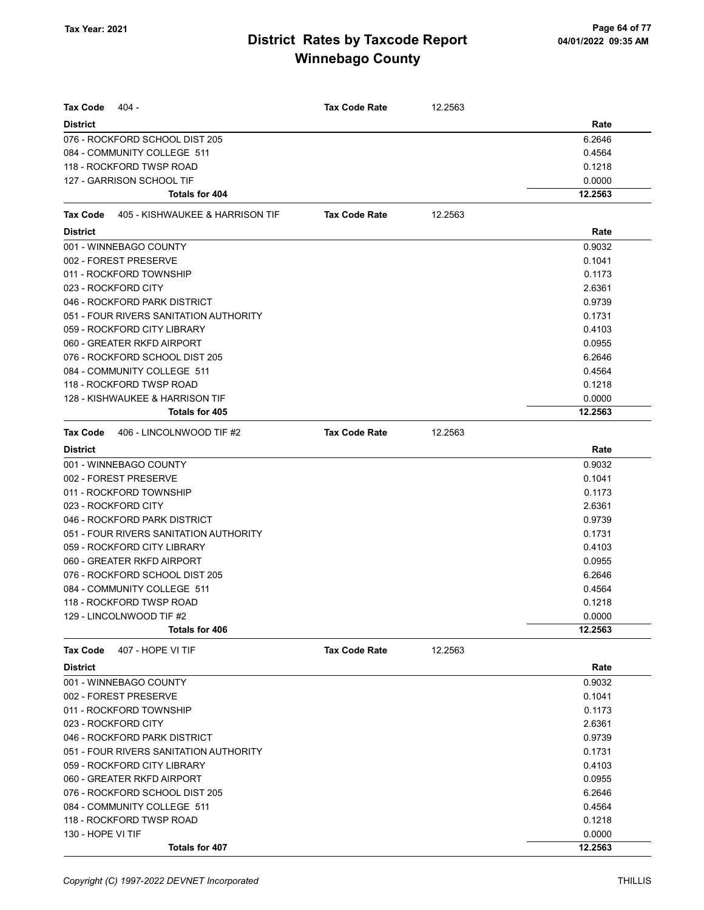# District Rates by Taxcode Report
# Winnebago County

Tax Year: 2021

| Tax Code 404 - | Tax Code Rate | 12.2563 |
|---|---|---|
| **District** | | **Rate** |
| 076 - ROCKFORD SCHOOL DIST 205 | | 6.2646 |
| 084 - COMMUNITY COLLEGE 511 | | 0.4564 |
| 118 - ROCKFORD TWSP ROAD | | 0.1218 |
| 127 - GARRISON SCHOOL TIF | | 0.0000 |
| **Totals for 404** | | **12.2563** |

| Tax Code 405 - KISHWAUKEE & HARRISON TIF | Tax Code Rate | 12.2563 |
|---|---|---|
| **District** | | **Rate** |
| 001 - WINNEBAGO COUNTY | | 0.9032 |
| 002 - FOREST PRESERVE | | 0.1041 |
| 011 - ROCKFORD TOWNSHIP | | 0.1173 |
| 023 - ROCKFORD CITY | | 2.6361 |
| 046 - ROCKFORD PARK DISTRICT | | 0.9739 |
| 051 - FOUR RIVERS SANITATION AUTHORITY | | 0.1731 |
| 059 - ROCKFORD CITY LIBRARY | | 0.4103 |
| 060 - GREATER RKFD AIRPORT | | 0.0955 |
| 076 - ROCKFORD SCHOOL DIST 205 | | 6.2646 |
| 084 - COMMUNITY COLLEGE 511 | | 0.4564 |
| 118 - ROCKFORD TWSP ROAD | | 0.1218 |
| 128 - KISHWAUKEE & HARRISON TIF | | 0.0000 |
| **Totals for 405** | | **12.2563** |

| Tax Code 406 - LINCOLNWOOD TIF #2 | Tax Code Rate | 12.2563 |
|---|---|---|
| **District** | | **Rate** |
| 001 - WINNEBAGO COUNTY | | 0.9032 |
| 002 - FOREST PRESERVE | | 0.1041 |
| 011 - ROCKFORD TOWNSHIP | | 0.1173 |
| 023 - ROCKFORD CITY | | 2.6361 |
| 046 - ROCKFORD PARK DISTRICT | | 0.9739 |
| 051 - FOUR RIVERS SANITATION AUTHORITY | | 0.1731 |
| 059 - ROCKFORD CITY LIBRARY | | 0.4103 |
| 060 - GREATER RKFD AIRPORT | | 0.0955 |
| 076 - ROCKFORD SCHOOL DIST 205 | | 6.2646 |
| 084 - COMMUNITY COLLEGE 511 | | 0.4564 |
| 118 - ROCKFORD TWSP ROAD | | 0.1218 |
| 129 - LINCOLNWOOD TIF #2 | | 0.0000 |
| **Totals for 406** | | **12.2563** |

| Tax Code 407 - HOPE VI TIF | Tax Code Rate | 12.2563 |
|---|---|---|
| **District** | | **Rate** |
| 001 - WINNEBAGO COUNTY | | 0.9032 |
| 002 - FOREST PRESERVE | | 0.1041 |
| 011 - ROCKFORD TOWNSHIP | | 0.1173 |
| 023 - ROCKFORD CITY | | 2.6361 |
| 046 - ROCKFORD PARK DISTRICT | | 0.9739 |
| 051 - FOUR RIVERS SANITATION AUTHORITY | | 0.1731 |
| 059 - ROCKFORD CITY LIBRARY | | 0.4103 |
| 060 - GREATER RKFD AIRPORT | | 0.0955 |
| 076 - ROCKFORD SCHOOL DIST 205 | | 6.2646 |
| 084 - COMMUNITY COLLEGE 511 | | 0.4564 |
| 118 - ROCKFORD TWSP ROAD | | 0.1218 |
| 130 - HOPE VI TIF | | 0.0000 |
| **Totals for 407** | | **12.2563** |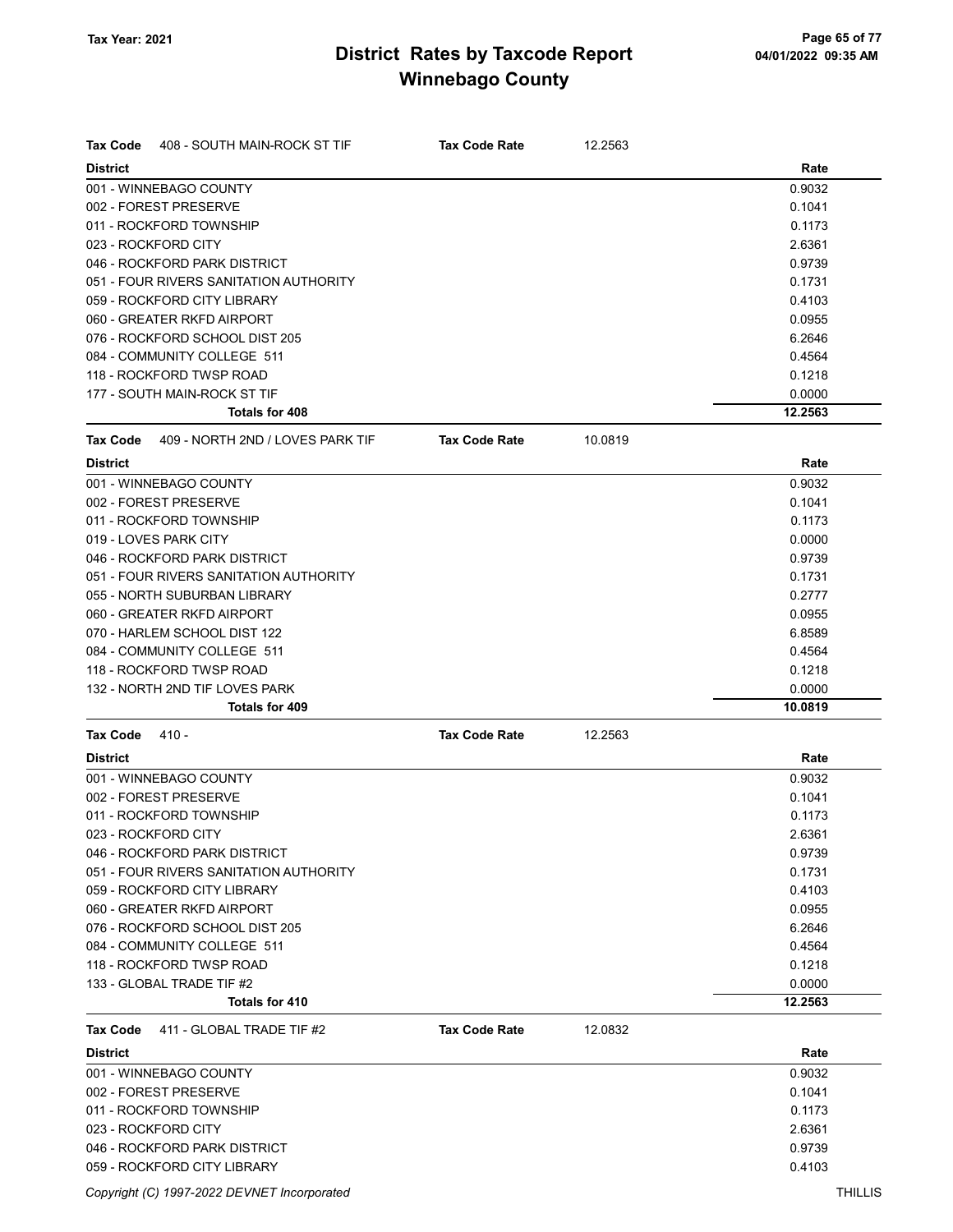# District Rates by Taxcode Report
## Winnebago County

Tax Year: 2021

**Tax Code** 408 - SOUTH MAIN-ROCK ST TIF — **Tax Code Rate** 12.2563

| District | Rate |
|---|---|
| 001 - WINNEBAGO COUNTY | 0.9032 |
| 002 - FOREST PRESERVE | 0.1041 |
| 011 - ROCKFORD TOWNSHIP | 0.1173 |
| 023 - ROCKFORD CITY | 2.6361 |
| 046 - ROCKFORD PARK DISTRICT | 0.9739 |
| 051 - FOUR RIVERS SANITATION AUTHORITY | 0.1731 |
| 059 - ROCKFORD CITY LIBRARY | 0.4103 |
| 060 - GREATER RKFD AIRPORT | 0.0955 |
| 076 - ROCKFORD SCHOOL DIST 205 | 6.2646 |
| 084 - COMMUNITY COLLEGE 511 | 0.4564 |
| 118 - ROCKFORD TWSP ROAD | 0.1218 |
| 177 - SOUTH MAIN-ROCK ST TIF | 0.0000 |
| **Totals for 408** | **12.2563** |

**Tax Code** 409 - NORTH 2ND / LOVES PARK TIF — **Tax Code Rate** 10.0819

| District | Rate |
|---|---|
| 001 - WINNEBAGO COUNTY | 0.9032 |
| 002 - FOREST PRESERVE | 0.1041 |
| 011 - ROCKFORD TOWNSHIP | 0.1173 |
| 019 - LOVES PARK CITY | 0.0000 |
| 046 - ROCKFORD PARK DISTRICT | 0.9739 |
| 051 - FOUR RIVERS SANITATION AUTHORITY | 0.1731 |
| 055 - NORTH SUBURBAN LIBRARY | 0.2777 |
| 060 - GREATER RKFD AIRPORT | 0.0955 |
| 070 - HARLEM SCHOOL DIST 122 | 6.8589 |
| 084 - COMMUNITY COLLEGE 511 | 0.4564 |
| 118 - ROCKFORD TWSP ROAD | 0.1218 |
| 132 - NORTH 2ND TIF LOVES PARK | 0.0000 |
| **Totals for 409** | **10.0819** |

**Tax Code** 410 - — **Tax Code Rate** 12.2563

| District | Rate |
|---|---|
| 001 - WINNEBAGO COUNTY | 0.9032 |
| 002 - FOREST PRESERVE | 0.1041 |
| 011 - ROCKFORD TOWNSHIP | 0.1173 |
| 023 - ROCKFORD CITY | 2.6361 |
| 046 - ROCKFORD PARK DISTRICT | 0.9739 |
| 051 - FOUR RIVERS SANITATION AUTHORITY | 0.1731 |
| 059 - ROCKFORD CITY LIBRARY | 0.4103 |
| 060 - GREATER RKFD AIRPORT | 0.0955 |
| 076 - ROCKFORD SCHOOL DIST 205 | 6.2646 |
| 084 - COMMUNITY COLLEGE 511 | 0.4564 |
| 118 - ROCKFORD TWSP ROAD | 0.1218 |
| 133 - GLOBAL TRADE TIF #2 | 0.0000 |
| **Totals for 410** | **12.2563** |

**Tax Code** 411 - GLOBAL TRADE TIF #2 — **Tax Code Rate** 12.0832

| District | Rate |
|---|---|
| 001 - WINNEBAGO COUNTY | 0.9032 |
| 002 - FOREST PRESERVE | 0.1041 |
| 011 - ROCKFORD TOWNSHIP | 0.1173 |
| 023 - ROCKFORD CITY | 2.6361 |
| 046 - ROCKFORD PARK DISTRICT | 0.9739 |
| 059 - ROCKFORD CITY LIBRARY | 0.4103 |

Copyright (C) 1997-2022 DEVNET Incorporated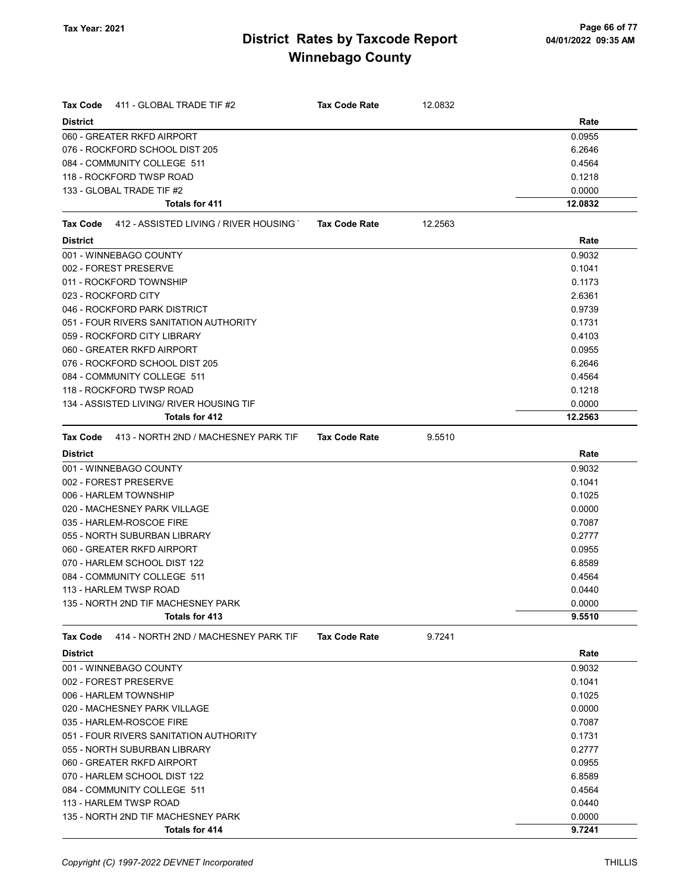# District Rates by Taxcode Report
## Winnebago County

Tax Year: 2021

**Tax Code** 411 - GLOBAL TRADE TIF #2 **Tax Code Rate** 12.0832

| District | Rate |
|---|---|
| 060 - GREATER RKFD AIRPORT | 0.0955 |
| 076 - ROCKFORD SCHOOL DIST 205 | 6.2646 |
| 084 - COMMUNITY COLLEGE 511 | 0.4564 |
| 118 - ROCKFORD TWSP ROAD | 0.1218 |
| 133 - GLOBAL TRADE TIF #2 | 0.0000 |
| **Totals for 411** | **12.0832** |

**Tax Code** 412 - ASSISTED LIVING / RIVER HOUSING **Tax Code Rate** 12.2563

| District | Rate |
|---|---|
| 001 - WINNEBAGO COUNTY | 0.9032 |
| 002 - FOREST PRESERVE | 0.1041 |
| 011 - ROCKFORD TOWNSHIP | 0.1173 |
| 023 - ROCKFORD CITY | 2.6361 |
| 046 - ROCKFORD PARK DISTRICT | 0.9739 |
| 051 - FOUR RIVERS SANITATION AUTHORITY | 0.1731 |
| 059 - ROCKFORD CITY LIBRARY | 0.4103 |
| 060 - GREATER RKFD AIRPORT | 0.0955 |
| 076 - ROCKFORD SCHOOL DIST 205 | 6.2646 |
| 084 - COMMUNITY COLLEGE 511 | 0.4564 |
| 118 - ROCKFORD TWSP ROAD | 0.1218 |
| 134 - ASSISTED LIVING/ RIVER HOUSING TIF | 0.0000 |
| **Totals for 412** | **12.2563** |

**Tax Code** 413 - NORTH 2ND / MACHESNEY PARK TIF **Tax Code Rate** 9.5510

| District | Rate |
|---|---|
| 001 - WINNEBAGO COUNTY | 0.9032 |
| 002 - FOREST PRESERVE | 0.1041 |
| 006 - HARLEM TOWNSHIP | 0.1025 |
| 020 - MACHESNEY PARK VILLAGE | 0.0000 |
| 035 - HARLEM-ROSCOE FIRE | 0.7087 |
| 055 - NORTH SUBURBAN LIBRARY | 0.2777 |
| 060 - GREATER RKFD AIRPORT | 0.0955 |
| 070 - HARLEM SCHOOL DIST 122 | 6.8589 |
| 084 - COMMUNITY COLLEGE 511 | 0.4564 |
| 113 - HARLEM TWSP ROAD | 0.0440 |
| 135 - NORTH 2ND TIF MACHESNEY PARK | 0.0000 |
| **Totals for 413** | **9.5510** |

**Tax Code** 414 - NORTH 2ND / MACHESNEY PARK TIF **Tax Code Rate** 9.7241

| District | Rate |
|---|---|
| 001 - WINNEBAGO COUNTY | 0.9032 |
| 002 - FOREST PRESERVE | 0.1041 |
| 006 - HARLEM TOWNSHIP | 0.1025 |
| 020 - MACHESNEY PARK VILLAGE | 0.0000 |
| 035 - HARLEM-ROSCOE FIRE | 0.7087 |
| 051 - FOUR RIVERS SANITATION AUTHORITY | 0.1731 |
| 055 - NORTH SUBURBAN LIBRARY | 0.2777 |
| 060 - GREATER RKFD AIRPORT | 0.0955 |
| 070 - HARLEM SCHOOL DIST 122 | 6.8589 |
| 084 - COMMUNITY COLLEGE 511 | 0.4564 |
| 113 - HARLEM TWSP ROAD | 0.0440 |
| 135 - NORTH 2ND TIF MACHESNEY PARK | 0.0000 |
| **Totals for 414** | **9.7241** |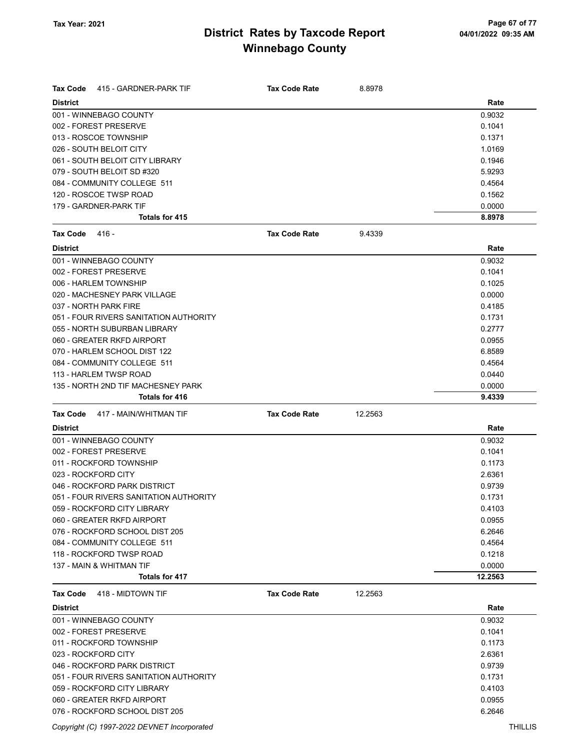# District Rates by Taxcode Report
# Winnebago County

Tax Year: 2021

04/01/2022 09:35 AM

**Tax Code** 415 - GARDNER-PARK TIF — **Tax Code Rate** 8.8978

| District | Rate |
|---|---|
| 001 - WINNEBAGO COUNTY | 0.9032 |
| 002 - FOREST PRESERVE | 0.1041 |
| 013 - ROSCOE TOWNSHIP | 0.1371 |
| 026 - SOUTH BELOIT CITY | 1.0169 |
| 061 - SOUTH BELOIT CITY LIBRARY | 0.1946 |
| 079 - SOUTH BELOIT SD #320 | 5.9293 |
| 084 - COMMUNITY COLLEGE 511 | 0.4564 |
| 120 - ROSCOE TWSP ROAD | 0.1562 |
| 179 - GARDNER-PARK TIF | 0.0000 |
| **Totals for 415** | **8.8978** |

**Tax Code** 416 - — **Tax Code Rate** 9.4339

| District | Rate |
|---|---|
| 001 - WINNEBAGO COUNTY | 0.9032 |
| 002 - FOREST PRESERVE | 0.1041 |
| 006 - HARLEM TOWNSHIP | 0.1025 |
| 020 - MACHESNEY PARK VILLAGE | 0.0000 |
| 037 - NORTH PARK FIRE | 0.4185 |
| 051 - FOUR RIVERS SANITATION AUTHORITY | 0.1731 |
| 055 - NORTH SUBURBAN LIBRARY | 0.2777 |
| 060 - GREATER RKFD AIRPORT | 0.0955 |
| 070 - HARLEM SCHOOL DIST 122 | 6.8589 |
| 084 - COMMUNITY COLLEGE 511 | 0.4564 |
| 113 - HARLEM TWSP ROAD | 0.0440 |
| 135 - NORTH 2ND TIF MACHESNEY PARK | 0.0000 |
| **Totals for 416** | **9.4339** |

**Tax Code** 417 - MAIN/WHITMAN TIF — **Tax Code Rate** 12.2563

| District | Rate |
|---|---|
| 001 - WINNEBAGO COUNTY | 0.9032 |
| 002 - FOREST PRESERVE | 0.1041 |
| 011 - ROCKFORD TOWNSHIP | 0.1173 |
| 023 - ROCKFORD CITY | 2.6361 |
| 046 - ROCKFORD PARK DISTRICT | 0.9739 |
| 051 - FOUR RIVERS SANITATION AUTHORITY | 0.1731 |
| 059 - ROCKFORD CITY LIBRARY | 0.4103 |
| 060 - GREATER RKFD AIRPORT | 0.0955 |
| 076 - ROCKFORD SCHOOL DIST 205 | 6.2646 |
| 084 - COMMUNITY COLLEGE 511 | 0.4564 |
| 118 - ROCKFORD TWSP ROAD | 0.1218 |
| 137 - MAIN & WHITMAN TIF | 0.0000 |
| **Totals for 417** | **12.2563** |

**Tax Code** 418 - MIDTOWN TIF — **Tax Code Rate** 12.2563

| District | Rate |
|---|---|
| 001 - WINNEBAGO COUNTY | 0.9032 |
| 002 - FOREST PRESERVE | 0.1041 |
| 011 - ROCKFORD TOWNSHIP | 0.1173 |
| 023 - ROCKFORD CITY | 2.6361 |
| 046 - ROCKFORD PARK DISTRICT | 0.9739 |
| 051 - FOUR RIVERS SANITATION AUTHORITY | 0.1731 |
| 059 - ROCKFORD CITY LIBRARY | 0.4103 |
| 060 - GREATER RKFD AIRPORT | 0.0955 |
| 076 - ROCKFORD SCHOOL DIST 205 | 6.2646 |

Copyright (C) 1997-2022 DEVNET Incorporated — THILLIS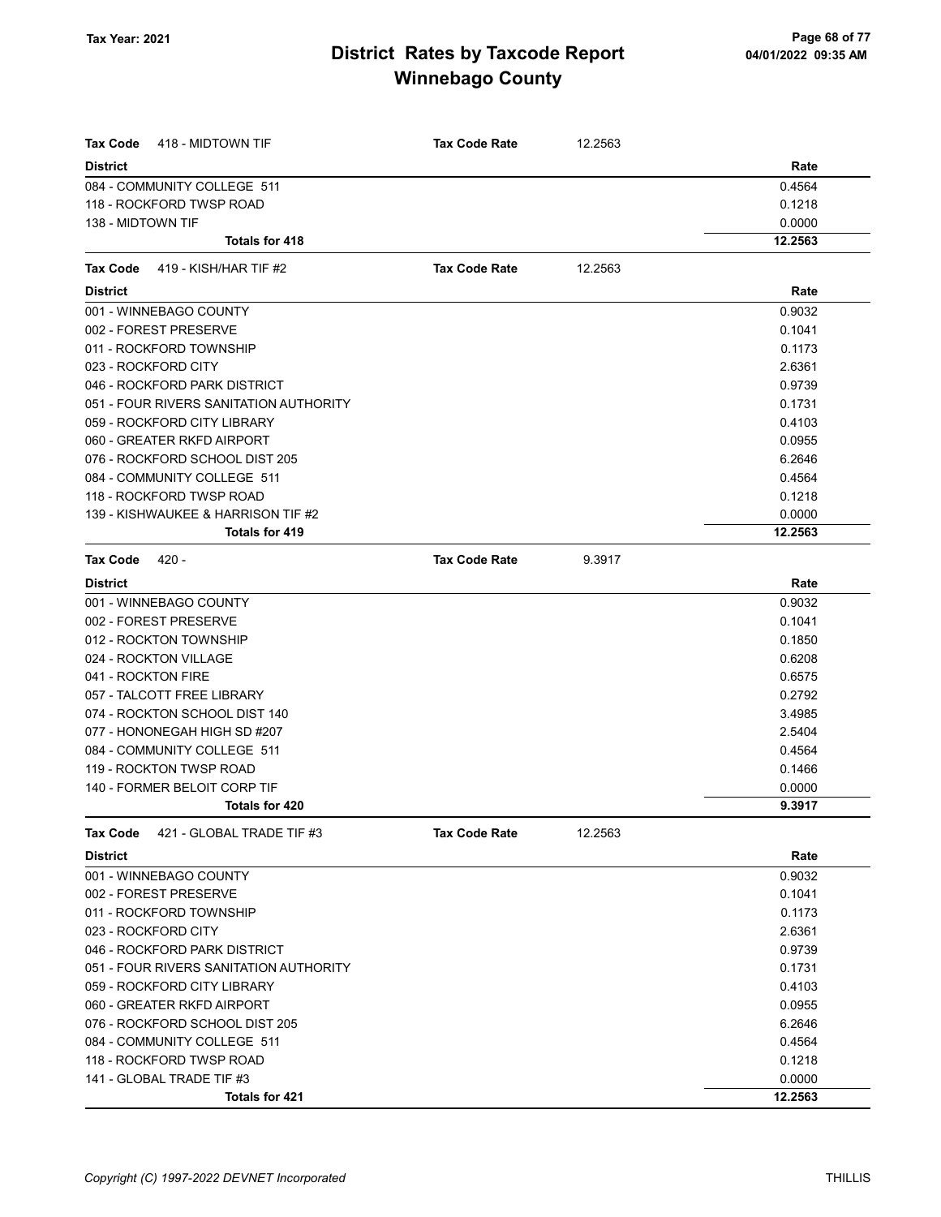# District Rates by Taxcode Report
# Winnebago County

Tax Year: 2021

04/01/2022 09:35 AM

**Tax Code** 418 - MIDTOWN TIF **Tax Code Rate** 12.2563

| District | Rate |
|---|---|
| 084 - COMMUNITY COLLEGE 511 | 0.4564 |
| 118 - ROCKFORD TWSP ROAD | 0.1218 |
| 138 - MIDTOWN TIF | 0.0000 |
| **Totals for 418** | **12.2563** |

**Tax Code** 419 - KISH/HAR TIF #2 **Tax Code Rate** 12.2563

| District | Rate |
|---|---|
| 001 - WINNEBAGO COUNTY | 0.9032 |
| 002 - FOREST PRESERVE | 0.1041 |
| 011 - ROCKFORD TOWNSHIP | 0.1173 |
| 023 - ROCKFORD CITY | 2.6361 |
| 046 - ROCKFORD PARK DISTRICT | 0.9739 |
| 051 - FOUR RIVERS SANITATION AUTHORITY | 0.1731 |
| 059 - ROCKFORD CITY LIBRARY | 0.4103 |
| 060 - GREATER RKFD AIRPORT | 0.0955 |
| 076 - ROCKFORD SCHOOL DIST 205 | 6.2646 |
| 084 - COMMUNITY COLLEGE 511 | 0.4564 |
| 118 - ROCKFORD TWSP ROAD | 0.1218 |
| 139 - KISHWAUKEE & HARRISON TIF #2 | 0.0000 |
| **Totals for 419** | **12.2563** |

**Tax Code** 420 - **Tax Code Rate** 9.3917

| District | Rate |
|---|---|
| 001 - WINNEBAGO COUNTY | 0.9032 |
| 002 - FOREST PRESERVE | 0.1041 |
| 012 - ROCKTON TOWNSHIP | 0.1850 |
| 024 - ROCKTON VILLAGE | 0.6208 |
| 041 - ROCKTON FIRE | 0.6575 |
| 057 - TALCOTT FREE LIBRARY | 0.2792 |
| 074 - ROCKTON SCHOOL DIST 140 | 3.4985 |
| 077 - HONONEGAH HIGH SD #207 | 2.5404 |
| 084 - COMMUNITY COLLEGE 511 | 0.4564 |
| 119 - ROCKTON TWSP ROAD | 0.1466 |
| 140 - FORMER BELOIT CORP TIF | 0.0000 |
| **Totals for 420** | **9.3917** |

**Tax Code** 421 - GLOBAL TRADE TIF #3 **Tax Code Rate** 12.2563

| District | Rate |
|---|---|
| 001 - WINNEBAGO COUNTY | 0.9032 |
| 002 - FOREST PRESERVE | 0.1041 |
| 011 - ROCKFORD TOWNSHIP | 0.1173 |
| 023 - ROCKFORD CITY | 2.6361 |
| 046 - ROCKFORD PARK DISTRICT | 0.9739 |
| 051 - FOUR RIVERS SANITATION AUTHORITY | 0.1731 |
| 059 - ROCKFORD CITY LIBRARY | 0.4103 |
| 060 - GREATER RKFD AIRPORT | 0.0955 |
| 076 - ROCKFORD SCHOOL DIST 205 | 6.2646 |
| 084 - COMMUNITY COLLEGE 511 | 0.4564 |
| 118 - ROCKFORD TWSP ROAD | 0.1218 |
| 141 - GLOBAL TRADE TIF #3 | 0.0000 |
| **Totals for 421** | **12.2563** |

*Copyright (C) 1997-2022 DEVNET Incorporated* THILLIS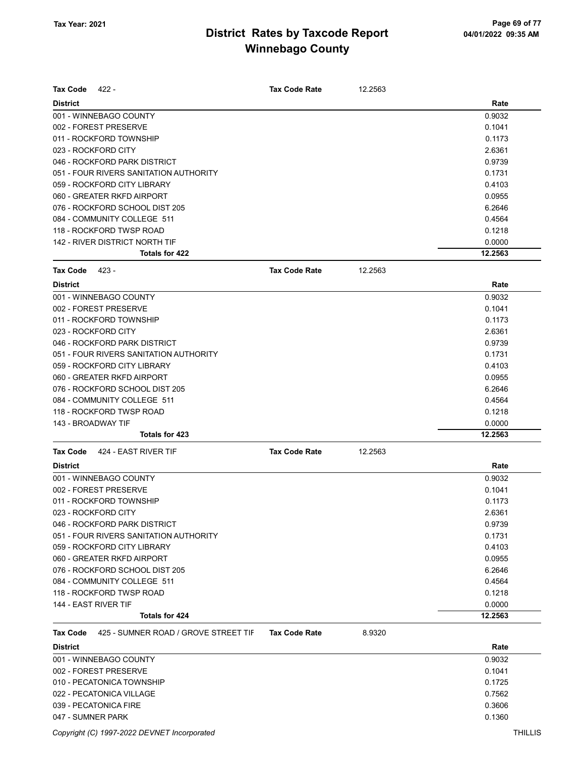# District Rates by Taxcode Report
## Winnebago County

Tax Year: 2021

**Tax Code** 422 - **Tax Code Rate** 12.2563

| District | Rate |
|---|---|
| 001 - WINNEBAGO COUNTY | 0.9032 |
| 002 - FOREST PRESERVE | 0.1041 |
| 011 - ROCKFORD TOWNSHIP | 0.1173 |
| 023 - ROCKFORD CITY | 2.6361 |
| 046 - ROCKFORD PARK DISTRICT | 0.9739 |
| 051 - FOUR RIVERS SANITATION AUTHORITY | 0.1731 |
| 059 - ROCKFORD CITY LIBRARY | 0.4103 |
| 060 - GREATER RKFD AIRPORT | 0.0955 |
| 076 - ROCKFORD SCHOOL DIST 205 | 6.2646 |
| 084 - COMMUNITY COLLEGE 511 | 0.4564 |
| 118 - ROCKFORD TWSP ROAD | 0.1218 |
| 142 - RIVER DISTRICT NORTH TIF | 0.0000 |
| **Totals for 422** | **12.2563** |

**Tax Code** 423 - **Tax Code Rate** 12.2563

| District | Rate |
|---|---|
| 001 - WINNEBAGO COUNTY | 0.9032 |
| 002 - FOREST PRESERVE | 0.1041 |
| 011 - ROCKFORD TOWNSHIP | 0.1173 |
| 023 - ROCKFORD CITY | 2.6361 |
| 046 - ROCKFORD PARK DISTRICT | 0.9739 |
| 051 - FOUR RIVERS SANITATION AUTHORITY | 0.1731 |
| 059 - ROCKFORD CITY LIBRARY | 0.4103 |
| 060 - GREATER RKFD AIRPORT | 0.0955 |
| 076 - ROCKFORD SCHOOL DIST 205 | 6.2646 |
| 084 - COMMUNITY COLLEGE 511 | 0.4564 |
| 118 - ROCKFORD TWSP ROAD | 0.1218 |
| 143 - BROADWAY TIF | 0.0000 |
| **Totals for 423** | **12.2563** |

**Tax Code** 424 - EAST RIVER TIF **Tax Code Rate** 12.2563

| District | Rate |
|---|---|
| 001 - WINNEBAGO COUNTY | 0.9032 |
| 002 - FOREST PRESERVE | 0.1041 |
| 011 - ROCKFORD TOWNSHIP | 0.1173 |
| 023 - ROCKFORD CITY | 2.6361 |
| 046 - ROCKFORD PARK DISTRICT | 0.9739 |
| 051 - FOUR RIVERS SANITATION AUTHORITY | 0.1731 |
| 059 - ROCKFORD CITY LIBRARY | 0.4103 |
| 060 - GREATER RKFD AIRPORT | 0.0955 |
| 076 - ROCKFORD SCHOOL DIST 205 | 6.2646 |
| 084 - COMMUNITY COLLEGE 511 | 0.4564 |
| 118 - ROCKFORD TWSP ROAD | 0.1218 |
| 144 - EAST RIVER TIF | 0.0000 |
| **Totals for 424** | **12.2563** |

**Tax Code** 425 - SUMNER ROAD / GROVE STREET TIF **Tax Code Rate** 8.9320

| District | Rate |
|---|---|
| 001 - WINNEBAGO COUNTY | 0.9032 |
| 002 - FOREST PRESERVE | 0.1041 |
| 010 - PECATONICA TOWNSHIP | 0.1725 |
| 022 - PECATONICA VILLAGE | 0.7562 |
| 039 - PECATONICA FIRE | 0.3606 |
| 047 - SUMNER PARK | 0.1360 |

Copyright (C) 1997-2022 DEVNET Incorporated THILLIS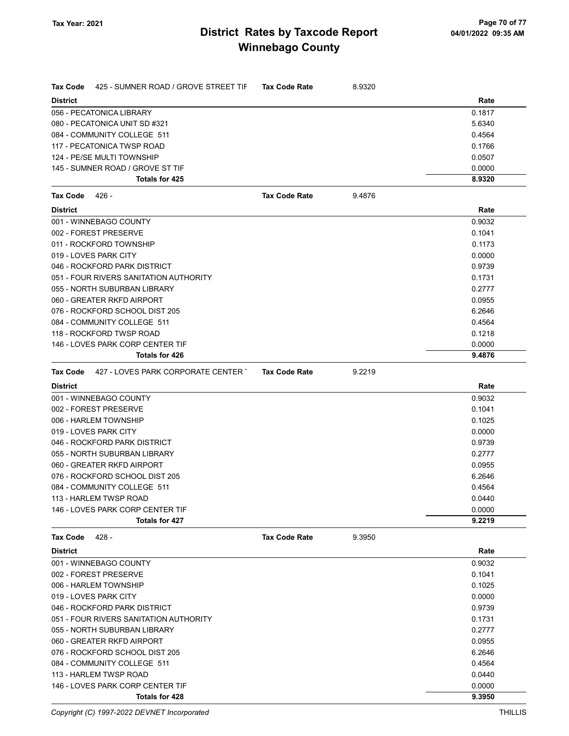# District Rates by Taxcode Report
# Winnebago County

Tax Year: 2021

**Tax Code** 425 - SUMNER ROAD / GROVE STREET TIF **Tax Code Rate** 8.9320

| District | Rate |
|---|---|
| 056 - PECATONICA LIBRARY | 0.1817 |
| 080 - PECATONICA UNIT SD #321 | 5.6340 |
| 084 - COMMUNITY COLLEGE 511 | 0.4564 |
| 117 - PECATONICA TWSP ROAD | 0.1766 |
| 124 - PE/SE MULTI TOWNSHIP | 0.0507 |
| 145 - SUMNER ROAD / GROVE ST TIF | 0.0000 |
| **Totals for 425** | **8.9320** |

**Tax Code** 426 - **Tax Code Rate** 9.4876

| District | Rate |
|---|---|
| 001 - WINNEBAGO COUNTY | 0.9032 |
| 002 - FOREST PRESERVE | 0.1041 |
| 011 - ROCKFORD TOWNSHIP | 0.1173 |
| 019 - LOVES PARK CITY | 0.0000 |
| 046 - ROCKFORD PARK DISTRICT | 0.9739 |
| 051 - FOUR RIVERS SANITATION AUTHORITY | 0.1731 |
| 055 - NORTH SUBURBAN LIBRARY | 0.2777 |
| 060 - GREATER RKFD AIRPORT | 0.0955 |
| 076 - ROCKFORD SCHOOL DIST 205 | 6.2646 |
| 084 - COMMUNITY COLLEGE 511 | 0.4564 |
| 118 - ROCKFORD TWSP ROAD | 0.1218 |
| 146 - LOVES PARK CORP CENTER TIF | 0.0000 |
| **Totals for 426** | **9.4876** |

**Tax Code** 427 - LOVES PARK CORPORATE CENTER **Tax Code Rate** 9.2219

| District | Rate |
|---|---|
| 001 - WINNEBAGO COUNTY | 0.9032 |
| 002 - FOREST PRESERVE | 0.1041 |
| 006 - HARLEM TOWNSHIP | 0.1025 |
| 019 - LOVES PARK CITY | 0.0000 |
| 046 - ROCKFORD PARK DISTRICT | 0.9739 |
| 055 - NORTH SUBURBAN LIBRARY | 0.2777 |
| 060 - GREATER RKFD AIRPORT | 0.0955 |
| 076 - ROCKFORD SCHOOL DIST 205 | 6.2646 |
| 084 - COMMUNITY COLLEGE 511 | 0.4564 |
| 113 - HARLEM TWSP ROAD | 0.0440 |
| 146 - LOVES PARK CORP CENTER TIF | 0.0000 |
| **Totals for 427** | **9.2219** |

**Tax Code** 428 - **Tax Code Rate** 9.3950

| District | Rate |
|---|---|
| 001 - WINNEBAGO COUNTY | 0.9032 |
| 002 - FOREST PRESERVE | 0.1041 |
| 006 - HARLEM TOWNSHIP | 0.1025 |
| 019 - LOVES PARK CITY | 0.0000 |
| 046 - ROCKFORD PARK DISTRICT | 0.9739 |
| 051 - FOUR RIVERS SANITATION AUTHORITY | 0.1731 |
| 055 - NORTH SUBURBAN LIBRARY | 0.2777 |
| 060 - GREATER RKFD AIRPORT | 0.0955 |
| 076 - ROCKFORD SCHOOL DIST 205 | 6.2646 |
| 084 - COMMUNITY COLLEGE 511 | 0.4564 |
| 113 - HARLEM TWSP ROAD | 0.0440 |
| 146 - LOVES PARK CORP CENTER TIF | 0.0000 |
| **Totals for 428** | **9.3950** |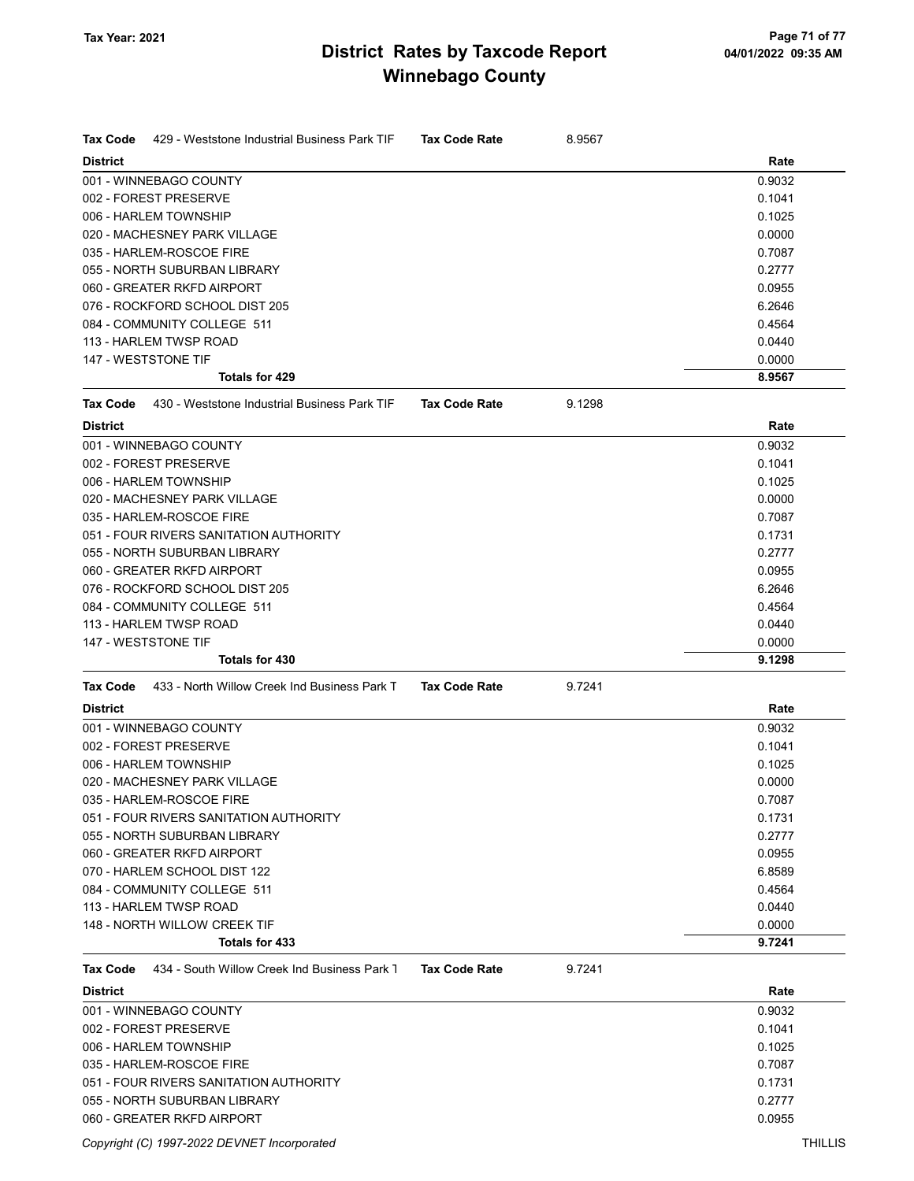# District Rates by Taxcode Report

## Winnebago County

Tax Year: 2021

| Tax Code | 429 - Weststone Industrial Business Park TIF | Tax Code Rate | 8.9567 |
|---|---|---|---|

| District | Rate |
|---|---|
| 001 - WINNEBAGO COUNTY | 0.9032 |
| 002 - FOREST PRESERVE | 0.1041 |
| 006 - HARLEM TOWNSHIP | 0.1025 |
| 020 - MACHESNEY PARK VILLAGE | 0.0000 |
| 035 - HARLEM-ROSCOE FIRE | 0.7087 |
| 055 - NORTH SUBURBAN LIBRARY | 0.2777 |
| 060 - GREATER RKFD AIRPORT | 0.0955 |
| 076 - ROCKFORD SCHOOL DIST 205 | 6.2646 |
| 084 - COMMUNITY COLLEGE 511 | 0.4564 |
| 113 - HARLEM TWSP ROAD | 0.0440 |
| 147 - WESTSTONE TIF | 0.0000 |
| **Totals for 429** | **8.9567** |

| Tax Code | 430 - Weststone Industrial Business Park TIF | Tax Code Rate | 9.1298 |
|---|---|---|---|

| District | Rate |
|---|---|
| 001 - WINNEBAGO COUNTY | 0.9032 |
| 002 - FOREST PRESERVE | 0.1041 |
| 006 - HARLEM TOWNSHIP | 0.1025 |
| 020 - MACHESNEY PARK VILLAGE | 0.0000 |
| 035 - HARLEM-ROSCOE FIRE | 0.7087 |
| 051 - FOUR RIVERS SANITATION AUTHORITY | 0.1731 |
| 055 - NORTH SUBURBAN LIBRARY | 0.2777 |
| 060 - GREATER RKFD AIRPORT | 0.0955 |
| 076 - ROCKFORD SCHOOL DIST 205 | 6.2646 |
| 084 - COMMUNITY COLLEGE 511 | 0.4564 |
| 113 - HARLEM TWSP ROAD | 0.0440 |
| 147 - WESTSTONE TIF | 0.0000 |
| **Totals for 430** | **9.1298** |

| Tax Code | 433 - North Willow Creek Ind Business Park T | Tax Code Rate | 9.7241 |
|---|---|---|---|

| District | Rate |
|---|---|
| 001 - WINNEBAGO COUNTY | 0.9032 |
| 002 - FOREST PRESERVE | 0.1041 |
| 006 - HARLEM TOWNSHIP | 0.1025 |
| 020 - MACHESNEY PARK VILLAGE | 0.0000 |
| 035 - HARLEM-ROSCOE FIRE | 0.7087 |
| 051 - FOUR RIVERS SANITATION AUTHORITY | 0.1731 |
| 055 - NORTH SUBURBAN LIBRARY | 0.2777 |
| 060 - GREATER RKFD AIRPORT | 0.0955 |
| 070 - HARLEM SCHOOL DIST 122 | 6.8589 |
| 084 - COMMUNITY COLLEGE 511 | 0.4564 |
| 113 - HARLEM TWSP ROAD | 0.0440 |
| 148 - NORTH WILLOW CREEK TIF | 0.0000 |
| **Totals for 433** | **9.7241** |

| Tax Code | 434 - South Willow Creek Ind Business Park T | Tax Code Rate | 9.7241 |
|---|---|---|---|

| District | Rate |
|---|---|
| 001 - WINNEBAGO COUNTY | 0.9032 |
| 002 - FOREST PRESERVE | 0.1041 |
| 006 - HARLEM TOWNSHIP | 0.1025 |
| 035 - HARLEM-ROSCOE FIRE | 0.7087 |
| 051 - FOUR RIVERS SANITATION AUTHORITY | 0.1731 |
| 055 - NORTH SUBURBAN LIBRARY | 0.2777 |
| 060 - GREATER RKFD AIRPORT | 0.0955 |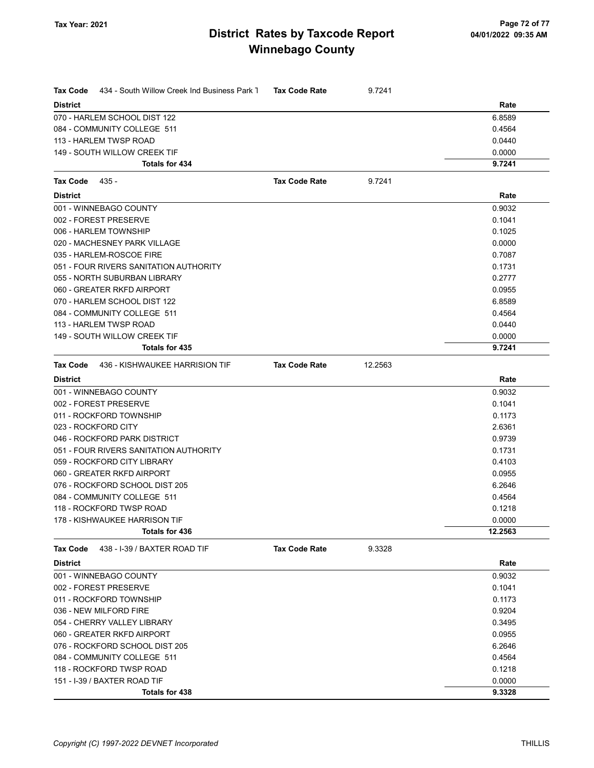# District Rates by Taxcode Report
## Winnebago County

Tax Year: 2021

**Tax Code** 434 - South Willow Creek Ind Business Park T **Tax Code Rate** 9.7241

| District | Rate |
|---|---|
| 070 - HARLEM SCHOOL DIST 122 | 6.8589 |
| 084 - COMMUNITY COLLEGE 511 | 0.4564 |
| 113 - HARLEM TWSP ROAD | 0.0440 |
| 149 - SOUTH WILLOW CREEK TIF | 0.0000 |
| **Totals for 434** | **9.7241** |

**Tax Code** 435 - **Tax Code Rate** 9.7241

| District | Rate |
|---|---|
| 001 - WINNEBAGO COUNTY | 0.9032 |
| 002 - FOREST PRESERVE | 0.1041 |
| 006 - HARLEM TOWNSHIP | 0.1025 |
| 020 - MACHESNEY PARK VILLAGE | 0.0000 |
| 035 - HARLEM-ROSCOE FIRE | 0.7087 |
| 051 - FOUR RIVERS SANITATION AUTHORITY | 0.1731 |
| 055 - NORTH SUBURBAN LIBRARY | 0.2777 |
| 060 - GREATER RKFD AIRPORT | 0.0955 |
| 070 - HARLEM SCHOOL DIST 122 | 6.8589 |
| 084 - COMMUNITY COLLEGE 511 | 0.4564 |
| 113 - HARLEM TWSP ROAD | 0.0440 |
| 149 - SOUTH WILLOW CREEK TIF | 0.0000 |
| **Totals for 435** | **9.7241** |

**Tax Code** 436 - KISHWAUKEE HARRISION TIF **Tax Code Rate** 12.2563

| District | Rate |
|---|---|
| 001 - WINNEBAGO COUNTY | 0.9032 |
| 002 - FOREST PRESERVE | 0.1041 |
| 011 - ROCKFORD TOWNSHIP | 0.1173 |
| 023 - ROCKFORD CITY | 2.6361 |
| 046 - ROCKFORD PARK DISTRICT | 0.9739 |
| 051 - FOUR RIVERS SANITATION AUTHORITY | 0.1731 |
| 059 - ROCKFORD CITY LIBRARY | 0.4103 |
| 060 - GREATER RKFD AIRPORT | 0.0955 |
| 076 - ROCKFORD SCHOOL DIST 205 | 6.2646 |
| 084 - COMMUNITY COLLEGE 511 | 0.4564 |
| 118 - ROCKFORD TWSP ROAD | 0.1218 |
| 178 - KISHWAUKEE HARRISON TIF | 0.0000 |
| **Totals for 436** | **12.2563** |

**Tax Code** 438 - I-39 / BAXTER ROAD TIF **Tax Code Rate** 9.3328

| District | Rate |
|---|---|
| 001 - WINNEBAGO COUNTY | 0.9032 |
| 002 - FOREST PRESERVE | 0.1041 |
| 011 - ROCKFORD TOWNSHIP | 0.1173 |
| 036 - NEW MILFORD FIRE | 0.9204 |
| 054 - CHERRY VALLEY LIBRARY | 0.3495 |
| 060 - GREATER RKFD AIRPORT | 0.0955 |
| 076 - ROCKFORD SCHOOL DIST 205 | 6.2646 |
| 084 - COMMUNITY COLLEGE 511 | 0.4564 |
| 118 - ROCKFORD TWSP ROAD | 0.1218 |
| 151 - I-39 / BAXTER ROAD TIF | 0.0000 |
| **Totals for 438** | **9.3328** |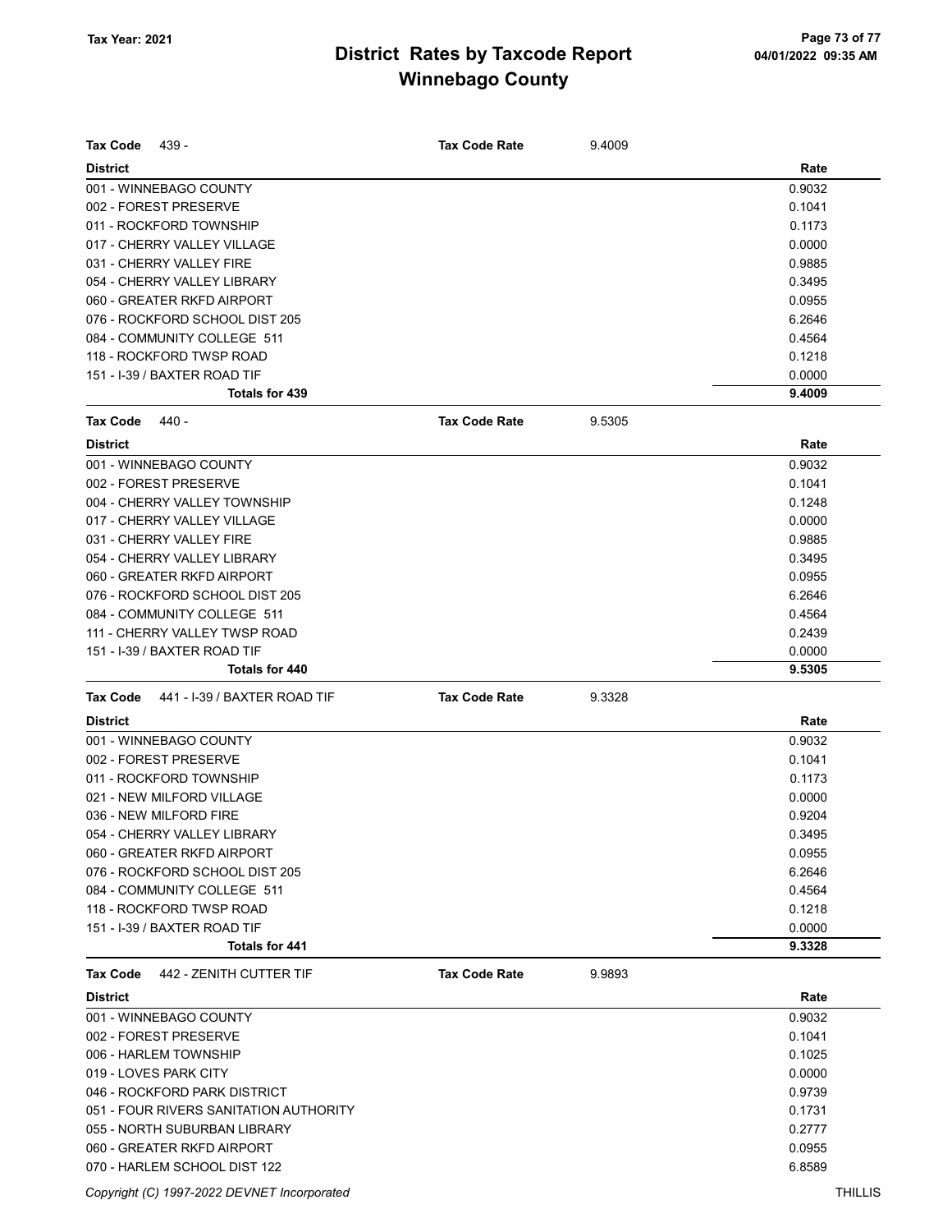# District Rates by Taxcode Report
# Winnebago County

Tax Year: 2021

04/01/2022 09:35 AM

**Tax Code** 439 - **Tax Code Rate** 9.4009

| District | Rate |
|---|---|
| 001 - WINNEBAGO COUNTY | 0.9032 |
| 002 - FOREST PRESERVE | 0.1041 |
| 011 - ROCKFORD TOWNSHIP | 0.1173 |
| 017 - CHERRY VALLEY VILLAGE | 0.0000 |
| 031 - CHERRY VALLEY FIRE | 0.9885 |
| 054 - CHERRY VALLEY LIBRARY | 0.3495 |
| 060 - GREATER RKFD AIRPORT | 0.0955 |
| 076 - ROCKFORD SCHOOL DIST 205 | 6.2646 |
| 084 - COMMUNITY COLLEGE 511 | 0.4564 |
| 118 - ROCKFORD TWSP ROAD | 0.1218 |
| 151 - I-39 / BAXTER ROAD TIF | 0.0000 |
| **Totals for 439** | **9.4009** |

**Tax Code** 440 - **Tax Code Rate** 9.5305

| District | Rate |
|---|---|
| 001 - WINNEBAGO COUNTY | 0.9032 |
| 002 - FOREST PRESERVE | 0.1041 |
| 004 - CHERRY VALLEY TOWNSHIP | 0.1248 |
| 017 - CHERRY VALLEY VILLAGE | 0.0000 |
| 031 - CHERRY VALLEY FIRE | 0.9885 |
| 054 - CHERRY VALLEY LIBRARY | 0.3495 |
| 060 - GREATER RKFD AIRPORT | 0.0955 |
| 076 - ROCKFORD SCHOOL DIST 205 | 6.2646 |
| 084 - COMMUNITY COLLEGE 511 | 0.4564 |
| 111 - CHERRY VALLEY TWSP ROAD | 0.2439 |
| 151 - I-39 / BAXTER ROAD TIF | 0.0000 |
| **Totals for 440** | **9.5305** |

**Tax Code** 441 - I-39 / BAXTER ROAD TIF **Tax Code Rate** 9.3328

| District | Rate |
|---|---|
| 001 - WINNEBAGO COUNTY | 0.9032 |
| 002 - FOREST PRESERVE | 0.1041 |
| 011 - ROCKFORD TOWNSHIP | 0.1173 |
| 021 - NEW MILFORD VILLAGE | 0.0000 |
| 036 - NEW MILFORD FIRE | 0.9204 |
| 054 - CHERRY VALLEY LIBRARY | 0.3495 |
| 060 - GREATER RKFD AIRPORT | 0.0955 |
| 076 - ROCKFORD SCHOOL DIST 205 | 6.2646 |
| 084 - COMMUNITY COLLEGE 511 | 0.4564 |
| 118 - ROCKFORD TWSP ROAD | 0.1218 |
| 151 - I-39 / BAXTER ROAD TIF | 0.0000 |
| **Totals for 441** | **9.3328** |

**Tax Code** 442 - ZENITH CUTTER TIF **Tax Code Rate** 9.9893

| District | Rate |
|---|---|
| 001 - WINNEBAGO COUNTY | 0.9032 |
| 002 - FOREST PRESERVE | 0.1041 |
| 006 - HARLEM TOWNSHIP | 0.1025 |
| 019 - LOVES PARK CITY | 0.0000 |
| 046 - ROCKFORD PARK DISTRICT | 0.9739 |
| 051 - FOUR RIVERS SANITATION AUTHORITY | 0.1731 |
| 055 - NORTH SUBURBAN LIBRARY | 0.2777 |
| 060 - GREATER RKFD AIRPORT | 0.0955 |
| 070 - HARLEM SCHOOL DIST 122 | 6.8589 |

Copyright (C) 1997-2022 DEVNET Incorporated THILLIS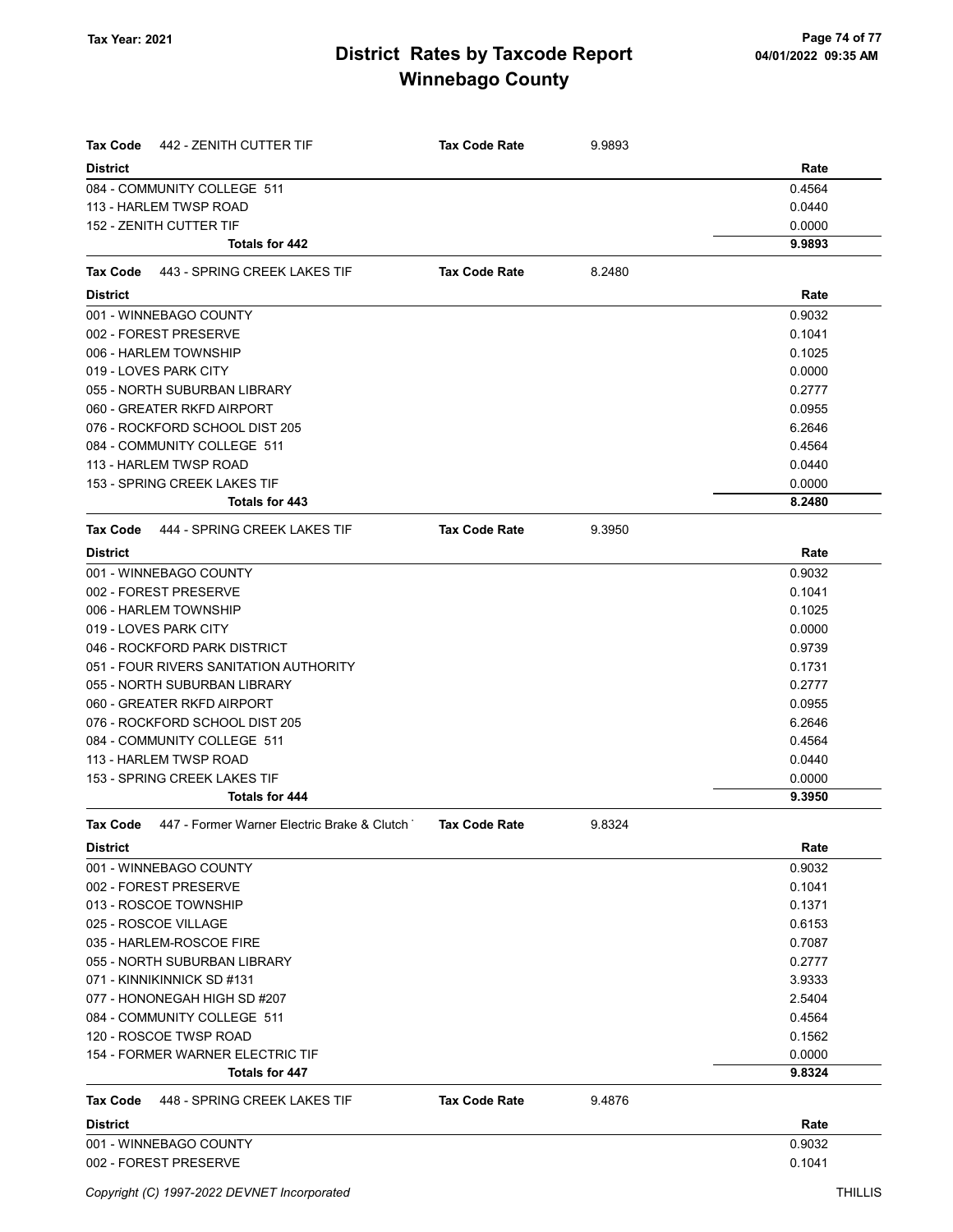# District Rates by Taxcode Report
# Winnebago County

**Tax Code** 442 - ZENITH CUTTER TIF — **Tax Code Rate** 9.9893

| District | Rate |
|---|---|
| 084 - COMMUNITY COLLEGE 511 | 0.4564 |
| 113 - HARLEM TWSP ROAD | 0.0440 |
| 152 - ZENITH CUTTER TIF | 0.0000 |
| **Totals for 442** | **9.9893** |

**Tax Code** 443 - SPRING CREEK LAKES TIF — **Tax Code Rate** 8.2480

| District | Rate |
|---|---|
| 001 - WINNEBAGO COUNTY | 0.9032 |
| 002 - FOREST PRESERVE | 0.1041 |
| 006 - HARLEM TOWNSHIP | 0.1025 |
| 019 - LOVES PARK CITY | 0.0000 |
| 055 - NORTH SUBURBAN LIBRARY | 0.2777 |
| 060 - GREATER RKFD AIRPORT | 0.0955 |
| 076 - ROCKFORD SCHOOL DIST 205 | 6.2646 |
| 084 - COMMUNITY COLLEGE 511 | 0.4564 |
| 113 - HARLEM TWSP ROAD | 0.0440 |
| 153 - SPRING CREEK LAKES TIF | 0.0000 |
| **Totals for 443** | **8.2480** |

**Tax Code** 444 - SPRING CREEK LAKES TIF — **Tax Code Rate** 9.3950

| District | Rate |
|---|---|
| 001 - WINNEBAGO COUNTY | 0.9032 |
| 002 - FOREST PRESERVE | 0.1041 |
| 006 - HARLEM TOWNSHIP | 0.1025 |
| 019 - LOVES PARK CITY | 0.0000 |
| 046 - ROCKFORD PARK DISTRICT | 0.9739 |
| 051 - FOUR RIVERS SANITATION AUTHORITY | 0.1731 |
| 055 - NORTH SUBURBAN LIBRARY | 0.2777 |
| 060 - GREATER RKFD AIRPORT | 0.0955 |
| 076 - ROCKFORD SCHOOL DIST 205 | 6.2646 |
| 084 - COMMUNITY COLLEGE 511 | 0.4564 |
| 113 - HARLEM TWSP ROAD | 0.0440 |
| 153 - SPRING CREEK LAKES TIF | 0.0000 |
| **Totals for 444** | **9.3950** |

**Tax Code** 447 - Former Warner Electric Brake & Clutch — **Tax Code Rate** 9.8324

| District | Rate |
|---|---|
| 001 - WINNEBAGO COUNTY | 0.9032 |
| 002 - FOREST PRESERVE | 0.1041 |
| 013 - ROSCOE TOWNSHIP | 0.1371 |
| 025 - ROSCOE VILLAGE | 0.6153 |
| 035 - HARLEM-ROSCOE FIRE | 0.7087 |
| 055 - NORTH SUBURBAN LIBRARY | 0.2777 |
| 071 - KINNIKINNICK SD #131 | 3.9333 |
| 077 - HONONEGAH HIGH SD #207 | 2.5404 |
| 084 - COMMUNITY COLLEGE 511 | 0.4564 |
| 120 - ROSCOE TWSP ROAD | 0.1562 |
| 154 - FORMER WARNER ELECTRIC TIF | 0.0000 |
| **Totals for 447** | **9.8324** |

**Tax Code** 448 - SPRING CREEK LAKES TIF — **Tax Code Rate** 9.4876

| District | Rate |
|---|---|
| 001 - WINNEBAGO COUNTY | 0.9032 |
| 002 - FOREST PRESERVE | 0.1041 |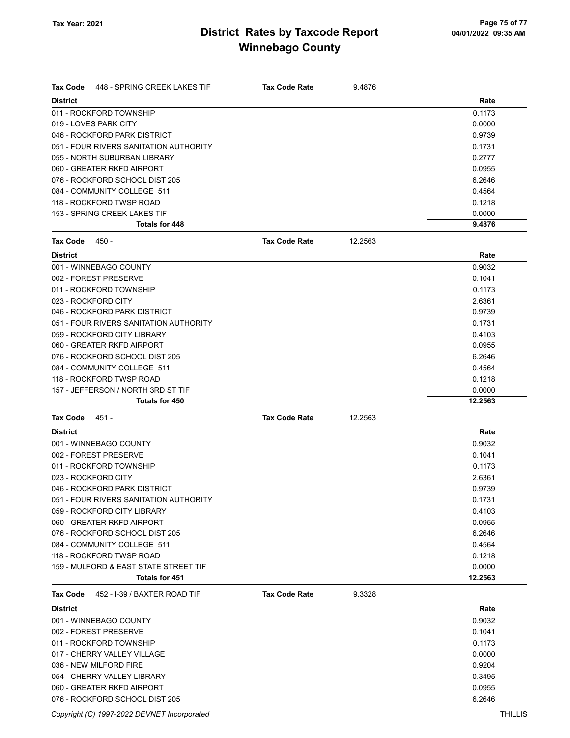# District Rates by Taxcode Report
# Winnebago County

Tax Year: 2021

| Tax Code 448 - SPRING CREEK LAKES TIF | Tax Code Rate 9.4876 |
|---|---|
| **District** | **Rate** |
| 011 - ROCKFORD TOWNSHIP | 0.1173 |
| 019 - LOVES PARK CITY | 0.0000 |
| 046 - ROCKFORD PARK DISTRICT | 0.9739 |
| 051 - FOUR RIVERS SANITATION AUTHORITY | 0.1731 |
| 055 - NORTH SUBURBAN LIBRARY | 0.2777 |
| 060 - GREATER RKFD AIRPORT | 0.0955 |
| 076 - ROCKFORD SCHOOL DIST 205 | 6.2646 |
| 084 - COMMUNITY COLLEGE 511 | 0.4564 |
| 118 - ROCKFORD TWSP ROAD | 0.1218 |
| 153 - SPRING CREEK LAKES TIF | 0.0000 |
| **Totals for 448** | **9.4876** |

| Tax Code 450 - | Tax Code Rate 12.2563 |
|---|---|
| **District** | **Rate** |
| 001 - WINNEBAGO COUNTY | 0.9032 |
| 002 - FOREST PRESERVE | 0.1041 |
| 011 - ROCKFORD TOWNSHIP | 0.1173 |
| 023 - ROCKFORD CITY | 2.6361 |
| 046 - ROCKFORD PARK DISTRICT | 0.9739 |
| 051 - FOUR RIVERS SANITATION AUTHORITY | 0.1731 |
| 059 - ROCKFORD CITY LIBRARY | 0.4103 |
| 060 - GREATER RKFD AIRPORT | 0.0955 |
| 076 - ROCKFORD SCHOOL DIST 205 | 6.2646 |
| 084 - COMMUNITY COLLEGE 511 | 0.4564 |
| 118 - ROCKFORD TWSP ROAD | 0.1218 |
| 157 - JEFFERSON / NORTH 3RD ST TIF | 0.0000 |
| **Totals for 450** | **12.2563** |

| Tax Code 451 - | Tax Code Rate 12.2563 |
|---|---|
| **District** | **Rate** |
| 001 - WINNEBAGO COUNTY | 0.9032 |
| 002 - FOREST PRESERVE | 0.1041 |
| 011 - ROCKFORD TOWNSHIP | 0.1173 |
| 023 - ROCKFORD CITY | 2.6361 |
| 046 - ROCKFORD PARK DISTRICT | 0.9739 |
| 051 - FOUR RIVERS SANITATION AUTHORITY | 0.1731 |
| 059 - ROCKFORD CITY LIBRARY | 0.4103 |
| 060 - GREATER RKFD AIRPORT | 0.0955 |
| 076 - ROCKFORD SCHOOL DIST 205 | 6.2646 |
| 084 - COMMUNITY COLLEGE 511 | 0.4564 |
| 118 - ROCKFORD TWSP ROAD | 0.1218 |
| 159 - MULFORD & EAST STATE STREET TIF | 0.0000 |
| **Totals for 451** | **12.2563** |

| Tax Code 452 - I-39 / BAXTER ROAD TIF | Tax Code Rate 9.3328 |
|---|---|
| **District** | **Rate** |
| 001 - WINNEBAGO COUNTY | 0.9032 |
| 002 - FOREST PRESERVE | 0.1041 |
| 011 - ROCKFORD TOWNSHIP | 0.1173 |
| 017 - CHERRY VALLEY VILLAGE | 0.0000 |
| 036 - NEW MILFORD FIRE | 0.9204 |
| 054 - CHERRY VALLEY LIBRARY | 0.3495 |
| 060 - GREATER RKFD AIRPORT | 0.0955 |
| 076 - ROCKFORD SCHOOL DIST 205 | 6.2646 |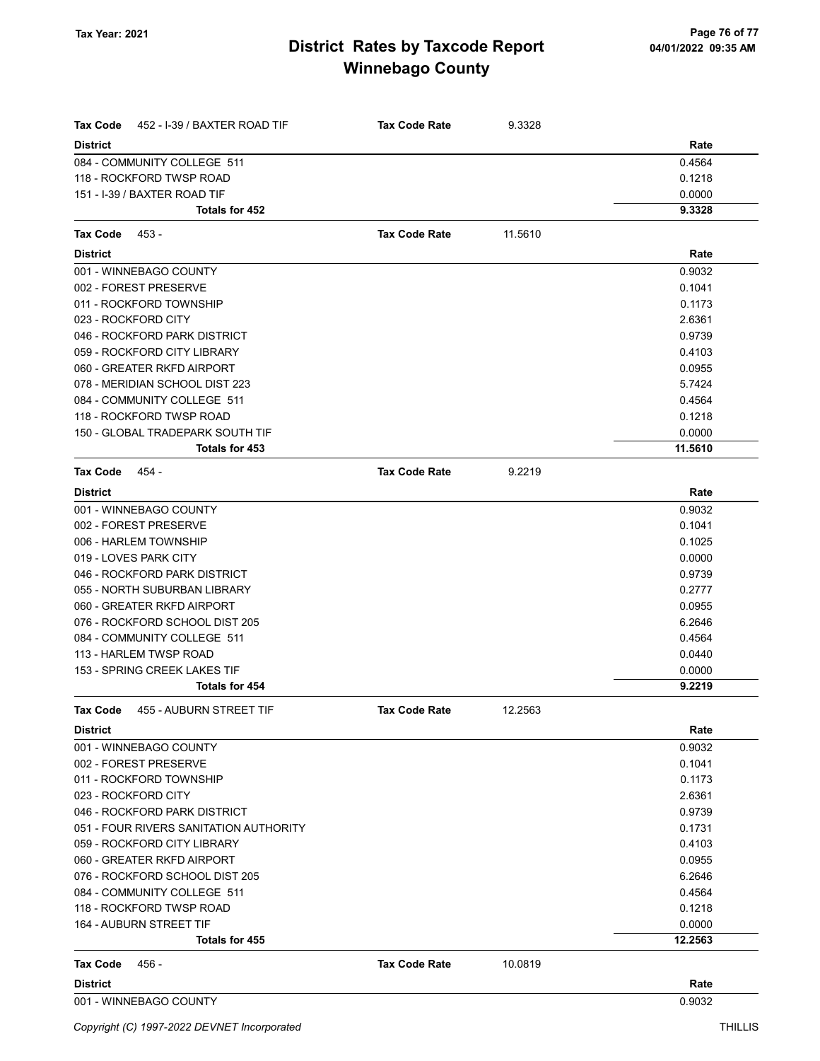| Tax Code 452 - I-39 / BAXTER ROAD TIF | Tax Code Rate 9.3328 |
|---|---|
| **District** | **Rate** |
| 084 - COMMUNITY COLLEGE 511 | 0.4564 |
| 118 - ROCKFORD TWSP ROAD | 0.1218 |
| 151 - I-39 / BAXTER ROAD TIF | 0.0000 |
| **Totals for 452** | **9.3328** |

| Tax Code 453 - | Tax Code Rate 11.5610 |
|---|---|
| **District** | **Rate** |
| 001 - WINNEBAGO COUNTY | 0.9032 |
| 002 - FOREST PRESERVE | 0.1041 |
| 011 - ROCKFORD TOWNSHIP | 0.1173 |
| 023 - ROCKFORD CITY | 2.6361 |
| 046 - ROCKFORD PARK DISTRICT | 0.9739 |
| 059 - ROCKFORD CITY LIBRARY | 0.4103 |
| 060 - GREATER RKFD AIRPORT | 0.0955 |
| 078 - MERIDIAN SCHOOL DIST 223 | 5.7424 |
| 084 - COMMUNITY COLLEGE 511 | 0.4564 |
| 118 - ROCKFORD TWSP ROAD | 0.1218 |
| 150 - GLOBAL TRADEPARK SOUTH TIF | 0.0000 |
| **Totals for 453** | **11.5610** |

| Tax Code 454 - | Tax Code Rate 9.2219 |
|---|---|
| **District** | **Rate** |
| 001 - WINNEBAGO COUNTY | 0.9032 |
| 002 - FOREST PRESERVE | 0.1041 |
| 006 - HARLEM TOWNSHIP | 0.1025 |
| 019 - LOVES PARK CITY | 0.0000 |
| 046 - ROCKFORD PARK DISTRICT | 0.9739 |
| 055 - NORTH SUBURBAN LIBRARY | 0.2777 |
| 060 - GREATER RKFD AIRPORT | 0.0955 |
| 076 - ROCKFORD SCHOOL DIST 205 | 6.2646 |
| 084 - COMMUNITY COLLEGE 511 | 0.4564 |
| 113 - HARLEM TWSP ROAD | 0.0440 |
| 153 - SPRING CREEK LAKES TIF | 0.0000 |
| **Totals for 454** | **9.2219** |

| Tax Code 455 - AUBURN STREET TIF | Tax Code Rate 12.2563 |
|---|---|
| **District** | **Rate** |
| 001 - WINNEBAGO COUNTY | 0.9032 |
| 002 - FOREST PRESERVE | 0.1041 |
| 011 - ROCKFORD TOWNSHIP | 0.1173 |
| 023 - ROCKFORD CITY | 2.6361 |
| 046 - ROCKFORD PARK DISTRICT | 0.9739 |
| 051 - FOUR RIVERS SANITATION AUTHORITY | 0.1731 |
| 059 - ROCKFORD CITY LIBRARY | 0.4103 |
| 060 - GREATER RKFD AIRPORT | 0.0955 |
| 076 - ROCKFORD SCHOOL DIST 205 | 6.2646 |
| 084 - COMMUNITY COLLEGE 511 | 0.4564 |
| 118 - ROCKFORD TWSP ROAD | 0.1218 |
| 164 - AUBURN STREET TIF | 0.0000 |
| **Totals for 455** | **12.2563** |

| Tax Code 456 - | Tax Code Rate 10.0819 |
|---|---|
| **District** | **Rate** |
| 001 - WINNEBAGO COUNTY | 0.9032 |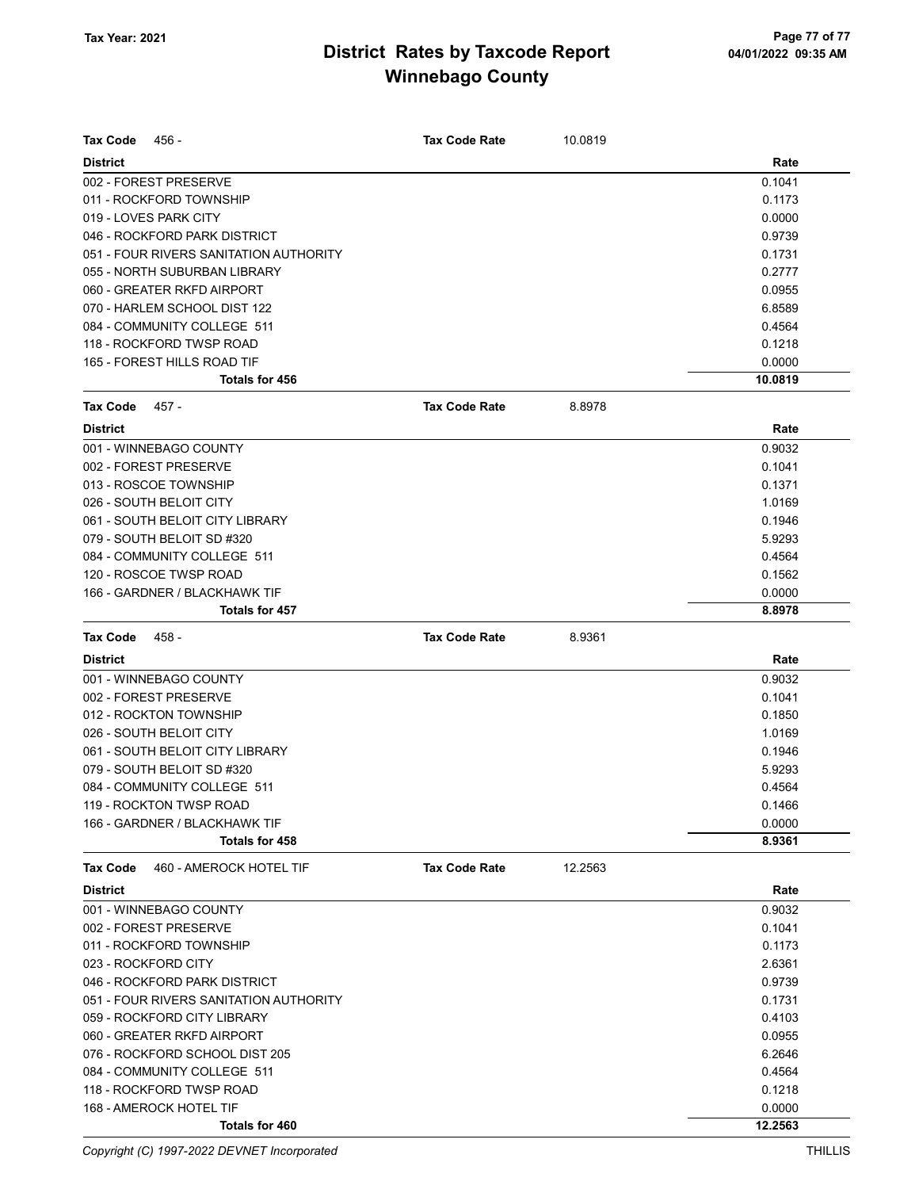| Tax Code 456 - | Tax Code Rate | 10.0819 |
|---|---|---|
| **District** | | **Rate** |
| 002 - FOREST PRESERVE | | 0.1041 |
| 011 - ROCKFORD TOWNSHIP | | 0.1173 |
| 019 - LOVES PARK CITY | | 0.0000 |
| 046 - ROCKFORD PARK DISTRICT | | 0.9739 |
| 051 - FOUR RIVERS SANITATION AUTHORITY | | 0.1731 |
| 055 - NORTH SUBURBAN LIBRARY | | 0.2777 |
| 060 - GREATER RKFD AIRPORT | | 0.0955 |
| 070 - HARLEM SCHOOL DIST 122 | | 6.8589 |
| 084 - COMMUNITY COLLEGE 511 | | 0.4564 |
| 118 - ROCKFORD TWSP ROAD | | 0.1218 |
| 165 - FOREST HILLS ROAD TIF | | 0.0000 |
| **Totals for 456** | | **10.0819** |

| Tax Code 457 - | Tax Code Rate | 8.8978 |
|---|---|---|
| **District** | | **Rate** |
| 001 - WINNEBAGO COUNTY | | 0.9032 |
| 002 - FOREST PRESERVE | | 0.1041 |
| 013 - ROSCOE TOWNSHIP | | 0.1371 |
| 026 - SOUTH BELOIT CITY | | 1.0169 |
| 061 - SOUTH BELOIT CITY LIBRARY | | 0.1946 |
| 079 - SOUTH BELOIT SD #320 | | 5.9293 |
| 084 - COMMUNITY COLLEGE 511 | | 0.4564 |
| 120 - ROSCOE TWSP ROAD | | 0.1562 |
| 166 - GARDNER / BLACKHAWK TIF | | 0.0000 |
| **Totals for 457** | | **8.8978** |

| Tax Code 458 - | Tax Code Rate | 8.9361 |
|---|---|---|
| **District** | | **Rate** |
| 001 - WINNEBAGO COUNTY | | 0.9032 |
| 002 - FOREST PRESERVE | | 0.1041 |
| 012 - ROCKTON TOWNSHIP | | 0.1850 |
| 026 - SOUTH BELOIT CITY | | 1.0169 |
| 061 - SOUTH BELOIT CITY LIBRARY | | 0.1946 |
| 079 - SOUTH BELOIT SD #320 | | 5.9293 |
| 084 - COMMUNITY COLLEGE 511 | | 0.4564 |
| 119 - ROCKTON TWSP ROAD | | 0.1466 |
| 166 - GARDNER / BLACKHAWK TIF | | 0.0000 |
| **Totals for 458** | | **8.9361** |

| Tax Code 460 - AMEROCK HOTEL TIF | Tax Code Rate | 12.2563 |
|---|---|---|
| **District** | | **Rate** |
| 001 - WINNEBAGO COUNTY | | 0.9032 |
| 002 - FOREST PRESERVE | | 0.1041 |
| 011 - ROCKFORD TOWNSHIP | | 0.1173 |
| 023 - ROCKFORD CITY | | 2.6361 |
| 046 - ROCKFORD PARK DISTRICT | | 0.9739 |
| 051 - FOUR RIVERS SANITATION AUTHORITY | | 0.1731 |
| 059 - ROCKFORD CITY LIBRARY | | 0.4103 |
| 060 - GREATER RKFD AIRPORT | | 0.0955 |
| 076 - ROCKFORD SCHOOL DIST 205 | | 6.2646 |
| 084 - COMMUNITY COLLEGE 511 | | 0.4564 |
| 118 - ROCKFORD TWSP ROAD | | 0.1218 |
| 168 - AMEROCK HOTEL TIF | | 0.0000 |
| **Totals for 460** | | **12.2563** |